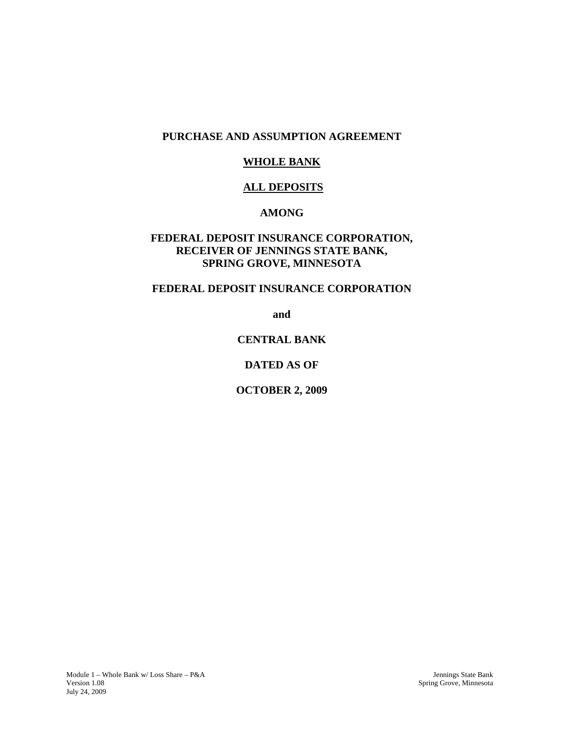# PURCHASE AND ASSUMPTION AGREEMENT

## WHOLE BANK

## ALL DEPOSITS

**AMONG**

**FEDERAL DEPOSIT INSURANCE CORPORATION,**
**RECEIVER OF JENNINGS STATE BANK,**
**SPRING GROVE, MINNESOTA**

**FEDERAL DEPOSIT INSURANCE CORPORATION**

**and**

**CENTRAL BANK**

**DATED AS OF**

**OCTOBER 2, 2009**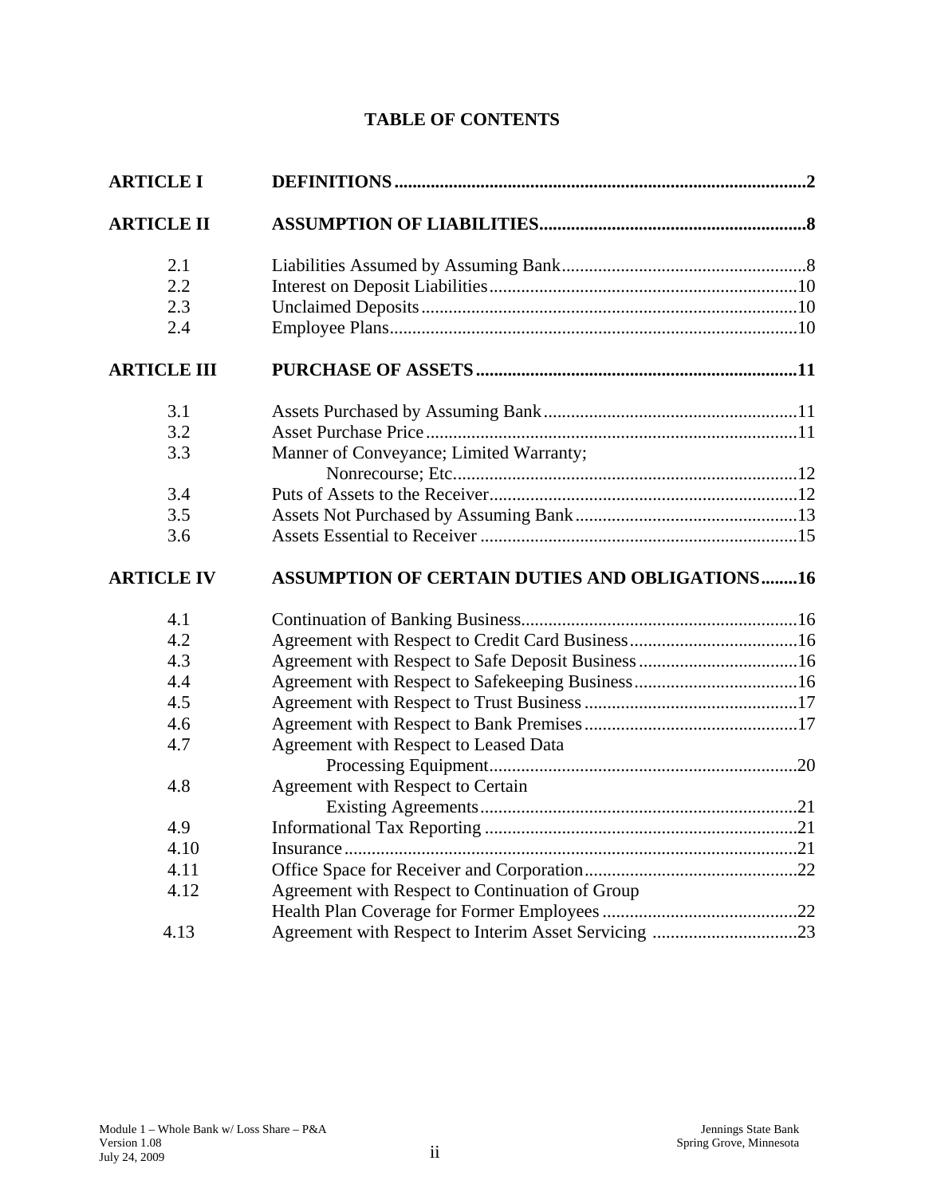# TABLE OF CONTENTS

| | | |
|---|---|---|
| **ARTICLE I** | **DEFINITIONS** | **2** |
| **ARTICLE II** | **ASSUMPTION OF LIABILITIES** | **8** |
| 2.1 | Liabilities Assumed by Assuming Bank | 8 |
| 2.2 | Interest on Deposit Liabilities | 10 |
| 2.3 | Unclaimed Deposits | 10 |
| 2.4 | Employee Plans | 10 |
| **ARTICLE III** | **PURCHASE OF ASSETS** | **11** |
| 3.1 | Assets Purchased by Assuming Bank | 11 |
| 3.2 | Asset Purchase Price | 11 |
| 3.3 | Manner of Conveyance; Limited Warranty; Nonrecourse; Etc. | 12 |
| 3.4 | Puts of Assets to the Receiver | 12 |
| 3.5 | Assets Not Purchased by Assuming Bank | 13 |
| 3.6 | Assets Essential to Receiver | 15 |
| **ARTICLE IV** | **ASSUMPTION OF CERTAIN DUTIES AND OBLIGATIONS** | **16** |
| 4.1 | Continuation of Banking Business | 16 |
| 4.2 | Agreement with Respect to Credit Card Business | 16 |
| 4.3 | Agreement with Respect to Safe Deposit Business | 16 |
| 4.4 | Agreement with Respect to Safekeeping Business | 16 |
| 4.5 | Agreement with Respect to Trust Business | 17 |
| 4.6 | Agreement with Respect to Bank Premises | 17 |
| 4.7 | Agreement with Respect to Leased Data Processing Equipment | 20 |
| 4.8 | Agreement with Respect to Certain Existing Agreements | 21 |
| 4.9 | Informational Tax Reporting | 21 |
| 4.10 | Insurance | 21 |
| 4.11 | Office Space for Receiver and Corporation | 22 |
| 4.12 | Agreement with Respect to Continuation of Group Health Plan Coverage for Former Employees | 22 |
| 4.13 | Agreement with Respect to Interim Asset Servicing | 23 |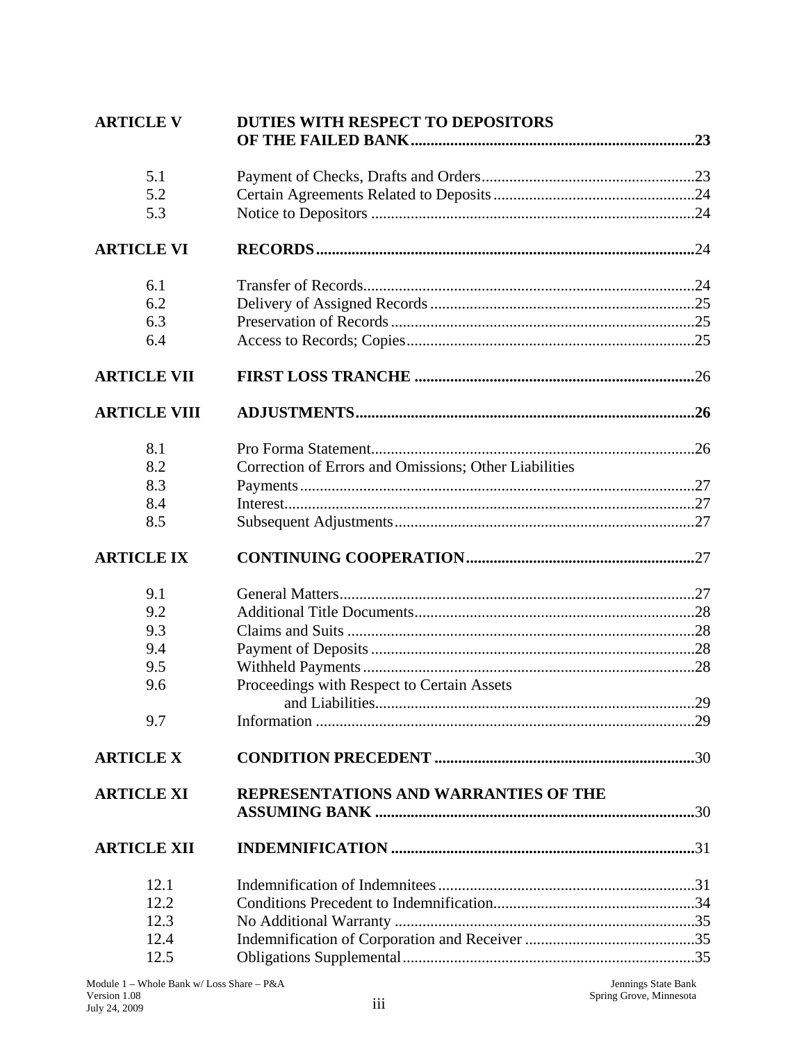| | | |
|---|---|---|
| **ARTICLE V** | **DUTIES WITH RESPECT TO DEPOSITORS OF THE FAILED BANK** | **23** |
| 5.1 | Payment of Checks, Drafts and Orders | 23 |
| 5.2 | Certain Agreements Related to Deposits | 24 |
| 5.3 | Notice to Depositors | 24 |
| **ARTICLE VI** | **RECORDS** | 24 |
| 6.1 | Transfer of Records | 24 |
| 6.2 | Delivery of Assigned Records | 25 |
| 6.3 | Preservation of Records | 25 |
| 6.4 | Access to Records; Copies | 25 |
| **ARTICLE VII** | **FIRST LOSS TRANCHE** | 26 |
| **ARTICLE VIII** | **ADJUSTMENTS** | **26** |
| 8.1 | Pro Forma Statement | 26 |
| 8.2 | Correction of Errors and Omissions; Other Liabilities | |
| 8.3 | Payments | 27 |
| 8.4 | Interest | 27 |
| 8.5 | Subsequent Adjustments | 27 |
| **ARTICLE IX** | **CONTINUING COOPERATION** | 27 |
| 9.1 | General Matters | 27 |
| 9.2 | Additional Title Documents | 28 |
| 9.3 | Claims and Suits | 28 |
| 9.4 | Payment of Deposits | 28 |
| 9.5 | Withheld Payments | 28 |
| 9.6 | Proceedings with Respect to Certain Assets and Liabilities | 29 |
| 9.7 | Information | 29 |
| **ARTICLE X** | **CONDITION PRECEDENT** | 30 |
| **ARTICLE XI** | **REPRESENTATIONS AND WARRANTIES OF THE ASSUMING BANK** | 30 |
| **ARTICLE XII** | **INDEMNIFICATION** | 31 |
| 12.1 | Indemnification of Indemnitees | 31 |
| 12.2 | Conditions Precedent to Indemnification | 34 |
| 12.3 | No Additional Warranty | 35 |
| 12.4 | Indemnification of Corporation and Receiver | 35 |
| 12.5 | Obligations Supplemental | 35 |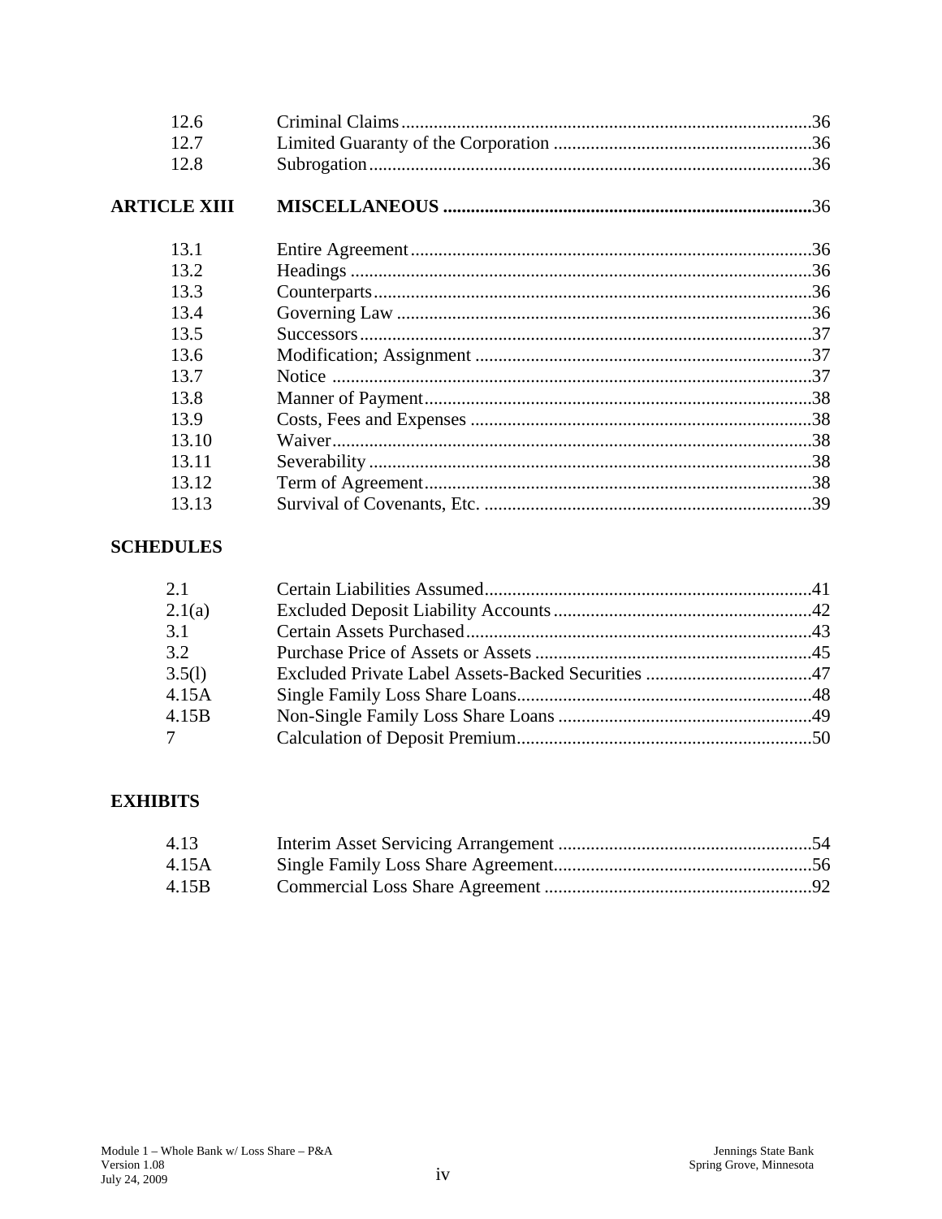| | | |
|---|---|---|
| 12.6 | Criminal Claims | 36 |
| 12.7 | Limited Guaranty of the Corporation | 36 |
| 12.8 | Subrogation | 36 |
| **ARTICLE XIII** | **MISCELLANEOUS** | 36 |
| 13.1 | Entire Agreement | 36 |
| 13.2 | Headings | 36 |
| 13.3 | Counterparts | 36 |
| 13.4 | Governing Law | 36 |
| 13.5 | Successors | 37 |
| 13.6 | Modification; Assignment | 37 |
| 13.7 | Notice | 37 |
| 13.8 | Manner of Payment | 38 |
| 13.9 | Costs, Fees and Expenses | 38 |
| 13.10 | Waiver | 38 |
| 13.11 | Severability | 38 |
| 13.12 | Term of Agreement | 38 |
| 13.13 | Survival of Covenants, Etc. | 39 |

**SCHEDULES**

| | | |
|---|---|---|
| 2.1 | Certain Liabilities Assumed | 41 |
| 2.1(a) | Excluded Deposit Liability Accounts | 42 |
| 3.1 | Certain Assets Purchased | 43 |
| 3.2 | Purchase Price of Assets or Assets | 45 |
| 3.5(l) | Excluded Private Label Assets-Backed Securities | 47 |
| 4.15A | Single Family Loss Share Loans | 48 |
| 4.15B | Non-Single Family Loss Share Loans | 49 |
| 7 | Calculation of Deposit Premium | 50 |

**EXHIBITS**

| | | |
|---|---|---|
| 4.13 | Interim Asset Servicing Arrangement | 54 |
| 4.15A | Single Family Loss Share Agreement | 56 |
| 4.15B | Commercial Loss Share Agreement | 92 |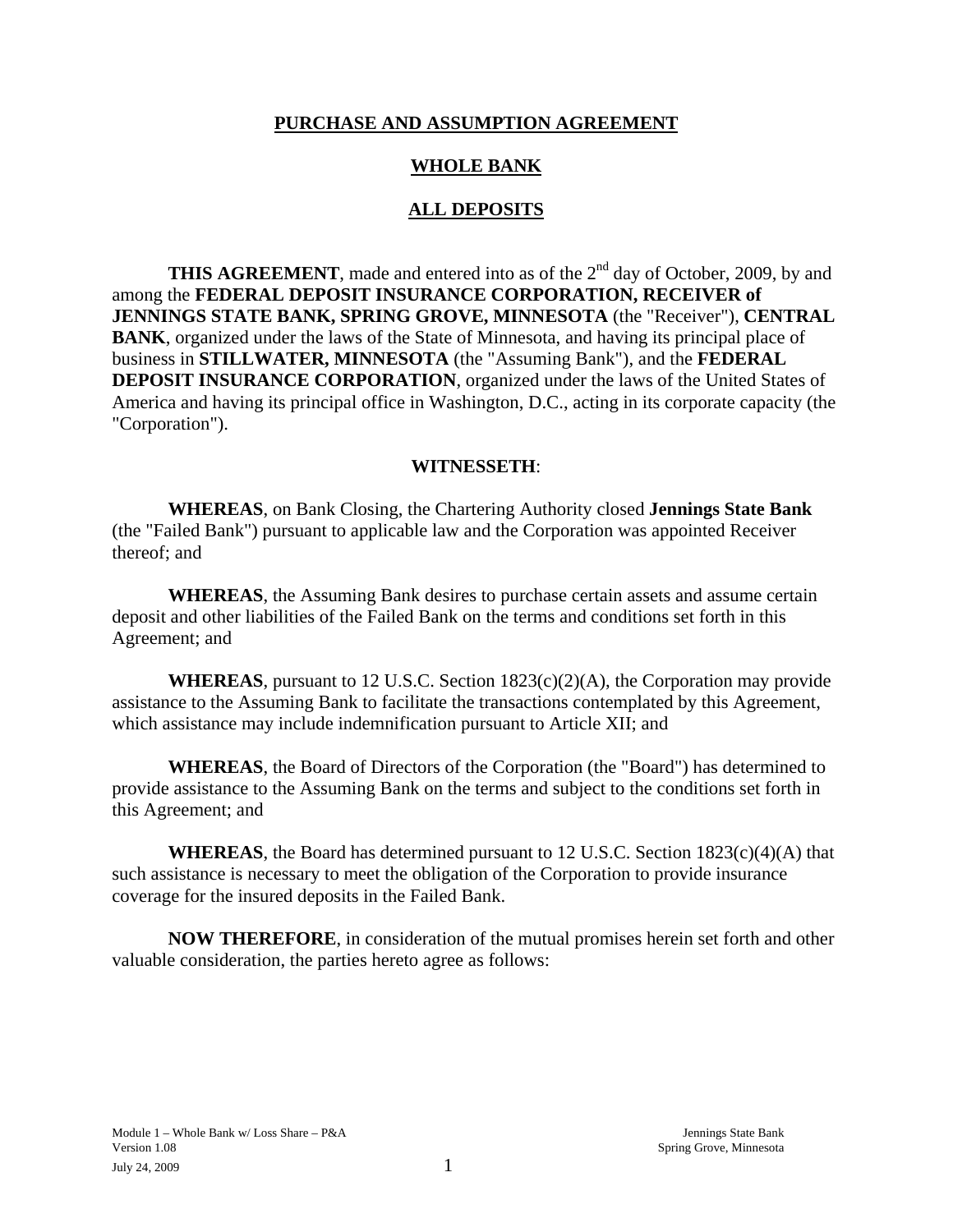# PURCHASE AND ASSUMPTION AGREEMENT

## WHOLE BANK

## ALL DEPOSITS

**THIS AGREEMENT**, made and entered into as of the 2nd day of October, 2009, by and among the **FEDERAL DEPOSIT INSURANCE CORPORATION, RECEIVER of JENNINGS STATE BANK, SPRING GROVE, MINNESOTA** (the "Receiver"), **CENTRAL BANK**, organized under the laws of the State of Minnesota, and having its principal place of business in **STILLWATER, MINNESOTA** (the "Assuming Bank"), and the **FEDERAL DEPOSIT INSURANCE CORPORATION**, organized under the laws of the United States of America and having its principal office in Washington, D.C., acting in its corporate capacity (the "Corporation").

**WITNESSETH**:

**WHEREAS**, on Bank Closing, the Chartering Authority closed **Jennings State Bank** (the "Failed Bank") pursuant to applicable law and the Corporation was appointed Receiver thereof; and

**WHEREAS**, the Assuming Bank desires to purchase certain assets and assume certain deposit and other liabilities of the Failed Bank on the terms and conditions set forth in this Agreement; and

**WHEREAS**, pursuant to 12 U.S.C. Section 1823(c)(2)(A), the Corporation may provide assistance to the Assuming Bank to facilitate the transactions contemplated by this Agreement, which assistance may include indemnification pursuant to Article XII; and

**WHEREAS**, the Board of Directors of the Corporation (the "Board") has determined to provide assistance to the Assuming Bank on the terms and subject to the conditions set forth in this Agreement; and

**WHEREAS**, the Board has determined pursuant to 12 U.S.C. Section 1823(c)(4)(A) that such assistance is necessary to meet the obligation of the Corporation to provide insurance coverage for the insured deposits in the Failed Bank.

**NOW THEREFORE**, in consideration of the mutual promises herein set forth and other valuable consideration, the parties hereto agree as follows: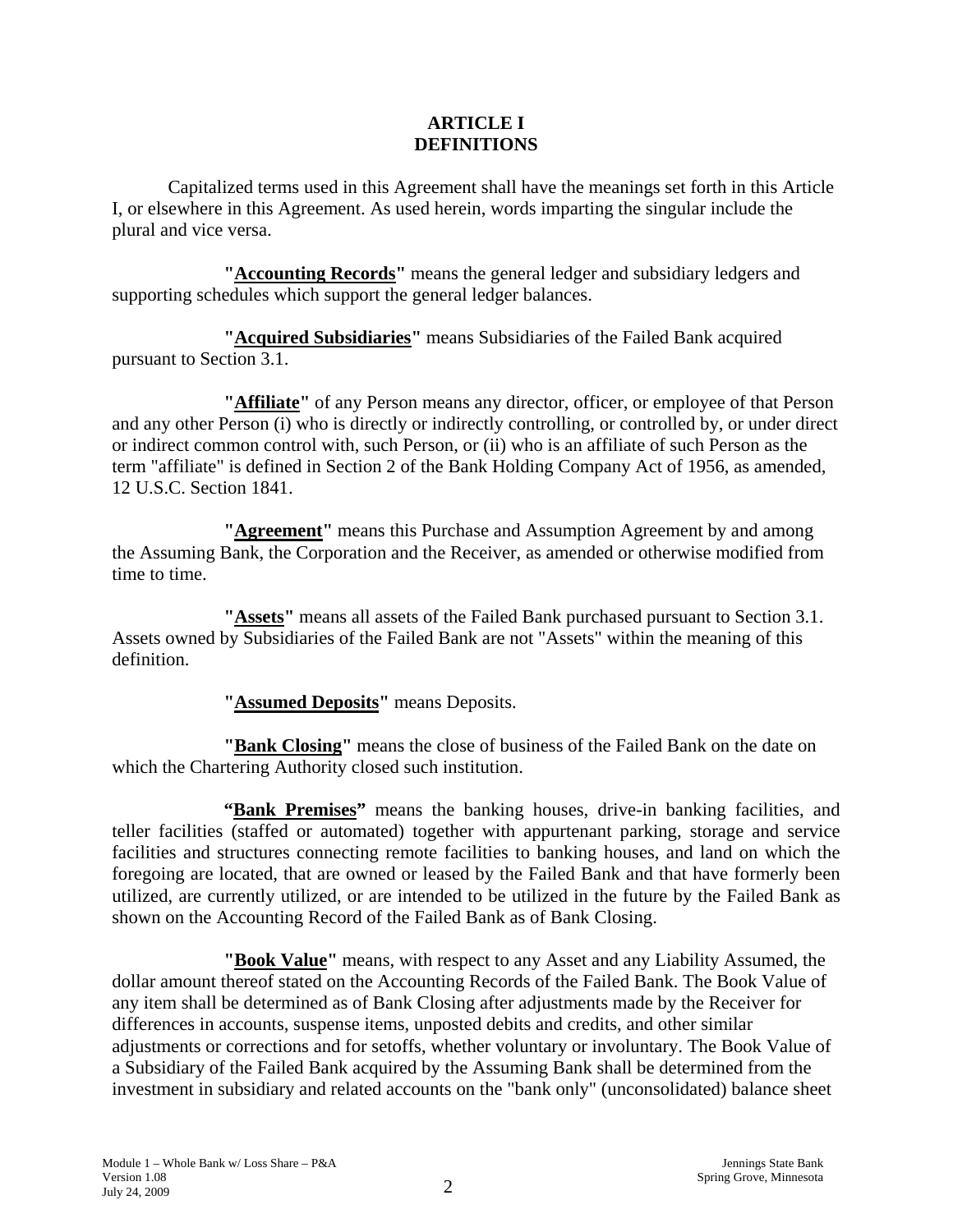# ARTICLE I
# DEFINITIONS

Capitalized terms used in this Agreement shall have the meanings set forth in this Article I, or elsewhere in this Agreement. As used herein, words imparting the singular include the plural and vice versa.

**"Accounting Records"** means the general ledger and subsidiary ledgers and supporting schedules which support the general ledger balances.

**"Acquired Subsidiaries"** means Subsidiaries of the Failed Bank acquired pursuant to Section 3.1.

**"Affiliate"** of any Person means any director, officer, or employee of that Person and any other Person (i) who is directly or indirectly controlling, or controlled by, or under direct or indirect common control with, such Person, or (ii) who is an affiliate of such Person as the term "affiliate" is defined in Section 2 of the Bank Holding Company Act of 1956, as amended, 12 U.S.C. Section 1841.

**"Agreement"** means this Purchase and Assumption Agreement by and among the Assuming Bank, the Corporation and the Receiver, as amended or otherwise modified from time to time.

**"Assets"** means all assets of the Failed Bank purchased pursuant to Section 3.1. Assets owned by Subsidiaries of the Failed Bank are not "Assets" within the meaning of this definition.

**"Assumed Deposits"** means Deposits.

**"Bank Closing"** means the close of business of the Failed Bank on the date on which the Chartering Authority closed such institution.

**"Bank Premises"** means the banking houses, drive-in banking facilities, and teller facilities (staffed or automated) together with appurtenant parking, storage and service facilities and structures connecting remote facilities to banking houses, and land on which the foregoing are located, that are owned or leased by the Failed Bank and that have formerly been utilized, are currently utilized, or are intended to be utilized in the future by the Failed Bank as shown on the Accounting Record of the Failed Bank as of Bank Closing.

**"Book Value"** means, with respect to any Asset and any Liability Assumed, the dollar amount thereof stated on the Accounting Records of the Failed Bank. The Book Value of any item shall be determined as of Bank Closing after adjustments made by the Receiver for differences in accounts, suspense items, unposted debits and credits, and other similar adjustments or corrections and for setoffs, whether voluntary or involuntary. The Book Value of a Subsidiary of the Failed Bank acquired by the Assuming Bank shall be determined from the investment in subsidiary and related accounts on the "bank only" (unconsolidated) balance sheet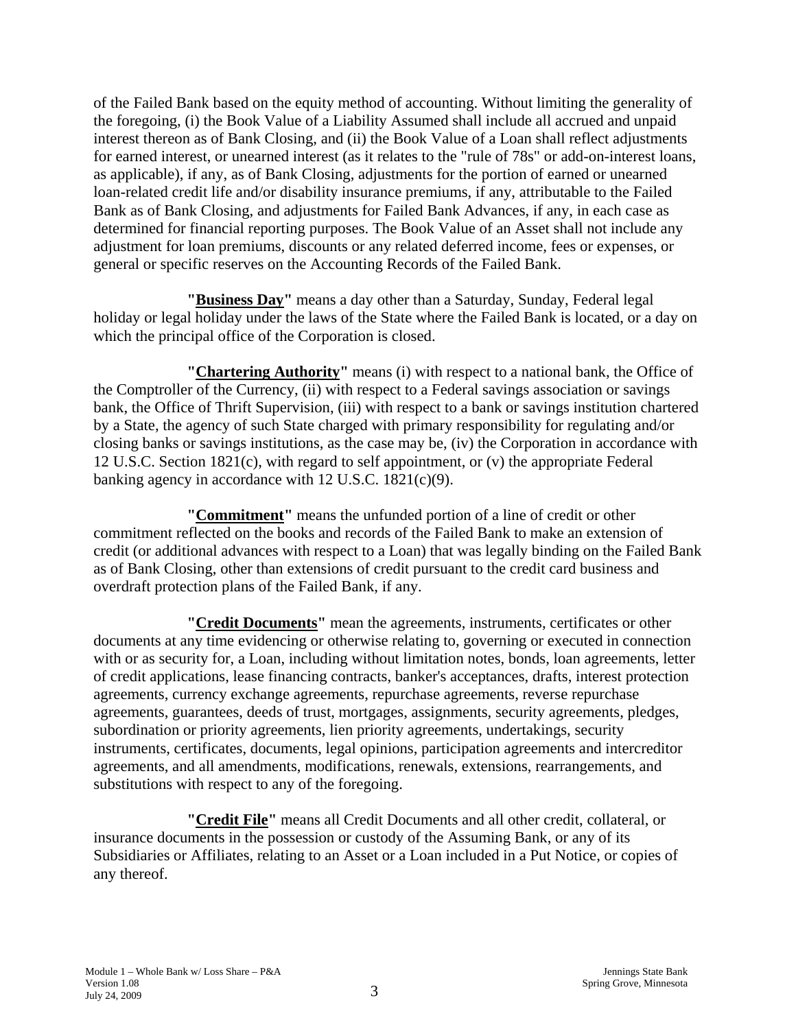of the Failed Bank based on the equity method of accounting. Without limiting the generality of the foregoing, (i) the Book Value of a Liability Assumed shall include all accrued and unpaid interest thereon as of Bank Closing, and (ii) the Book Value of a Loan shall reflect adjustments for earned interest, or unearned interest (as it relates to the "rule of 78s" or add-on-interest loans, as applicable), if any, as of Bank Closing, adjustments for the portion of earned or unearned loan-related credit life and/or disability insurance premiums, if any, attributable to the Failed Bank as of Bank Closing, and adjustments for Failed Bank Advances, if any, in each case as determined for financial reporting purposes. The Book Value of an Asset shall not include any adjustment for loan premiums, discounts or any related deferred income, fees or expenses, or general or specific reserves on the Accounting Records of the Failed Bank.

**"Business Day"** means a day other than a Saturday, Sunday, Federal legal holiday or legal holiday under the laws of the State where the Failed Bank is located, or a day on which the principal office of the Corporation is closed.

**"Chartering Authority"** means (i) with respect to a national bank, the Office of the Comptroller of the Currency, (ii) with respect to a Federal savings association or savings bank, the Office of Thrift Supervision, (iii) with respect to a bank or savings institution chartered by a State, the agency of such State charged with primary responsibility for regulating and/or closing banks or savings institutions, as the case may be, (iv) the Corporation in accordance with 12 U.S.C. Section 1821(c), with regard to self appointment, or (v) the appropriate Federal banking agency in accordance with 12 U.S.C. 1821(c)(9).

**"Commitment"** means the unfunded portion of a line of credit or other commitment reflected on the books and records of the Failed Bank to make an extension of credit (or additional advances with respect to a Loan) that was legally binding on the Failed Bank as of Bank Closing, other than extensions of credit pursuant to the credit card business and overdraft protection plans of the Failed Bank, if any.

**"Credit Documents"** mean the agreements, instruments, certificates or other documents at any time evidencing or otherwise relating to, governing or executed in connection with or as security for, a Loan, including without limitation notes, bonds, loan agreements, letter of credit applications, lease financing contracts, banker's acceptances, drafts, interest protection agreements, currency exchange agreements, repurchase agreements, reverse repurchase agreements, guarantees, deeds of trust, mortgages, assignments, security agreements, pledges, subordination or priority agreements, lien priority agreements, undertakings, security instruments, certificates, documents, legal opinions, participation agreements and intercreditor agreements, and all amendments, modifications, renewals, extensions, rearrangements, and substitutions with respect to any of the foregoing.

**"Credit File"** means all Credit Documents and all other credit, collateral, or insurance documents in the possession or custody of the Assuming Bank, or any of its Subsidiaries or Affiliates, relating to an Asset or a Loan included in a Put Notice, or copies of any thereof.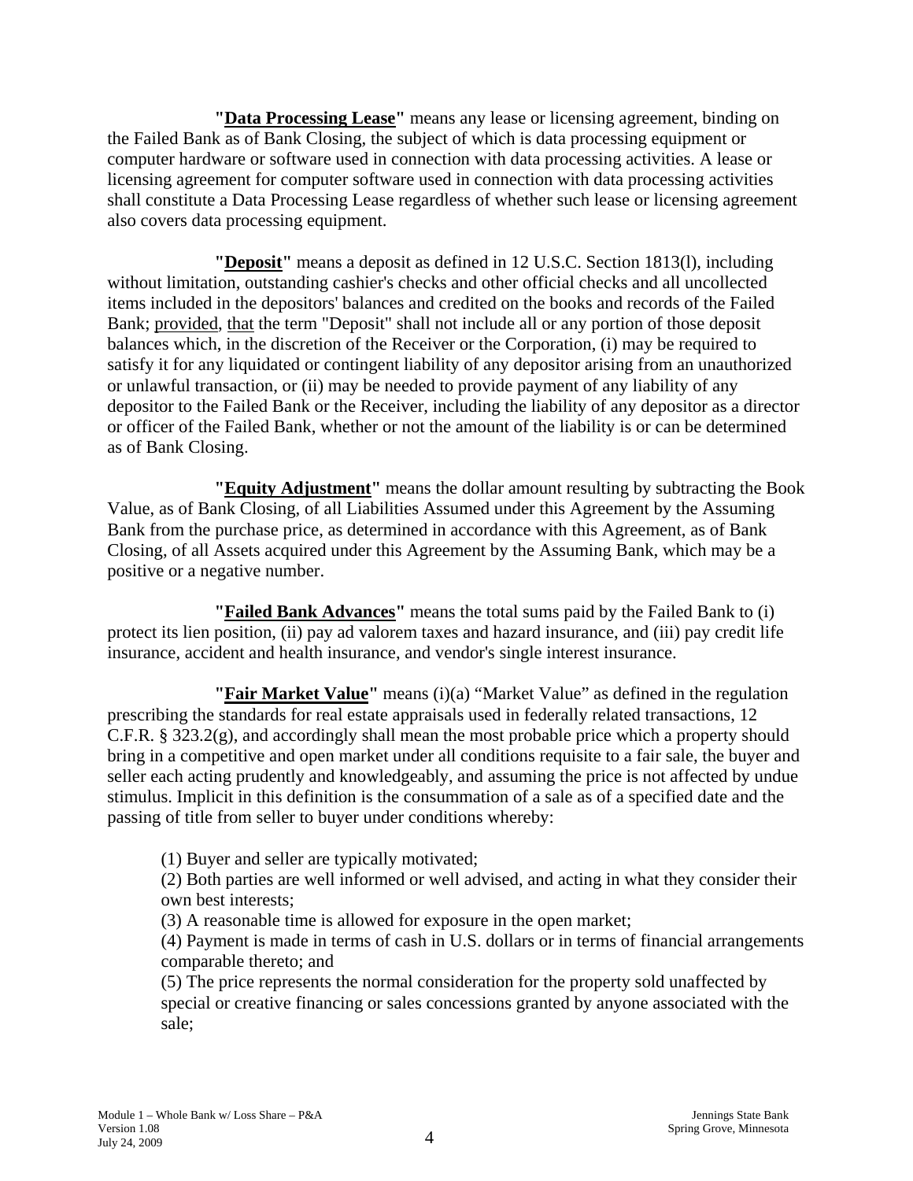**"Data Processing Lease"** means any lease or licensing agreement, binding on the Failed Bank as of Bank Closing, the subject of which is data processing equipment or computer hardware or software used in connection with data processing activities. A lease or licensing agreement for computer software used in connection with data processing activities shall constitute a Data Processing Lease regardless of whether such lease or licensing agreement also covers data processing equipment.

**"Deposit"** means a deposit as defined in 12 U.S.C. Section 1813(l), including without limitation, outstanding cashier's checks and other official checks and all uncollected items included in the depositors' balances and credited on the books and records of the Failed Bank; provided, that the term "Deposit" shall not include all or any portion of those deposit balances which, in the discretion of the Receiver or the Corporation, (i) may be required to satisfy it for any liquidated or contingent liability of any depositor arising from an unauthorized or unlawful transaction, or (ii) may be needed to provide payment of any liability of any depositor to the Failed Bank or the Receiver, including the liability of any depositor as a director or officer of the Failed Bank, whether or not the amount of the liability is or can be determined as of Bank Closing.

**"Equity Adjustment"** means the dollar amount resulting by subtracting the Book Value, as of Bank Closing, of all Liabilities Assumed under this Agreement by the Assuming Bank from the purchase price, as determined in accordance with this Agreement, as of Bank Closing, of all Assets acquired under this Agreement by the Assuming Bank, which may be a positive or a negative number.

**"Failed Bank Advances"** means the total sums paid by the Failed Bank to (i) protect its lien position, (ii) pay ad valorem taxes and hazard insurance, and (iii) pay credit life insurance, accident and health insurance, and vendor's single interest insurance.

**"Fair Market Value"** means (i)(a) "Market Value" as defined in the regulation prescribing the standards for real estate appraisals used in federally related transactions, 12 C.F.R. § 323.2(g), and accordingly shall mean the most probable price which a property should bring in a competitive and open market under all conditions requisite to a fair sale, the buyer and seller each acting prudently and knowledgeably, and assuming the price is not affected by undue stimulus. Implicit in this definition is the consummation of a sale as of a specified date and the passing of title from seller to buyer under conditions whereby:

(1) Buyer and seller are typically motivated;
(2) Both parties are well informed or well advised, and acting in what they consider their own best interests;
(3) A reasonable time is allowed for exposure in the open market;
(4) Payment is made in terms of cash in U.S. dollars or in terms of financial arrangements comparable thereto; and
(5) The price represents the normal consideration for the property sold unaffected by special or creative financing or sales concessions granted by anyone associated with the sale;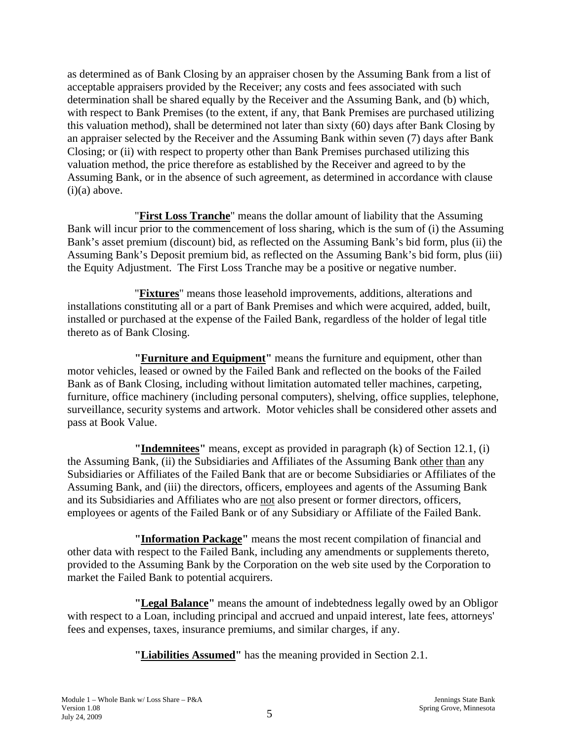as determined as of Bank Closing by an appraiser chosen by the Assuming Bank from a list of acceptable appraisers provided by the Receiver; any costs and fees associated with such determination shall be shared equally by the Receiver and the Assuming Bank, and (b) which, with respect to Bank Premises (to the extent, if any, that Bank Premises are purchased utilizing this valuation method), shall be determined not later than sixty (60) days after Bank Closing by an appraiser selected by the Receiver and the Assuming Bank within seven (7) days after Bank Closing; or (ii) with respect to property other than Bank Premises purchased utilizing this valuation method, the price therefore as established by the Receiver and agreed to by the Assuming Bank, or in the absence of such agreement, as determined in accordance with clause (i)(a) above.

"**First Loss Tranche**" means the dollar amount of liability that the Assuming Bank will incur prior to the commencement of loss sharing, which is the sum of (i) the Assuming Bank's asset premium (discount) bid, as reflected on the Assuming Bank's bid form, plus (ii) the Assuming Bank's Deposit premium bid, as reflected on the Assuming Bank's bid form, plus (iii) the Equity Adjustment. The First Loss Tranche may be a positive or negative number.

"**Fixtures**" means those leasehold improvements, additions, alterations and installations constituting all or a part of Bank Premises and which were acquired, added, built, installed or purchased at the expense of the Failed Bank, regardless of the holder of legal title thereto as of Bank Closing.

**"Furniture and Equipment"** means the furniture and equipment, other than motor vehicles, leased or owned by the Failed Bank and reflected on the books of the Failed Bank as of Bank Closing, including without limitation automated teller machines, carpeting, furniture, office machinery (including personal computers), shelving, office supplies, telephone, surveillance, security systems and artwork. Motor vehicles shall be considered other assets and pass at Book Value.

**"Indemnitees"** means, except as provided in paragraph (k) of Section 12.1, (i) the Assuming Bank, (ii) the Subsidiaries and Affiliates of the Assuming Bank other than any Subsidiaries or Affiliates of the Failed Bank that are or become Subsidiaries or Affiliates of the Assuming Bank, and (iii) the directors, officers, employees and agents of the Assuming Bank and its Subsidiaries and Affiliates who are not also present or former directors, officers, employees or agents of the Failed Bank or of any Subsidiary or Affiliate of the Failed Bank.

**"Information Package"** means the most recent compilation of financial and other data with respect to the Failed Bank, including any amendments or supplements thereto, provided to the Assuming Bank by the Corporation on the web site used by the Corporation to market the Failed Bank to potential acquirers.

**"Legal Balance"** means the amount of indebtedness legally owed by an Obligor with respect to a Loan, including principal and accrued and unpaid interest, late fees, attorneys' fees and expenses, taxes, insurance premiums, and similar charges, if any.

**"Liabilities Assumed"** has the meaning provided in Section 2.1.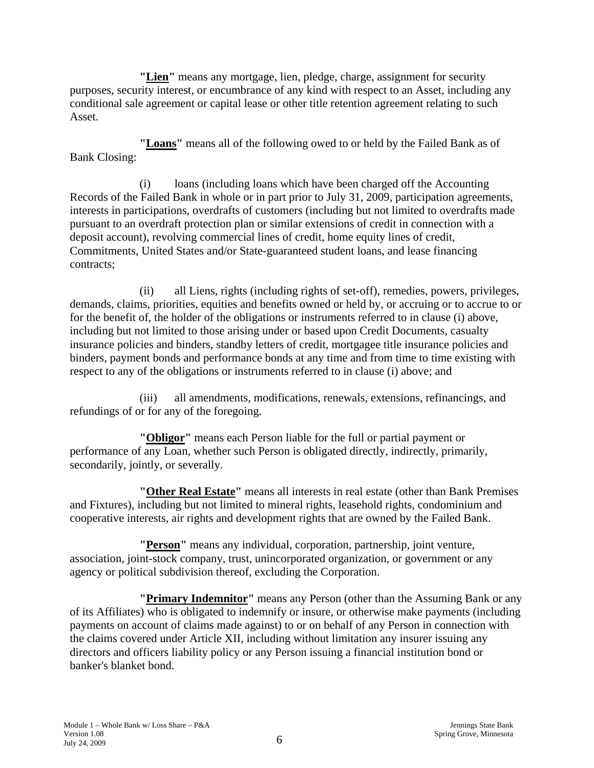**"Lien"** means any mortgage, lien, pledge, charge, assignment for security purposes, security interest, or encumbrance of any kind with respect to an Asset, including any conditional sale agreement or capital lease or other title retention agreement relating to such Asset.

**"Loans"** means all of the following owed to or held by the Failed Bank as of Bank Closing:

(i) loans (including loans which have been charged off the Accounting Records of the Failed Bank in whole or in part prior to July 31, 2009, participation agreements, interests in participations, overdrafts of customers (including but not limited to overdrafts made pursuant to an overdraft protection plan or similar extensions of credit in connection with a deposit account), revolving commercial lines of credit, home equity lines of credit, Commitments, United States and/or State-guaranteed student loans, and lease financing contracts;

(ii) all Liens, rights (including rights of set-off), remedies, powers, privileges, demands, claims, priorities, equities and benefits owned or held by, or accruing or to accrue to or for the benefit of, the holder of the obligations or instruments referred to in clause (i) above, including but not limited to those arising under or based upon Credit Documents, casualty insurance policies and binders, standby letters of credit, mortgagee title insurance policies and binders, payment bonds and performance bonds at any time and from time to time existing with respect to any of the obligations or instruments referred to in clause (i) above; and

(iii) all amendments, modifications, renewals, extensions, refinancings, and refundings of or for any of the foregoing.

**"Obligor"** means each Person liable for the full or partial payment or performance of any Loan, whether such Person is obligated directly, indirectly, primarily, secondarily, jointly, or severally.

**"Other Real Estate"** means all interests in real estate (other than Bank Premises and Fixtures), including but not limited to mineral rights, leasehold rights, condominium and cooperative interests, air rights and development rights that are owned by the Failed Bank.

**"Person"** means any individual, corporation, partnership, joint venture, association, joint-stock company, trust, unincorporated organization, or government or any agency or political subdivision thereof, excluding the Corporation.

**"Primary Indemnitor"** means any Person (other than the Assuming Bank or any of its Affiliates) who is obligated to indemnify or insure, or otherwise make payments (including payments on account of claims made against) to or on behalf of any Person in connection with the claims covered under Article XII, including without limitation any insurer issuing any directors and officers liability policy or any Person issuing a financial institution bond or banker's blanket bond.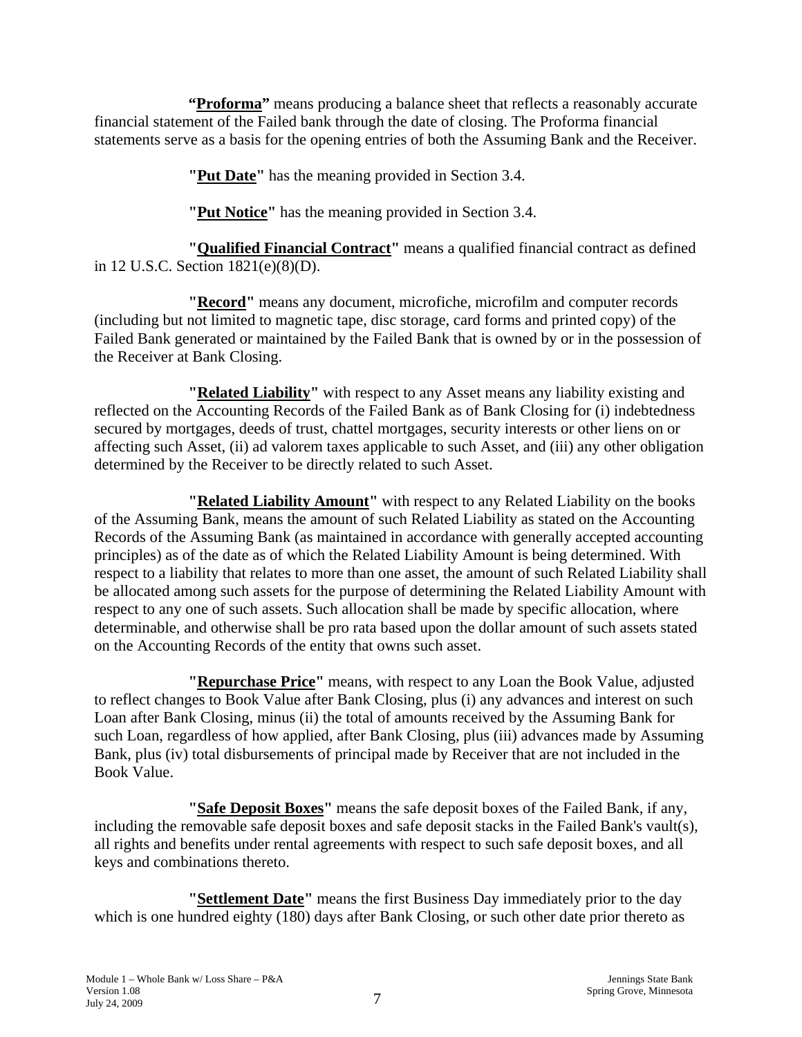**"Proforma"** means producing a balance sheet that reflects a reasonably accurate financial statement of the Failed bank through the date of closing. The Proforma financial statements serve as a basis for the opening entries of both the Assuming Bank and the Receiver.

**"Put Date"** has the meaning provided in Section 3.4.

**"Put Notice"** has the meaning provided in Section 3.4.

**"Qualified Financial Contract"** means a qualified financial contract as defined in 12 U.S.C. Section 1821(e)(8)(D).

**"Record"** means any document, microfiche, microfilm and computer records (including but not limited to magnetic tape, disc storage, card forms and printed copy) of the Failed Bank generated or maintained by the Failed Bank that is owned by or in the possession of the Receiver at Bank Closing.

**"Related Liability"** with respect to any Asset means any liability existing and reflected on the Accounting Records of the Failed Bank as of Bank Closing for (i) indebtedness secured by mortgages, deeds of trust, chattel mortgages, security interests or other liens on or affecting such Asset, (ii) ad valorem taxes applicable to such Asset, and (iii) any other obligation determined by the Receiver to be directly related to such Asset.

**"Related Liability Amount"** with respect to any Related Liability on the books of the Assuming Bank, means the amount of such Related Liability as stated on the Accounting Records of the Assuming Bank (as maintained in accordance with generally accepted accounting principles) as of the date as of which the Related Liability Amount is being determined. With respect to a liability that relates to more than one asset, the amount of such Related Liability shall be allocated among such assets for the purpose of determining the Related Liability Amount with respect to any one of such assets. Such allocation shall be made by specific allocation, where determinable, and otherwise shall be pro rata based upon the dollar amount of such assets stated on the Accounting Records of the entity that owns such asset.

**"Repurchase Price"** means, with respect to any Loan the Book Value, adjusted to reflect changes to Book Value after Bank Closing, plus (i) any advances and interest on such Loan after Bank Closing, minus (ii) the total of amounts received by the Assuming Bank for such Loan, regardless of how applied, after Bank Closing, plus (iii) advances made by Assuming Bank, plus (iv) total disbursements of principal made by Receiver that are not included in the Book Value.

**"Safe Deposit Boxes"** means the safe deposit boxes of the Failed Bank, if any, including the removable safe deposit boxes and safe deposit stacks in the Failed Bank's vault(s), all rights and benefits under rental agreements with respect to such safe deposit boxes, and all keys and combinations thereto.

**"Settlement Date"** means the first Business Day immediately prior to the day which is one hundred eighty (180) days after Bank Closing, or such other date prior thereto as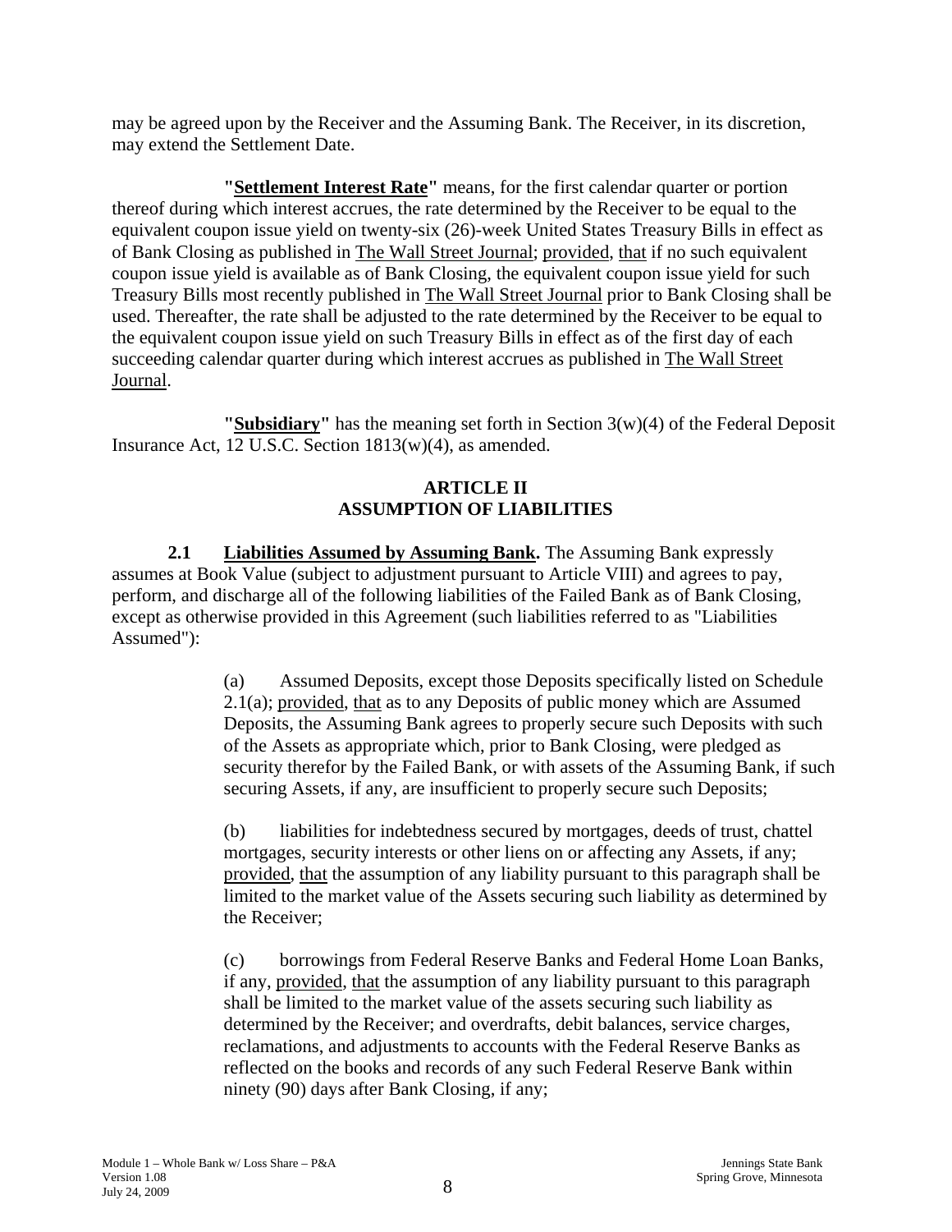may be agreed upon by the Receiver and the Assuming Bank. The Receiver, in its discretion, may extend the Settlement Date.

**"Settlement Interest Rate"** means, for the first calendar quarter or portion thereof during which interest accrues, the rate determined by the Receiver to be equal to the equivalent coupon issue yield on twenty-six (26)-week United States Treasury Bills in effect as of Bank Closing as published in The Wall Street Journal; provided, that if no such equivalent coupon issue yield is available as of Bank Closing, the equivalent coupon issue yield for such Treasury Bills most recently published in The Wall Street Journal prior to Bank Closing shall be used. Thereafter, the rate shall be adjusted to the rate determined by the Receiver to be equal to the equivalent coupon issue yield on such Treasury Bills in effect as of the first day of each succeeding calendar quarter during which interest accrues as published in The Wall Street Journal.

**"Subsidiary"** has the meaning set forth in Section 3(w)(4) of the Federal Deposit Insurance Act, 12 U.S.C. Section 1813(w)(4), as amended.

## ARTICLE II
## ASSUMPTION OF LIABILITIES

**2.1 Liabilities Assumed by Assuming Bank.** The Assuming Bank expressly assumes at Book Value (subject to adjustment pursuant to Article VIII) and agrees to pay, perform, and discharge all of the following liabilities of the Failed Bank as of Bank Closing, except as otherwise provided in this Agreement (such liabilities referred to as "Liabilities Assumed"):

(a) Assumed Deposits, except those Deposits specifically listed on Schedule 2.1(a); provided, that as to any Deposits of public money which are Assumed Deposits, the Assuming Bank agrees to properly secure such Deposits with such of the Assets as appropriate which, prior to Bank Closing, were pledged as security therefor by the Failed Bank, or with assets of the Assuming Bank, if such securing Assets, if any, are insufficient to properly secure such Deposits;

(b) liabilities for indebtedness secured by mortgages, deeds of trust, chattel mortgages, security interests or other liens on or affecting any Assets, if any; provided, that the assumption of any liability pursuant to this paragraph shall be limited to the market value of the Assets securing such liability as determined by the Receiver;

(c) borrowings from Federal Reserve Banks and Federal Home Loan Banks, if any, provided, that the assumption of any liability pursuant to this paragraph shall be limited to the market value of the assets securing such liability as determined by the Receiver; and overdrafts, debit balances, service charges, reclamations, and adjustments to accounts with the Federal Reserve Banks as reflected on the books and records of any such Federal Reserve Bank within ninety (90) days after Bank Closing, if any;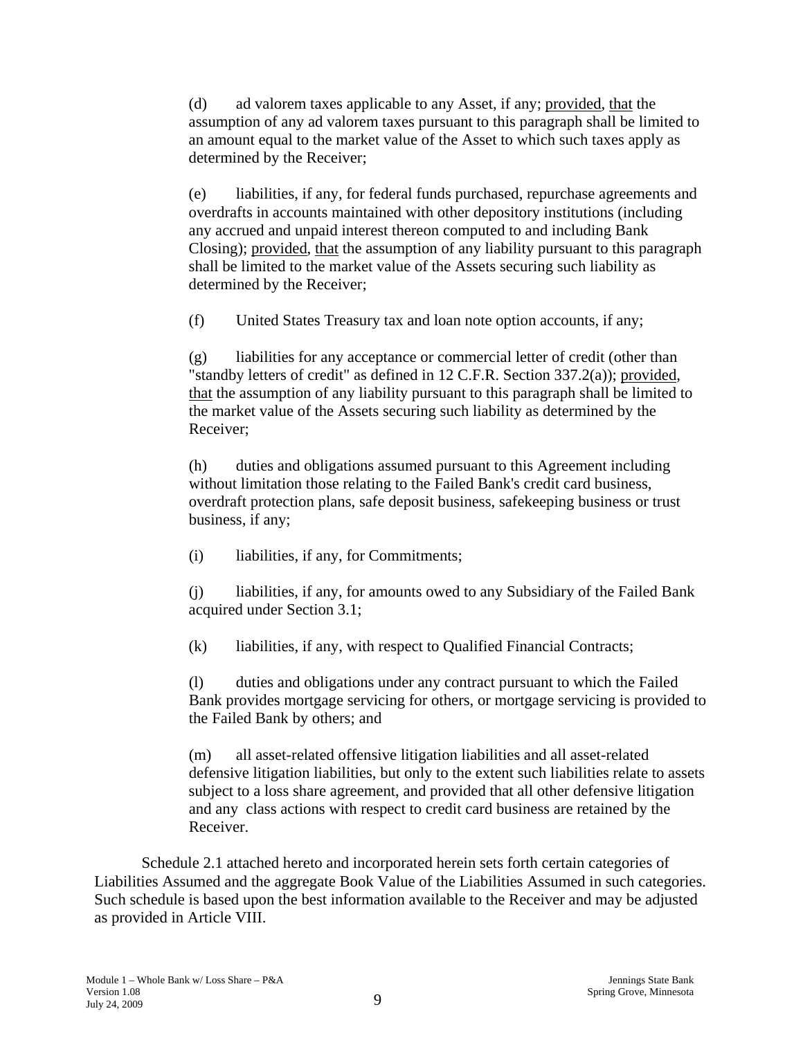(d) ad valorem taxes applicable to any Asset, if any; provided, that the assumption of any ad valorem taxes pursuant to this paragraph shall be limited to an amount equal to the market value of the Asset to which such taxes apply as determined by the Receiver;

(e) liabilities, if any, for federal funds purchased, repurchase agreements and overdrafts in accounts maintained with other depository institutions (including any accrued and unpaid interest thereon computed to and including Bank Closing); provided, that the assumption of any liability pursuant to this paragraph shall be limited to the market value of the Assets securing such liability as determined by the Receiver;

(f) United States Treasury tax and loan note option accounts, if any;

(g) liabilities for any acceptance or commercial letter of credit (other than "standby letters of credit" as defined in 12 C.F.R. Section 337.2(a)); provided, that the assumption of any liability pursuant to this paragraph shall be limited to the market value of the Assets securing such liability as determined by the Receiver;

(h) duties and obligations assumed pursuant to this Agreement including without limitation those relating to the Failed Bank's credit card business, overdraft protection plans, safe deposit business, safekeeping business or trust business, if any;

(i) liabilities, if any, for Commitments;

(j) liabilities, if any, for amounts owed to any Subsidiary of the Failed Bank acquired under Section 3.1;

(k) liabilities, if any, with respect to Qualified Financial Contracts;

(l) duties and obligations under any contract pursuant to which the Failed Bank provides mortgage servicing for others, or mortgage servicing is provided to the Failed Bank by others; and

(m) all asset-related offensive litigation liabilities and all asset-related defensive litigation liabilities, but only to the extent such liabilities relate to assets subject to a loss share agreement, and provided that all other defensive litigation and any class actions with respect to credit card business are retained by the Receiver.

Schedule 2.1 attached hereto and incorporated herein sets forth certain categories of Liabilities Assumed and the aggregate Book Value of the Liabilities Assumed in such categories. Such schedule is based upon the best information available to the Receiver and may be adjusted as provided in Article VIII.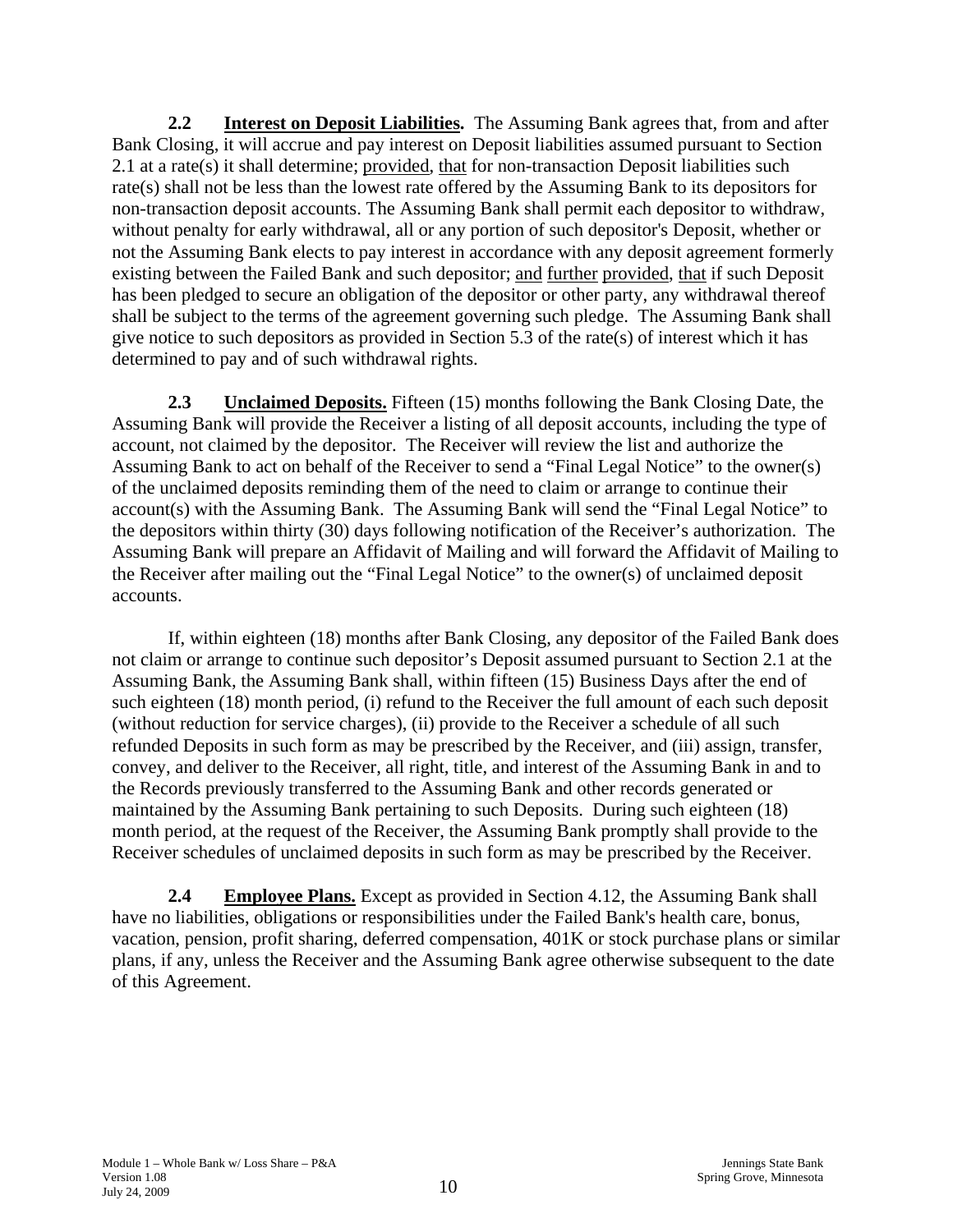**2.2 Interest on Deposit Liabilities.** The Assuming Bank agrees that, from and after Bank Closing, it will accrue and pay interest on Deposit liabilities assumed pursuant to Section 2.1 at a rate(s) it shall determine; provided, that for non-transaction Deposit liabilities such rate(s) shall not be less than the lowest rate offered by the Assuming Bank to its depositors for non-transaction deposit accounts. The Assuming Bank shall permit each depositor to withdraw, without penalty for early withdrawal, all or any portion of such depositor's Deposit, whether or not the Assuming Bank elects to pay interest in accordance with any deposit agreement formerly existing between the Failed Bank and such depositor; and further provided, that if such Deposit has been pledged to secure an obligation of the depositor or other party, any withdrawal thereof shall be subject to the terms of the agreement governing such pledge. The Assuming Bank shall give notice to such depositors as provided in Section 5.3 of the rate(s) of interest which it has determined to pay and of such withdrawal rights.

**2.3 Unclaimed Deposits.** Fifteen (15) months following the Bank Closing Date, the Assuming Bank will provide the Receiver a listing of all deposit accounts, including the type of account, not claimed by the depositor. The Receiver will review the list and authorize the Assuming Bank to act on behalf of the Receiver to send a "Final Legal Notice" to the owner(s) of the unclaimed deposits reminding them of the need to claim or arrange to continue their account(s) with the Assuming Bank. The Assuming Bank will send the "Final Legal Notice" to the depositors within thirty (30) days following notification of the Receiver's authorization. The Assuming Bank will prepare an Affidavit of Mailing and will forward the Affidavit of Mailing to the Receiver after mailing out the "Final Legal Notice" to the owner(s) of unclaimed deposit accounts.

If, within eighteen (18) months after Bank Closing, any depositor of the Failed Bank does not claim or arrange to continue such depositor's Deposit assumed pursuant to Section 2.1 at the Assuming Bank, the Assuming Bank shall, within fifteen (15) Business Days after the end of such eighteen (18) month period, (i) refund to the Receiver the full amount of each such deposit (without reduction for service charges), (ii) provide to the Receiver a schedule of all such refunded Deposits in such form as may be prescribed by the Receiver, and (iii) assign, transfer, convey, and deliver to the Receiver, all right, title, and interest of the Assuming Bank in and to the Records previously transferred to the Assuming Bank and other records generated or maintained by the Assuming Bank pertaining to such Deposits. During such eighteen (18) month period, at the request of the Receiver, the Assuming Bank promptly shall provide to the Receiver schedules of unclaimed deposits in such form as may be prescribed by the Receiver.

**2.4 Employee Plans.** Except as provided in Section 4.12, the Assuming Bank shall have no liabilities, obligations or responsibilities under the Failed Bank's health care, bonus, vacation, pension, profit sharing, deferred compensation, 401K or stock purchase plans or similar plans, if any, unless the Receiver and the Assuming Bank agree otherwise subsequent to the date of this Agreement.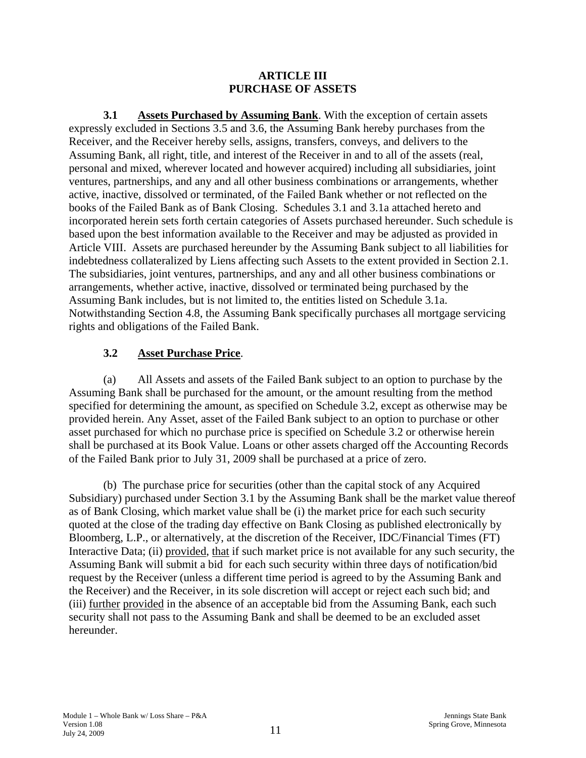## ARTICLE III
## PURCHASE OF ASSETS

**3.1 Assets Purchased by Assuming Bank**. With the exception of certain assets expressly excluded in Sections 3.5 and 3.6, the Assuming Bank hereby purchases from the Receiver, and the Receiver hereby sells, assigns, transfers, conveys, and delivers to the Assuming Bank, all right, title, and interest of the Receiver in and to all of the assets (real, personal and mixed, wherever located and however acquired) including all subsidiaries, joint ventures, partnerships, and any and all other business combinations or arrangements, whether active, inactive, dissolved or terminated, of the Failed Bank whether or not reflected on the books of the Failed Bank as of Bank Closing. Schedules 3.1 and 3.1a attached hereto and incorporated herein sets forth certain categories of Assets purchased hereunder. Such schedule is based upon the best information available to the Receiver and may be adjusted as provided in Article VIII. Assets are purchased hereunder by the Assuming Bank subject to all liabilities for indebtedness collateralized by Liens affecting such Assets to the extent provided in Section 2.1. The subsidiaries, joint ventures, partnerships, and any and all other business combinations or arrangements, whether active, inactive, dissolved or terminated being purchased by the Assuming Bank includes, but is not limited to, the entities listed on Schedule 3.1a. Notwithstanding Section 4.8, the Assuming Bank specifically purchases all mortgage servicing rights and obligations of the Failed Bank.

**3.2 Asset Purchase Price**.

(a) All Assets and assets of the Failed Bank subject to an option to purchase by the Assuming Bank shall be purchased for the amount, or the amount resulting from the method specified for determining the amount, as specified on Schedule 3.2, except as otherwise may be provided herein. Any Asset, asset of the Failed Bank subject to an option to purchase or other asset purchased for which no purchase price is specified on Schedule 3.2 or otherwise herein shall be purchased at its Book Value. Loans or other assets charged off the Accounting Records of the Failed Bank prior to July 31, 2009 shall be purchased at a price of zero.

(b) The purchase price for securities (other than the capital stock of any Acquired Subsidiary) purchased under Section 3.1 by the Assuming Bank shall be the market value thereof as of Bank Closing, which market value shall be (i) the market price for each such security quoted at the close of the trading day effective on Bank Closing as published electronically by Bloomberg, L.P., or alternatively, at the discretion of the Receiver, IDC/Financial Times (FT) Interactive Data; (ii) provided, that if such market price is not available for any such security, the Assuming Bank will submit a bid for each such security within three days of notification/bid request by the Receiver (unless a different time period is agreed to by the Assuming Bank and the Receiver) and the Receiver, in its sole discretion will accept or reject each such bid; and (iii) further provided in the absence of an acceptable bid from the Assuming Bank, each such security shall not pass to the Assuming Bank and shall be deemed to be an excluded asset hereunder.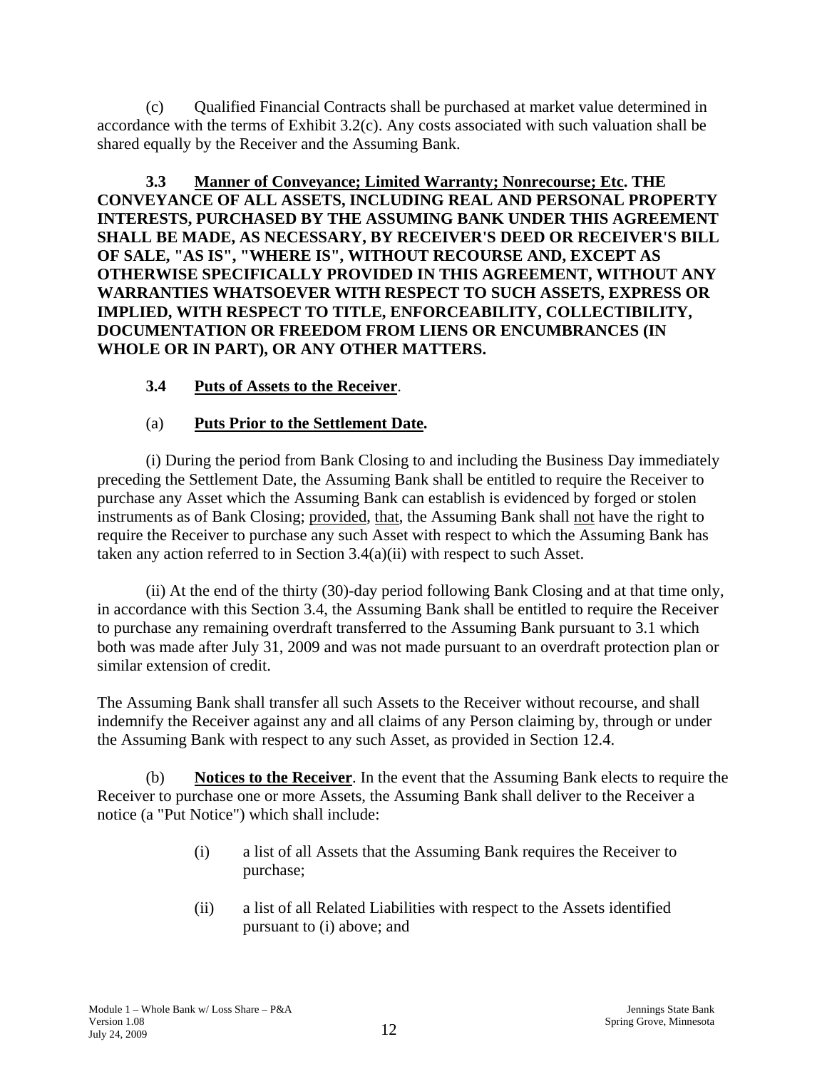(c) Qualified Financial Contracts shall be purchased at market value determined in accordance with the terms of Exhibit 3.2(c). Any costs associated with such valuation shall be shared equally by the Receiver and the Assuming Bank.

**3.3 Manner of Conveyance; Limited Warranty; Nonrecourse; Etc. THE CONVEYANCE OF ALL ASSETS, INCLUDING REAL AND PERSONAL PROPERTY INTERESTS, PURCHASED BY THE ASSUMING BANK UNDER THIS AGREEMENT SHALL BE MADE, AS NECESSARY, BY RECEIVER'S DEED OR RECEIVER'S BILL OF SALE, "AS IS", "WHERE IS", WITHOUT RECOURSE AND, EXCEPT AS OTHERWISE SPECIFICALLY PROVIDED IN THIS AGREEMENT, WITHOUT ANY WARRANTIES WHATSOEVER WITH RESPECT TO SUCH ASSETS, EXPRESS OR IMPLIED, WITH RESPECT TO TITLE, ENFORCEABILITY, COLLECTIBILITY, DOCUMENTATION OR FREEDOM FROM LIENS OR ENCUMBRANCES (IN WHOLE OR IN PART), OR ANY OTHER MATTERS.**

**3.4 Puts of Assets to the Receiver**.

(a) **Puts Prior to the Settlement Date.**

(i) During the period from Bank Closing to and including the Business Day immediately preceding the Settlement Date, the Assuming Bank shall be entitled to require the Receiver to purchase any Asset which the Assuming Bank can establish is evidenced by forged or stolen instruments as of Bank Closing; provided, that, the Assuming Bank shall not have the right to require the Receiver to purchase any such Asset with respect to which the Assuming Bank has taken any action referred to in Section 3.4(a)(ii) with respect to such Asset.

(ii) At the end of the thirty (30)-day period following Bank Closing and at that time only, in accordance with this Section 3.4, the Assuming Bank shall be entitled to require the Receiver to purchase any remaining overdraft transferred to the Assuming Bank pursuant to 3.1 which both was made after July 31, 2009 and was not made pursuant to an overdraft protection plan or similar extension of credit.

The Assuming Bank shall transfer all such Assets to the Receiver without recourse, and shall indemnify the Receiver against any and all claims of any Person claiming by, through or under the Assuming Bank with respect to any such Asset, as provided in Section 12.4.

(b) **Notices to the Receiver**. In the event that the Assuming Bank elects to require the Receiver to purchase one or more Assets, the Assuming Bank shall deliver to the Receiver a notice (a "Put Notice") which shall include:

(i) a list of all Assets that the Assuming Bank requires the Receiver to purchase;

(ii) a list of all Related Liabilities with respect to the Assets identified pursuant to (i) above; and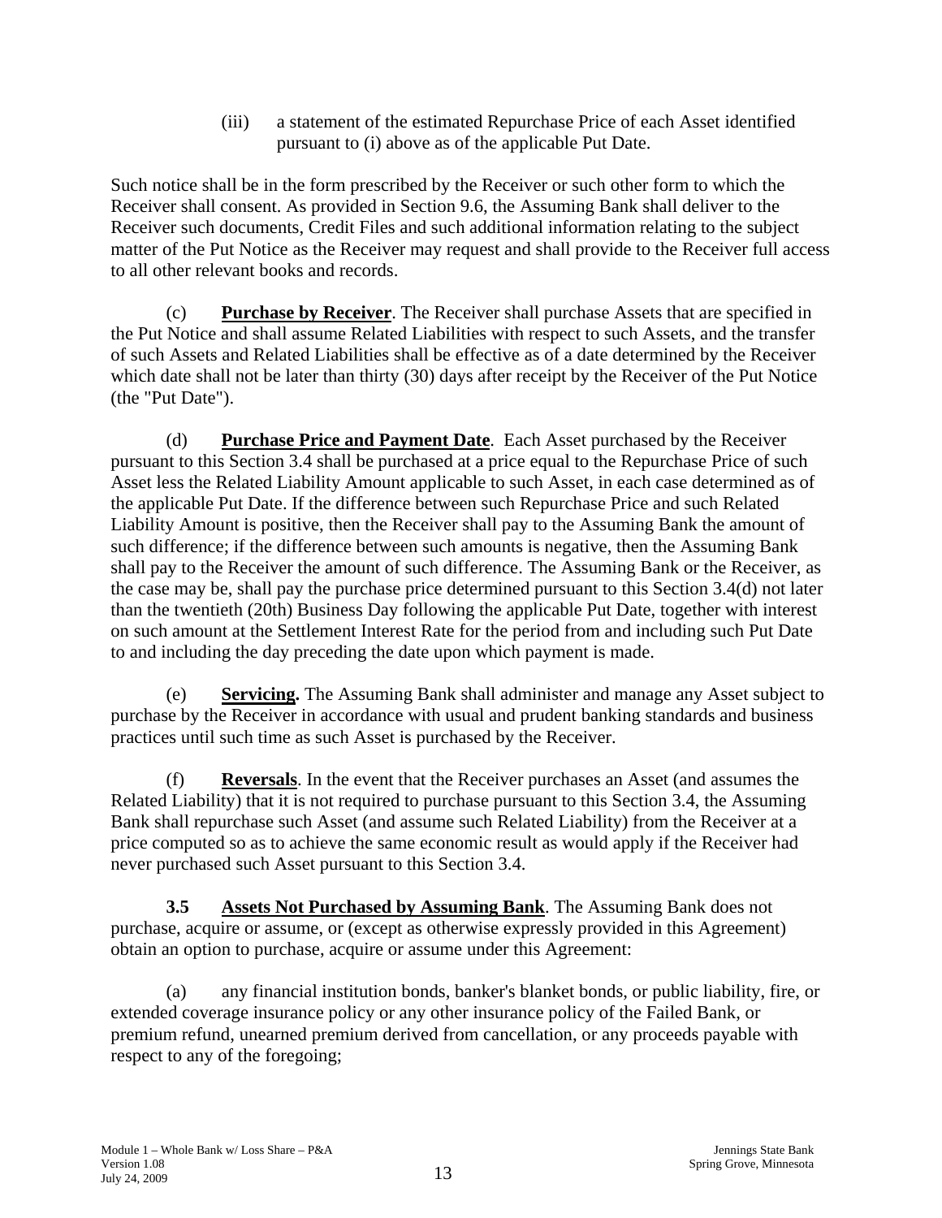(iii) a statement of the estimated Repurchase Price of each Asset identified pursuant to (i) above as of the applicable Put Date.

Such notice shall be in the form prescribed by the Receiver or such other form to which the Receiver shall consent. As provided in Section 9.6, the Assuming Bank shall deliver to the Receiver such documents, Credit Files and such additional information relating to the subject matter of the Put Notice as the Receiver may request and shall provide to the Receiver full access to all other relevant books and records.

(c) **Purchase by Receiver**. The Receiver shall purchase Assets that are specified in the Put Notice and shall assume Related Liabilities with respect to such Assets, and the transfer of such Assets and Related Liabilities shall be effective as of a date determined by the Receiver which date shall not be later than thirty (30) days after receipt by the Receiver of the Put Notice (the "Put Date").

(d) **Purchase Price and Payment Date**. Each Asset purchased by the Receiver pursuant to this Section 3.4 shall be purchased at a price equal to the Repurchase Price of such Asset less the Related Liability Amount applicable to such Asset, in each case determined as of the applicable Put Date. If the difference between such Repurchase Price and such Related Liability Amount is positive, then the Receiver shall pay to the Assuming Bank the amount of such difference; if the difference between such amounts is negative, then the Assuming Bank shall pay to the Receiver the amount of such difference. The Assuming Bank or the Receiver, as the case may be, shall pay the purchase price determined pursuant to this Section 3.4(d) not later than the twentieth (20th) Business Day following the applicable Put Date, together with interest on such amount at the Settlement Interest Rate for the period from and including such Put Date to and including the day preceding the date upon which payment is made.

(e) **Servicing.** The Assuming Bank shall administer and manage any Asset subject to purchase by the Receiver in accordance with usual and prudent banking standards and business practices until such time as such Asset is purchased by the Receiver.

(f) **Reversals**. In the event that the Receiver purchases an Asset (and assumes the Related Liability) that it is not required to purchase pursuant to this Section 3.4, the Assuming Bank shall repurchase such Asset (and assume such Related Liability) from the Receiver at a price computed so as to achieve the same economic result as would apply if the Receiver had never purchased such Asset pursuant to this Section 3.4.

**3.5 Assets Not Purchased by Assuming Bank**. The Assuming Bank does not purchase, acquire or assume, or (except as otherwise expressly provided in this Agreement) obtain an option to purchase, acquire or assume under this Agreement:

(a) any financial institution bonds, banker's blanket bonds, or public liability, fire, or extended coverage insurance policy or any other insurance policy of the Failed Bank, or premium refund, unearned premium derived from cancellation, or any proceeds payable with respect to any of the foregoing;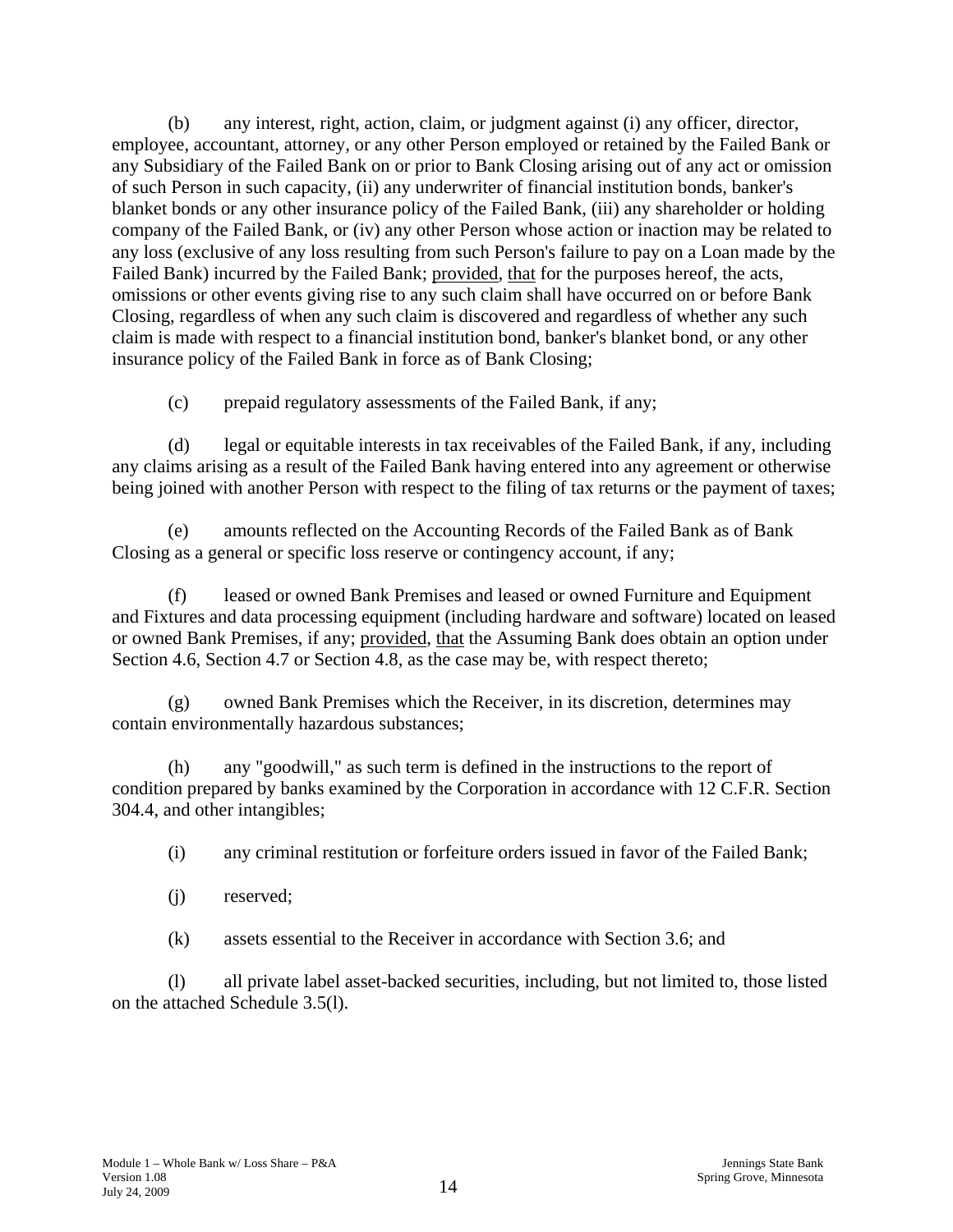(b) any interest, right, action, claim, or judgment against (i) any officer, director, employee, accountant, attorney, or any other Person employed or retained by the Failed Bank or any Subsidiary of the Failed Bank on or prior to Bank Closing arising out of any act or omission of such Person in such capacity, (ii) any underwriter of financial institution bonds, banker's blanket bonds or any other insurance policy of the Failed Bank, (iii) any shareholder or holding company of the Failed Bank, or (iv) any other Person whose action or inaction may be related to any loss (exclusive of any loss resulting from such Person's failure to pay on a Loan made by the Failed Bank) incurred by the Failed Bank; provided, that for the purposes hereof, the acts, omissions or other events giving rise to any such claim shall have occurred on or before Bank Closing, regardless of when any such claim is discovered and regardless of whether any such claim is made with respect to a financial institution bond, banker's blanket bond, or any other insurance policy of the Failed Bank in force as of Bank Closing;

(c) prepaid regulatory assessments of the Failed Bank, if any;

(d) legal or equitable interests in tax receivables of the Failed Bank, if any, including any claims arising as a result of the Failed Bank having entered into any agreement or otherwise being joined with another Person with respect to the filing of tax returns or the payment of taxes;

(e) amounts reflected on the Accounting Records of the Failed Bank as of Bank Closing as a general or specific loss reserve or contingency account, if any;

(f) leased or owned Bank Premises and leased or owned Furniture and Equipment and Fixtures and data processing equipment (including hardware and software) located on leased or owned Bank Premises, if any; provided, that the Assuming Bank does obtain an option under Section 4.6, Section 4.7 or Section 4.8, as the case may be, with respect thereto;

(g) owned Bank Premises which the Receiver, in its discretion, determines may contain environmentally hazardous substances;

(h) any "goodwill," as such term is defined in the instructions to the report of condition prepared by banks examined by the Corporation in accordance with 12 C.F.R. Section 304.4, and other intangibles;

(i) any criminal restitution or forfeiture orders issued in favor of the Failed Bank;

(j) reserved;

(k) assets essential to the Receiver in accordance with Section 3.6; and

(l) all private label asset-backed securities, including, but not limited to, those listed on the attached Schedule 3.5(l).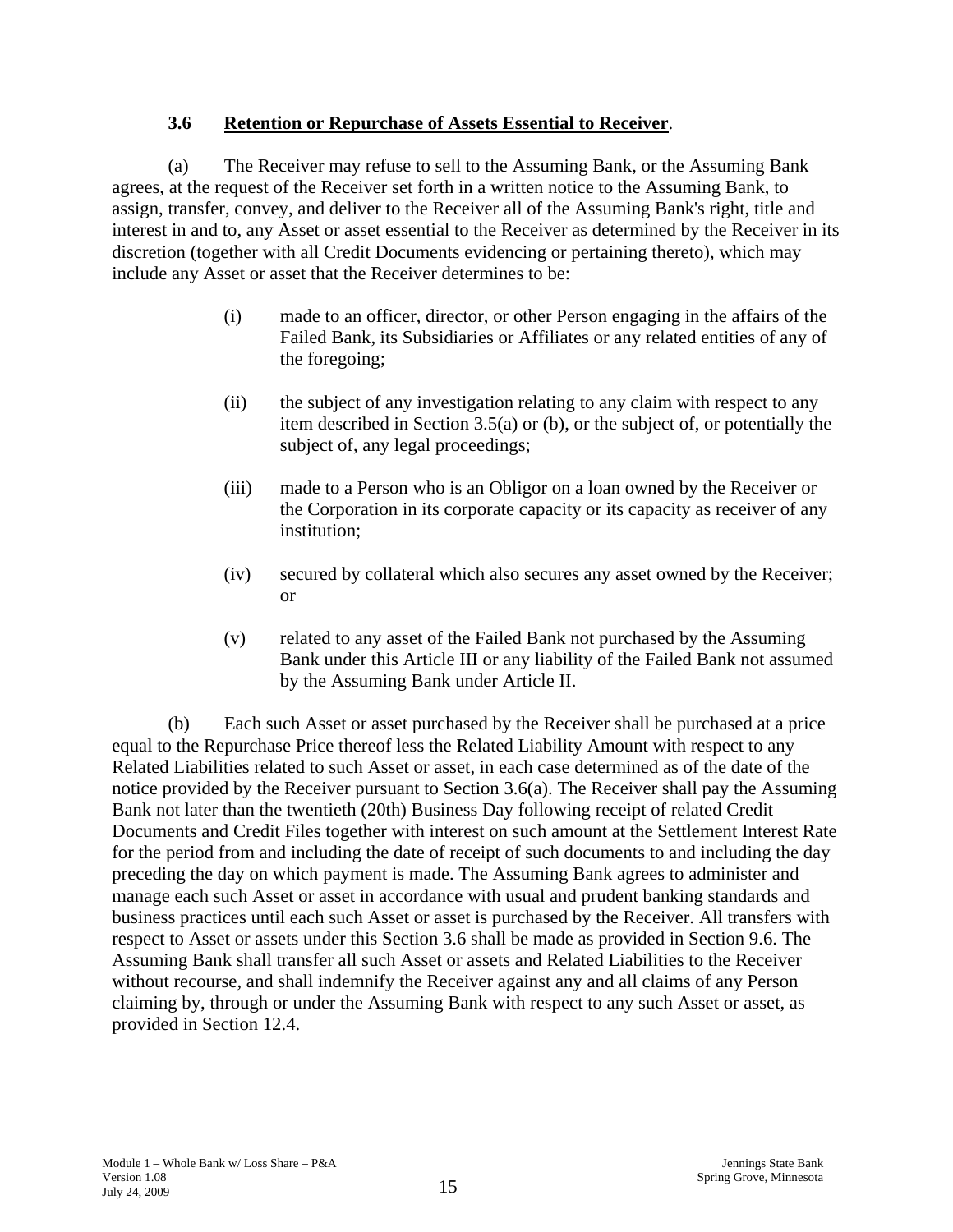### 3.6 **Retention or Repurchase of Assets Essential to Receiver**.

(a) The Receiver may refuse to sell to the Assuming Bank, or the Assuming Bank agrees, at the request of the Receiver set forth in a written notice to the Assuming Bank, to assign, transfer, convey, and deliver to the Receiver all of the Assuming Bank's right, title and interest in and to, any Asset or asset essential to the Receiver as determined by the Receiver in its discretion (together with all Credit Documents evidencing or pertaining thereto), which may include any Asset or asset that the Receiver determines to be:

(i) made to an officer, director, or other Person engaging in the affairs of the Failed Bank, its Subsidiaries or Affiliates or any related entities of any of the foregoing;

(ii) the subject of any investigation relating to any claim with respect to any item described in Section 3.5(a) or (b), or the subject of, or potentially the subject of, any legal proceedings;

(iii) made to a Person who is an Obligor on a loan owned by the Receiver or the Corporation in its corporate capacity or its capacity as receiver of any institution;

(iv) secured by collateral which also secures any asset owned by the Receiver; or

(v) related to any asset of the Failed Bank not purchased by the Assuming Bank under this Article III or any liability of the Failed Bank not assumed by the Assuming Bank under Article II.

(b) Each such Asset or asset purchased by the Receiver shall be purchased at a price equal to the Repurchase Price thereof less the Related Liability Amount with respect to any Related Liabilities related to such Asset or asset, in each case determined as of the date of the notice provided by the Receiver pursuant to Section 3.6(a). The Receiver shall pay the Assuming Bank not later than the twentieth (20th) Business Day following receipt of related Credit Documents and Credit Files together with interest on such amount at the Settlement Interest Rate for the period from and including the date of receipt of such documents to and including the day preceding the day on which payment is made. The Assuming Bank agrees to administer and manage each such Asset or asset in accordance with usual and prudent banking standards and business practices until each such Asset or asset is purchased by the Receiver. All transfers with respect to Asset or assets under this Section 3.6 shall be made as provided in Section 9.6. The Assuming Bank shall transfer all such Asset or assets and Related Liabilities to the Receiver without recourse, and shall indemnify the Receiver against any and all claims of any Person claiming by, through or under the Assuming Bank with respect to any such Asset or asset, as provided in Section 12.4.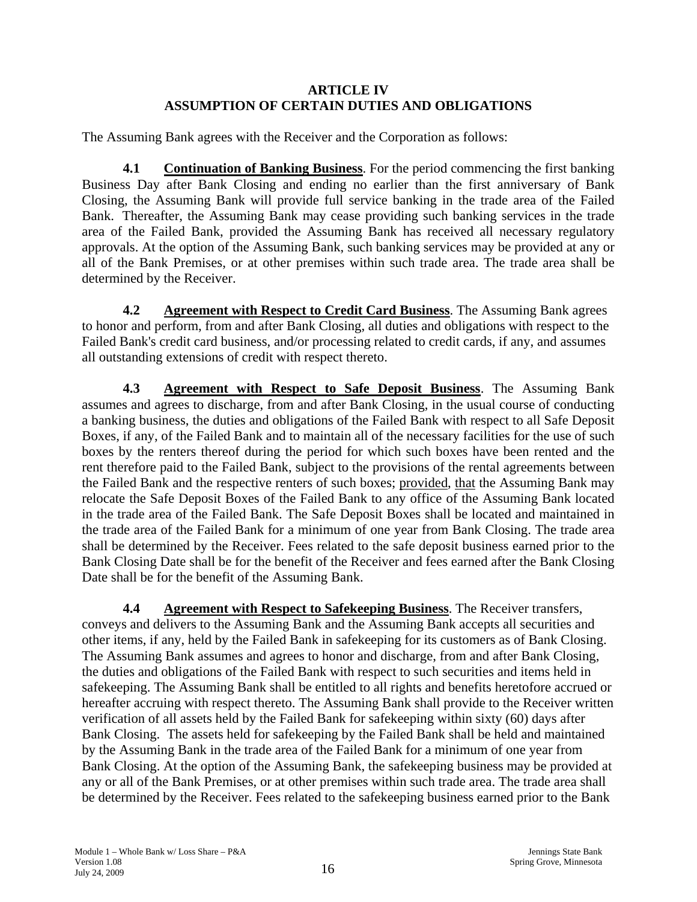## ARTICLE IV
## ASSUMPTION OF CERTAIN DUTIES AND OBLIGATIONS

The Assuming Bank agrees with the Receiver and the Corporation as follows:

**4.1 <u>Continuation of Banking Business</u>**. For the period commencing the first banking Business Day after Bank Closing and ending no earlier than the first anniversary of Bank Closing, the Assuming Bank will provide full service banking in the trade area of the Failed Bank. Thereafter, the Assuming Bank may cease providing such banking services in the trade area of the Failed Bank, provided the Assuming Bank has received all necessary regulatory approvals. At the option of the Assuming Bank, such banking services may be provided at any or all of the Bank Premises, or at other premises within such trade area. The trade area shall be determined by the Receiver.

**4.2 <u>Agreement with Respect to Credit Card Business</u>**. The Assuming Bank agrees to honor and perform, from and after Bank Closing, all duties and obligations with respect to the Failed Bank's credit card business, and/or processing related to credit cards, if any, and assumes all outstanding extensions of credit with respect thereto.

**4.3 <u>Agreement with Respect to Safe Deposit Business</u>**. The Assuming Bank assumes and agrees to discharge, from and after Bank Closing, in the usual course of conducting a banking business, the duties and obligations of the Failed Bank with respect to all Safe Deposit Boxes, if any, of the Failed Bank and to maintain all of the necessary facilities for the use of such boxes by the renters thereof during the period for which such boxes have been rented and the rent therefore paid to the Failed Bank, subject to the provisions of the rental agreements between the Failed Bank and the respective renters of such boxes; <u>provided</u>, <u>that</u> the Assuming Bank may relocate the Safe Deposit Boxes of the Failed Bank to any office of the Assuming Bank located in the trade area of the Failed Bank. The Safe Deposit Boxes shall be located and maintained in the trade area of the Failed Bank for a minimum of one year from Bank Closing. The trade area shall be determined by the Receiver. Fees related to the safe deposit business earned prior to the Bank Closing Date shall be for the benefit of the Receiver and fees earned after the Bank Closing Date shall be for the benefit of the Assuming Bank.

**4.4 <u>Agreement with Respect to Safekeeping Business</u>**. The Receiver transfers, conveys and delivers to the Assuming Bank and the Assuming Bank accepts all securities and other items, if any, held by the Failed Bank in safekeeping for its customers as of Bank Closing. The Assuming Bank assumes and agrees to honor and discharge, from and after Bank Closing, the duties and obligations of the Failed Bank with respect to such securities and items held in safekeeping. The Assuming Bank shall be entitled to all rights and benefits heretofore accrued or hereafter accruing with respect thereto. The Assuming Bank shall provide to the Receiver written verification of all assets held by the Failed Bank for safekeeping within sixty (60) days after Bank Closing. The assets held for safekeeping by the Failed Bank shall be held and maintained by the Assuming Bank in the trade area of the Failed Bank for a minimum of one year from Bank Closing. At the option of the Assuming Bank, the safekeeping business may be provided at any or all of the Bank Premises, or at other premises within such trade area. The trade area shall be determined by the Receiver. Fees related to the safekeeping business earned prior to the Bank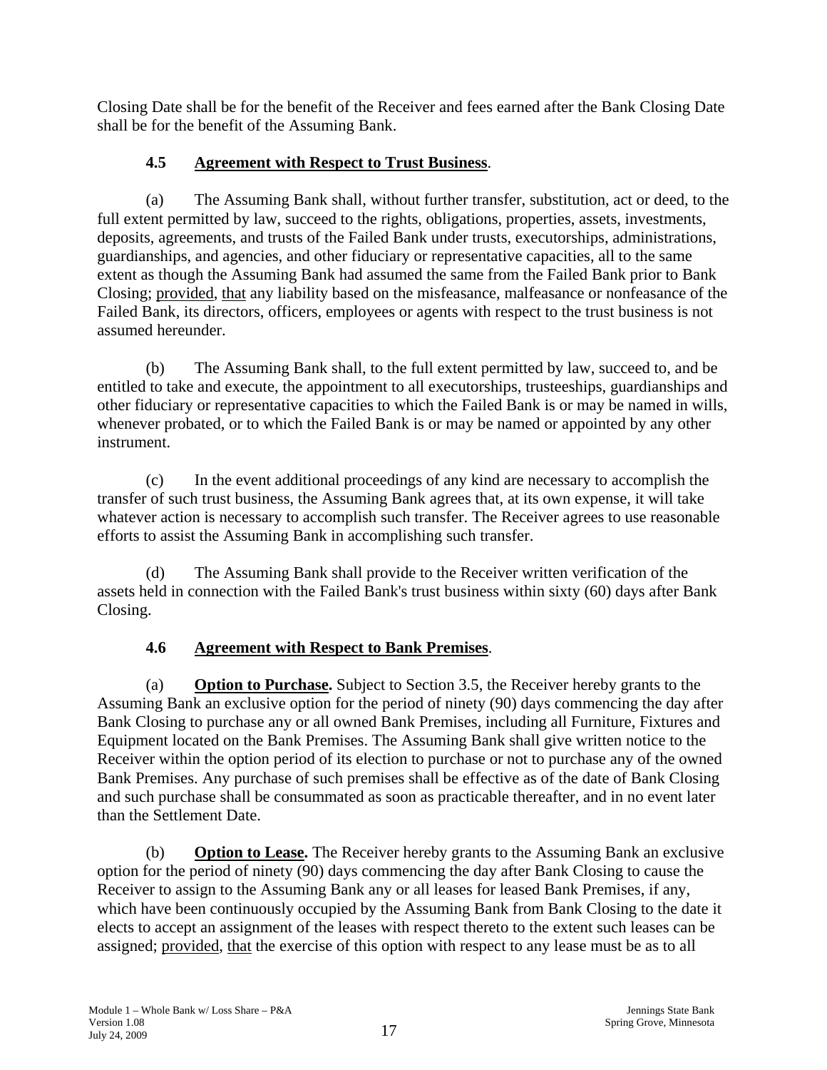Closing Date shall be for the benefit of the Receiver and fees earned after the Bank Closing Date shall be for the benefit of the Assuming Bank.

### 4.5 Agreement with Respect to Trust Business.

(a) The Assuming Bank shall, without further transfer, substitution, act or deed, to the full extent permitted by law, succeed to the rights, obligations, properties, assets, investments, deposits, agreements, and trusts of the Failed Bank under trusts, executorships, administrations, guardianships, and agencies, and other fiduciary or representative capacities, all to the same extent as though the Assuming Bank had assumed the same from the Failed Bank prior to Bank Closing; provided, that any liability based on the misfeasance, malfeasance or nonfeasance of the Failed Bank, its directors, officers, employees or agents with respect to the trust business is not assumed hereunder.

(b) The Assuming Bank shall, to the full extent permitted by law, succeed to, and be entitled to take and execute, the appointment to all executorships, trusteeships, guardianships and other fiduciary or representative capacities to which the Failed Bank is or may be named in wills, whenever probated, or to which the Failed Bank is or may be named or appointed by any other instrument.

(c) In the event additional proceedings of any kind are necessary to accomplish the transfer of such trust business, the Assuming Bank agrees that, at its own expense, it will take whatever action is necessary to accomplish such transfer. The Receiver agrees to use reasonable efforts to assist the Assuming Bank in accomplishing such transfer.

(d) The Assuming Bank shall provide to the Receiver written verification of the assets held in connection with the Failed Bank's trust business within sixty (60) days after Bank Closing.

### 4.6 Agreement with Respect to Bank Premises.

(a) **Option to Purchase.** Subject to Section 3.5, the Receiver hereby grants to the Assuming Bank an exclusive option for the period of ninety (90) days commencing the day after Bank Closing to purchase any or all owned Bank Premises, including all Furniture, Fixtures and Equipment located on the Bank Premises. The Assuming Bank shall give written notice to the Receiver within the option period of its election to purchase or not to purchase any of the owned Bank Premises. Any purchase of such premises shall be effective as of the date of Bank Closing and such purchase shall be consummated as soon as practicable thereafter, and in no event later than the Settlement Date.

(b) **Option to Lease.** The Receiver hereby grants to the Assuming Bank an exclusive option for the period of ninety (90) days commencing the day after Bank Closing to cause the Receiver to assign to the Assuming Bank any or all leases for leased Bank Premises, if any, which have been continuously occupied by the Assuming Bank from Bank Closing to the date it elects to accept an assignment of the leases with respect thereto to the extent such leases can be assigned; provided, that the exercise of this option with respect to any lease must be as to all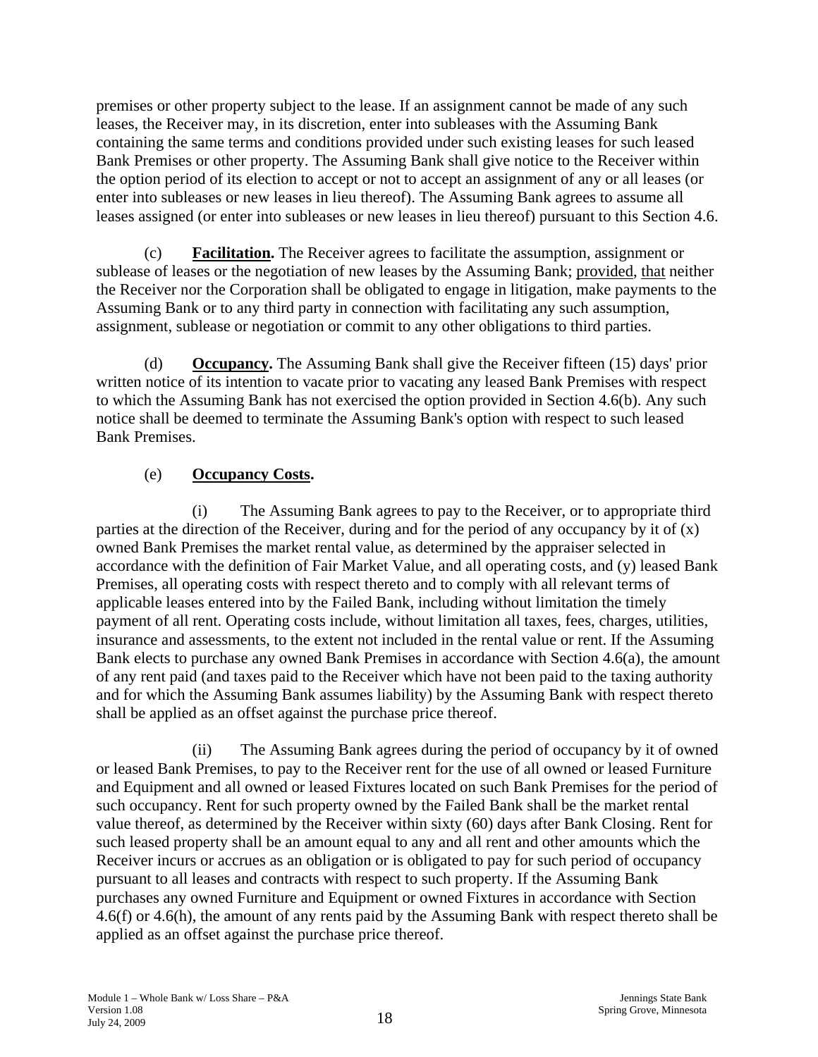premises or other property subject to the lease. If an assignment cannot be made of any such leases, the Receiver may, in its discretion, enter into subleases with the Assuming Bank containing the same terms and conditions provided under such existing leases for such leased Bank Premises or other property. The Assuming Bank shall give notice to the Receiver within the option period of its election to accept or not to accept an assignment of any or all leases (or enter into subleases or new leases in lieu thereof). The Assuming Bank agrees to assume all leases assigned (or enter into subleases or new leases in lieu thereof) pursuant to this Section 4.6.

(c) **Facilitation.** The Receiver agrees to facilitate the assumption, assignment or sublease of leases or the negotiation of new leases by the Assuming Bank; provided, that neither the Receiver nor the Corporation shall be obligated to engage in litigation, make payments to the Assuming Bank or to any third party in connection with facilitating any such assumption, assignment, sublease or negotiation or commit to any other obligations to third parties.

(d) **Occupancy.** The Assuming Bank shall give the Receiver fifteen (15) days' prior written notice of its intention to vacate prior to vacating any leased Bank Premises with respect to which the Assuming Bank has not exercised the option provided in Section 4.6(b). Any such notice shall be deemed to terminate the Assuming Bank's option with respect to such leased Bank Premises.

(e) **Occupancy Costs.**

(i) The Assuming Bank agrees to pay to the Receiver, or to appropriate third parties at the direction of the Receiver, during and for the period of any occupancy by it of (x) owned Bank Premises the market rental value, as determined by the appraiser selected in accordance with the definition of Fair Market Value, and all operating costs, and (y) leased Bank Premises, all operating costs with respect thereto and to comply with all relevant terms of applicable leases entered into by the Failed Bank, including without limitation the timely payment of all rent. Operating costs include, without limitation all taxes, fees, charges, utilities, insurance and assessments, to the extent not included in the rental value or rent. If the Assuming Bank elects to purchase any owned Bank Premises in accordance with Section 4.6(a), the amount of any rent paid (and taxes paid to the Receiver which have not been paid to the taxing authority and for which the Assuming Bank assumes liability) by the Assuming Bank with respect thereto shall be applied as an offset against the purchase price thereof.

(ii) The Assuming Bank agrees during the period of occupancy by it of owned or leased Bank Premises, to pay to the Receiver rent for the use of all owned or leased Furniture and Equipment and all owned or leased Fixtures located on such Bank Premises for the period of such occupancy. Rent for such property owned by the Failed Bank shall be the market rental value thereof, as determined by the Receiver within sixty (60) days after Bank Closing. Rent for such leased property shall be an amount equal to any and all rent and other amounts which the Receiver incurs or accrues as an obligation or is obligated to pay for such period of occupancy pursuant to all leases and contracts with respect to such property. If the Assuming Bank purchases any owned Furniture and Equipment or owned Fixtures in accordance with Section 4.6(f) or 4.6(h), the amount of any rents paid by the Assuming Bank with respect thereto shall be applied as an offset against the purchase price thereof.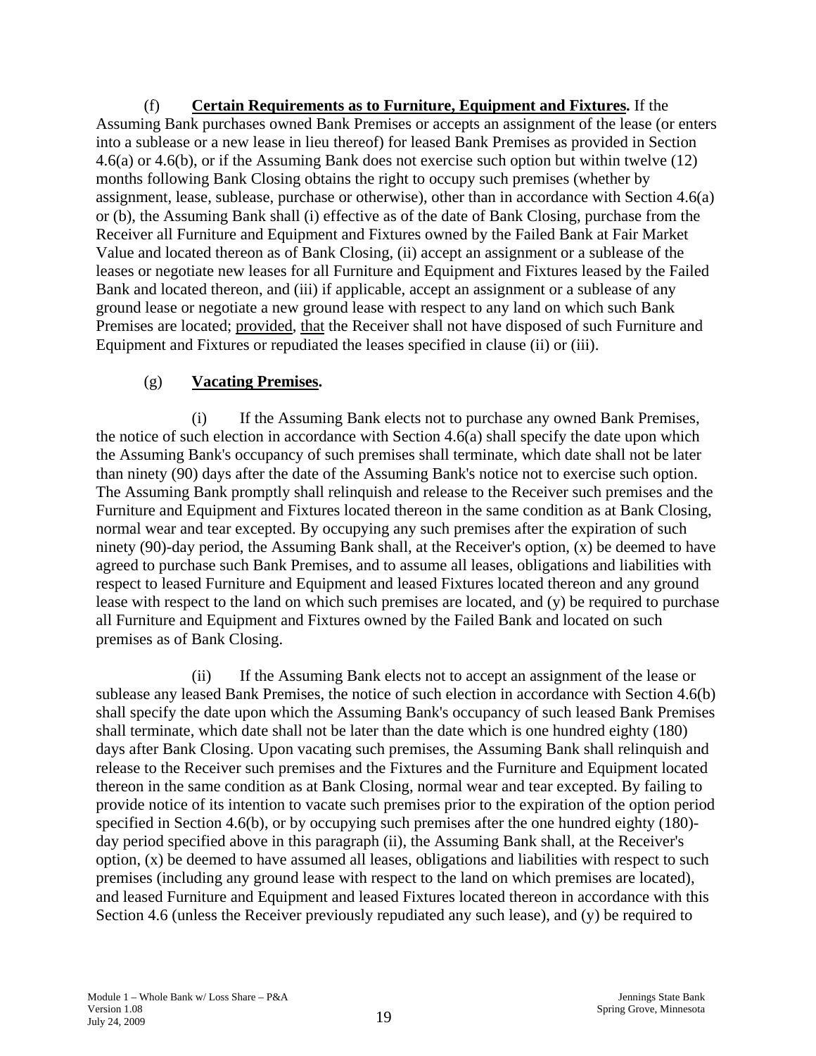(f) **Certain Requirements as to Furniture, Equipment and Fixtures.** If the Assuming Bank purchases owned Bank Premises or accepts an assignment of the lease (or enters into a sublease or a new lease in lieu thereof) for leased Bank Premises as provided in Section 4.6(a) or 4.6(b), or if the Assuming Bank does not exercise such option but within twelve (12) months following Bank Closing obtains the right to occupy such premises (whether by assignment, lease, sublease, purchase or otherwise), other than in accordance with Section 4.6(a) or (b), the Assuming Bank shall (i) effective as of the date of Bank Closing, purchase from the Receiver all Furniture and Equipment and Fixtures owned by the Failed Bank at Fair Market Value and located thereon as of Bank Closing, (ii) accept an assignment or a sublease of the leases or negotiate new leases for all Furniture and Equipment and Fixtures leased by the Failed Bank and located thereon, and (iii) if applicable, accept an assignment or a sublease of any ground lease or negotiate a new ground lease with respect to any land on which such Bank Premises are located; provided, that the Receiver shall not have disposed of such Furniture and Equipment and Fixtures or repudiated the leases specified in clause (ii) or (iii).

(g) **Vacating Premises.**

(i) If the Assuming Bank elects not to purchase any owned Bank Premises, the notice of such election in accordance with Section 4.6(a) shall specify the date upon which the Assuming Bank's occupancy of such premises shall terminate, which date shall not be later than ninety (90) days after the date of the Assuming Bank's notice not to exercise such option. The Assuming Bank promptly shall relinquish and release to the Receiver such premises and the Furniture and Equipment and Fixtures located thereon in the same condition as at Bank Closing, normal wear and tear excepted. By occupying any such premises after the expiration of such ninety (90)-day period, the Assuming Bank shall, at the Receiver's option, (x) be deemed to have agreed to purchase such Bank Premises, and to assume all leases, obligations and liabilities with respect to leased Furniture and Equipment and leased Fixtures located thereon and any ground lease with respect to the land on which such premises are located, and (y) be required to purchase all Furniture and Equipment and Fixtures owned by the Failed Bank and located on such premises as of Bank Closing.

(ii) If the Assuming Bank elects not to accept an assignment of the lease or sublease any leased Bank Premises, the notice of such election in accordance with Section 4.6(b) shall specify the date upon which the Assuming Bank's occupancy of such leased Bank Premises shall terminate, which date shall not be later than the date which is one hundred eighty (180) days after Bank Closing. Upon vacating such premises, the Assuming Bank shall relinquish and release to the Receiver such premises and the Fixtures and the Furniture and Equipment located thereon in the same condition as at Bank Closing, normal wear and tear excepted. By failing to provide notice of its intention to vacate such premises prior to the expiration of the option period specified in Section 4.6(b), or by occupying such premises after the one hundred eighty (180)-day period specified above in this paragraph (ii), the Assuming Bank shall, at the Receiver's option, (x) be deemed to have assumed all leases, obligations and liabilities with respect to such premises (including any ground lease with respect to the land on which premises are located), and leased Furniture and Equipment and leased Fixtures located thereon in accordance with this Section 4.6 (unless the Receiver previously repudiated any such lease), and (y) be required to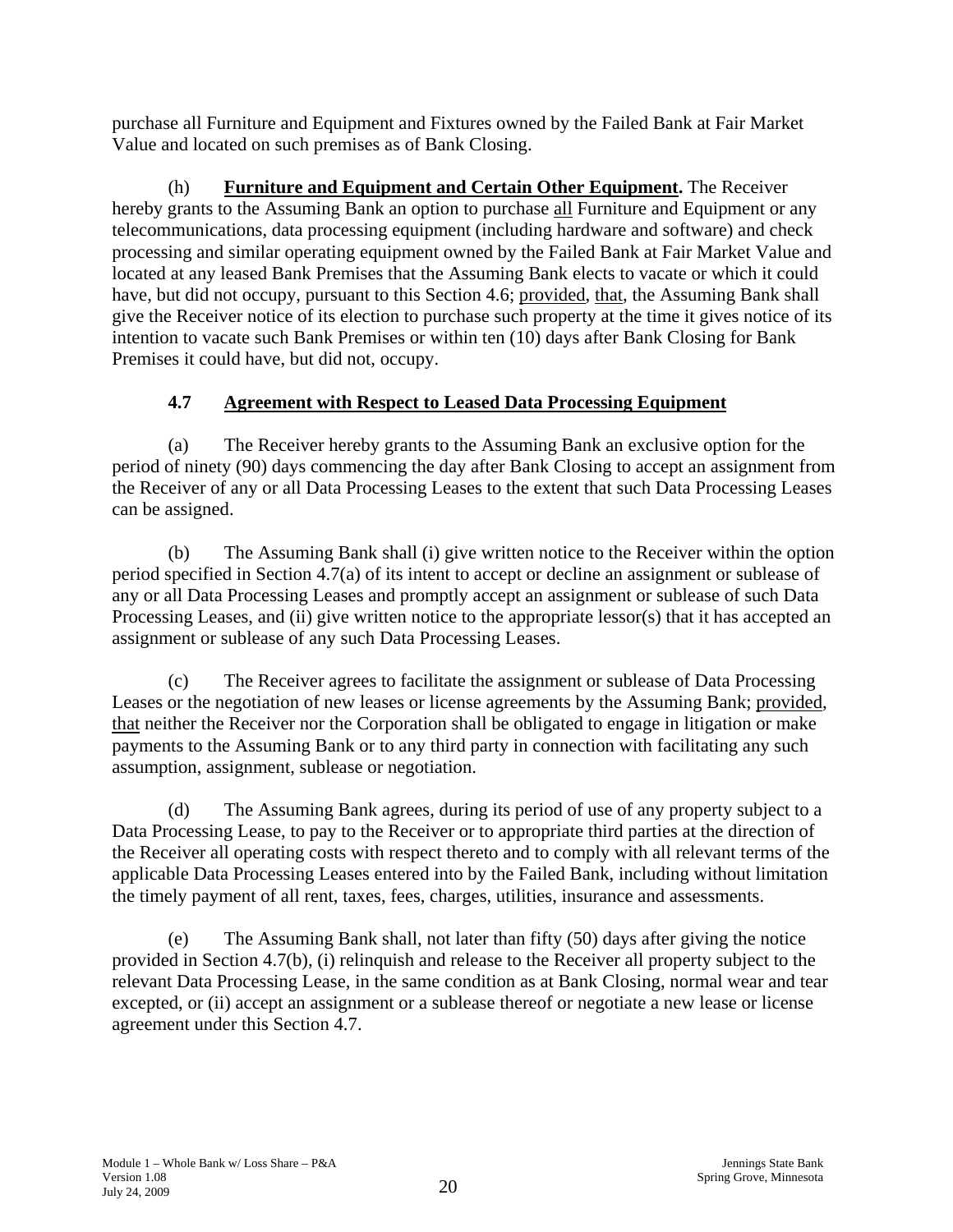purchase all Furniture and Equipment and Fixtures owned by the Failed Bank at Fair Market Value and located on such premises as of Bank Closing.

(h) **Furniture and Equipment and Certain Other Equipment.** The Receiver hereby grants to the Assuming Bank an option to purchase all Furniture and Equipment or any telecommunications, data processing equipment (including hardware and software) and check processing and similar operating equipment owned by the Failed Bank at Fair Market Value and located at any leased Bank Premises that the Assuming Bank elects to vacate or which it could have, but did not occupy, pursuant to this Section 4.6; provided, that, the Assuming Bank shall give the Receiver notice of its election to purchase such property at the time it gives notice of its intention to vacate such Bank Premises or within ten (10) days after Bank Closing for Bank Premises it could have, but did not, occupy.

### 4.7 Agreement with Respect to Leased Data Processing Equipment

(a) The Receiver hereby grants to the Assuming Bank an exclusive option for the period of ninety (90) days commencing the day after Bank Closing to accept an assignment from the Receiver of any or all Data Processing Leases to the extent that such Data Processing Leases can be assigned.

(b) The Assuming Bank shall (i) give written notice to the Receiver within the option period specified in Section 4.7(a) of its intent to accept or decline an assignment or sublease of any or all Data Processing Leases and promptly accept an assignment or sublease of such Data Processing Leases, and (ii) give written notice to the appropriate lessor(s) that it has accepted an assignment or sublease of any such Data Processing Leases.

(c) The Receiver agrees to facilitate the assignment or sublease of Data Processing Leases or the negotiation of new leases or license agreements by the Assuming Bank; provided, that neither the Receiver nor the Corporation shall be obligated to engage in litigation or make payments to the Assuming Bank or to any third party in connection with facilitating any such assumption, assignment, sublease or negotiation.

(d) The Assuming Bank agrees, during its period of use of any property subject to a Data Processing Lease, to pay to the Receiver or to appropriate third parties at the direction of the Receiver all operating costs with respect thereto and to comply with all relevant terms of the applicable Data Processing Leases entered into by the Failed Bank, including without limitation the timely payment of all rent, taxes, fees, charges, utilities, insurance and assessments.

(e) The Assuming Bank shall, not later than fifty (50) days after giving the notice provided in Section 4.7(b), (i) relinquish and release to the Receiver all property subject to the relevant Data Processing Lease, in the same condition as at Bank Closing, normal wear and tear excepted, or (ii) accept an assignment or a sublease thereof or negotiate a new lease or license agreement under this Section 4.7.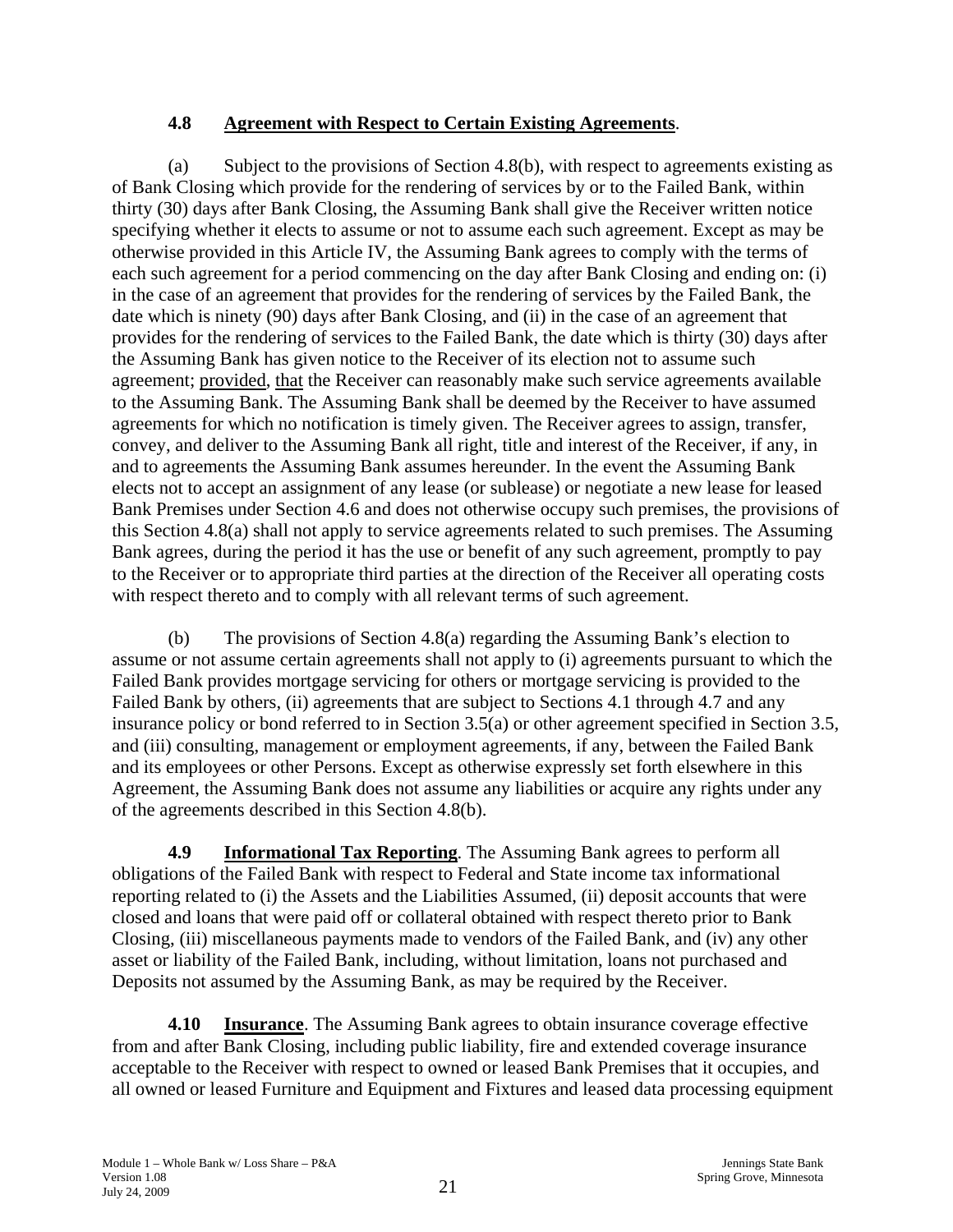### 4.8 Agreement with Respect to Certain Existing Agreements.

(a) Subject to the provisions of Section 4.8(b), with respect to agreements existing as of Bank Closing which provide for the rendering of services by or to the Failed Bank, within thirty (30) days after Bank Closing, the Assuming Bank shall give the Receiver written notice specifying whether it elects to assume or not to assume each such agreement. Except as may be otherwise provided in this Article IV, the Assuming Bank agrees to comply with the terms of each such agreement for a period commencing on the day after Bank Closing and ending on: (i) in the case of an agreement that provides for the rendering of services by the Failed Bank, the date which is ninety (90) days after Bank Closing, and (ii) in the case of an agreement that provides for the rendering of services to the Failed Bank, the date which is thirty (30) days after the Assuming Bank has given notice to the Receiver of its election not to assume such agreement; provided, that the Receiver can reasonably make such service agreements available to the Assuming Bank. The Assuming Bank shall be deemed by the Receiver to have assumed agreements for which no notification is timely given. The Receiver agrees to assign, transfer, convey, and deliver to the Assuming Bank all right, title and interest of the Receiver, if any, in and to agreements the Assuming Bank assumes hereunder. In the event the Assuming Bank elects not to accept an assignment of any lease (or sublease) or negotiate a new lease for leased Bank Premises under Section 4.6 and does not otherwise occupy such premises, the provisions of this Section 4.8(a) shall not apply to service agreements related to such premises. The Assuming Bank agrees, during the period it has the use or benefit of any such agreement, promptly to pay to the Receiver or to appropriate third parties at the direction of the Receiver all operating costs with respect thereto and to comply with all relevant terms of such agreement.

(b) The provisions of Section 4.8(a) regarding the Assuming Bank's election to assume or not assume certain agreements shall not apply to (i) agreements pursuant to which the Failed Bank provides mortgage servicing for others or mortgage servicing is provided to the Failed Bank by others, (ii) agreements that are subject to Sections 4.1 through 4.7 and any insurance policy or bond referred to in Section 3.5(a) or other agreement specified in Section 3.5, and (iii) consulting, management or employment agreements, if any, between the Failed Bank and its employees or other Persons. Except as otherwise expressly set forth elsewhere in this Agreement, the Assuming Bank does not assume any liabilities or acquire any rights under any of the agreements described in this Section 4.8(b).

**4.9 Informational Tax Reporting**. The Assuming Bank agrees to perform all obligations of the Failed Bank with respect to Federal and State income tax informational reporting related to (i) the Assets and the Liabilities Assumed, (ii) deposit accounts that were closed and loans that were paid off or collateral obtained with respect thereto prior to Bank Closing, (iii) miscellaneous payments made to vendors of the Failed Bank, and (iv) any other asset or liability of the Failed Bank, including, without limitation, loans not purchased and Deposits not assumed by the Assuming Bank, as may be required by the Receiver.

**4.10 Insurance**. The Assuming Bank agrees to obtain insurance coverage effective from and after Bank Closing, including public liability, fire and extended coverage insurance acceptable to the Receiver with respect to owned or leased Bank Premises that it occupies, and all owned or leased Furniture and Equipment and Fixtures and leased data processing equipment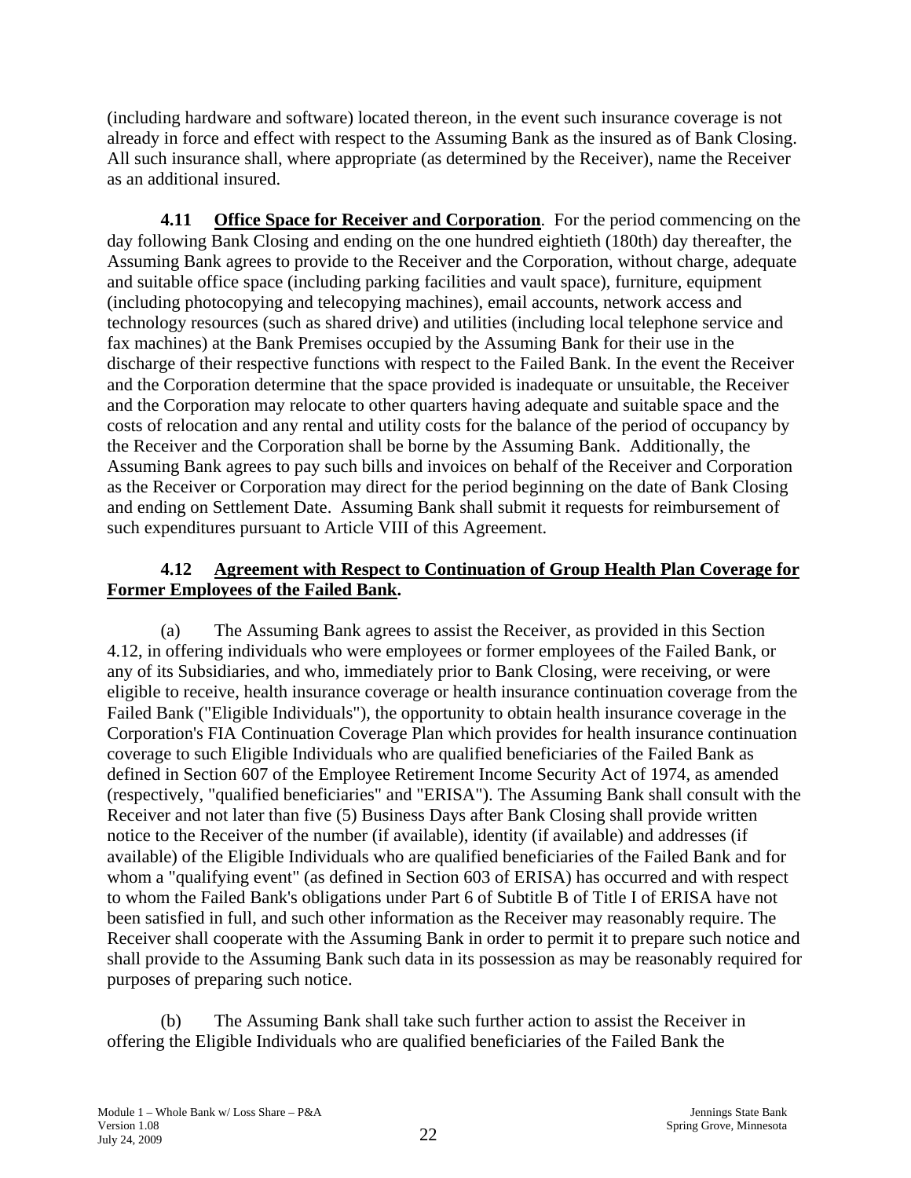(including hardware and software) located thereon, in the event such insurance coverage is not already in force and effect with respect to the Assuming Bank as the insured as of Bank Closing. All such insurance shall, where appropriate (as determined by the Receiver), name the Receiver as an additional insured.

**4.11 Office Space for Receiver and Corporation**. For the period commencing on the day following Bank Closing and ending on the one hundred eightieth (180th) day thereafter, the Assuming Bank agrees to provide to the Receiver and the Corporation, without charge, adequate and suitable office space (including parking facilities and vault space), furniture, equipment (including photocopying and telecopying machines), email accounts, network access and technology resources (such as shared drive) and utilities (including local telephone service and fax machines) at the Bank Premises occupied by the Assuming Bank for their use in the discharge of their respective functions with respect to the Failed Bank. In the event the Receiver and the Corporation determine that the space provided is inadequate or unsuitable, the Receiver and the Corporation may relocate to other quarters having adequate and suitable space and the costs of relocation and any rental and utility costs for the balance of the period of occupancy by the Receiver and the Corporation shall be borne by the Assuming Bank. Additionally, the Assuming Bank agrees to pay such bills and invoices on behalf of the Receiver and Corporation as the Receiver or Corporation may direct for the period beginning on the date of Bank Closing and ending on Settlement Date. Assuming Bank shall submit it requests for reimbursement of such expenditures pursuant to Article VIII of this Agreement.

**4.12 Agreement with Respect to Continuation of Group Health Plan Coverage for Former Employees of the Failed Bank.**

(a) The Assuming Bank agrees to assist the Receiver, as provided in this Section 4.12, in offering individuals who were employees or former employees of the Failed Bank, or any of its Subsidiaries, and who, immediately prior to Bank Closing, were receiving, or were eligible to receive, health insurance coverage or health insurance continuation coverage from the Failed Bank ("Eligible Individuals"), the opportunity to obtain health insurance coverage in the Corporation's FIA Continuation Coverage Plan which provides for health insurance continuation coverage to such Eligible Individuals who are qualified beneficiaries of the Failed Bank as defined in Section 607 of the Employee Retirement Income Security Act of 1974, as amended (respectively, "qualified beneficiaries" and "ERISA"). The Assuming Bank shall consult with the Receiver and not later than five (5) Business Days after Bank Closing shall provide written notice to the Receiver of the number (if available), identity (if available) and addresses (if available) of the Eligible Individuals who are qualified beneficiaries of the Failed Bank and for whom a "qualifying event" (as defined in Section 603 of ERISA) has occurred and with respect to whom the Failed Bank's obligations under Part 6 of Subtitle B of Title I of ERISA have not been satisfied in full, and such other information as the Receiver may reasonably require. The Receiver shall cooperate with the Assuming Bank in order to permit it to prepare such notice and shall provide to the Assuming Bank such data in its possession as may be reasonably required for purposes of preparing such notice.

(b) The Assuming Bank shall take such further action to assist the Receiver in offering the Eligible Individuals who are qualified beneficiaries of the Failed Bank the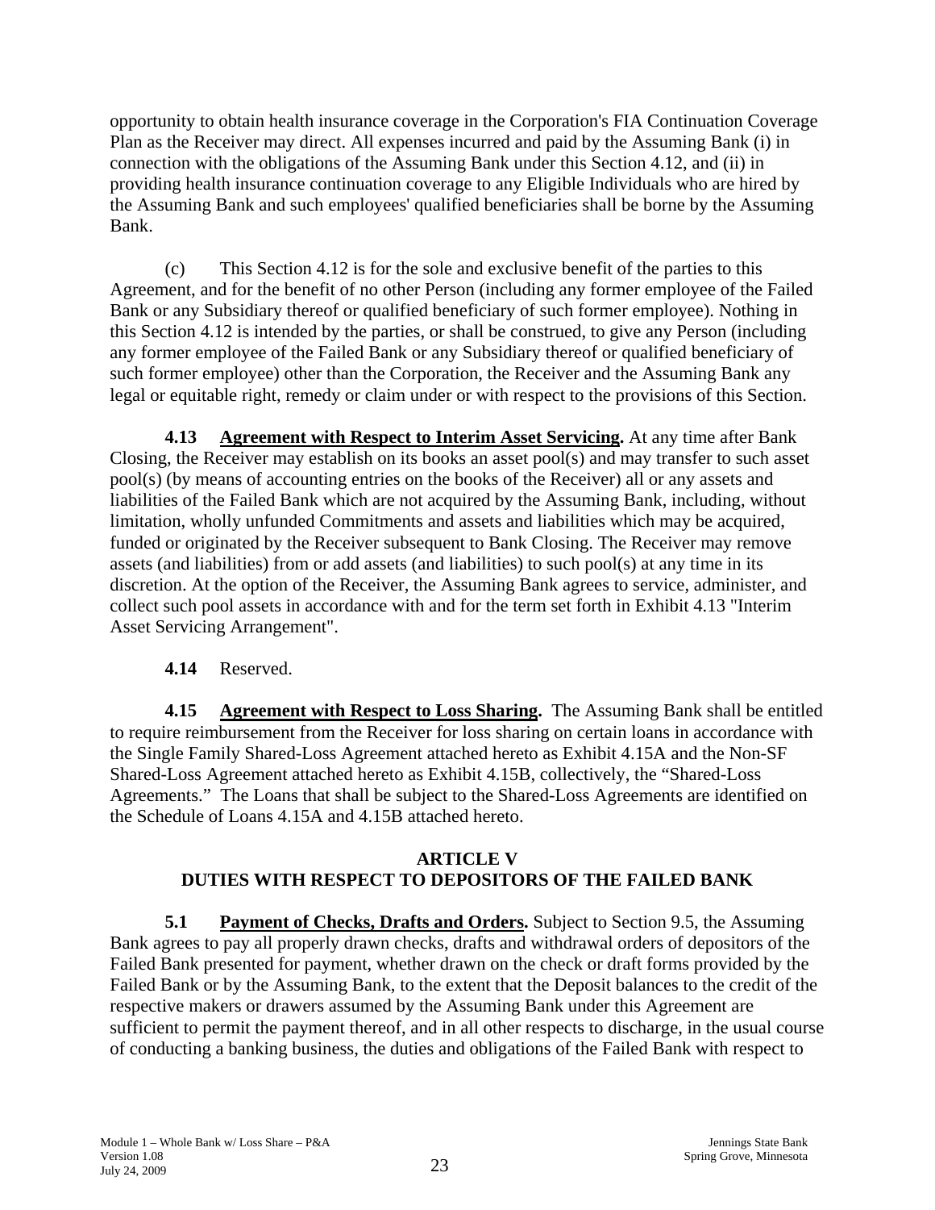opportunity to obtain health insurance coverage in the Corporation's FIA Continuation Coverage Plan as the Receiver may direct. All expenses incurred and paid by the Assuming Bank (i) in connection with the obligations of the Assuming Bank under this Section 4.12, and (ii) in providing health insurance continuation coverage to any Eligible Individuals who are hired by the Assuming Bank and such employees' qualified beneficiaries shall be borne by the Assuming Bank.

(c) This Section 4.12 is for the sole and exclusive benefit of the parties to this Agreement, and for the benefit of no other Person (including any former employee of the Failed Bank or any Subsidiary thereof or qualified beneficiary of such former employee). Nothing in this Section 4.12 is intended by the parties, or shall be construed, to give any Person (including any former employee of the Failed Bank or any Subsidiary thereof or qualified beneficiary of such former employee) other than the Corporation, the Receiver and the Assuming Bank any legal or equitable right, remedy or claim under or with respect to the provisions of this Section.

**4.13 Agreement with Respect to Interim Asset Servicing.** At any time after Bank Closing, the Receiver may establish on its books an asset pool(s) and may transfer to such asset pool(s) (by means of accounting entries on the books of the Receiver) all or any assets and liabilities of the Failed Bank which are not acquired by the Assuming Bank, including, without limitation, wholly unfunded Commitments and assets and liabilities which may be acquired, funded or originated by the Receiver subsequent to Bank Closing. The Receiver may remove assets (and liabilities) from or add assets (and liabilities) to such pool(s) at any time in its discretion. At the option of the Receiver, the Assuming Bank agrees to service, administer, and collect such pool assets in accordance with and for the term set forth in Exhibit 4.13 "Interim Asset Servicing Arrangement".

**4.14** Reserved.

**4.15 Agreement with Respect to Loss Sharing.** The Assuming Bank shall be entitled to require reimbursement from the Receiver for loss sharing on certain loans in accordance with the Single Family Shared-Loss Agreement attached hereto as Exhibit 4.15A and the Non-SF Shared-Loss Agreement attached hereto as Exhibit 4.15B, collectively, the "Shared-Loss Agreements." The Loans that shall be subject to the Shared-Loss Agreements are identified on the Schedule of Loans 4.15A and 4.15B attached hereto.

## ARTICLE V
## DUTIES WITH RESPECT TO DEPOSITORS OF THE FAILED BANK

**5.1 Payment of Checks, Drafts and Orders.** Subject to Section 9.5, the Assuming Bank agrees to pay all properly drawn checks, drafts and withdrawal orders of depositors of the Failed Bank presented for payment, whether drawn on the check or draft forms provided by the Failed Bank or by the Assuming Bank, to the extent that the Deposit balances to the credit of the respective makers or drawers assumed by the Assuming Bank under this Agreement are sufficient to permit the payment thereof, and in all other respects to discharge, in the usual course of conducting a banking business, the duties and obligations of the Failed Bank with respect to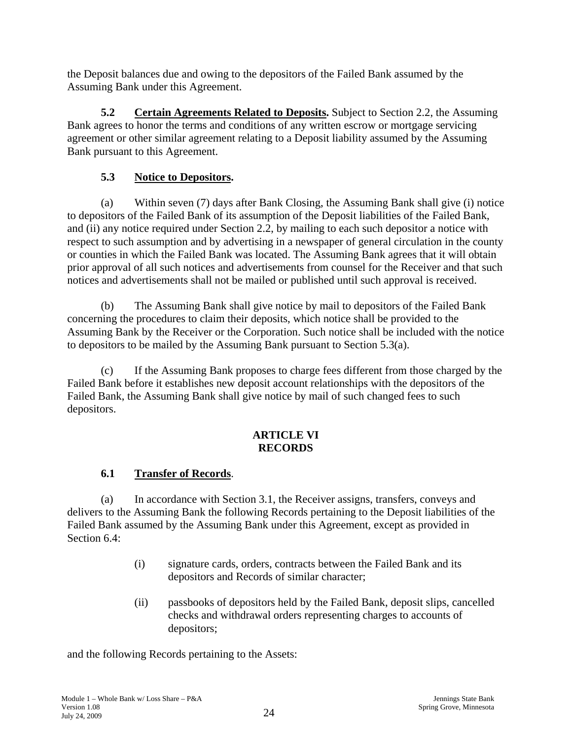the Deposit balances due and owing to the depositors of the Failed Bank assumed by the Assuming Bank under this Agreement.

**5.2 Certain Agreements Related to Deposits.** Subject to Section 2.2, the Assuming Bank agrees to honor the terms and conditions of any written escrow or mortgage servicing agreement or other similar agreement relating to a Deposit liability assumed by the Assuming Bank pursuant to this Agreement.

**5.3 Notice to Depositors.**

(a) Within seven (7) days after Bank Closing, the Assuming Bank shall give (i) notice to depositors of the Failed Bank of its assumption of the Deposit liabilities of the Failed Bank, and (ii) any notice required under Section 2.2, by mailing to each such depositor a notice with respect to such assumption and by advertising in a newspaper of general circulation in the county or counties in which the Failed Bank was located. The Assuming Bank agrees that it will obtain prior approval of all such notices and advertisements from counsel for the Receiver and that such notices and advertisements shall not be mailed or published until such approval is received.

(b) The Assuming Bank shall give notice by mail to depositors of the Failed Bank concerning the procedures to claim their deposits, which notice shall be provided to the Assuming Bank by the Receiver or the Corporation. Such notice shall be included with the notice to depositors to be mailed by the Assuming Bank pursuant to Section 5.3(a).

(c) If the Assuming Bank proposes to charge fees different from those charged by the Failed Bank before it establishes new deposit account relationships with the depositors of the Failed Bank, the Assuming Bank shall give notice by mail of such changed fees to such depositors.

## ARTICLE VI
## RECORDS

**6.1 Transfer of Records.**

(a) In accordance with Section 3.1, the Receiver assigns, transfers, conveys and delivers to the Assuming Bank the following Records pertaining to the Deposit liabilities of the Failed Bank assumed by the Assuming Bank under this Agreement, except as provided in Section 6.4:

(i) signature cards, orders, contracts between the Failed Bank and its depositors and Records of similar character;

(ii) passbooks of depositors held by the Failed Bank, deposit slips, cancelled checks and withdrawal orders representing charges to accounts of depositors;

and the following Records pertaining to the Assets: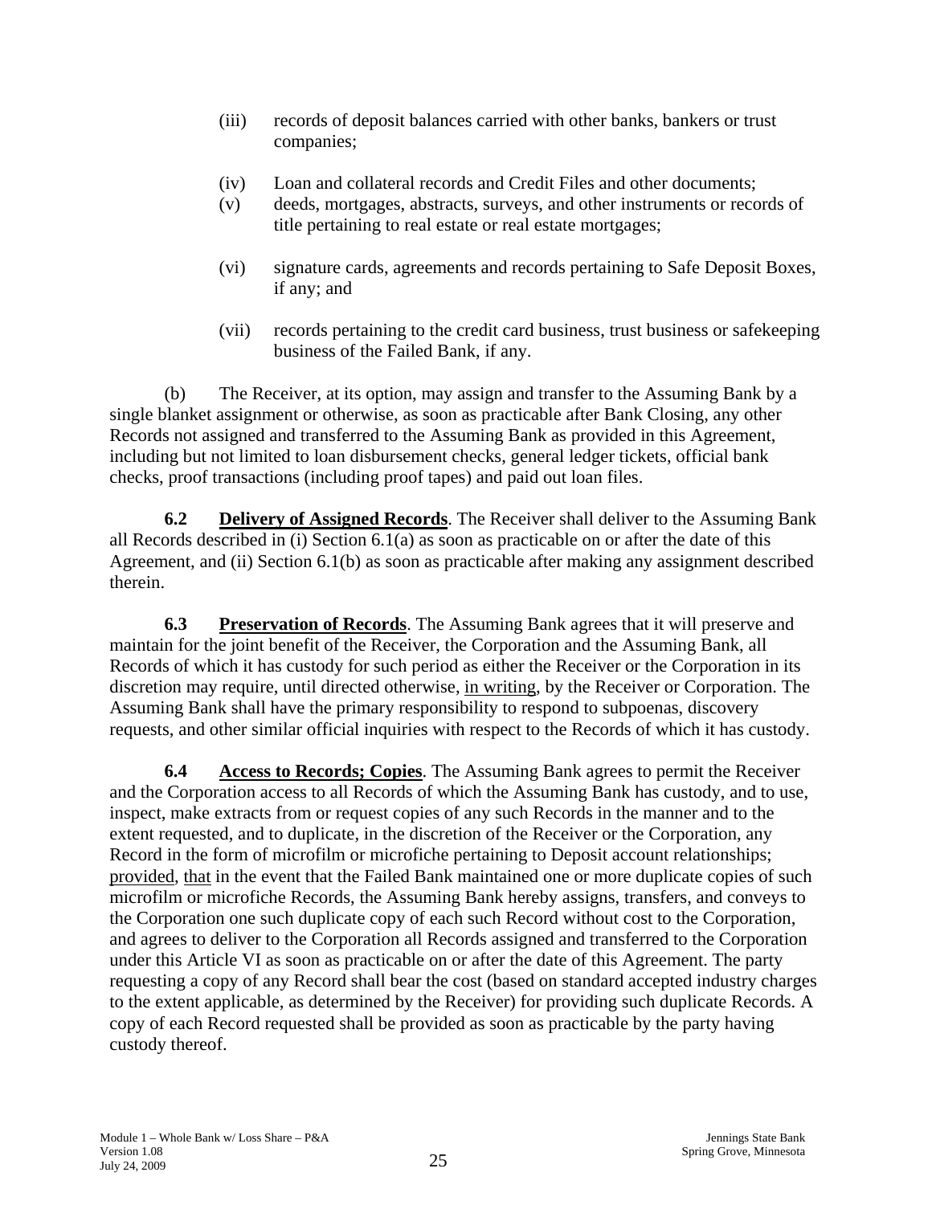(iii) records of deposit balances carried with other banks, bankers or trust companies;

(iv) Loan and collateral records and Credit Files and other documents;

(v) deeds, mortgages, abstracts, surveys, and other instruments or records of title pertaining to real estate or real estate mortgages;

(vi) signature cards, agreements and records pertaining to Safe Deposit Boxes, if any; and

(vii) records pertaining to the credit card business, trust business or safekeeping business of the Failed Bank, if any.

(b) The Receiver, at its option, may assign and transfer to the Assuming Bank by a single blanket assignment or otherwise, as soon as practicable after Bank Closing, any other Records not assigned and transferred to the Assuming Bank as provided in this Agreement, including but not limited to loan disbursement checks, general ledger tickets, official bank checks, proof transactions (including proof tapes) and paid out loan files.

**6.2 Delivery of Assigned Records**. The Receiver shall deliver to the Assuming Bank all Records described in (i) Section 6.1(a) as soon as practicable on or after the date of this Agreement, and (ii) Section 6.1(b) as soon as practicable after making any assignment described therein.

**6.3 Preservation of Records**. The Assuming Bank agrees that it will preserve and maintain for the joint benefit of the Receiver, the Corporation and the Assuming Bank, all Records of which it has custody for such period as either the Receiver or the Corporation in its discretion may require, until directed otherwise, in writing, by the Receiver or Corporation. The Assuming Bank shall have the primary responsibility to respond to subpoenas, discovery requests, and other similar official inquiries with respect to the Records of which it has custody.

**6.4 Access to Records; Copies**. The Assuming Bank agrees to permit the Receiver and the Corporation access to all Records of which the Assuming Bank has custody, and to use, inspect, make extracts from or request copies of any such Records in the manner and to the extent requested, and to duplicate, in the discretion of the Receiver or the Corporation, any Record in the form of microfilm or microfiche pertaining to Deposit account relationships; provided, that in the event that the Failed Bank maintained one or more duplicate copies of such microfilm or microfiche Records, the Assuming Bank hereby assigns, transfers, and conveys to the Corporation one such duplicate copy of each such Record without cost to the Corporation, and agrees to deliver to the Corporation all Records assigned and transferred to the Corporation under this Article VI as soon as practicable on or after the date of this Agreement. The party requesting a copy of any Record shall bear the cost (based on standard accepted industry charges to the extent applicable, as determined by the Receiver) for providing such duplicate Records. A copy of each Record requested shall be provided as soon as practicable by the party having custody thereof.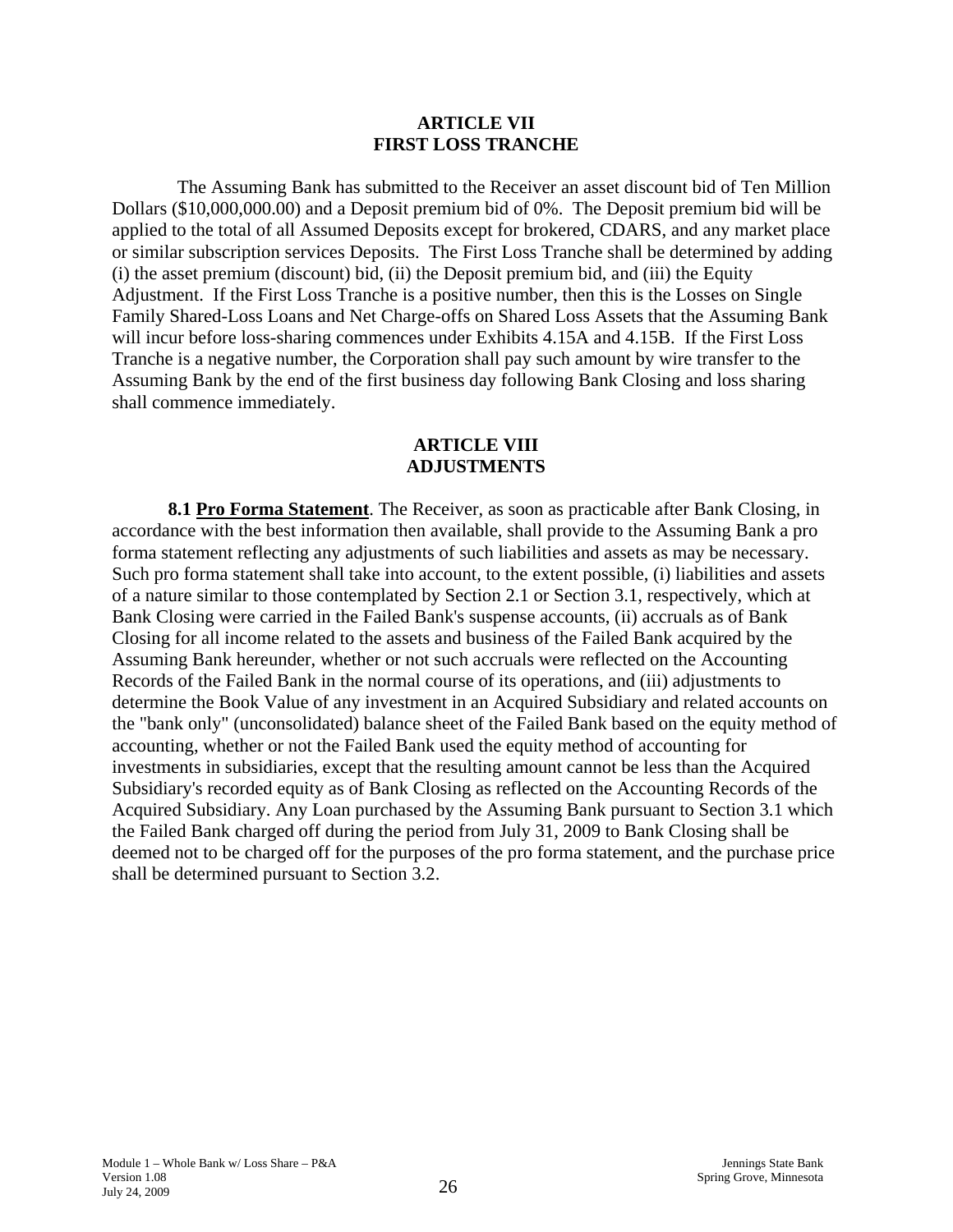## ARTICLE VII
## FIRST LOSS TRANCHE

The Assuming Bank has submitted to the Receiver an asset discount bid of Ten Million Dollars ($10,000,000.00) and a Deposit premium bid of 0%. The Deposit premium bid will be applied to the total of all Assumed Deposits except for brokered, CDARS, and any market place or similar subscription services Deposits. The First Loss Tranche shall be determined by adding (i) the asset premium (discount) bid, (ii) the Deposit premium bid, and (iii) the Equity Adjustment. If the First Loss Tranche is a positive number, then this is the Losses on Single Family Shared-Loss Loans and Net Charge-offs on Shared Loss Assets that the Assuming Bank will incur before loss-sharing commences under Exhibits 4.15A and 4.15B. If the First Loss Tranche is a negative number, the Corporation shall pay such amount by wire transfer to the Assuming Bank by the end of the first business day following Bank Closing and loss sharing shall commence immediately.

## ARTICLE VIII
## ADJUSTMENTS

**8.1 Pro Forma Statement**. The Receiver, as soon as practicable after Bank Closing, in accordance with the best information then available, shall provide to the Assuming Bank a pro forma statement reflecting any adjustments of such liabilities and assets as may be necessary. Such pro forma statement shall take into account, to the extent possible, (i) liabilities and assets of a nature similar to those contemplated by Section 2.1 or Section 3.1, respectively, which at Bank Closing were carried in the Failed Bank's suspense accounts, (ii) accruals as of Bank Closing for all income related to the assets and business of the Failed Bank acquired by the Assuming Bank hereunder, whether or not such accruals were reflected on the Accounting Records of the Failed Bank in the normal course of its operations, and (iii) adjustments to determine the Book Value of any investment in an Acquired Subsidiary and related accounts on the "bank only" (unconsolidated) balance sheet of the Failed Bank based on the equity method of accounting, whether or not the Failed Bank used the equity method of accounting for investments in subsidiaries, except that the resulting amount cannot be less than the Acquired Subsidiary's recorded equity as of Bank Closing as reflected on the Accounting Records of the Acquired Subsidiary. Any Loan purchased by the Assuming Bank pursuant to Section 3.1 which the Failed Bank charged off during the period from July 31, 2009 to Bank Closing shall be deemed not to be charged off for the purposes of the pro forma statement, and the purchase price shall be determined pursuant to Section 3.2.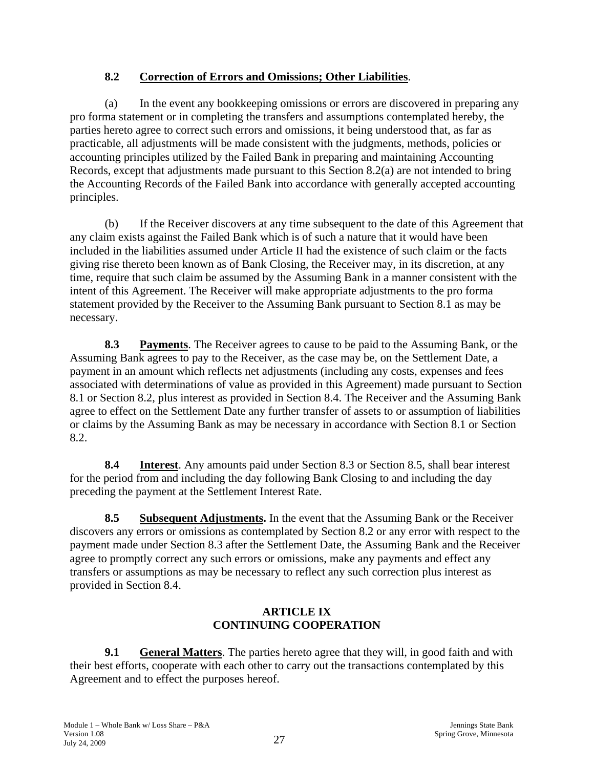**8.2 Correction of Errors and Omissions; Other Liabilities**.

(a) In the event any bookkeeping omissions or errors are discovered in preparing any pro forma statement or in completing the transfers and assumptions contemplated hereby, the parties hereto agree to correct such errors and omissions, it being understood that, as far as practicable, all adjustments will be made consistent with the judgments, methods, policies or accounting principles utilized by the Failed Bank in preparing and maintaining Accounting Records, except that adjustments made pursuant to this Section 8.2(a) are not intended to bring the Accounting Records of the Failed Bank into accordance with generally accepted accounting principles.

(b) If the Receiver discovers at any time subsequent to the date of this Agreement that any claim exists against the Failed Bank which is of such a nature that it would have been included in the liabilities assumed under Article II had the existence of such claim or the facts giving rise thereto been known as of Bank Closing, the Receiver may, in its discretion, at any time, require that such claim be assumed by the Assuming Bank in a manner consistent with the intent of this Agreement. The Receiver will make appropriate adjustments to the pro forma statement provided by the Receiver to the Assuming Bank pursuant to Section 8.1 as may be necessary.

**8.3 Payments**. The Receiver agrees to cause to be paid to the Assuming Bank, or the Assuming Bank agrees to pay to the Receiver, as the case may be, on the Settlement Date, a payment in an amount which reflects net adjustments (including any costs, expenses and fees associated with determinations of value as provided in this Agreement) made pursuant to Section 8.1 or Section 8.2, plus interest as provided in Section 8.4. The Receiver and the Assuming Bank agree to effect on the Settlement Date any further transfer of assets to or assumption of liabilities or claims by the Assuming Bank as may be necessary in accordance with Section 8.1 or Section 8.2.

**8.4 Interest**. Any amounts paid under Section 8.3 or Section 8.5, shall bear interest for the period from and including the day following Bank Closing to and including the day preceding the payment at the Settlement Interest Rate.

**8.5 Subsequent Adjustments.** In the event that the Assuming Bank or the Receiver discovers any errors or omissions as contemplated by Section 8.2 or any error with respect to the payment made under Section 8.3 after the Settlement Date, the Assuming Bank and the Receiver agree to promptly correct any such errors or omissions, make any payments and effect any transfers or assumptions as may be necessary to reflect any such correction plus interest as provided in Section 8.4.

## ARTICLE IX
## CONTINUING COOPERATION

**9.1 General Matters**. The parties hereto agree that they will, in good faith and with their best efforts, cooperate with each other to carry out the transactions contemplated by this Agreement and to effect the purposes hereof.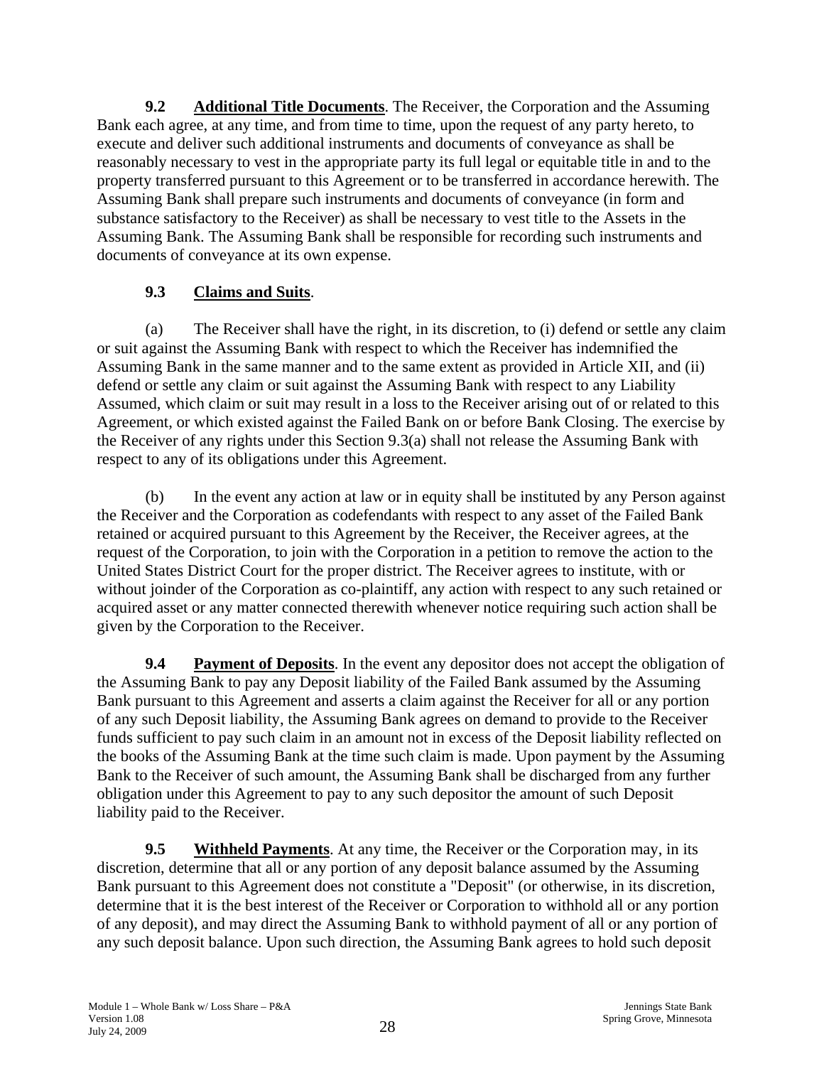**9.2 Additional Title Documents**. The Receiver, the Corporation and the Assuming Bank each agree, at any time, and from time to time, upon the request of any party hereto, to execute and deliver such additional instruments and documents of conveyance as shall be reasonably necessary to vest in the appropriate party its full legal or equitable title in and to the property transferred pursuant to this Agreement or to be transferred in accordance herewith. The Assuming Bank shall prepare such instruments and documents of conveyance (in form and substance satisfactory to the Receiver) as shall be necessary to vest title to the Assets in the Assuming Bank. The Assuming Bank shall be responsible for recording such instruments and documents of conveyance at its own expense.

**9.3 Claims and Suits**.

(a) The Receiver shall have the right, in its discretion, to (i) defend or settle any claim or suit against the Assuming Bank with respect to which the Receiver has indemnified the Assuming Bank in the same manner and to the same extent as provided in Article XII, and (ii) defend or settle any claim or suit against the Assuming Bank with respect to any Liability Assumed, which claim or suit may result in a loss to the Receiver arising out of or related to this Agreement, or which existed against the Failed Bank on or before Bank Closing. The exercise by the Receiver of any rights under this Section 9.3(a) shall not release the Assuming Bank with respect to any of its obligations under this Agreement.

(b) In the event any action at law or in equity shall be instituted by any Person against the Receiver and the Corporation as codefendants with respect to any asset of the Failed Bank retained or acquired pursuant to this Agreement by the Receiver, the Receiver agrees, at the request of the Corporation, to join with the Corporation in a petition to remove the action to the United States District Court for the proper district. The Receiver agrees to institute, with or without joinder of the Corporation as co-plaintiff, any action with respect to any such retained or acquired asset or any matter connected therewith whenever notice requiring such action shall be given by the Corporation to the Receiver.

**9.4 Payment of Deposits**. In the event any depositor does not accept the obligation of the Assuming Bank to pay any Deposit liability of the Failed Bank assumed by the Assuming Bank pursuant to this Agreement and asserts a claim against the Receiver for all or any portion of any such Deposit liability, the Assuming Bank agrees on demand to provide to the Receiver funds sufficient to pay such claim in an amount not in excess of the Deposit liability reflected on the books of the Assuming Bank at the time such claim is made. Upon payment by the Assuming Bank to the Receiver of such amount, the Assuming Bank shall be discharged from any further obligation under this Agreement to pay to any such depositor the amount of such Deposit liability paid to the Receiver.

**9.5 Withheld Payments**. At any time, the Receiver or the Corporation may, in its discretion, determine that all or any portion of any deposit balance assumed by the Assuming Bank pursuant to this Agreement does not constitute a "Deposit" (or otherwise, in its discretion, determine that it is the best interest of the Receiver or Corporation to withhold all or any portion of any deposit), and may direct the Assuming Bank to withhold payment of all or any portion of any such deposit balance. Upon such direction, the Assuming Bank agrees to hold such deposit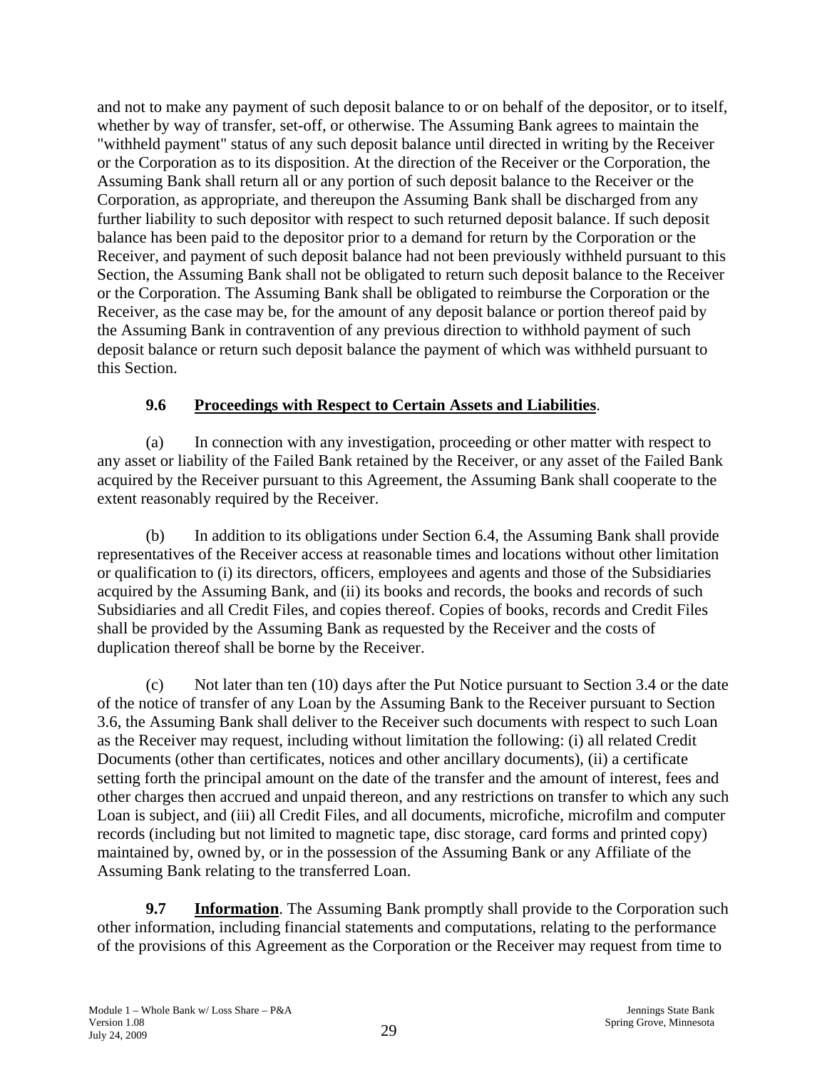and not to make any payment of such deposit balance to or on behalf of the depositor, or to itself, whether by way of transfer, set-off, or otherwise. The Assuming Bank agrees to maintain the "withheld payment" status of any such deposit balance until directed in writing by the Receiver or the Corporation as to its disposition. At the direction of the Receiver or the Corporation, the Assuming Bank shall return all or any portion of such deposit balance to the Receiver or the Corporation, as appropriate, and thereupon the Assuming Bank shall be discharged from any further liability to such depositor with respect to such returned deposit balance. If such deposit balance has been paid to the depositor prior to a demand for return by the Corporation or the Receiver, and payment of such deposit balance had not been previously withheld pursuant to this Section, the Assuming Bank shall not be obligated to return such deposit balance to the Receiver or the Corporation. The Assuming Bank shall be obligated to reimburse the Corporation or the Receiver, as the case may be, for the amount of any deposit balance or portion thereof paid by the Assuming Bank in contravention of any previous direction to withhold payment of such deposit balance or return such deposit balance the payment of which was withheld pursuant to this Section.

**9.6 Proceedings with Respect to Certain Assets and Liabilities**.

(a) In connection with any investigation, proceeding or other matter with respect to any asset or liability of the Failed Bank retained by the Receiver, or any asset of the Failed Bank acquired by the Receiver pursuant to this Agreement, the Assuming Bank shall cooperate to the extent reasonably required by the Receiver.

(b) In addition to its obligations under Section 6.4, the Assuming Bank shall provide representatives of the Receiver access at reasonable times and locations without other limitation or qualification to (i) its directors, officers, employees and agents and those of the Subsidiaries acquired by the Assuming Bank, and (ii) its books and records, the books and records of such Subsidiaries and all Credit Files, and copies thereof. Copies of books, records and Credit Files shall be provided by the Assuming Bank as requested by the Receiver and the costs of duplication thereof shall be borne by the Receiver.

(c) Not later than ten (10) days after the Put Notice pursuant to Section 3.4 or the date of the notice of transfer of any Loan by the Assuming Bank to the Receiver pursuant to Section 3.6, the Assuming Bank shall deliver to the Receiver such documents with respect to such Loan as the Receiver may request, including without limitation the following: (i) all related Credit Documents (other than certificates, notices and other ancillary documents), (ii) a certificate setting forth the principal amount on the date of the transfer and the amount of interest, fees and other charges then accrued and unpaid thereon, and any restrictions on transfer to which any such Loan is subject, and (iii) all Credit Files, and all documents, microfiche, microfilm and computer records (including but not limited to magnetic tape, disc storage, card forms and printed copy) maintained by, owned by, or in the possession of the Assuming Bank or any Affiliate of the Assuming Bank relating to the transferred Loan.

**9.7 Information**. The Assuming Bank promptly shall provide to the Corporation such other information, including financial statements and computations, relating to the performance of the provisions of this Agreement as the Corporation or the Receiver may request from time to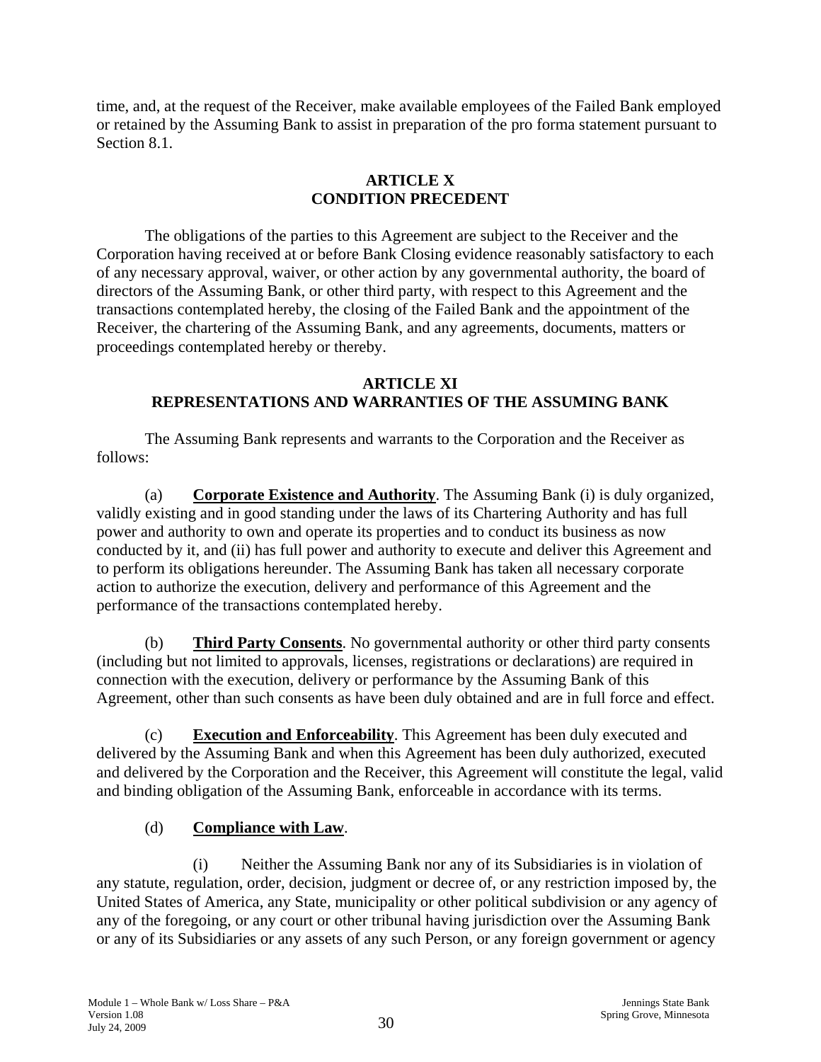time, and, at the request of the Receiver, make available employees of the Failed Bank employed or retained by the Assuming Bank to assist in preparation of the pro forma statement pursuant to Section 8.1.

## ARTICLE X
## CONDITION PRECEDENT

The obligations of the parties to this Agreement are subject to the Receiver and the Corporation having received at or before Bank Closing evidence reasonably satisfactory to each of any necessary approval, waiver, or other action by any governmental authority, the board of directors of the Assuming Bank, or other third party, with respect to this Agreement and the transactions contemplated hereby, the closing of the Failed Bank and the appointment of the Receiver, the chartering of the Assuming Bank, and any agreements, documents, matters or proceedings contemplated hereby or thereby.

## ARTICLE XI
## REPRESENTATIONS AND WARRANTIES OF THE ASSUMING BANK

The Assuming Bank represents and warrants to the Corporation and the Receiver as follows:

(a) **Corporate Existence and Authority**. The Assuming Bank (i) is duly organized, validly existing and in good standing under the laws of its Chartering Authority and has full power and authority to own and operate its properties and to conduct its business as now conducted by it, and (ii) has full power and authority to execute and deliver this Agreement and to perform its obligations hereunder. The Assuming Bank has taken all necessary corporate action to authorize the execution, delivery and performance of this Agreement and the performance of the transactions contemplated hereby.

(b) **Third Party Consents**. No governmental authority or other third party consents (including but not limited to approvals, licenses, registrations or declarations) are required in connection with the execution, delivery or performance by the Assuming Bank of this Agreement, other than such consents as have been duly obtained and are in full force and effect.

(c) **Execution and Enforceability**. This Agreement has been duly executed and delivered by the Assuming Bank and when this Agreement has been duly authorized, executed and delivered by the Corporation and the Receiver, this Agreement will constitute the legal, valid and binding obligation of the Assuming Bank, enforceable in accordance with its terms.

(d) **Compliance with Law**.

(i) Neither the Assuming Bank nor any of its Subsidiaries is in violation of any statute, regulation, order, decision, judgment or decree of, or any restriction imposed by, the United States of America, any State, municipality or other political subdivision or any agency of any of the foregoing, or any court or other tribunal having jurisdiction over the Assuming Bank or any of its Subsidiaries or any assets of any such Person, or any foreign government or agency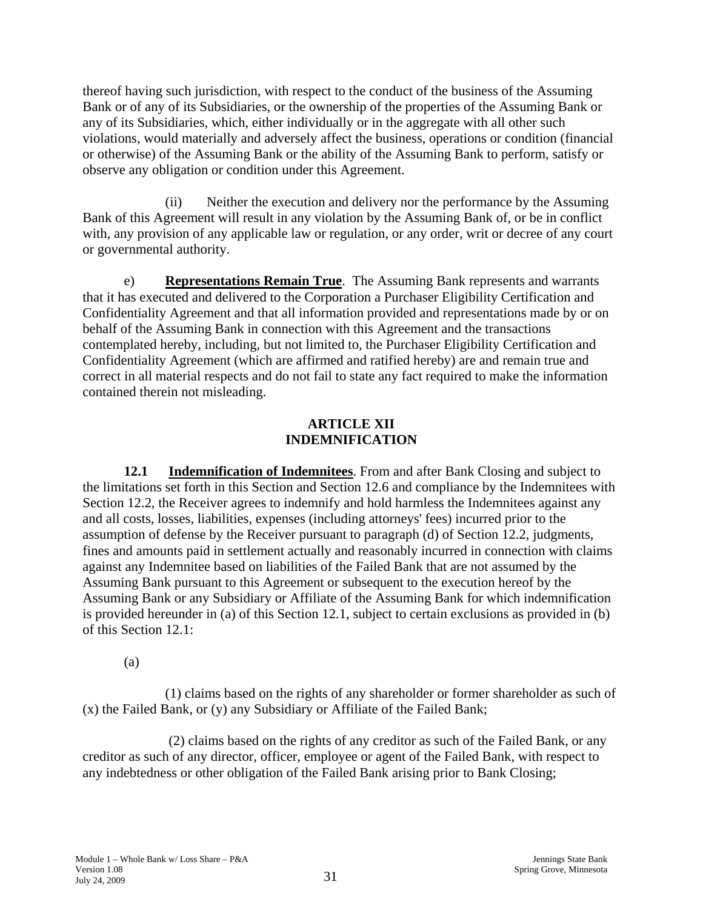thereof having such jurisdiction, with respect to the conduct of the business of the Assuming Bank or of any of its Subsidiaries, or the ownership of the properties of the Assuming Bank or any of its Subsidiaries, which, either individually or in the aggregate with all other such violations, would materially and adversely affect the business, operations or condition (financial or otherwise) of the Assuming Bank or the ability of the Assuming Bank to perform, satisfy or observe any obligation or condition under this Agreement.

(ii) Neither the execution and delivery nor the performance by the Assuming Bank of this Agreement will result in any violation by the Assuming Bank of, or be in conflict with, any provision of any applicable law or regulation, or any order, writ or decree of any court or governmental authority.

e) **Representations Remain True**. The Assuming Bank represents and warrants that it has executed and delivered to the Corporation a Purchaser Eligibility Certification and Confidentiality Agreement and that all information provided and representations made by or on behalf of the Assuming Bank in connection with this Agreement and the transactions contemplated hereby, including, but not limited to, the Purchaser Eligibility Certification and Confidentiality Agreement (which are affirmed and ratified hereby) are and remain true and correct in all material respects and do not fail to state any fact required to make the information contained therein not misleading.

## ARTICLE XII
## INDEMNIFICATION

**12.1 Indemnification of Indemnitees**. From and after Bank Closing and subject to the limitations set forth in this Section and Section 12.6 and compliance by the Indemnitees with Section 12.2, the Receiver agrees to indemnify and hold harmless the Indemnitees against any and all costs, losses, liabilities, expenses (including attorneys' fees) incurred prior to the assumption of defense by the Receiver pursuant to paragraph (d) of Section 12.2, judgments, fines and amounts paid in settlement actually and reasonably incurred in connection with claims against any Indemnitee based on liabilities of the Failed Bank that are not assumed by the Assuming Bank pursuant to this Agreement or subsequent to the execution hereof by the Assuming Bank or any Subsidiary or Affiliate of the Assuming Bank for which indemnification is provided hereunder in (a) of this Section 12.1, subject to certain exclusions as provided in (b) of this Section 12.1:

(a)

(1) claims based on the rights of any shareholder or former shareholder as such of (x) the Failed Bank, or (y) any Subsidiary or Affiliate of the Failed Bank;

(2) claims based on the rights of any creditor as such of the Failed Bank, or any creditor as such of any director, officer, employee or agent of the Failed Bank, with respect to any indebtedness or other obligation of the Failed Bank arising prior to Bank Closing;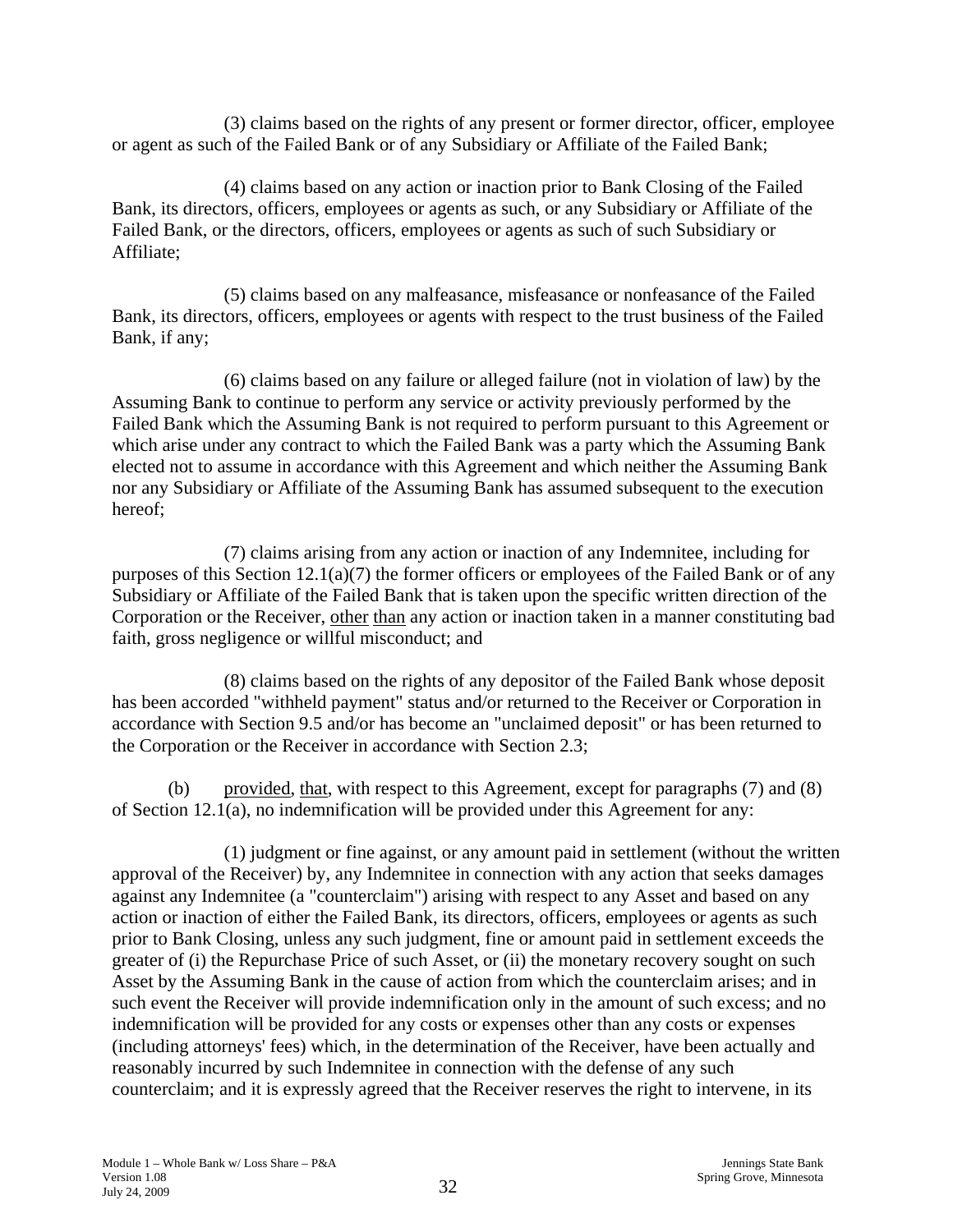(3) claims based on the rights of any present or former director, officer, employee or agent as such of the Failed Bank or of any Subsidiary or Affiliate of the Failed Bank;

(4) claims based on any action or inaction prior to Bank Closing of the Failed Bank, its directors, officers, employees or agents as such, or any Subsidiary or Affiliate of the Failed Bank, or the directors, officers, employees or agents as such of such Subsidiary or Affiliate;

(5) claims based on any malfeasance, misfeasance or nonfeasance of the Failed Bank, its directors, officers, employees or agents with respect to the trust business of the Failed Bank, if any;

(6) claims based on any failure or alleged failure (not in violation of law) by the Assuming Bank to continue to perform any service or activity previously performed by the Failed Bank which the Assuming Bank is not required to perform pursuant to this Agreement or which arise under any contract to which the Failed Bank was a party which the Assuming Bank elected not to assume in accordance with this Agreement and which neither the Assuming Bank nor any Subsidiary or Affiliate of the Assuming Bank has assumed subsequent to the execution hereof;

(7) claims arising from any action or inaction of any Indemnitee, including for purposes of this Section 12.1(a)(7) the former officers or employees of the Failed Bank or of any Subsidiary or Affiliate of the Failed Bank that is taken upon the specific written direction of the Corporation or the Receiver, other than any action or inaction taken in a manner constituting bad faith, gross negligence or willful misconduct; and

(8) claims based on the rights of any depositor of the Failed Bank whose deposit has been accorded "withheld payment" status and/or returned to the Receiver or Corporation in accordance with Section 9.5 and/or has become an "unclaimed deposit" or has been returned to the Corporation or the Receiver in accordance with Section 2.3;

(b) provided, that, with respect to this Agreement, except for paragraphs (7) and (8) of Section 12.1(a), no indemnification will be provided under this Agreement for any:

(1) judgment or fine against, or any amount paid in settlement (without the written approval of the Receiver) by, any Indemnitee in connection with any action that seeks damages against any Indemnitee (a "counterclaim") arising with respect to any Asset and based on any action or inaction of either the Failed Bank, its directors, officers, employees or agents as such prior to Bank Closing, unless any such judgment, fine or amount paid in settlement exceeds the greater of (i) the Repurchase Price of such Asset, or (ii) the monetary recovery sought on such Asset by the Assuming Bank in the cause of action from which the counterclaim arises; and in such event the Receiver will provide indemnification only in the amount of such excess; and no indemnification will be provided for any costs or expenses other than any costs or expenses (including attorneys' fees) which, in the determination of the Receiver, have been actually and reasonably incurred by such Indemnitee in connection with the defense of any such counterclaim; and it is expressly agreed that the Receiver reserves the right to intervene, in its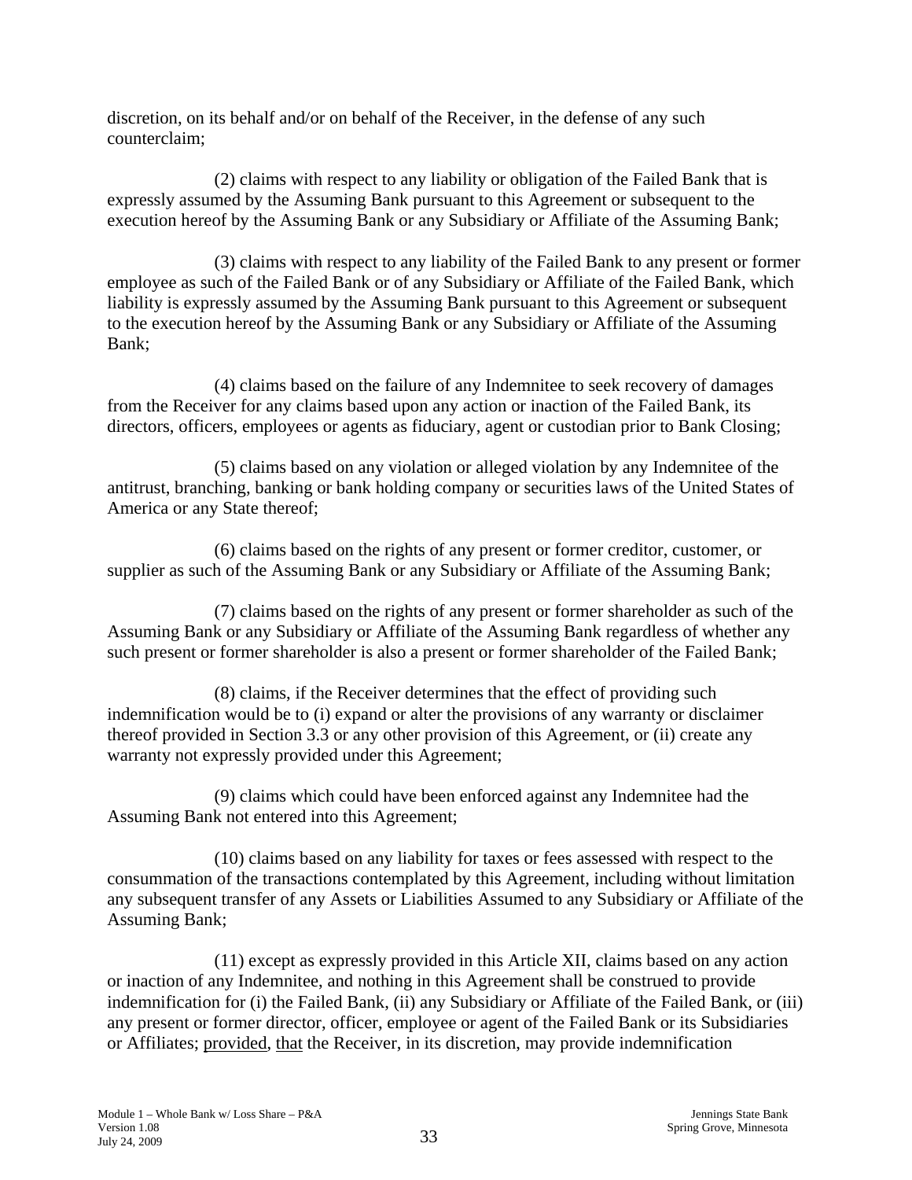discretion, on its behalf and/or on behalf of the Receiver, in the defense of any such counterclaim;

(2) claims with respect to any liability or obligation of the Failed Bank that is expressly assumed by the Assuming Bank pursuant to this Agreement or subsequent to the execution hereof by the Assuming Bank or any Subsidiary or Affiliate of the Assuming Bank;

(3) claims with respect to any liability of the Failed Bank to any present or former employee as such of the Failed Bank or of any Subsidiary or Affiliate of the Failed Bank, which liability is expressly assumed by the Assuming Bank pursuant to this Agreement or subsequent to the execution hereof by the Assuming Bank or any Subsidiary or Affiliate of the Assuming Bank;

(4) claims based on the failure of any Indemnitee to seek recovery of damages from the Receiver for any claims based upon any action or inaction of the Failed Bank, its directors, officers, employees or agents as fiduciary, agent or custodian prior to Bank Closing;

(5) claims based on any violation or alleged violation by any Indemnitee of the antitrust, branching, banking or bank holding company or securities laws of the United States of America or any State thereof;

(6) claims based on the rights of any present or former creditor, customer, or supplier as such of the Assuming Bank or any Subsidiary or Affiliate of the Assuming Bank;

(7) claims based on the rights of any present or former shareholder as such of the Assuming Bank or any Subsidiary or Affiliate of the Assuming Bank regardless of whether any such present or former shareholder is also a present or former shareholder of the Failed Bank;

(8) claims, if the Receiver determines that the effect of providing such indemnification would be to (i) expand or alter the provisions of any warranty or disclaimer thereof provided in Section 3.3 or any other provision of this Agreement, or (ii) create any warranty not expressly provided under this Agreement;

(9) claims which could have been enforced against any Indemnitee had the Assuming Bank not entered into this Agreement;

(10) claims based on any liability for taxes or fees assessed with respect to the consummation of the transactions contemplated by this Agreement, including without limitation any subsequent transfer of any Assets or Liabilities Assumed to any Subsidiary or Affiliate of the Assuming Bank;

(11) except as expressly provided in this Article XII, claims based on any action or inaction of any Indemnitee, and nothing in this Agreement shall be construed to provide indemnification for (i) the Failed Bank, (ii) any Subsidiary or Affiliate of the Failed Bank, or (iii) any present or former director, officer, employee or agent of the Failed Bank or its Subsidiaries or Affiliates; provided, that the Receiver, in its discretion, may provide indemnification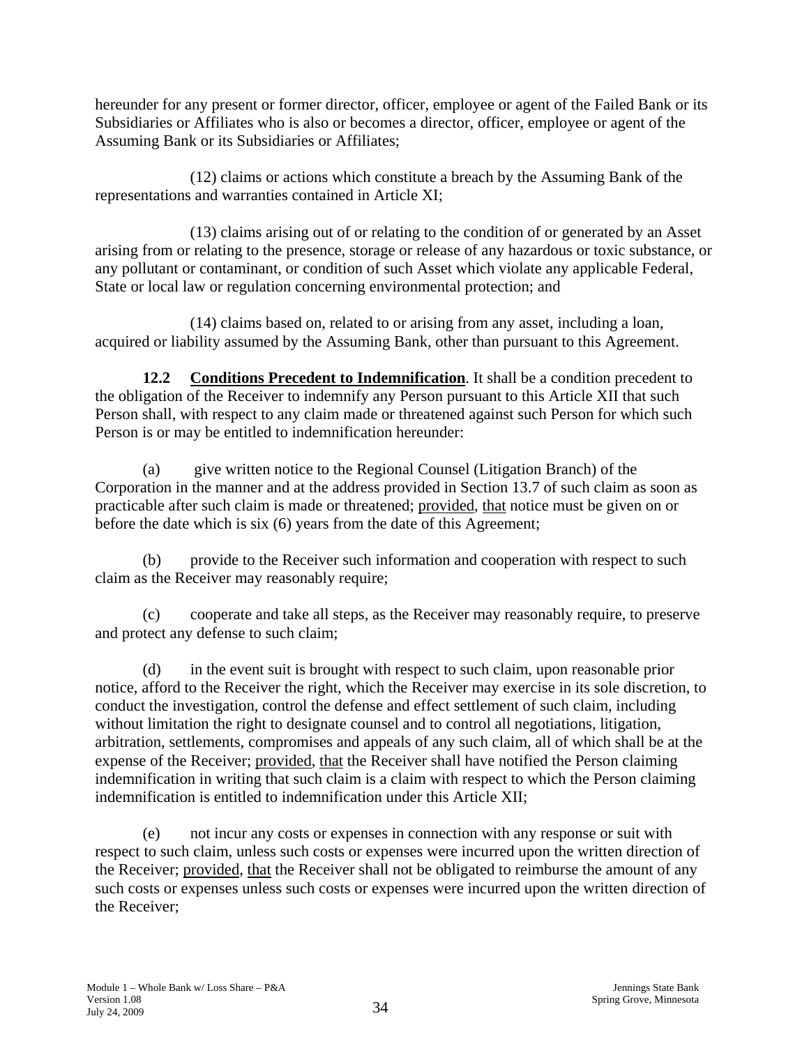hereunder for any present or former director, officer, employee or agent of the Failed Bank or its Subsidiaries or Affiliates who is also or becomes a director, officer, employee or agent of the Assuming Bank or its Subsidiaries or Affiliates;

(12) claims or actions which constitute a breach by the Assuming Bank of the representations and warranties contained in Article XI;

(13) claims arising out of or relating to the condition of or generated by an Asset arising from or relating to the presence, storage or release of any hazardous or toxic substance, or any pollutant or contaminant, or condition of such Asset which violate any applicable Federal, State or local law or regulation concerning environmental protection; and

(14) claims based on, related to or arising from any asset, including a loan, acquired or liability assumed by the Assuming Bank, other than pursuant to this Agreement.

**12.2 Conditions Precedent to Indemnification**. It shall be a condition precedent to the obligation of the Receiver to indemnify any Person pursuant to this Article XII that such Person shall, with respect to any claim made or threatened against such Person for which such Person is or may be entitled to indemnification hereunder:

(a) give written notice to the Regional Counsel (Litigation Branch) of the Corporation in the manner and at the address provided in Section 13.7 of such claim as soon as practicable after such claim is made or threatened; provided, that notice must be given on or before the date which is six (6) years from the date of this Agreement;

(b) provide to the Receiver such information and cooperation with respect to such claim as the Receiver may reasonably require;

(c) cooperate and take all steps, as the Receiver may reasonably require, to preserve and protect any defense to such claim;

(d) in the event suit is brought with respect to such claim, upon reasonable prior notice, afford to the Receiver the right, which the Receiver may exercise in its sole discretion, to conduct the investigation, control the defense and effect settlement of such claim, including without limitation the right to designate counsel and to control all negotiations, litigation, arbitration, settlements, compromises and appeals of any such claim, all of which shall be at the expense of the Receiver; provided, that the Receiver shall have notified the Person claiming indemnification in writing that such claim is a claim with respect to which the Person claiming indemnification is entitled to indemnification under this Article XII;

(e) not incur any costs or expenses in connection with any response or suit with respect to such claim, unless such costs or expenses were incurred upon the written direction of the Receiver; provided, that the Receiver shall not be obligated to reimburse the amount of any such costs or expenses unless such costs or expenses were incurred upon the written direction of the Receiver;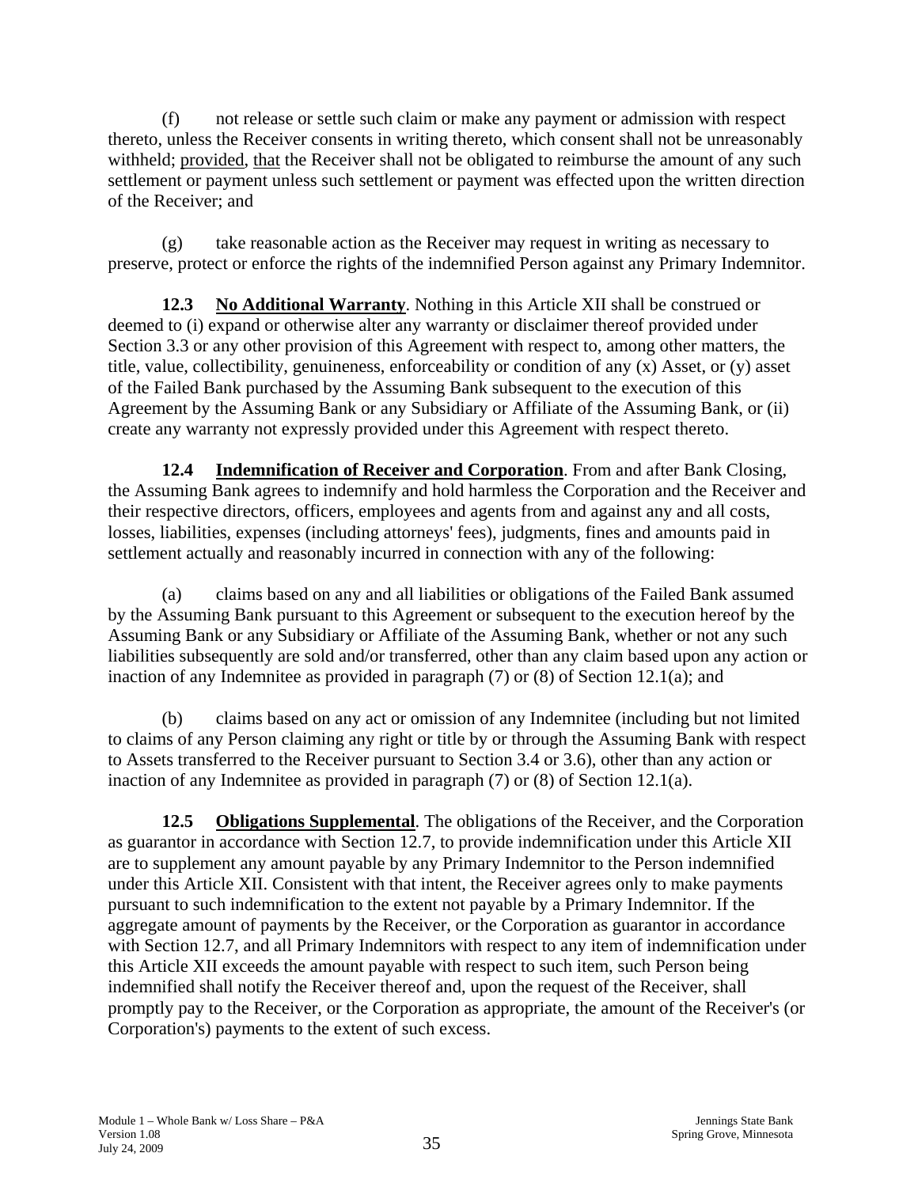(f) not release or settle such claim or make any payment or admission with respect thereto, unless the Receiver consents in writing thereto, which consent shall not be unreasonably withheld; provided, that the Receiver shall not be obligated to reimburse the amount of any such settlement or payment unless such settlement or payment was effected upon the written direction of the Receiver; and

(g) take reasonable action as the Receiver may request in writing as necessary to preserve, protect or enforce the rights of the indemnified Person against any Primary Indemnitor.

**12.3 No Additional Warranty**. Nothing in this Article XII shall be construed or deemed to (i) expand or otherwise alter any warranty or disclaimer thereof provided under Section 3.3 or any other provision of this Agreement with respect to, among other matters, the title, value, collectibility, genuineness, enforceability or condition of any (x) Asset, or (y) asset of the Failed Bank purchased by the Assuming Bank subsequent to the execution of this Agreement by the Assuming Bank or any Subsidiary or Affiliate of the Assuming Bank, or (ii) create any warranty not expressly provided under this Agreement with respect thereto.

**12.4 Indemnification of Receiver and Corporation**. From and after Bank Closing, the Assuming Bank agrees to indemnify and hold harmless the Corporation and the Receiver and their respective directors, officers, employees and agents from and against any and all costs, losses, liabilities, expenses (including attorneys' fees), judgments, fines and amounts paid in settlement actually and reasonably incurred in connection with any of the following:

(a) claims based on any and all liabilities or obligations of the Failed Bank assumed by the Assuming Bank pursuant to this Agreement or subsequent to the execution hereof by the Assuming Bank or any Subsidiary or Affiliate of the Assuming Bank, whether or not any such liabilities subsequently are sold and/or transferred, other than any claim based upon any action or inaction of any Indemnitee as provided in paragraph (7) or (8) of Section 12.1(a); and

(b) claims based on any act or omission of any Indemnitee (including but not limited to claims of any Person claiming any right or title by or through the Assuming Bank with respect to Assets transferred to the Receiver pursuant to Section 3.4 or 3.6), other than any action or inaction of any Indemnitee as provided in paragraph (7) or (8) of Section 12.1(a).

**12.5 Obligations Supplemental**. The obligations of the Receiver, and the Corporation as guarantor in accordance with Section 12.7, to provide indemnification under this Article XII are to supplement any amount payable by any Primary Indemnitor to the Person indemnified under this Article XII. Consistent with that intent, the Receiver agrees only to make payments pursuant to such indemnification to the extent not payable by a Primary Indemnitor. If the aggregate amount of payments by the Receiver, or the Corporation as guarantor in accordance with Section 12.7, and all Primary Indemnitors with respect to any item of indemnification under this Article XII exceeds the amount payable with respect to such item, such Person being indemnified shall notify the Receiver thereof and, upon the request of the Receiver, shall promptly pay to the Receiver, or the Corporation as appropriate, the amount of the Receiver's (or Corporation's) payments to the extent of such excess.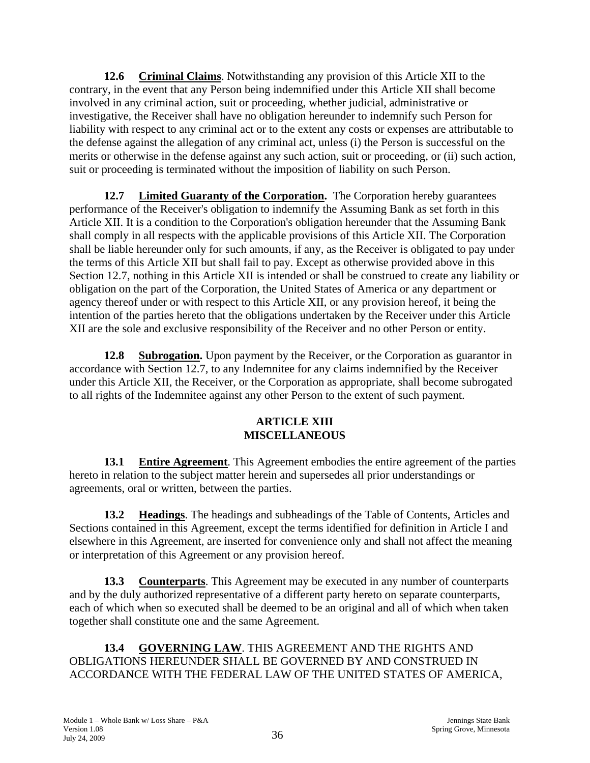**12.6 Criminal Claims**. Notwithstanding any provision of this Article XII to the contrary, in the event that any Person being indemnified under this Article XII shall become involved in any criminal action, suit or proceeding, whether judicial, administrative or investigative, the Receiver shall have no obligation hereunder to indemnify such Person for liability with respect to any criminal act or to the extent any costs or expenses are attributable to the defense against the allegation of any criminal act, unless (i) the Person is successful on the merits or otherwise in the defense against any such action, suit or proceeding, or (ii) such action, suit or proceeding is terminated without the imposition of liability on such Person.

**12.7 Limited Guaranty of the Corporation.** The Corporation hereby guarantees performance of the Receiver's obligation to indemnify the Assuming Bank as set forth in this Article XII. It is a condition to the Corporation's obligation hereunder that the Assuming Bank shall comply in all respects with the applicable provisions of this Article XII. The Corporation shall be liable hereunder only for such amounts, if any, as the Receiver is obligated to pay under the terms of this Article XII but shall fail to pay. Except as otherwise provided above in this Section 12.7, nothing in this Article XII is intended or shall be construed to create any liability or obligation on the part of the Corporation, the United States of America or any department or agency thereof under or with respect to this Article XII, or any provision hereof, it being the intention of the parties hereto that the obligations undertaken by the Receiver under this Article XII are the sole and exclusive responsibility of the Receiver and no other Person or entity.

**12.8 Subrogation.** Upon payment by the Receiver, or the Corporation as guarantor in accordance with Section 12.7, to any Indemnitee for any claims indemnified by the Receiver under this Article XII, the Receiver, or the Corporation as appropriate, shall become subrogated to all rights of the Indemnitee against any other Person to the extent of such payment.

## ARTICLE XIII
## MISCELLANEOUS

**13.1 Entire Agreement**. This Agreement embodies the entire agreement of the parties hereto in relation to the subject matter herein and supersedes all prior understandings or agreements, oral or written, between the parties.

**13.2 Headings**. The headings and subheadings of the Table of Contents, Articles and Sections contained in this Agreement, except the terms identified for definition in Article I and elsewhere in this Agreement, are inserted for convenience only and shall not affect the meaning or interpretation of this Agreement or any provision hereof.

**13.3 Counterparts**. This Agreement may be executed in any number of counterparts and by the duly authorized representative of a different party hereto on separate counterparts, each of which when so executed shall be deemed to be an original and all of which when taken together shall constitute one and the same Agreement.

**13.4 GOVERNING LAW**. THIS AGREEMENT AND THE RIGHTS AND OBLIGATIONS HEREUNDER SHALL BE GOVERNED BY AND CONSTRUED IN ACCORDANCE WITH THE FEDERAL LAW OF THE UNITED STATES OF AMERICA,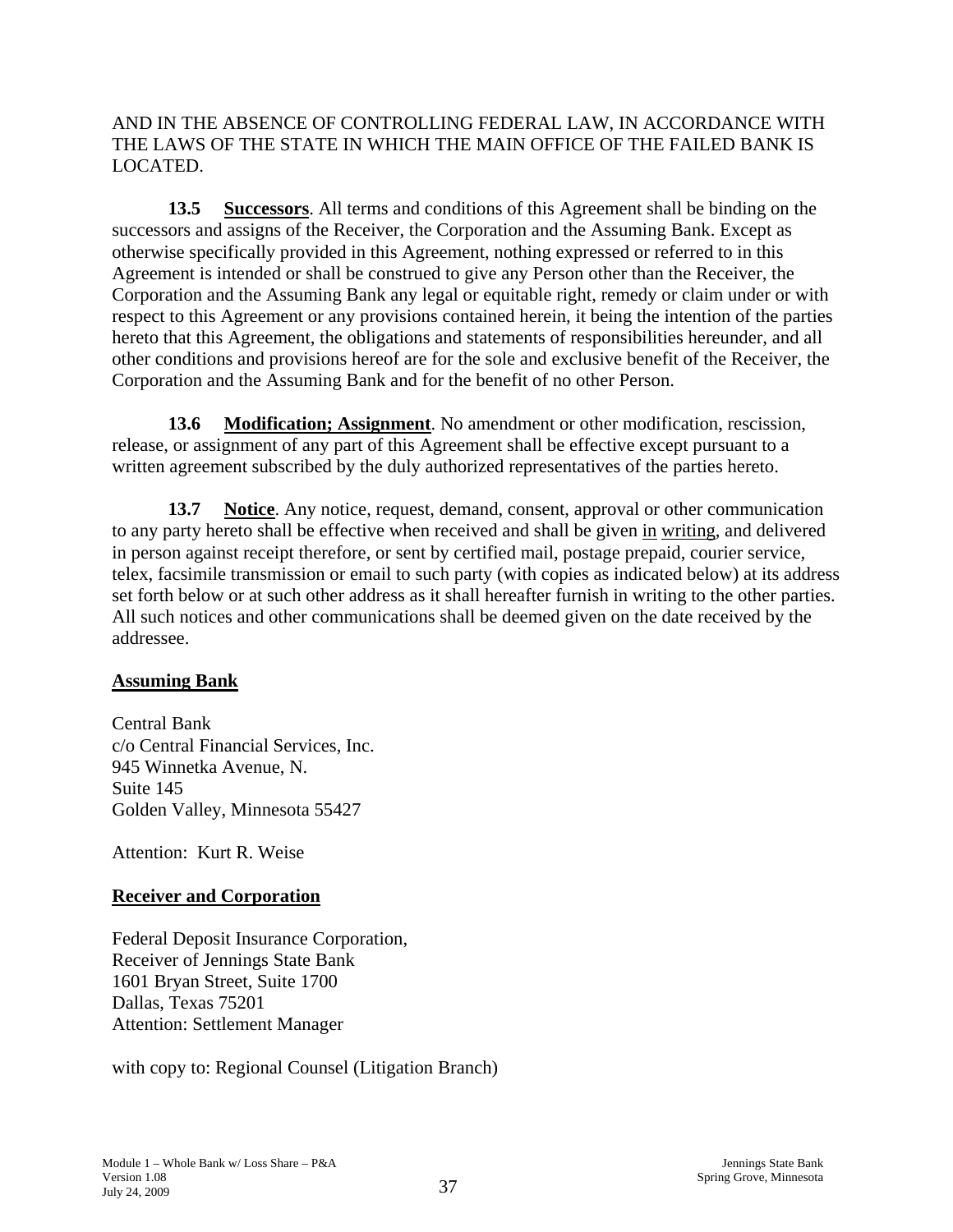AND IN THE ABSENCE OF CONTROLLING FEDERAL LAW, IN ACCORDANCE WITH THE LAWS OF THE STATE IN WHICH THE MAIN OFFICE OF THE FAILED BANK IS LOCATED.

**13.5 Successors**. All terms and conditions of this Agreement shall be binding on the successors and assigns of the Receiver, the Corporation and the Assuming Bank. Except as otherwise specifically provided in this Agreement, nothing expressed or referred to in this Agreement is intended or shall be construed to give any Person other than the Receiver, the Corporation and the Assuming Bank any legal or equitable right, remedy or claim under or with respect to this Agreement or any provisions contained herein, it being the intention of the parties hereto that this Agreement, the obligations and statements of responsibilities hereunder, and all other conditions and provisions hereof are for the sole and exclusive benefit of the Receiver, the Corporation and the Assuming Bank and for the benefit of no other Person.

**13.6 Modification; Assignment**. No amendment or other modification, rescission, release, or assignment of any part of this Agreement shall be effective except pursuant to a written agreement subscribed by the duly authorized representatives of the parties hereto.

**13.7 Notice**. Any notice, request, demand, consent, approval or other communication to any party hereto shall be effective when received and shall be given in writing, and delivered in person against receipt therefore, or sent by certified mail, postage prepaid, courier service, telex, facsimile transmission or email to such party (with copies as indicated below) at its address set forth below or at such other address as it shall hereafter furnish in writing to the other parties. All such notices and other communications shall be deemed given on the date received by the addressee.

**Assuming Bank**

Central Bank
c/o Central Financial Services, Inc.
945 Winnetka Avenue, N.
Suite 145
Golden Valley, Minnesota 55427

Attention: Kurt R. Weise

**Receiver and Corporation**

Federal Deposit Insurance Corporation,
Receiver of Jennings State Bank
1601 Bryan Street, Suite 1700
Dallas, Texas 75201
Attention: Settlement Manager

with copy to: Regional Counsel (Litigation Branch)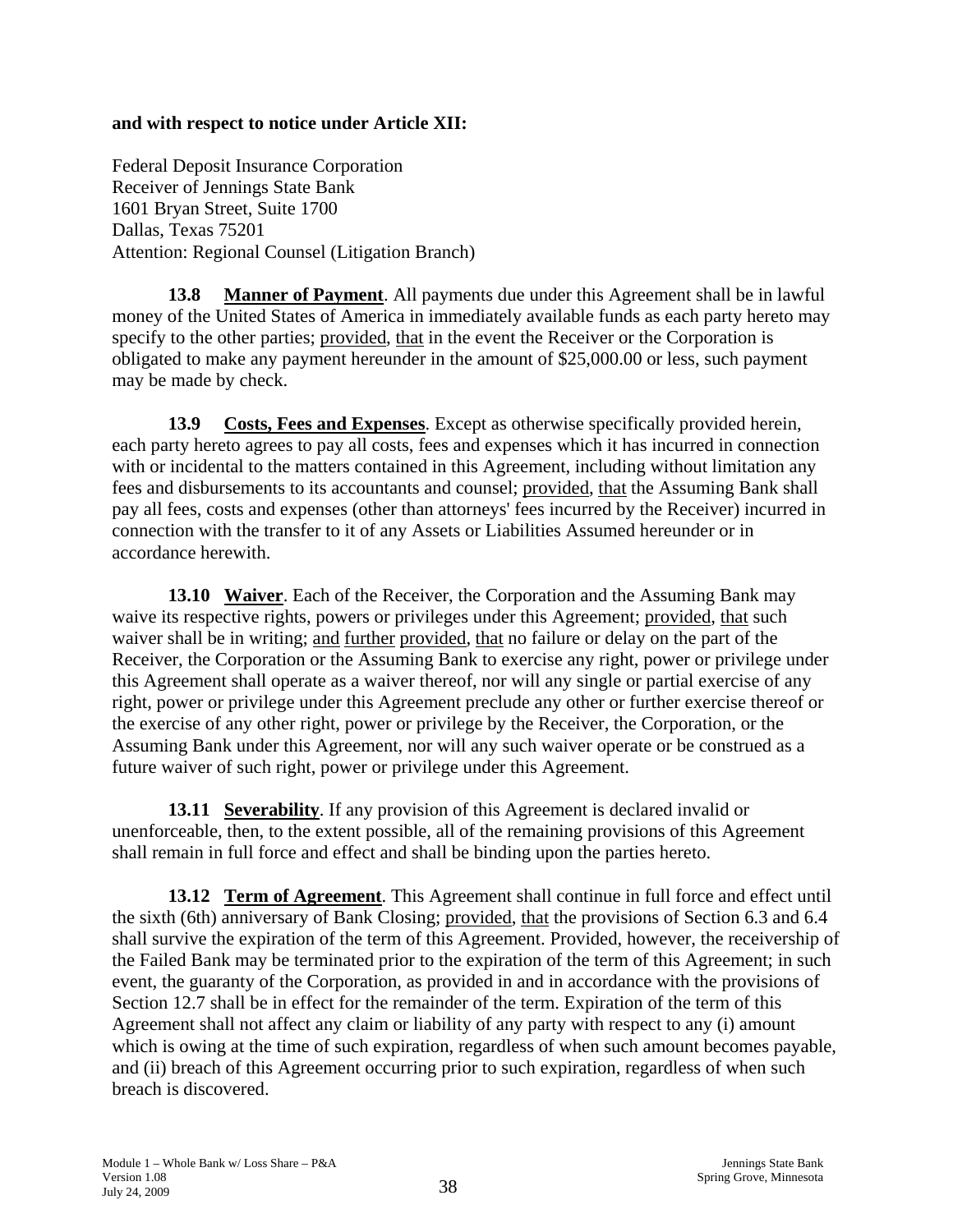**and with respect to notice under Article XII:**

Federal Deposit Insurance Corporation
Receiver of Jennings State Bank
1601 Bryan Street, Suite 1700
Dallas, Texas 75201
Attention: Regional Counsel (Litigation Branch)

**13.8 Manner of Payment**. All payments due under this Agreement shall be in lawful money of the United States of America in immediately available funds as each party hereto may specify to the other parties; provided, that in the event the Receiver or the Corporation is obligated to make any payment hereunder in the amount of $25,000.00 or less, such payment may be made by check.

**13.9 Costs, Fees and Expenses**. Except as otherwise specifically provided herein, each party hereto agrees to pay all costs, fees and expenses which it has incurred in connection with or incidental to the matters contained in this Agreement, including without limitation any fees and disbursements to its accountants and counsel; provided, that the Assuming Bank shall pay all fees, costs and expenses (other than attorneys' fees incurred by the Receiver) incurred in connection with the transfer to it of any Assets or Liabilities Assumed hereunder or in accordance herewith.

**13.10 Waiver**. Each of the Receiver, the Corporation and the Assuming Bank may waive its respective rights, powers or privileges under this Agreement; provided, that such waiver shall be in writing; and further provided, that no failure or delay on the part of the Receiver, the Corporation or the Assuming Bank to exercise any right, power or privilege under this Agreement shall operate as a waiver thereof, nor will any single or partial exercise of any right, power or privilege under this Agreement preclude any other or further exercise thereof or the exercise of any other right, power or privilege by the Receiver, the Corporation, or the Assuming Bank under this Agreement, nor will any such waiver operate or be construed as a future waiver of such right, power or privilege under this Agreement.

**13.11 Severability**. If any provision of this Agreement is declared invalid or unenforceable, then, to the extent possible, all of the remaining provisions of this Agreement shall remain in full force and effect and shall be binding upon the parties hereto.

**13.12 Term of Agreement**. This Agreement shall continue in full force and effect until the sixth (6th) anniversary of Bank Closing; provided, that the provisions of Section 6.3 and 6.4 shall survive the expiration of the term of this Agreement. Provided, however, the receivership of the Failed Bank may be terminated prior to the expiration of the term of this Agreement; in such event, the guaranty of the Corporation, as provided in and in accordance with the provisions of Section 12.7 shall be in effect for the remainder of the term. Expiration of the term of this Agreement shall not affect any claim or liability of any party with respect to any (i) amount which is owing at the time of such expiration, regardless of when such amount becomes payable, and (ii) breach of this Agreement occurring prior to such expiration, regardless of when such breach is discovered.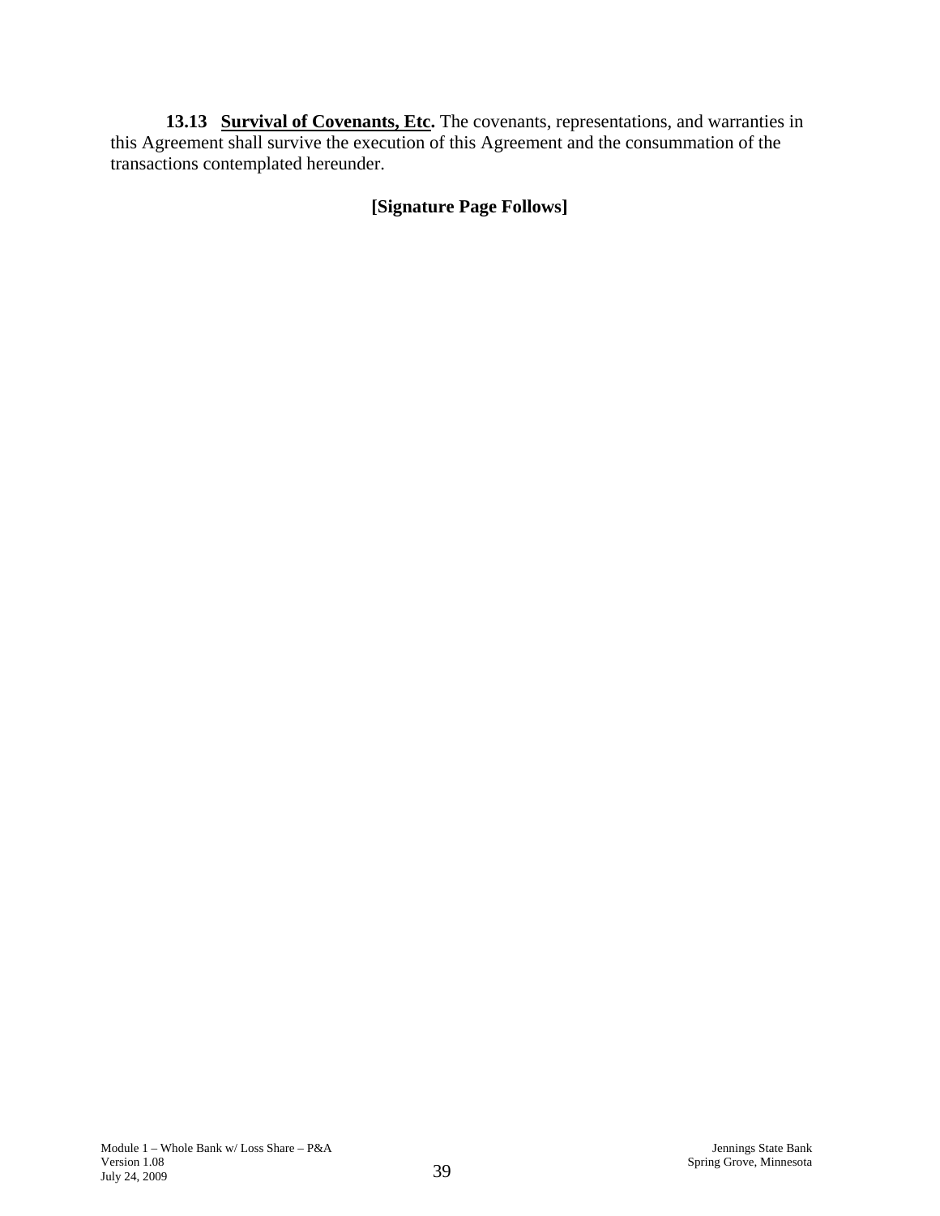**13.13 <u>Survival of Covenants, Etc</u>.** The covenants, representations, and warranties in this Agreement shall survive the execution of this Agreement and the consummation of the transactions contemplated hereunder.

**[Signature Page Follows]**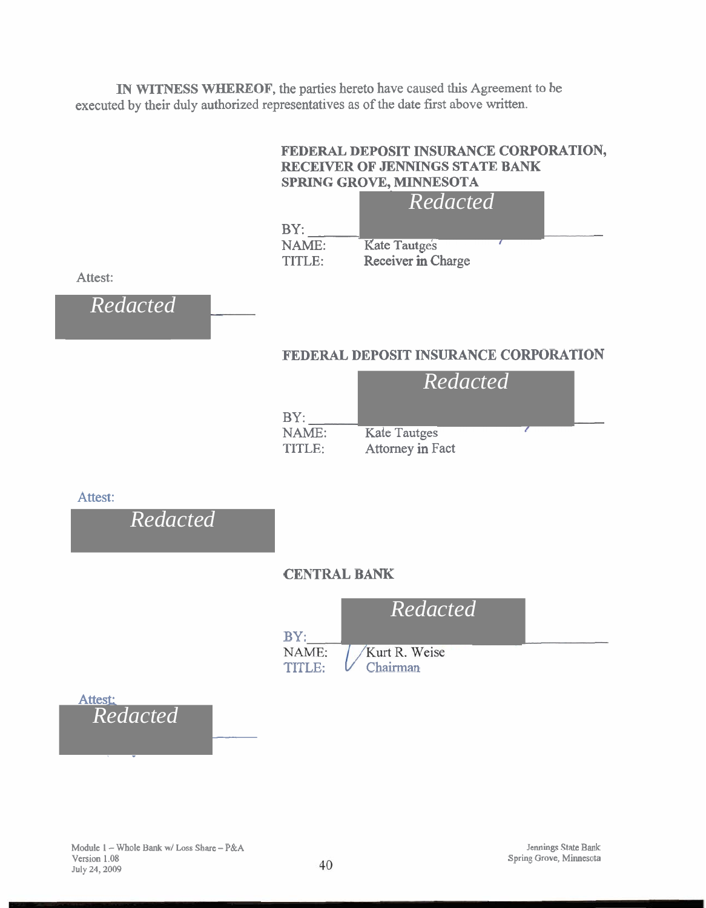**IN WITNESS WHEREOF**, the parties hereto have caused this Agreement to be executed by their duly authorized representatives as of the date first above written.

**FEDERAL DEPOSIT INSURANCE CORPORATION, RECEIVER OF JENNINGS STATE BANK SPRING GROVE, MINNESOTA**

*Redacted*

BY: ______________________

NAME: Kate Tautges

TITLE: Receiver in Charge

Attest:

*Redacted*

**FEDERAL DEPOSIT INSURANCE CORPORATION**

*Redacted*

BY: ______________________

NAME: Kate Tautges

TITLE: Attorney in Fact

Attest:

*Redacted*

**CENTRAL BANK**

*Redacted*

BY: ______________________

NAME: Kurt R. Weise

TITLE: Chairman

Attest:

*Redacted*

Module 1 – Whole Bank w/ Loss Share – P&A
Version 1.08
July 24, 2009

Jennings State Bank
Spring Grove, Minnesota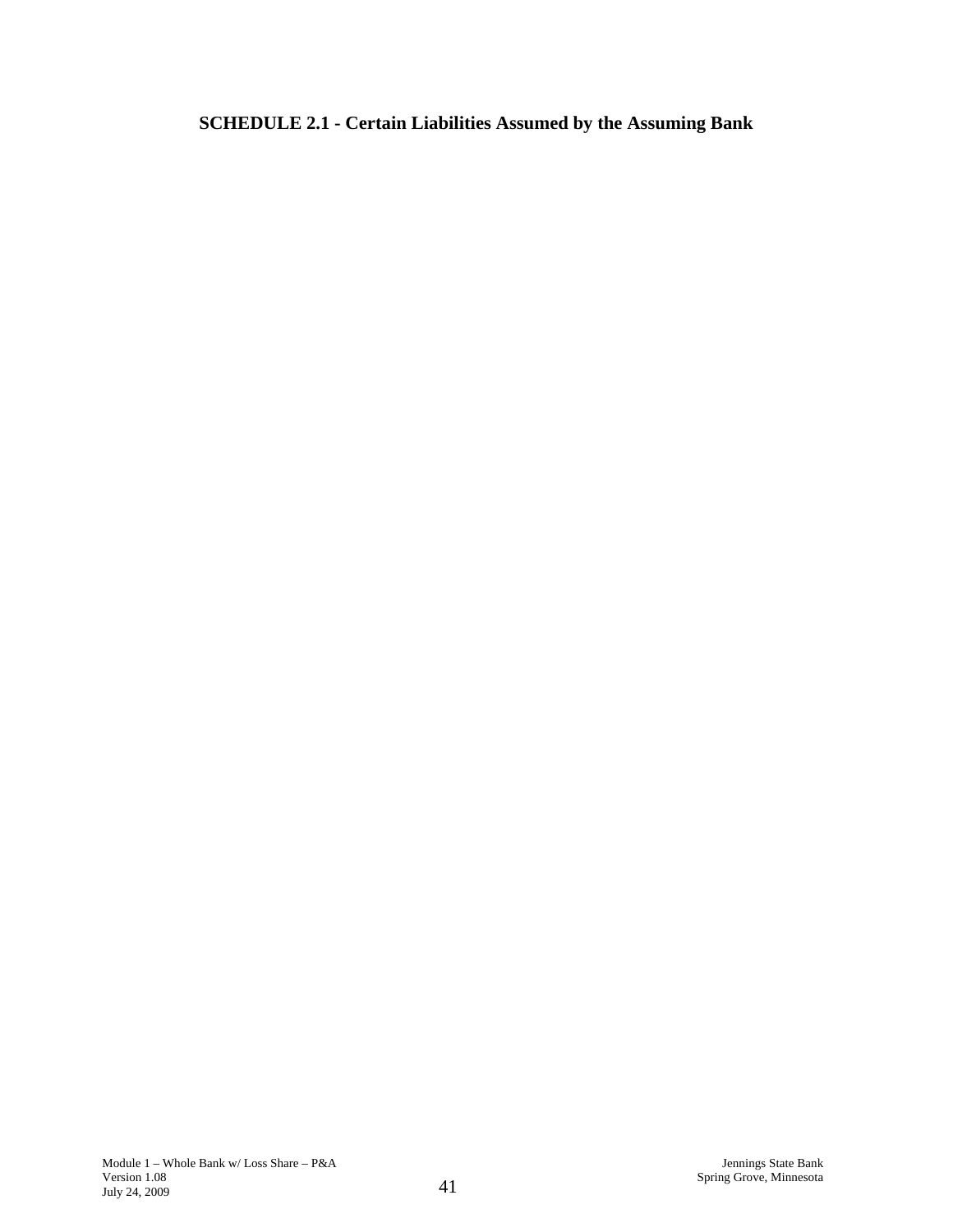## SCHEDULE 2.1 - Certain Liabilities Assumed by the Assuming Bank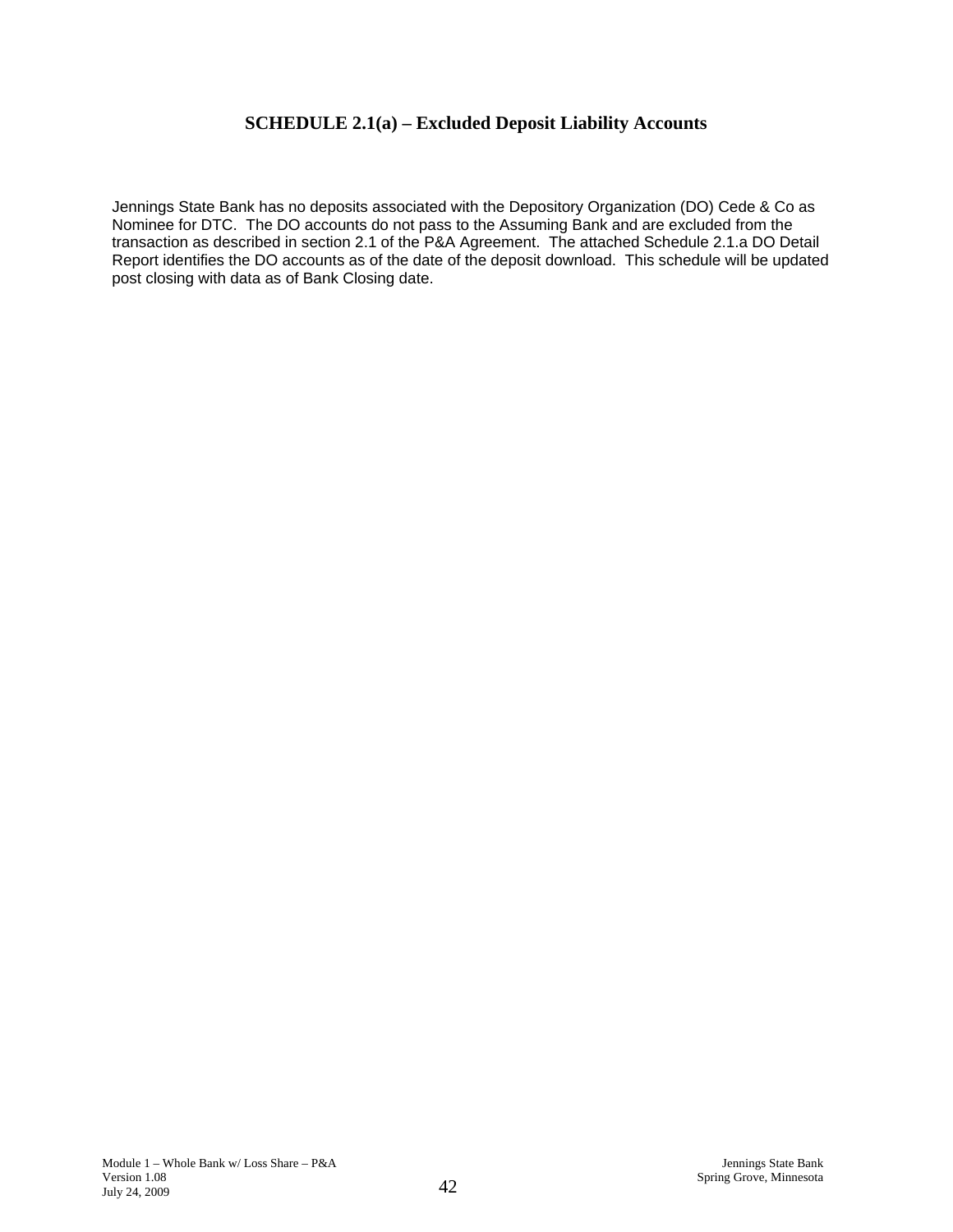## SCHEDULE 2.1(a) – Excluded Deposit Liability Accounts

Jennings State Bank has no deposits associated with the Depository Organization (DO) Cede & Co as Nominee for DTC. The DO accounts do not pass to the Assuming Bank and are excluded from the transaction as described in section 2.1 of the P&A Agreement. The attached Schedule 2.1.a DO Detail Report identifies the DO accounts as of the date of the deposit download. This schedule will be updated post closing with data as of Bank Closing date.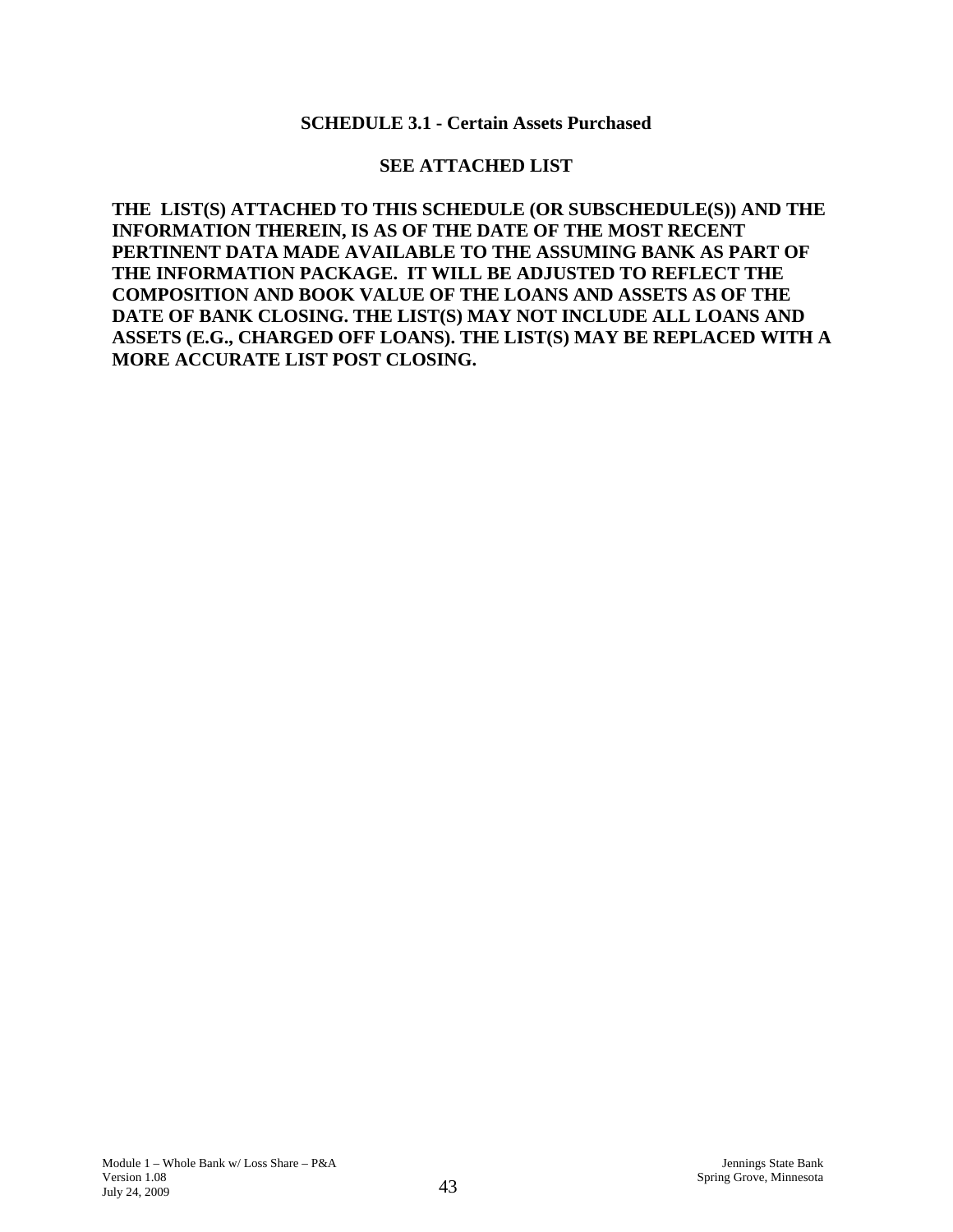## SCHEDULE 3.1 - Certain Assets Purchased

**SEE ATTACHED LIST**

**THE LIST(S) ATTACHED TO THIS SCHEDULE (OR SUBSCHEDULE(S)) AND THE INFORMATION THEREIN, IS AS OF THE DATE OF THE MOST RECENT PERTINENT DATA MADE AVAILABLE TO THE ASSUMING BANK AS PART OF THE INFORMATION PACKAGE. IT WILL BE ADJUSTED TO REFLECT THE COMPOSITION AND BOOK VALUE OF THE LOANS AND ASSETS AS OF THE DATE OF BANK CLOSING. THE LIST(S) MAY NOT INCLUDE ALL LOANS AND ASSETS (E.G., CHARGED OFF LOANS). THE LIST(S) MAY BE REPLACED WITH A MORE ACCURATE LIST POST CLOSING.**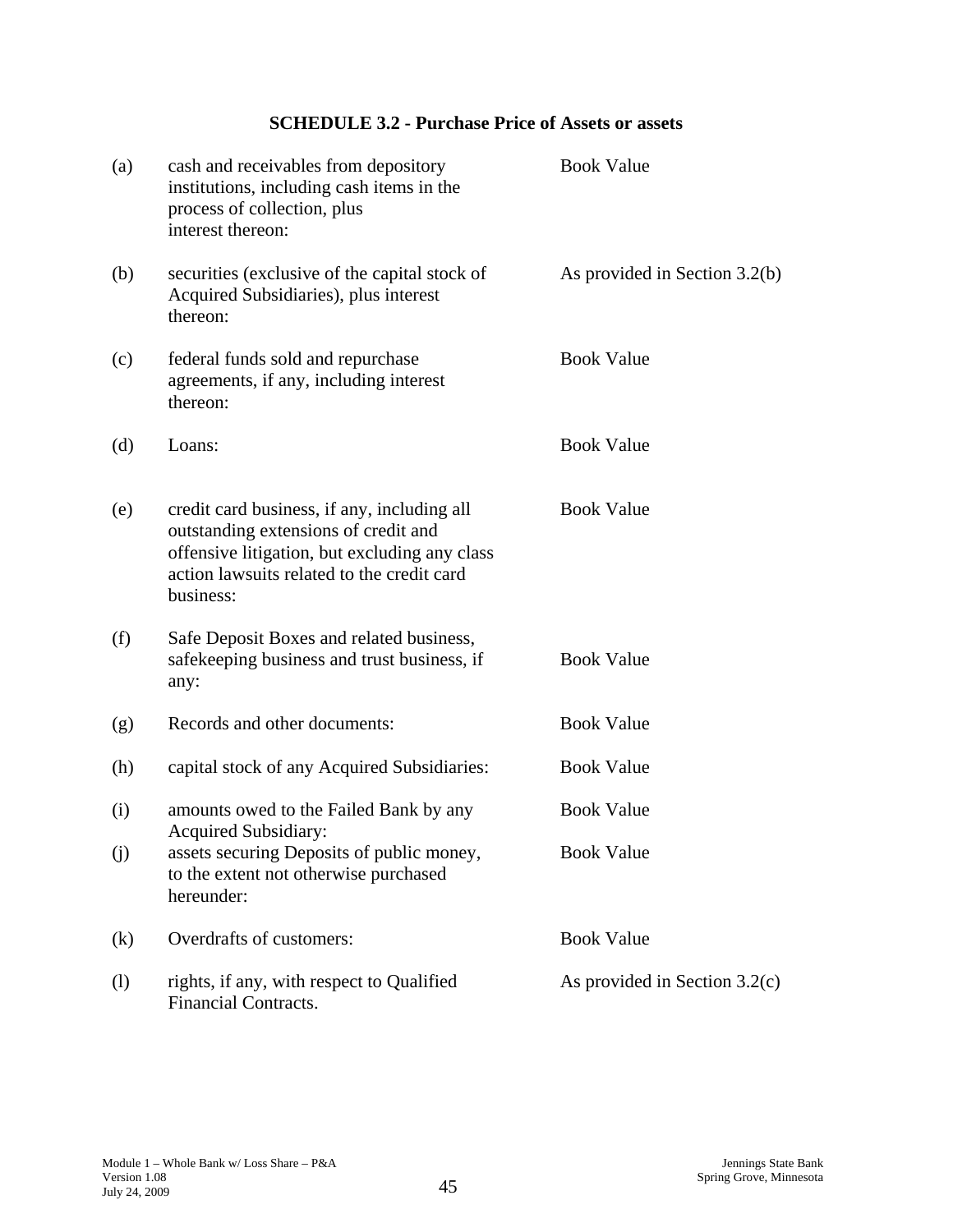## SCHEDULE 3.2 - Purchase Price of Assets or assets

| | | |
|---|---|---|
| (a) | cash and receivables from depository institutions, including cash items in the process of collection, plus interest thereon: | Book Value |
| (b) | securities (exclusive of the capital stock of Acquired Subsidiaries), plus interest thereon: | As provided in Section 3.2(b) |
| (c) | federal funds sold and repurchase agreements, if any, including interest thereon: | Book Value |
| (d) | Loans: | Book Value |
| (e) | credit card business, if any, including all outstanding extensions of credit and offensive litigation, but excluding any class action lawsuits related to the credit card business: | Book Value |
| (f) | Safe Deposit Boxes and related business, safekeeping business and trust business, if any: | Book Value |
| (g) | Records and other documents: | Book Value |
| (h) | capital stock of any Acquired Subsidiaries: | Book Value |
| (i) | amounts owed to the Failed Bank by any Acquired Subsidiary: | Book Value |
| (j) | assets securing Deposits of public money, to the extent not otherwise purchased hereunder: | Book Value |
| (k) | Overdrafts of customers: | Book Value |
| (l) | rights, if any, with respect to Qualified Financial Contracts. | As provided in Section 3.2(c) |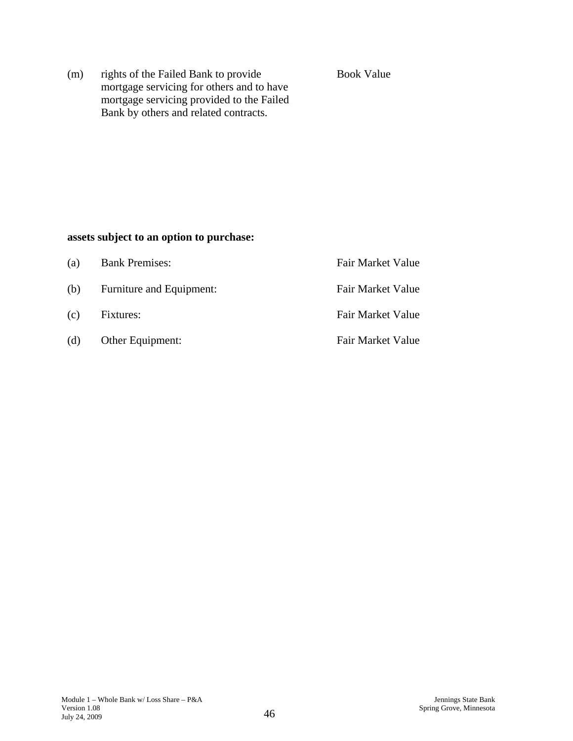| | | |
|---|---|---|
| (m) | rights of the Failed Bank to provide mortgage servicing for others and to have mortgage servicing provided to the Failed Bank by others and related contracts. | Book Value |

**assets subject to an option to purchase:**

| | | |
|---|---|---|
| (a) | Bank Premises: | Fair Market Value |
| (b) | Furniture and Equipment: | Fair Market Value |
| (c) | Fixtures: | Fair Market Value |
| (d) | Other Equipment: | Fair Market Value |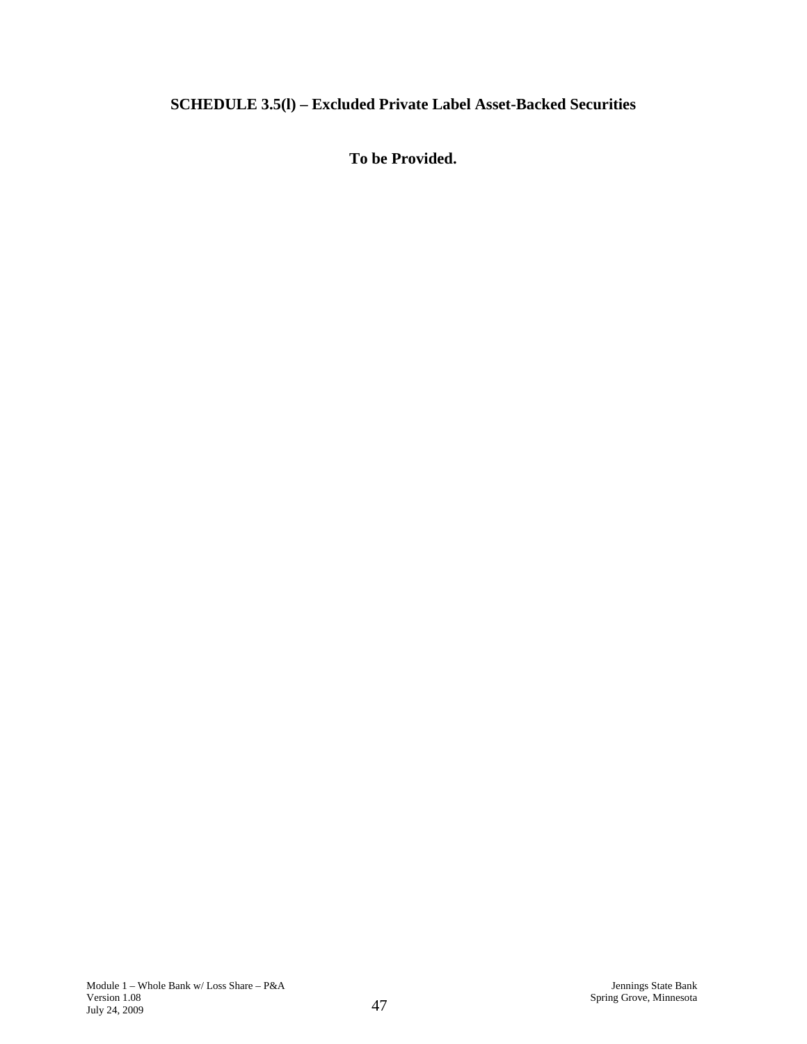# SCHEDULE 3.5(l) – Excluded Private Label Asset-Backed Securities

**To be Provided.**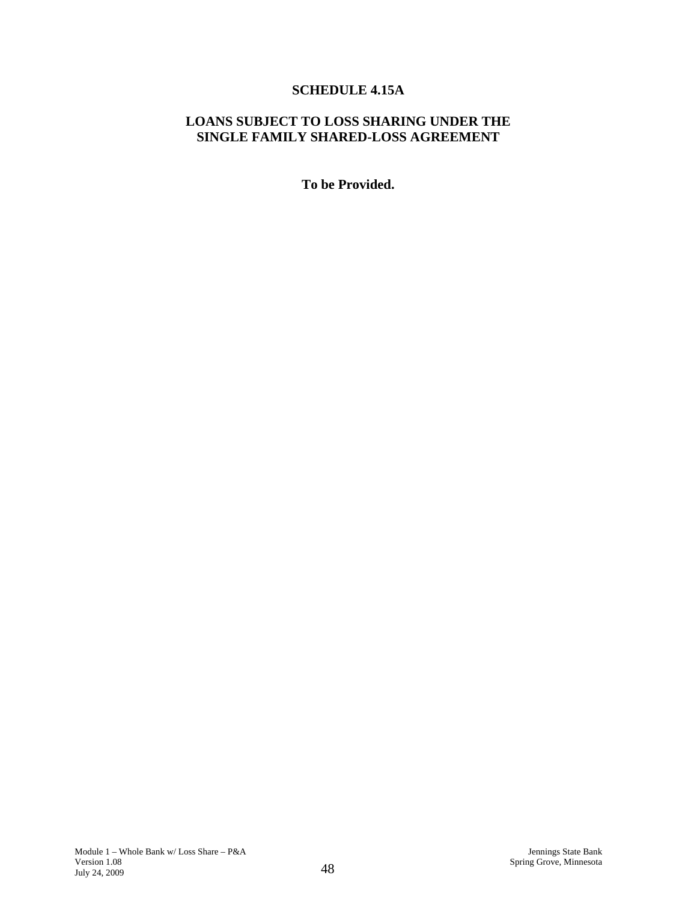# SCHEDULE 4.15A

## LOANS SUBJECT TO LOSS SHARING UNDER THE SINGLE FAMILY SHARED-LOSS AGREEMENT

**To be Provided.**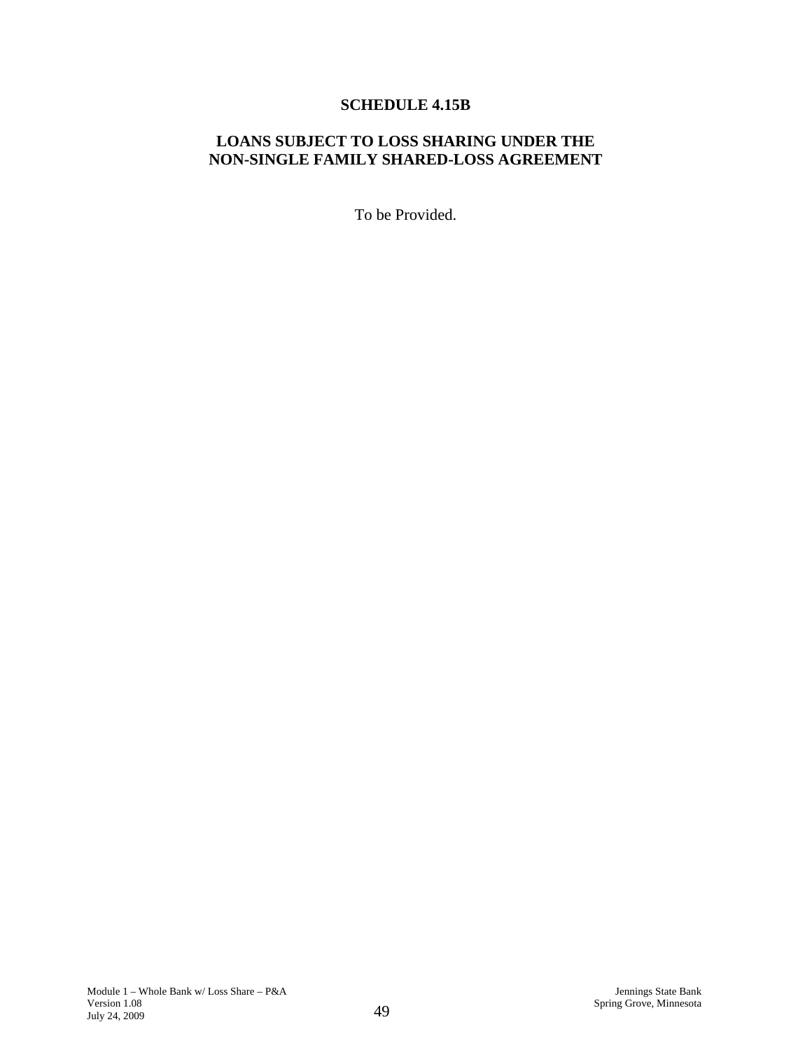# SCHEDULE 4.15B

## LOANS SUBJECT TO LOSS SHARING UNDER THE NON-SINGLE FAMILY SHARED-LOSS AGREEMENT

To be Provided.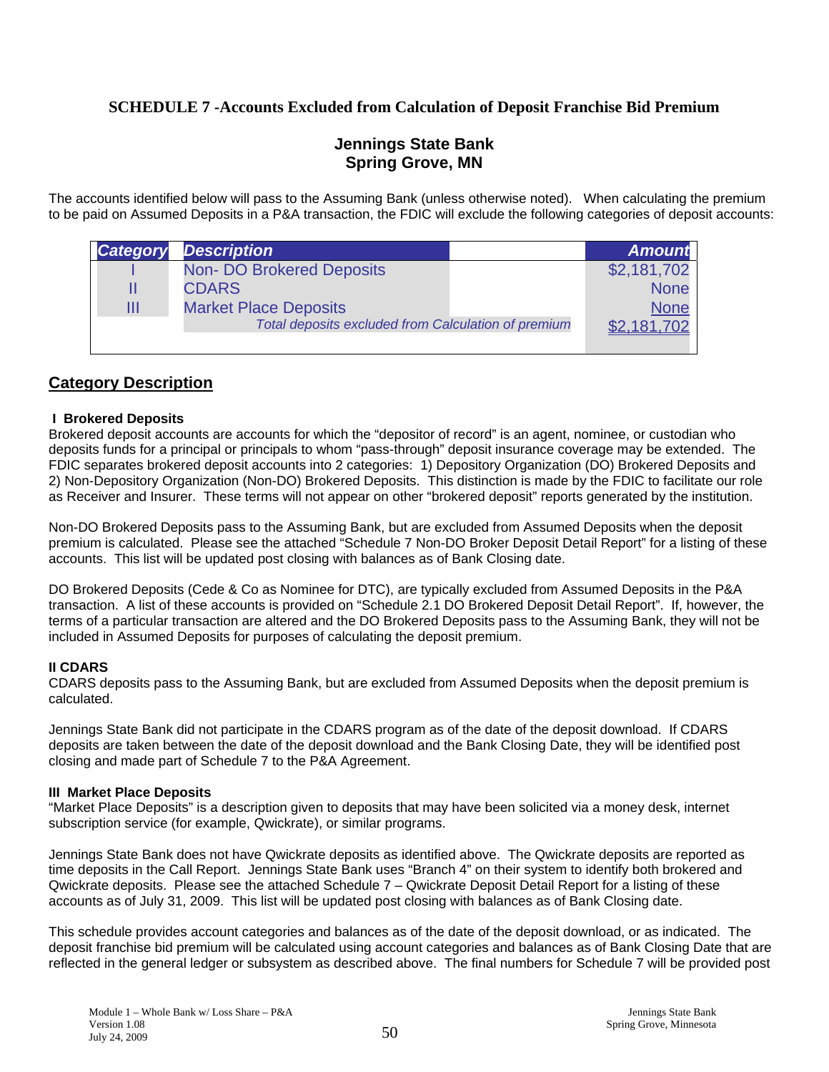## SCHEDULE 7 -Accounts Excluded from Calculation of Deposit Franchise Bid Premium

### Jennings State Bank
### Spring Grove, MN

The accounts identified below will pass to the Assuming Bank (unless otherwise noted). When calculating the premium to be paid on Assumed Deposits in a P&A transaction, the FDIC will exclude the following categories of deposit accounts:

| *Category* | *Description* | *Amount* |
|---|---|---|
| I | Non- DO Brokered Deposits | $2,181,702 |
| II | CDARS | None |
| III | Market Place Deposits | None |
| | *Total deposits excluded from Calculation of premium* | $2,181,702 |

## Category Description

**I Brokered Deposits**

Brokered deposit accounts are accounts for which the "depositor of record" is an agent, nominee, or custodian who deposits funds for a principal or principals to whom "pass-through" deposit insurance coverage may be extended. The FDIC separates brokered deposit accounts into 2 categories: 1) Depository Organization (DO) Brokered Deposits and 2) Non-Depository Organization (Non-DO) Brokered Deposits. This distinction is made by the FDIC to facilitate our role as Receiver and Insurer. These terms will not appear on other "brokered deposit" reports generated by the institution.

Non-DO Brokered Deposits pass to the Assuming Bank, but are excluded from Assumed Deposits when the deposit premium is calculated. Please see the attached "Schedule 7 Non-DO Broker Deposit Detail Report" for a listing of these accounts. This list will be updated post closing with balances as of Bank Closing date.

DO Brokered Deposits (Cede & Co as Nominee for DTC), are typically excluded from Assumed Deposits in the P&A transaction. A list of these accounts is provided on "Schedule 2.1 DO Brokered Deposit Detail Report". If, however, the terms of a particular transaction are altered and the DO Brokered Deposits pass to the Assuming Bank, they will not be included in Assumed Deposits for purposes of calculating the deposit premium.

**II CDARS**

CDARS deposits pass to the Assuming Bank, but are excluded from Assumed Deposits when the deposit premium is calculated.

Jennings State Bank did not participate in the CDARS program as of the date of the deposit download. If CDARS deposits are taken between the date of the deposit download and the Bank Closing Date, they will be identified post closing and made part of Schedule 7 to the P&A Agreement.

**III Market Place Deposits**

"Market Place Deposits" is a description given to deposits that may have been solicited via a money desk, internet subscription service (for example, Qwickrate), or similar programs.

Jennings State Bank does not have Qwickrate deposits as identified above. The Qwickrate deposits are reported as time deposits in the Call Report. Jennings State Bank uses "Branch 4" on their system to identify both brokered and Qwickrate deposits. Please see the attached Schedule 7 – Qwickrate Deposit Detail Report for a listing of these accounts as of July 31, 2009. This list will be updated post closing with balances as of Bank Closing date.

This schedule provides account categories and balances as of the date of the deposit download, or as indicated. The deposit franchise bid premium will be calculated using account categories and balances as of Bank Closing Date that are reflected in the general ledger or subsystem as described above. The final numbers for Schedule 7 will be provided post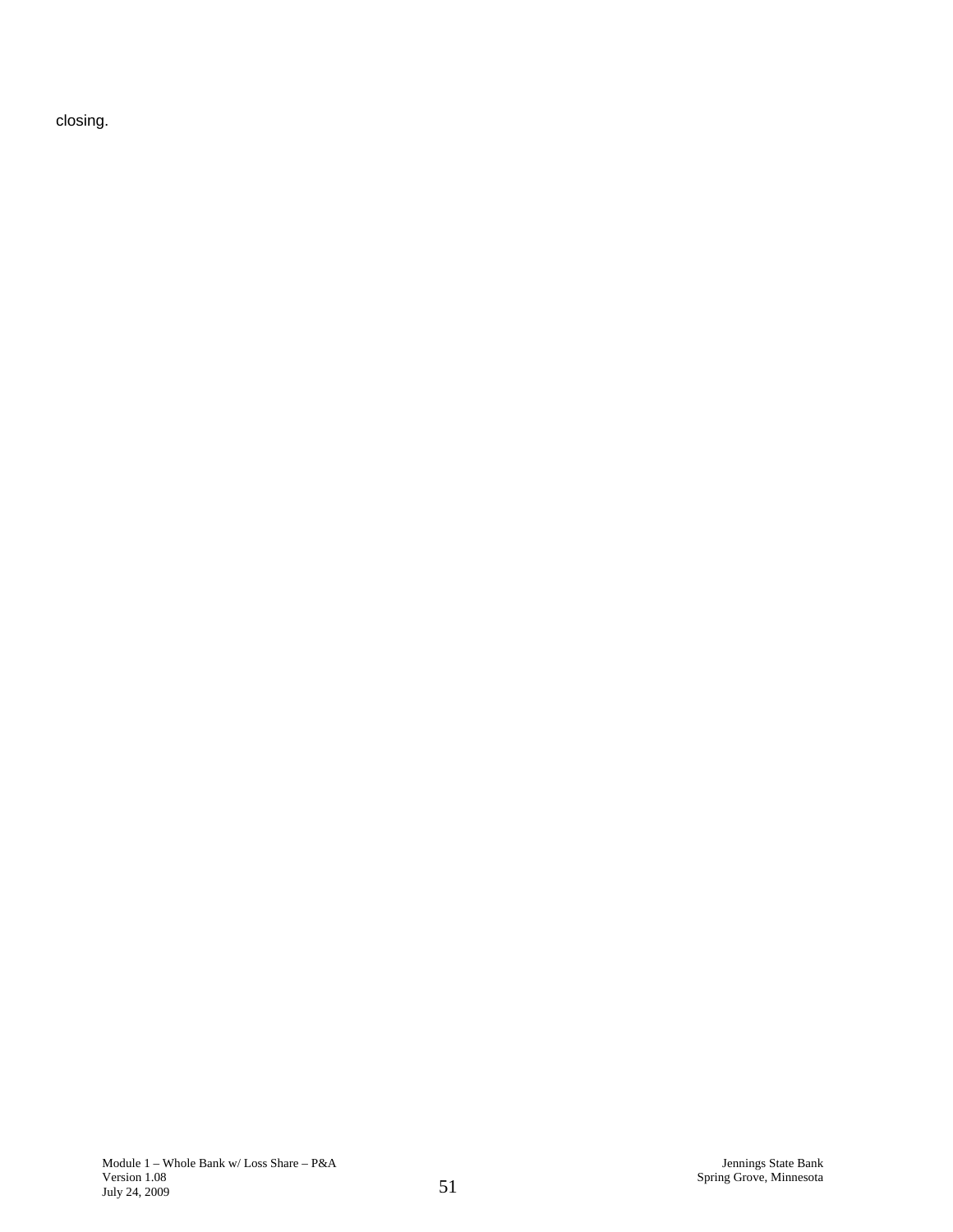closing.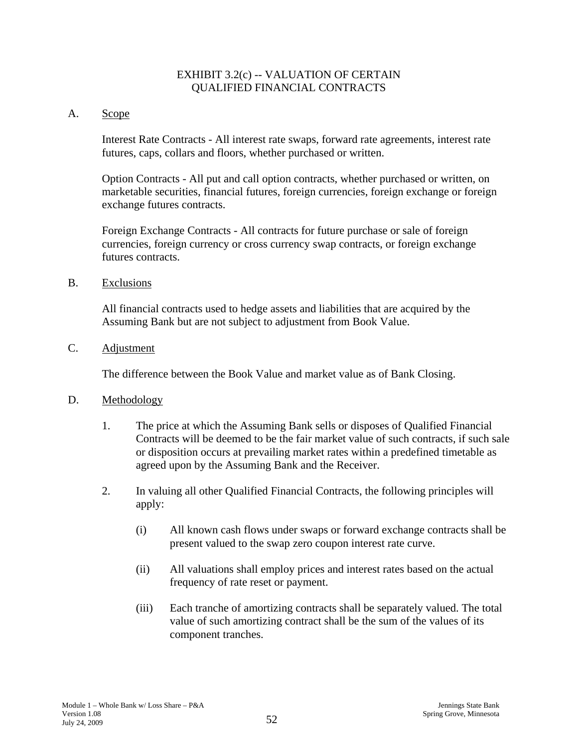# EXHIBIT 3.2(c) -- VALUATION OF CERTAIN QUALIFIED FINANCIAL CONTRACTS

A. Scope

Interest Rate Contracts - All interest rate swaps, forward rate agreements, interest rate futures, caps, collars and floors, whether purchased or written.

Option Contracts - All put and call option contracts, whether purchased or written, on marketable securities, financial futures, foreign currencies, foreign exchange or foreign exchange futures contracts.

Foreign Exchange Contracts - All contracts for future purchase or sale of foreign currencies, foreign currency or cross currency swap contracts, or foreign exchange futures contracts.

B. Exclusions

All financial contracts used to hedge assets and liabilities that are acquired by the Assuming Bank but are not subject to adjustment from Book Value.

C. Adjustment

The difference between the Book Value and market value as of Bank Closing.

D. Methodology

1. The price at which the Assuming Bank sells or disposes of Qualified Financial Contracts will be deemed to be the fair market value of such contracts, if such sale or disposition occurs at prevailing market rates within a predefined timetable as agreed upon by the Assuming Bank and the Receiver.

2. In valuing all other Qualified Financial Contracts, the following principles will apply:

   (i) All known cash flows under swaps or forward exchange contracts shall be present valued to the swap zero coupon interest rate curve.

   (ii) All valuations shall employ prices and interest rates based on the actual frequency of rate reset or payment.

   (iii) Each tranche of amortizing contracts shall be separately valued. The total value of such amortizing contract shall be the sum of the values of its component tranches.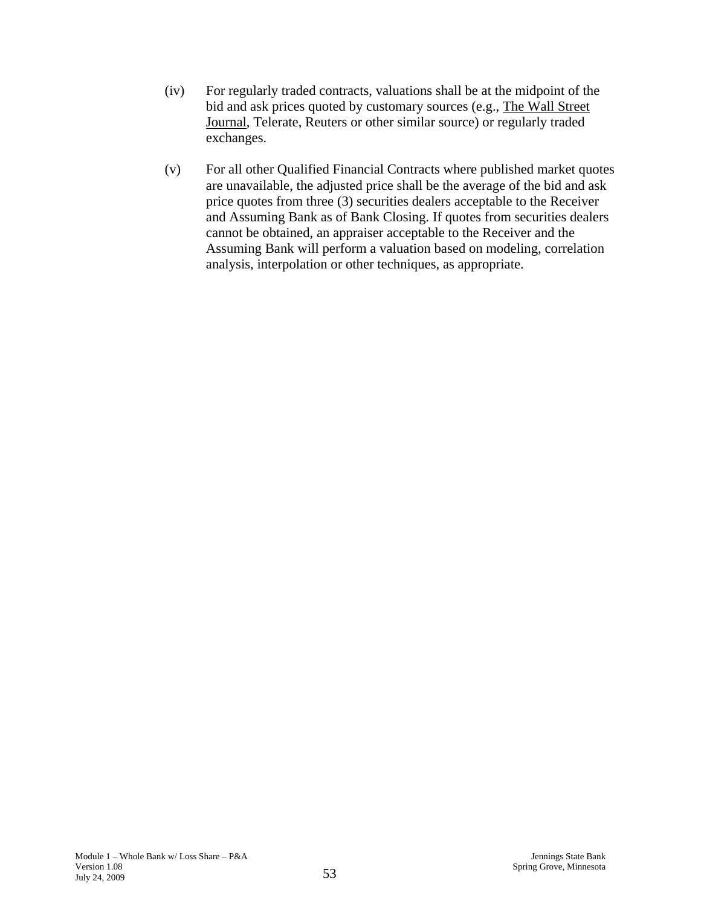(iv) For regularly traded contracts, valuations shall be at the midpoint of the bid and ask prices quoted by customary sources (e.g., The Wall Street Journal, Telerate, Reuters or other similar source) or regularly traded exchanges.

(v) For all other Qualified Financial Contracts where published market quotes are unavailable, the adjusted price shall be the average of the bid and ask price quotes from three (3) securities dealers acceptable to the Receiver and Assuming Bank as of Bank Closing. If quotes from securities dealers cannot be obtained, an appraiser acceptable to the Receiver and the Assuming Bank will perform a valuation based on modeling, correlation analysis, interpolation or other techniques, as appropriate.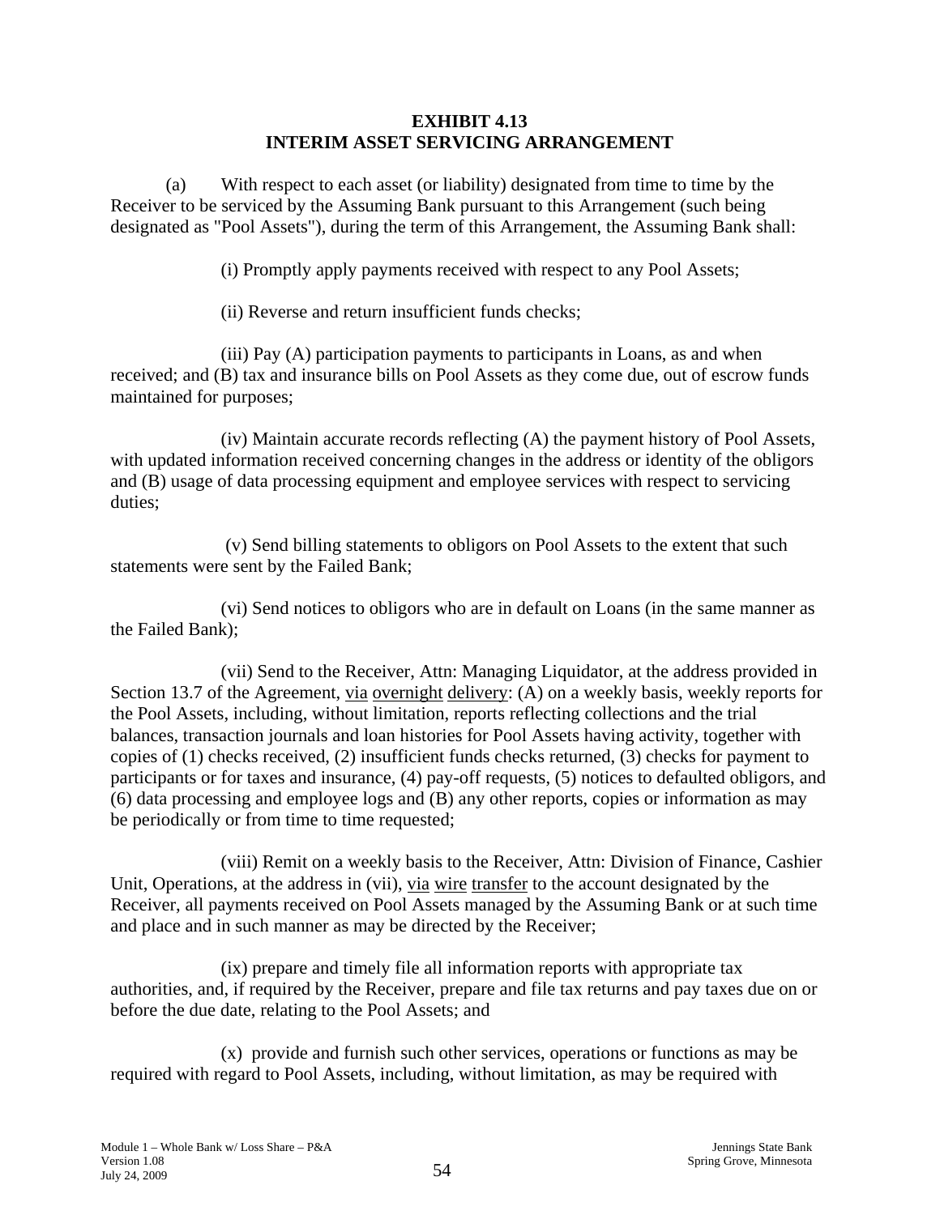# EXHIBIT 4.13
## INTERIM ASSET SERVICING ARRANGEMENT

(a) With respect to each asset (or liability) designated from time to time by the Receiver to be serviced by the Assuming Bank pursuant to this Arrangement (such being designated as "Pool Assets"), during the term of this Arrangement, the Assuming Bank shall:

(i) Promptly apply payments received with respect to any Pool Assets;

(ii) Reverse and return insufficient funds checks;

(iii) Pay (A) participation payments to participants in Loans, as and when received; and (B) tax and insurance bills on Pool Assets as they come due, out of escrow funds maintained for purposes;

(iv) Maintain accurate records reflecting (A) the payment history of Pool Assets, with updated information received concerning changes in the address or identity of the obligors and (B) usage of data processing equipment and employee services with respect to servicing duties;

(v) Send billing statements to obligors on Pool Assets to the extent that such statements were sent by the Failed Bank;

(vi) Send notices to obligors who are in default on Loans (in the same manner as the Failed Bank);

(vii) Send to the Receiver, Attn: Managing Liquidator, at the address provided in Section 13.7 of the Agreement, via overnight delivery: (A) on a weekly basis, weekly reports for the Pool Assets, including, without limitation, reports reflecting collections and the trial balances, transaction journals and loan histories for Pool Assets having activity, together with copies of (1) checks received, (2) insufficient funds checks returned, (3) checks for payment to participants or for taxes and insurance, (4) pay-off requests, (5) notices to defaulted obligors, and (6) data processing and employee logs and (B) any other reports, copies or information as may be periodically or from time to time requested;

(viii) Remit on a weekly basis to the Receiver, Attn: Division of Finance, Cashier Unit, Operations, at the address in (vii), via wire transfer to the account designated by the Receiver, all payments received on Pool Assets managed by the Assuming Bank or at such time and place and in such manner as may be directed by the Receiver;

(ix) prepare and timely file all information reports with appropriate tax authorities, and, if required by the Receiver, prepare and file tax returns and pay taxes due on or before the due date, relating to the Pool Assets; and

(x) provide and furnish such other services, operations or functions as may be required with regard to Pool Assets, including, without limitation, as may be required with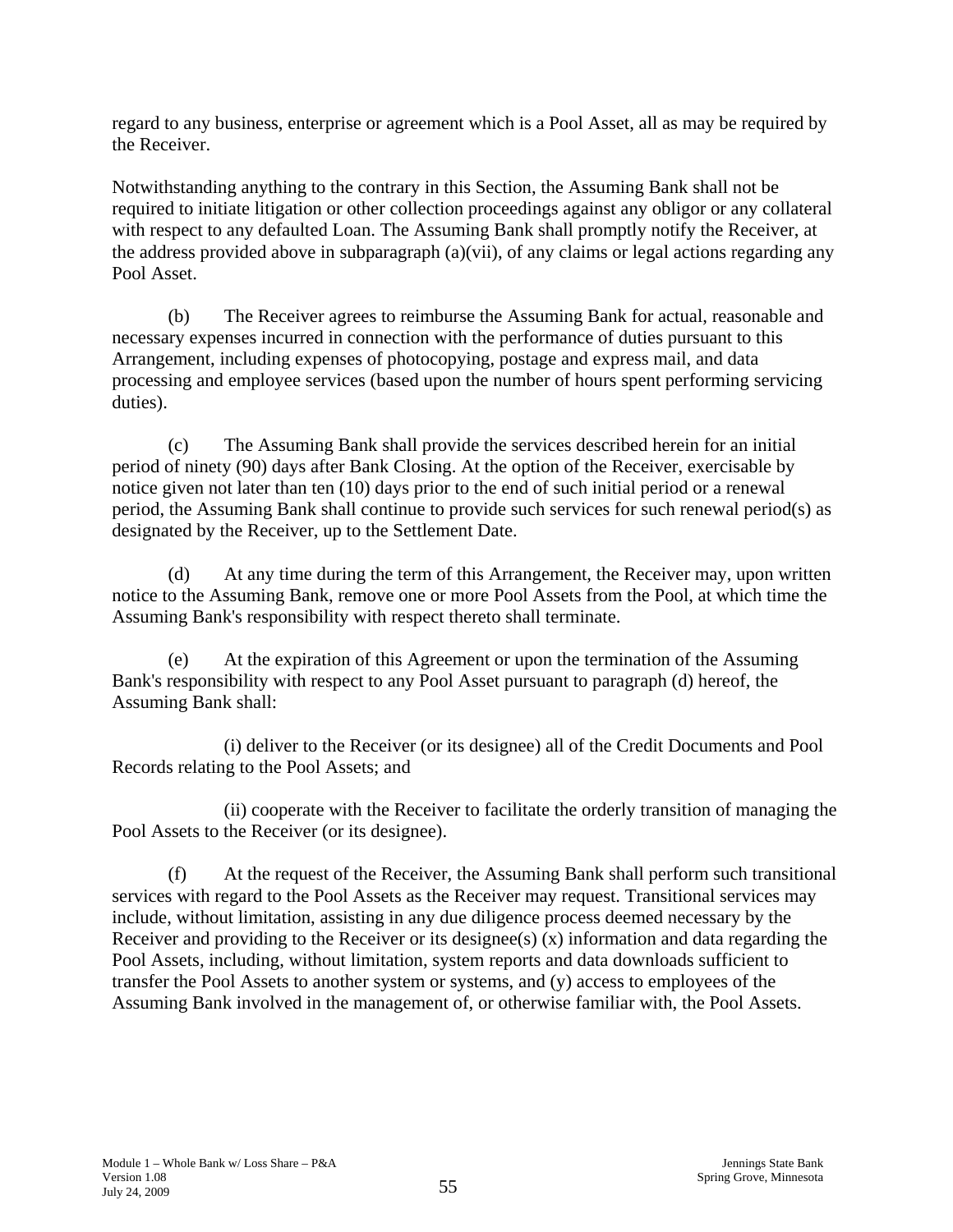regard to any business, enterprise or agreement which is a Pool Asset, all as may be required by the Receiver.

Notwithstanding anything to the contrary in this Section, the Assuming Bank shall not be required to initiate litigation or other collection proceedings against any obligor or any collateral with respect to any defaulted Loan. The Assuming Bank shall promptly notify the Receiver, at the address provided above in subparagraph (a)(vii), of any claims or legal actions regarding any Pool Asset.

(b) The Receiver agrees to reimburse the Assuming Bank for actual, reasonable and necessary expenses incurred in connection with the performance of duties pursuant to this Arrangement, including expenses of photocopying, postage and express mail, and data processing and employee services (based upon the number of hours spent performing servicing duties).

(c) The Assuming Bank shall provide the services described herein for an initial period of ninety (90) days after Bank Closing. At the option of the Receiver, exercisable by notice given not later than ten (10) days prior to the end of such initial period or a renewal period, the Assuming Bank shall continue to provide such services for such renewal period(s) as designated by the Receiver, up to the Settlement Date.

(d) At any time during the term of this Arrangement, the Receiver may, upon written notice to the Assuming Bank, remove one or more Pool Assets from the Pool, at which time the Assuming Bank's responsibility with respect thereto shall terminate.

(e) At the expiration of this Agreement or upon the termination of the Assuming Bank's responsibility with respect to any Pool Asset pursuant to paragraph (d) hereof, the Assuming Bank shall:

(i) deliver to the Receiver (or its designee) all of the Credit Documents and Pool Records relating to the Pool Assets; and

(ii) cooperate with the Receiver to facilitate the orderly transition of managing the Pool Assets to the Receiver (or its designee).

(f) At the request of the Receiver, the Assuming Bank shall perform such transitional services with regard to the Pool Assets as the Receiver may request. Transitional services may include, without limitation, assisting in any due diligence process deemed necessary by the Receiver and providing to the Receiver or its designee(s) (x) information and data regarding the Pool Assets, including, without limitation, system reports and data downloads sufficient to transfer the Pool Assets to another system or systems, and (y) access to employees of the Assuming Bank involved in the management of, or otherwise familiar with, the Pool Assets.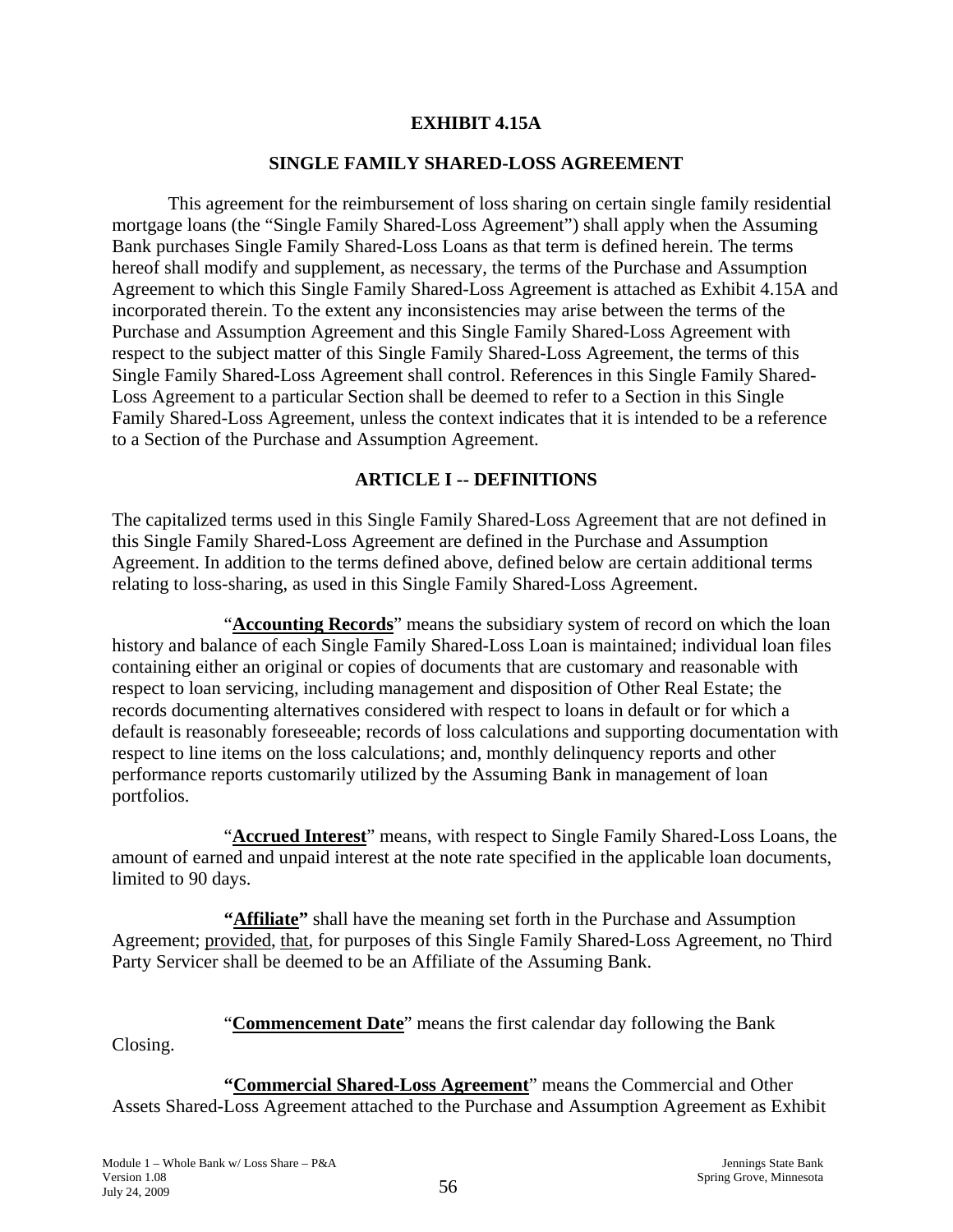# EXHIBIT 4.15A

## SINGLE FAMILY SHARED-LOSS AGREEMENT

This agreement for the reimbursement of loss sharing on certain single family residential mortgage loans (the "Single Family Shared-Loss Agreement") shall apply when the Assuming Bank purchases Single Family Shared-Loss Loans as that term is defined herein. The terms hereof shall modify and supplement, as necessary, the terms of the Purchase and Assumption Agreement to which this Single Family Shared-Loss Agreement is attached as Exhibit 4.15A and incorporated therein. To the extent any inconsistencies may arise between the terms of the Purchase and Assumption Agreement and this Single Family Shared-Loss Agreement with respect to the subject matter of this Single Family Shared-Loss Agreement, the terms of this Single Family Shared-Loss Agreement shall control. References in this Single Family Shared-Loss Agreement to a particular Section shall be deemed to refer to a Section in this Single Family Shared-Loss Agreement, unless the context indicates that it is intended to be a reference to a Section of the Purchase and Assumption Agreement.

## ARTICLE I -- DEFINITIONS

The capitalized terms used in this Single Family Shared-Loss Agreement that are not defined in this Single Family Shared-Loss Agreement are defined in the Purchase and Assumption Agreement. In addition to the terms defined above, defined below are certain additional terms relating to loss-sharing, as used in this Single Family Shared-Loss Agreement.

"**Accounting Records**" means the subsidiary system of record on which the loan history and balance of each Single Family Shared-Loss Loan is maintained; individual loan files containing either an original or copies of documents that are customary and reasonable with respect to loan servicing, including management and disposition of Other Real Estate; the records documenting alternatives considered with respect to loans in default or for which a default is reasonably foreseeable; records of loss calculations and supporting documentation with respect to line items on the loss calculations; and, monthly delinquency reports and other performance reports customarily utilized by the Assuming Bank in management of loan portfolios.

"**Accrued Interest**" means, with respect to Single Family Shared-Loss Loans, the amount of earned and unpaid interest at the note rate specified in the applicable loan documents, limited to 90 days.

**"Affiliate"** shall have the meaning set forth in the Purchase and Assumption Agreement; provided, that, for purposes of this Single Family Shared-Loss Agreement, no Third Party Servicer shall be deemed to be an Affiliate of the Assuming Bank.

"**Commencement Date**" means the first calendar day following the Bank Closing.

**"Commercial Shared-Loss Agreement"** means the Commercial and Other Assets Shared-Loss Agreement attached to the Purchase and Assumption Agreement as Exhibit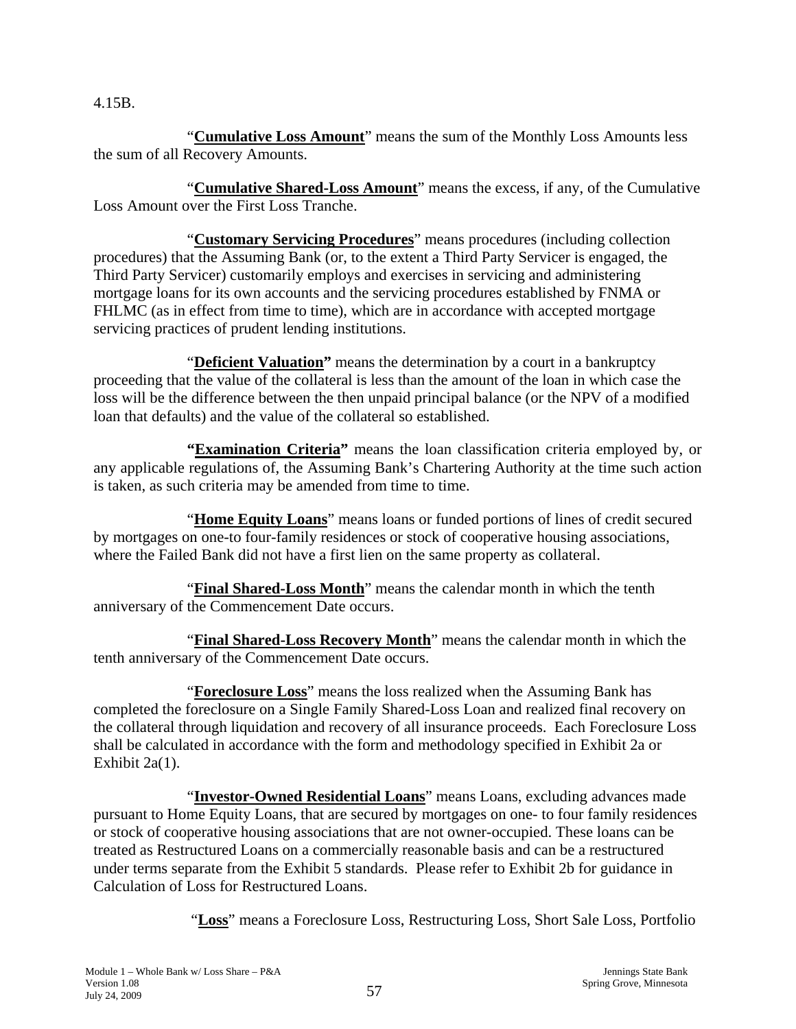4.15B.

"**Cumulative Loss Amount**" means the sum of the Monthly Loss Amounts less the sum of all Recovery Amounts.

"**Cumulative Shared-Loss Amount**" means the excess, if any, of the Cumulative Loss Amount over the First Loss Tranche.

"**Customary Servicing Procedures**" means procedures (including collection procedures) that the Assuming Bank (or, to the extent a Third Party Servicer is engaged, the Third Party Servicer) customarily employs and exercises in servicing and administering mortgage loans for its own accounts and the servicing procedures established by FNMA or FHLMC (as in effect from time to time), which are in accordance with accepted mortgage servicing practices of prudent lending institutions.

"**Deficient Valuation**" means the determination by a court in a bankruptcy proceeding that the value of the collateral is less than the amount of the loan in which case the loss will be the difference between the then unpaid principal balance (or the NPV of a modified loan that defaults) and the value of the collateral so established.

**"Examination Criteria"** means the loan classification criteria employed by, or any applicable regulations of, the Assuming Bank's Chartering Authority at the time such action is taken, as such criteria may be amended from time to time.

"**Home Equity Loans**" means loans or funded portions of lines of credit secured by mortgages on one-to four-family residences or stock of cooperative housing associations, where the Failed Bank did not have a first lien on the same property as collateral.

"**Final Shared-Loss Month**" means the calendar month in which the tenth anniversary of the Commencement Date occurs.

"**Final Shared-Loss Recovery Month**" means the calendar month in which the tenth anniversary of the Commencement Date occurs.

"**Foreclosure Loss**" means the loss realized when the Assuming Bank has completed the foreclosure on a Single Family Shared-Loss Loan and realized final recovery on the collateral through liquidation and recovery of all insurance proceeds. Each Foreclosure Loss shall be calculated in accordance with the form and methodology specified in Exhibit 2a or Exhibit 2a(1).

"**Investor-Owned Residential Loans**" means Loans, excluding advances made pursuant to Home Equity Loans, that are secured by mortgages on one- to four family residences or stock of cooperative housing associations that are not owner-occupied. These loans can be treated as Restructured Loans on a commercially reasonable basis and can be a restructured under terms separate from the Exhibit 5 standards. Please refer to Exhibit 2b for guidance in Calculation of Loss for Restructured Loans.

"**Loss**" means a Foreclosure Loss, Restructuring Loss, Short Sale Loss, Portfolio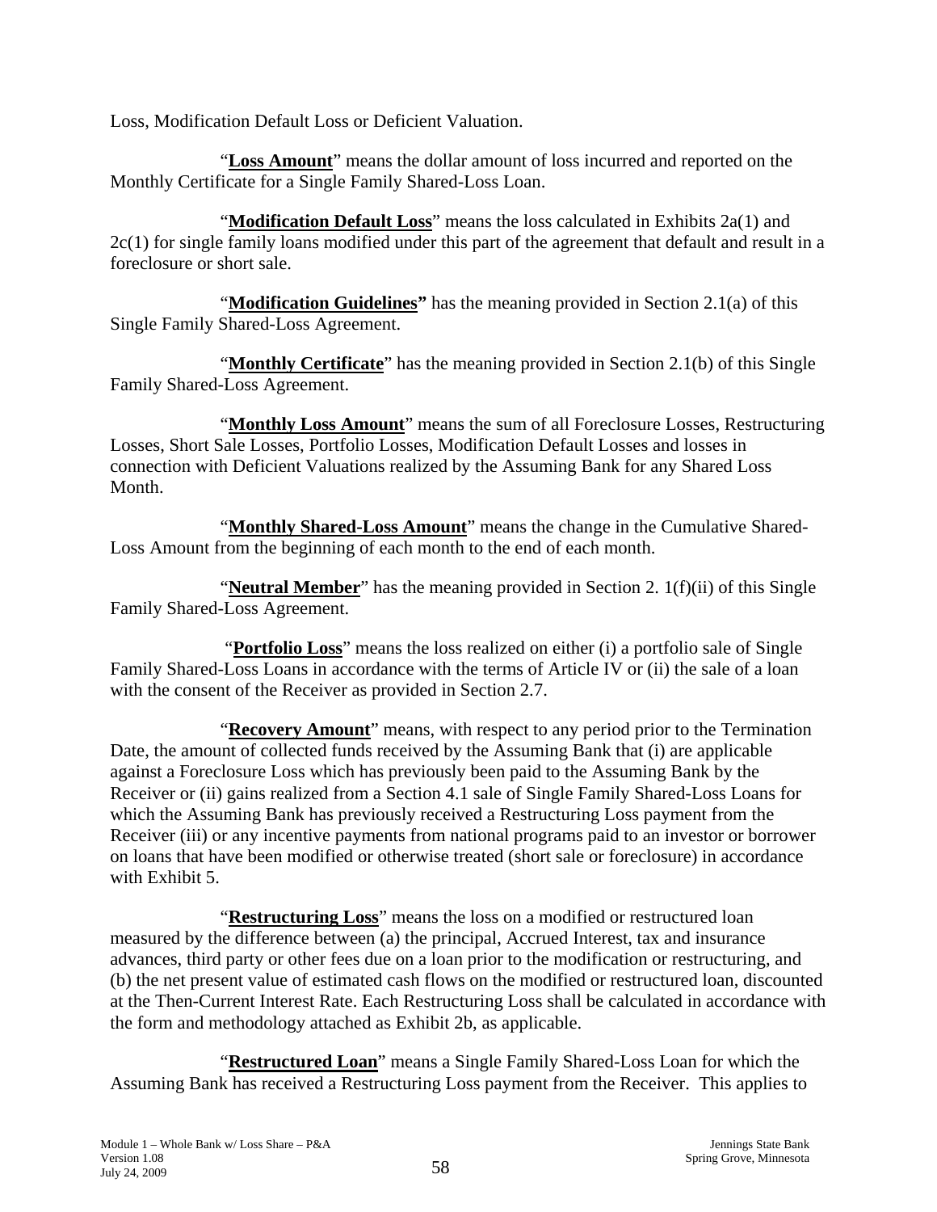Loss, Modification Default Loss or Deficient Valuation.

"**Loss Amount**" means the dollar amount of loss incurred and reported on the Monthly Certificate for a Single Family Shared-Loss Loan.

"**Modification Default Loss**" means the loss calculated in Exhibits 2a(1) and 2c(1) for single family loans modified under this part of the agreement that default and result in a foreclosure or short sale.

"**Modification Guidelines"** has the meaning provided in Section 2.1(a) of this Single Family Shared-Loss Agreement.

"**Monthly Certificate**" has the meaning provided in Section 2.1(b) of this Single Family Shared-Loss Agreement.

"**Monthly Loss Amount**" means the sum of all Foreclosure Losses, Restructuring Losses, Short Sale Losses, Portfolio Losses, Modification Default Losses and losses in connection with Deficient Valuations realized by the Assuming Bank for any Shared Loss Month.

"**Monthly Shared-Loss Amount**" means the change in the Cumulative Shared-Loss Amount from the beginning of each month to the end of each month.

"**Neutral Member**" has the meaning provided in Section 2. 1(f)(ii) of this Single Family Shared-Loss Agreement.

"**Portfolio Loss**" means the loss realized on either (i) a portfolio sale of Single Family Shared-Loss Loans in accordance with the terms of Article IV or (ii) the sale of a loan with the consent of the Receiver as provided in Section 2.7.

"**Recovery Amount**" means, with respect to any period prior to the Termination Date, the amount of collected funds received by the Assuming Bank that (i) are applicable against a Foreclosure Loss which has previously been paid to the Assuming Bank by the Receiver or (ii) gains realized from a Section 4.1 sale of Single Family Shared-Loss Loans for which the Assuming Bank has previously received a Restructuring Loss payment from the Receiver (iii) or any incentive payments from national programs paid to an investor or borrower on loans that have been modified or otherwise treated (short sale or foreclosure) in accordance with Exhibit 5.

"**Restructuring Loss**" means the loss on a modified or restructured loan measured by the difference between (a) the principal, Accrued Interest, tax and insurance advances, third party or other fees due on a loan prior to the modification or restructuring, and (b) the net present value of estimated cash flows on the modified or restructured loan, discounted at the Then-Current Interest Rate. Each Restructuring Loss shall be calculated in accordance with the form and methodology attached as Exhibit 2b, as applicable.

"**Restructured Loan**" means a Single Family Shared-Loss Loan for which the Assuming Bank has received a Restructuring Loss payment from the Receiver. This applies to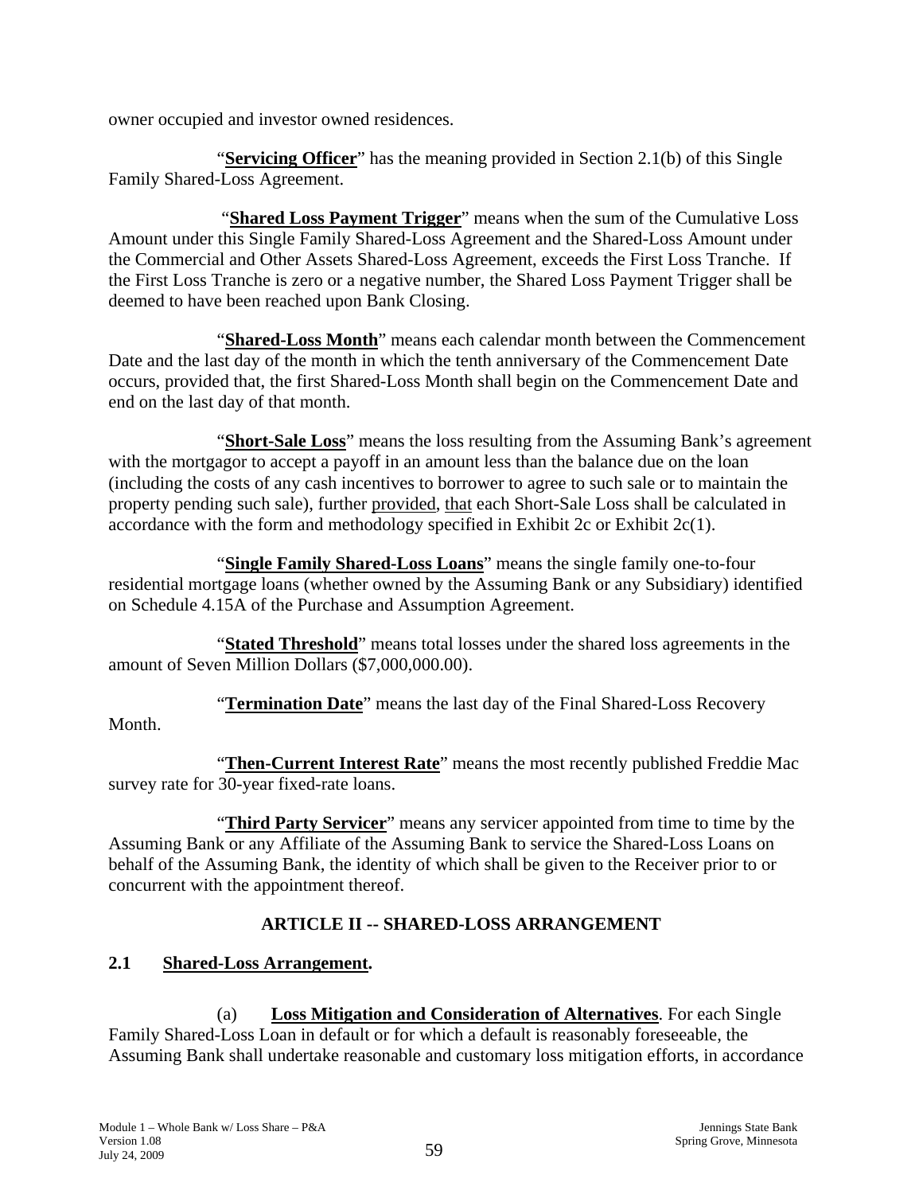owner occupied and investor owned residences.

"**Servicing Officer**" has the meaning provided in Section 2.1(b) of this Single Family Shared-Loss Agreement.

"**Shared Loss Payment Trigger**" means when the sum of the Cumulative Loss Amount under this Single Family Shared-Loss Agreement and the Shared-Loss Amount under the Commercial and Other Assets Shared-Loss Agreement, exceeds the First Loss Tranche. If the First Loss Tranche is zero or a negative number, the Shared Loss Payment Trigger shall be deemed to have been reached upon Bank Closing.

"**Shared-Loss Month**" means each calendar month between the Commencement Date and the last day of the month in which the tenth anniversary of the Commencement Date occurs, provided that, the first Shared-Loss Month shall begin on the Commencement Date and end on the last day of that month.

"**Short-Sale Loss**" means the loss resulting from the Assuming Bank's agreement with the mortgagor to accept a payoff in an amount less than the balance due on the loan (including the costs of any cash incentives to borrower to agree to such sale or to maintain the property pending such sale), further provided, that each Short-Sale Loss shall be calculated in accordance with the form and methodology specified in Exhibit 2c or Exhibit 2c(1).

"**Single Family Shared-Loss Loans**" means the single family one-to-four residential mortgage loans (whether owned by the Assuming Bank or any Subsidiary) identified on Schedule 4.15A of the Purchase and Assumption Agreement.

"**Stated Threshold**" means total losses under the shared loss agreements in the amount of Seven Million Dollars ($7,000,000.00).

"**Termination Date**" means the last day of the Final Shared-Loss Recovery Month.

"**Then-Current Interest Rate**" means the most recently published Freddie Mac survey rate for 30-year fixed-rate loans.

"**Third Party Servicer**" means any servicer appointed from time to time by the Assuming Bank or any Affiliate of the Assuming Bank to service the Shared-Loss Loans on behalf of the Assuming Bank, the identity of which shall be given to the Receiver prior to or concurrent with the appointment thereof.

## ARTICLE II -- SHARED-LOSS ARRANGEMENT

### 2.1 Shared-Loss Arrangement.

(a) **Loss Mitigation and Consideration of Alternatives**. For each Single Family Shared-Loss Loan in default or for which a default is reasonably foreseeable, the Assuming Bank shall undertake reasonable and customary loss mitigation efforts, in accordance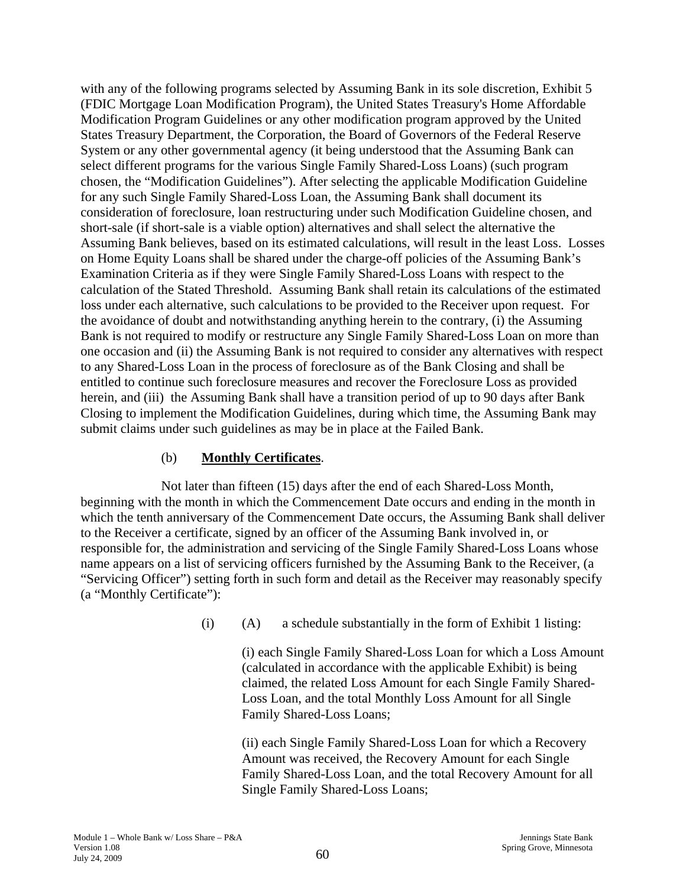with any of the following programs selected by Assuming Bank in its sole discretion, Exhibit 5 (FDIC Mortgage Loan Modification Program), the United States Treasury's Home Affordable Modification Program Guidelines or any other modification program approved by the United States Treasury Department, the Corporation, the Board of Governors of the Federal Reserve System or any other governmental agency (it being understood that the Assuming Bank can select different programs for the various Single Family Shared-Loss Loans) (such program chosen, the "Modification Guidelines"). After selecting the applicable Modification Guideline for any such Single Family Shared-Loss Loan, the Assuming Bank shall document its consideration of foreclosure, loan restructuring under such Modification Guideline chosen, and short-sale (if short-sale is a viable option) alternatives and shall select the alternative the Assuming Bank believes, based on its estimated calculations, will result in the least Loss. Losses on Home Equity Loans shall be shared under the charge-off policies of the Assuming Bank's Examination Criteria as if they were Single Family Shared-Loss Loans with respect to the calculation of the Stated Threshold. Assuming Bank shall retain its calculations of the estimated loss under each alternative, such calculations to be provided to the Receiver upon request. For the avoidance of doubt and notwithstanding anything herein to the contrary, (i) the Assuming Bank is not required to modify or restructure any Single Family Shared-Loss Loan on more than one occasion and (ii) the Assuming Bank is not required to consider any alternatives with respect to any Shared-Loss Loan in the process of foreclosure as of the Bank Closing and shall be entitled to continue such foreclosure measures and recover the Foreclosure Loss as provided herein, and (iii) the Assuming Bank shall have a transition period of up to 90 days after Bank Closing to implement the Modification Guidelines, during which time, the Assuming Bank may submit claims under such guidelines as may be in place at the Failed Bank.

(b) **Monthly Certificates**.

Not later than fifteen (15) days after the end of each Shared-Loss Month, beginning with the month in which the Commencement Date occurs and ending in the month in which the tenth anniversary of the Commencement Date occurs, the Assuming Bank shall deliver to the Receiver a certificate, signed by an officer of the Assuming Bank involved in, or responsible for, the administration and servicing of the Single Family Shared-Loss Loans whose name appears on a list of servicing officers furnished by the Assuming Bank to the Receiver, (a "Servicing Officer") setting forth in such form and detail as the Receiver may reasonably specify (a "Monthly Certificate"):

(i) (A) a schedule substantially in the form of Exhibit 1 listing:

(i) each Single Family Shared-Loss Loan for which a Loss Amount (calculated in accordance with the applicable Exhibit) is being claimed, the related Loss Amount for each Single Family Shared-Loss Loan, and the total Monthly Loss Amount for all Single Family Shared-Loss Loans;

(ii) each Single Family Shared-Loss Loan for which a Recovery Amount was received, the Recovery Amount for each Single Family Shared-Loss Loan, and the total Recovery Amount for all Single Family Shared-Loss Loans;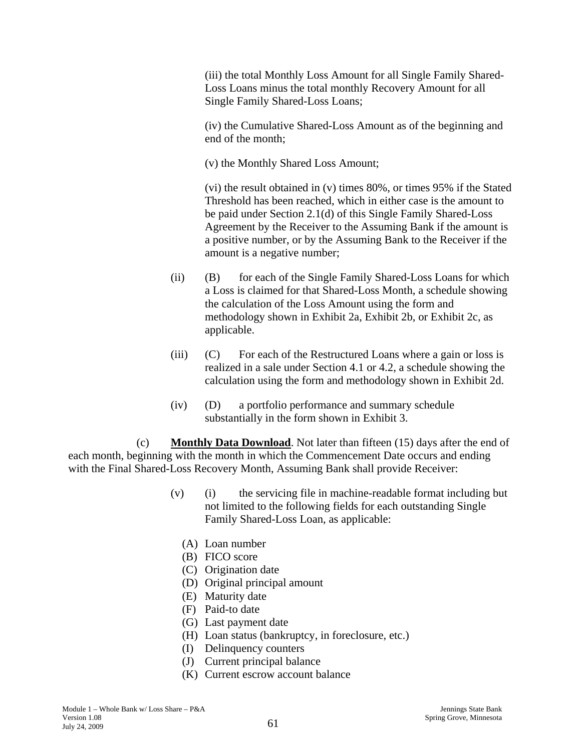(iii) the total Monthly Loss Amount for all Single Family Shared-Loss Loans minus the total monthly Recovery Amount for all Single Family Shared-Loss Loans;

(iv) the Cumulative Shared-Loss Amount as of the beginning and end of the month;

(v) the Monthly Shared Loss Amount;

(vi) the result obtained in (v) times 80%, or times 95% if the Stated Threshold has been reached, which in either case is the amount to be paid under Section 2.1(d) of this Single Family Shared-Loss Agreement by the Receiver to the Assuming Bank if the amount is a positive number, or by the Assuming Bank to the Receiver if the amount is a negative number;

(ii) (B) for each of the Single Family Shared-Loss Loans for which a Loss is claimed for that Shared-Loss Month, a schedule showing the calculation of the Loss Amount using the form and methodology shown in Exhibit 2a, Exhibit 2b, or Exhibit 2c, as applicable.

(iii) (C) For each of the Restructured Loans where a gain or loss is realized in a sale under Section 4.1 or 4.2, a schedule showing the calculation using the form and methodology shown in Exhibit 2d.

(iv) (D) a portfolio performance and summary schedule substantially in the form shown in Exhibit 3.

(c) **Monthly Data Download**. Not later than fifteen (15) days after the end of each month, beginning with the month in which the Commencement Date occurs and ending with the Final Shared-Loss Recovery Month, Assuming Bank shall provide Receiver:

(v) (i) the servicing file in machine-readable format including but not limited to the following fields for each outstanding Single Family Shared-Loss Loan, as applicable:

(A) Loan number
(B) FICO score
(C) Origination date
(D) Original principal amount
(E) Maturity date
(F) Paid-to date
(G) Last payment date
(H) Loan status (bankruptcy, in foreclosure, etc.)
(I) Delinquency counters
(J) Current principal balance
(K) Current escrow account balance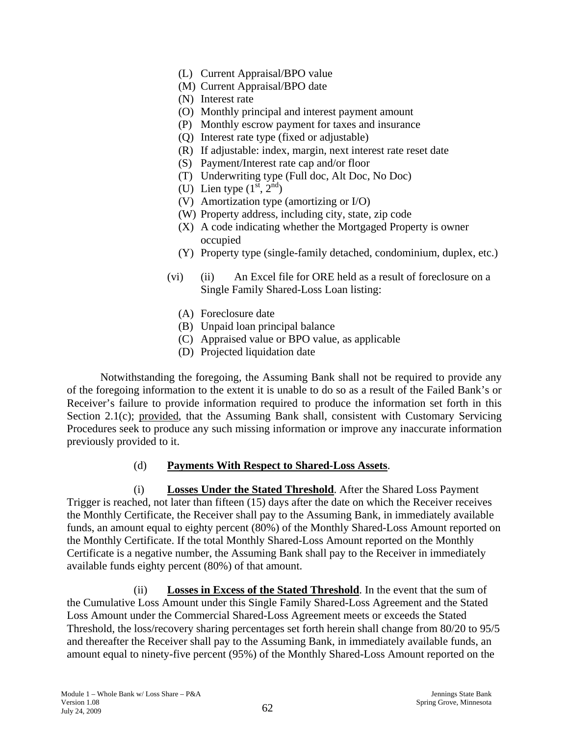- (L) Current Appraisal/BPO value
- (M) Current Appraisal/BPO date
- (N) Interest rate
- (O) Monthly principal and interest payment amount
- (P) Monthly escrow payment for taxes and insurance
- (Q) Interest rate type (fixed or adjustable)
- (R) If adjustable: index, margin, next interest rate reset date
- (S) Payment/Interest rate cap and/or floor
- (T) Underwriting type (Full doc, Alt Doc, No Doc)
- (U) Lien type ($1^{st}$, $2^{nd}$)
- (V) Amortization type (amortizing or I/O)
- (W) Property address, including city, state, zip code
- (X) A code indicating whether the Mortgaged Property is owner occupied
- (Y) Property type (single-family detached, condominium, duplex, etc.)

(vi) (ii) An Excel file for ORE held as a result of foreclosure on a Single Family Shared-Loss Loan listing:

- (A) Foreclosure date
- (B) Unpaid loan principal balance
- (C) Appraised value or BPO value, as applicable
- (D) Projected liquidation date

Notwithstanding the foregoing, the Assuming Bank shall not be required to provide any of the foregoing information to the extent it is unable to do so as a result of the Failed Bank's or Receiver's failure to provide information required to produce the information set forth in this Section 2.1(c); provided, that the Assuming Bank shall, consistent with Customary Servicing Procedures seek to produce any such missing information or improve any inaccurate information previously provided to it.

(d) **Payments With Respect to Shared-Loss Assets**.

(i) **Losses Under the Stated Threshold**. After the Shared Loss Payment Trigger is reached, not later than fifteen (15) days after the date on which the Receiver receives the Monthly Certificate, the Receiver shall pay to the Assuming Bank, in immediately available funds, an amount equal to eighty percent (80%) of the Monthly Shared-Loss Amount reported on the Monthly Certificate. If the total Monthly Shared-Loss Amount reported on the Monthly Certificate is a negative number, the Assuming Bank shall pay to the Receiver in immediately available funds eighty percent (80%) of that amount.

(ii) **Losses in Excess of the Stated Threshold**. In the event that the sum of the Cumulative Loss Amount under this Single Family Shared-Loss Agreement and the Stated Loss Amount under the Commercial Shared-Loss Agreement meets or exceeds the Stated Threshold, the loss/recovery sharing percentages set forth herein shall change from 80/20 to 95/5 and thereafter the Receiver shall pay to the Assuming Bank, in immediately available funds, an amount equal to ninety-five percent (95%) of the Monthly Shared-Loss Amount reported on the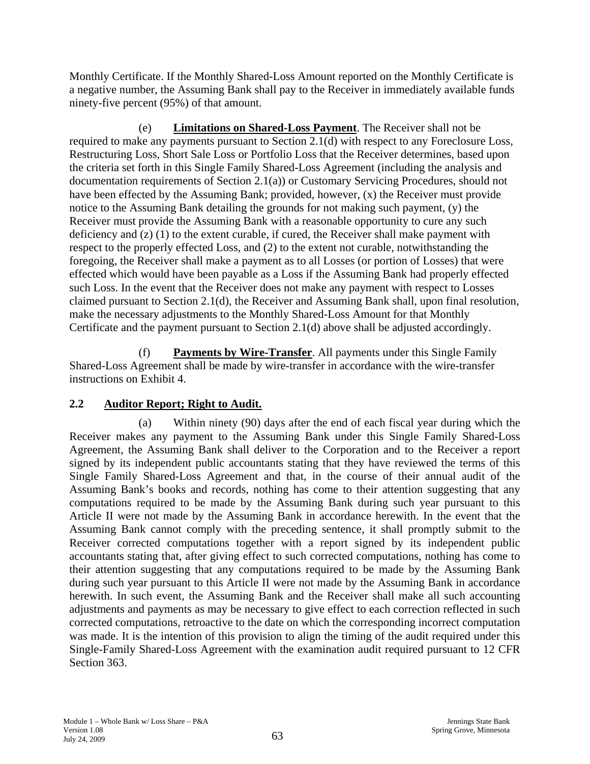Monthly Certificate. If the Monthly Shared-Loss Amount reported on the Monthly Certificate is a negative number, the Assuming Bank shall pay to the Receiver in immediately available funds ninety-five percent (95%) of that amount.

(e) **Limitations on Shared-Loss Payment**. The Receiver shall not be required to make any payments pursuant to Section 2.1(d) with respect to any Foreclosure Loss, Restructuring Loss, Short Sale Loss or Portfolio Loss that the Receiver determines, based upon the criteria set forth in this Single Family Shared-Loss Agreement (including the analysis and documentation requirements of Section 2.1(a)) or Customary Servicing Procedures, should not have been effected by the Assuming Bank; provided, however, (x) the Receiver must provide notice to the Assuming Bank detailing the grounds for not making such payment, (y) the Receiver must provide the Assuming Bank with a reasonable opportunity to cure any such deficiency and (z) (1) to the extent curable, if cured, the Receiver shall make payment with respect to the properly effected Loss, and (2) to the extent not curable, notwithstanding the foregoing, the Receiver shall make a payment as to all Losses (or portion of Losses) that were effected which would have been payable as a Loss if the Assuming Bank had properly effected such Loss. In the event that the Receiver does not make any payment with respect to Losses claimed pursuant to Section 2.1(d), the Receiver and Assuming Bank shall, upon final resolution, make the necessary adjustments to the Monthly Shared-Loss Amount for that Monthly Certificate and the payment pursuant to Section 2.1(d) above shall be adjusted accordingly.

(f) **Payments by Wire-Transfer**. All payments under this Single Family Shared-Loss Agreement shall be made by wire-transfer in accordance with the wire-transfer instructions on Exhibit 4.

## 2.2 Auditor Report; Right to Audit.

(a) Within ninety (90) days after the end of each fiscal year during which the Receiver makes any payment to the Assuming Bank under this Single Family Shared-Loss Agreement, the Assuming Bank shall deliver to the Corporation and to the Receiver a report signed by its independent public accountants stating that they have reviewed the terms of this Single Family Shared-Loss Agreement and that, in the course of their annual audit of the Assuming Bank's books and records, nothing has come to their attention suggesting that any computations required to be made by the Assuming Bank during such year pursuant to this Article II were not made by the Assuming Bank in accordance herewith. In the event that the Assuming Bank cannot comply with the preceding sentence, it shall promptly submit to the Receiver corrected computations together with a report signed by its independent public accountants stating that, after giving effect to such corrected computations, nothing has come to their attention suggesting that any computations required to be made by the Assuming Bank during such year pursuant to this Article II were not made by the Assuming Bank in accordance herewith. In such event, the Assuming Bank and the Receiver shall make all such accounting adjustments and payments as may be necessary to give effect to each correction reflected in such corrected computations, retroactive to the date on which the corresponding incorrect computation was made. It is the intention of this provision to align the timing of the audit required under this Single-Family Shared-Loss Agreement with the examination audit required pursuant to 12 CFR Section 363.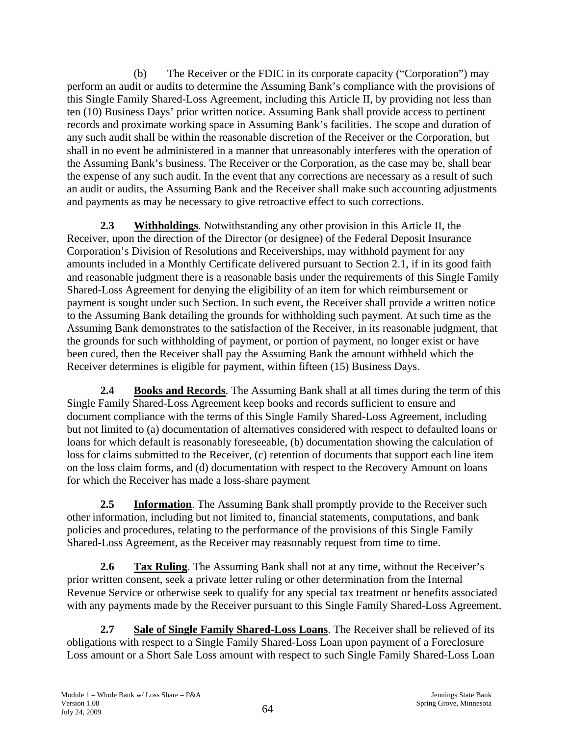(b) The Receiver or the FDIC in its corporate capacity ("Corporation") may perform an audit or audits to determine the Assuming Bank's compliance with the provisions of this Single Family Shared-Loss Agreement, including this Article II, by providing not less than ten (10) Business Days' prior written notice. Assuming Bank shall provide access to pertinent records and proximate working space in Assuming Bank's facilities. The scope and duration of any such audit shall be within the reasonable discretion of the Receiver or the Corporation, but shall in no event be administered in a manner that unreasonably interferes with the operation of the Assuming Bank's business. The Receiver or the Corporation, as the case may be, shall bear the expense of any such audit. In the event that any corrections are necessary as a result of such an audit or audits, the Assuming Bank and the Receiver shall make such accounting adjustments and payments as may be necessary to give retroactive effect to such corrections.

**2.3 Withholdings**. Notwithstanding any other provision in this Article II, the Receiver, upon the direction of the Director (or designee) of the Federal Deposit Insurance Corporation's Division of Resolutions and Receiverships, may withhold payment for any amounts included in a Monthly Certificate delivered pursuant to Section 2.1, if in its good faith and reasonable judgment there is a reasonable basis under the requirements of this Single Family Shared-Loss Agreement for denying the eligibility of an item for which reimbursement or payment is sought under such Section. In such event, the Receiver shall provide a written notice to the Assuming Bank detailing the grounds for withholding such payment. At such time as the Assuming Bank demonstrates to the satisfaction of the Receiver, in its reasonable judgment, that the grounds for such withholding of payment, or portion of payment, no longer exist or have been cured, then the Receiver shall pay the Assuming Bank the amount withheld which the Receiver determines is eligible for payment, within fifteen (15) Business Days.

**2.4 Books and Records**. The Assuming Bank shall at all times during the term of this Single Family Shared-Loss Agreement keep books and records sufficient to ensure and document compliance with the terms of this Single Family Shared-Loss Agreement, including but not limited to (a) documentation of alternatives considered with respect to defaulted loans or loans for which default is reasonably foreseeable, (b) documentation showing the calculation of loss for claims submitted to the Receiver, (c) retention of documents that support each line item on the loss claim forms, and (d) documentation with respect to the Recovery Amount on loans for which the Receiver has made a loss-share payment

**2.5 Information**. The Assuming Bank shall promptly provide to the Receiver such other information, including but not limited to, financial statements, computations, and bank policies and procedures, relating to the performance of the provisions of this Single Family Shared-Loss Agreement, as the Receiver may reasonably request from time to time.

**2.6 Tax Ruling**. The Assuming Bank shall not at any time, without the Receiver's prior written consent, seek a private letter ruling or other determination from the Internal Revenue Service or otherwise seek to qualify for any special tax treatment or benefits associated with any payments made by the Receiver pursuant to this Single Family Shared-Loss Agreement.

**2.7 Sale of Single Family Shared-Loss Loans**. The Receiver shall be relieved of its obligations with respect to a Single Family Shared-Loss Loan upon payment of a Foreclosure Loss amount or a Short Sale Loss amount with respect to such Single Family Shared-Loss Loan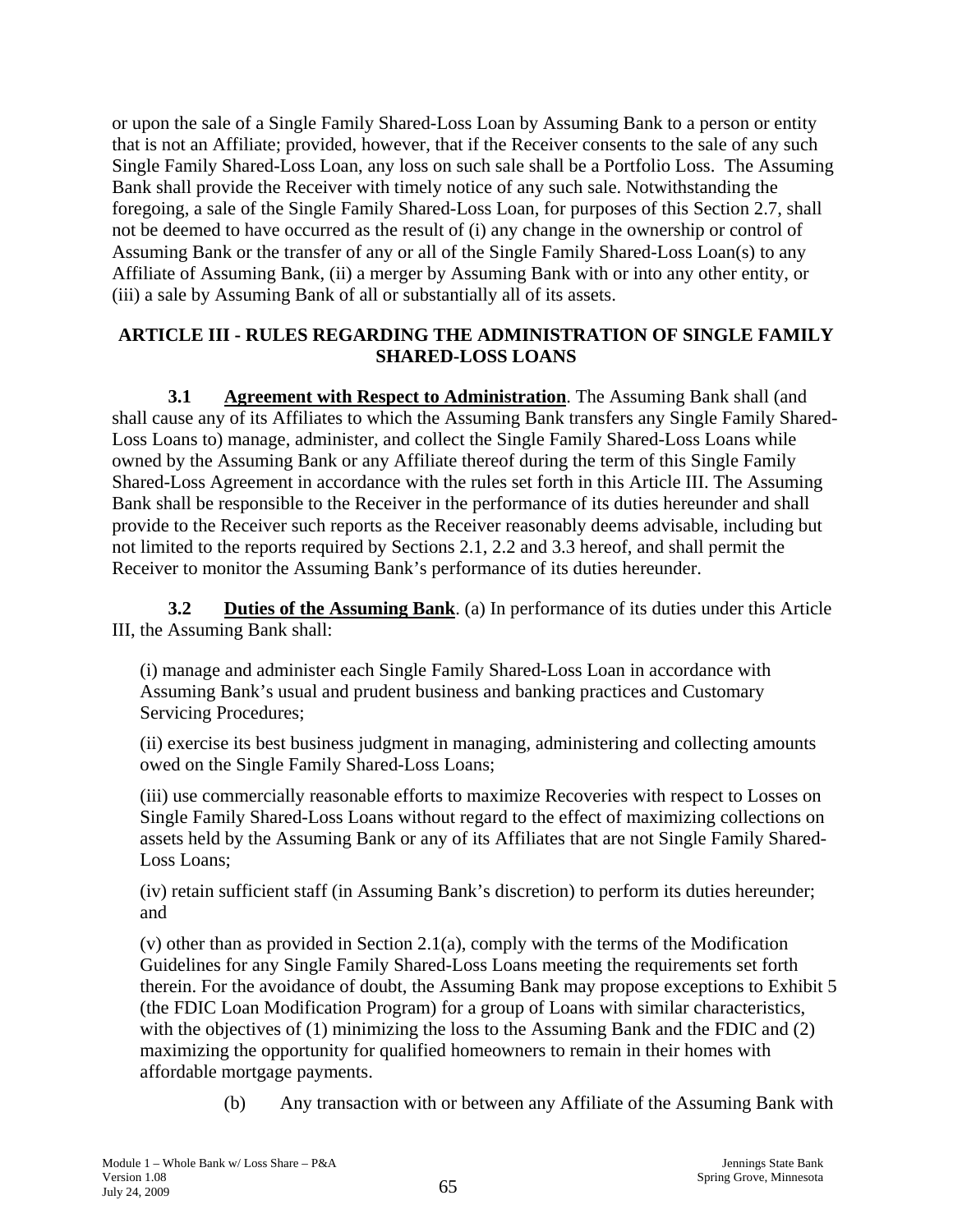or upon the sale of a Single Family Shared-Loss Loan by Assuming Bank to a person or entity that is not an Affiliate; provided, however, that if the Receiver consents to the sale of any such Single Family Shared-Loss Loan, any loss on such sale shall be a Portfolio Loss. The Assuming Bank shall provide the Receiver with timely notice of any such sale. Notwithstanding the foregoing, a sale of the Single Family Shared-Loss Loan, for purposes of this Section 2.7, shall not be deemed to have occurred as the result of (i) any change in the ownership or control of Assuming Bank or the transfer of any or all of the Single Family Shared-Loss Loan(s) to any Affiliate of Assuming Bank, (ii) a merger by Assuming Bank with or into any other entity, or (iii) a sale by Assuming Bank of all or substantially all of its assets.

## ARTICLE III - RULES REGARDING THE ADMINISTRATION OF SINGLE FAMILY SHARED-LOSS LOANS

**3.1 Agreement with Respect to Administration**. The Assuming Bank shall (and shall cause any of its Affiliates to which the Assuming Bank transfers any Single Family Shared-Loss Loans to) manage, administer, and collect the Single Family Shared-Loss Loans while owned by the Assuming Bank or any Affiliate thereof during the term of this Single Family Shared-Loss Agreement in accordance with the rules set forth in this Article III. The Assuming Bank shall be responsible to the Receiver in the performance of its duties hereunder and shall provide to the Receiver such reports as the Receiver reasonably deems advisable, including but not limited to the reports required by Sections 2.1, 2.2 and 3.3 hereof, and shall permit the Receiver to monitor the Assuming Bank's performance of its duties hereunder.

**3.2 Duties of the Assuming Bank**. (a) In performance of its duties under this Article III, the Assuming Bank shall:

(i) manage and administer each Single Family Shared-Loss Loan in accordance with Assuming Bank's usual and prudent business and banking practices and Customary Servicing Procedures;

(ii) exercise its best business judgment in managing, administering and collecting amounts owed on the Single Family Shared-Loss Loans;

(iii) use commercially reasonable efforts to maximize Recoveries with respect to Losses on Single Family Shared-Loss Loans without regard to the effect of maximizing collections on assets held by the Assuming Bank or any of its Affiliates that are not Single Family Shared-Loss Loans;

(iv) retain sufficient staff (in Assuming Bank's discretion) to perform its duties hereunder; and

(v) other than as provided in Section 2.1(a), comply with the terms of the Modification Guidelines for any Single Family Shared-Loss Loans meeting the requirements set forth therein. For the avoidance of doubt, the Assuming Bank may propose exceptions to Exhibit 5 (the FDIC Loan Modification Program) for a group of Loans with similar characteristics, with the objectives of (1) minimizing the loss to the Assuming Bank and the FDIC and (2) maximizing the opportunity for qualified homeowners to remain in their homes with affordable mortgage payments.

(b) Any transaction with or between any Affiliate of the Assuming Bank with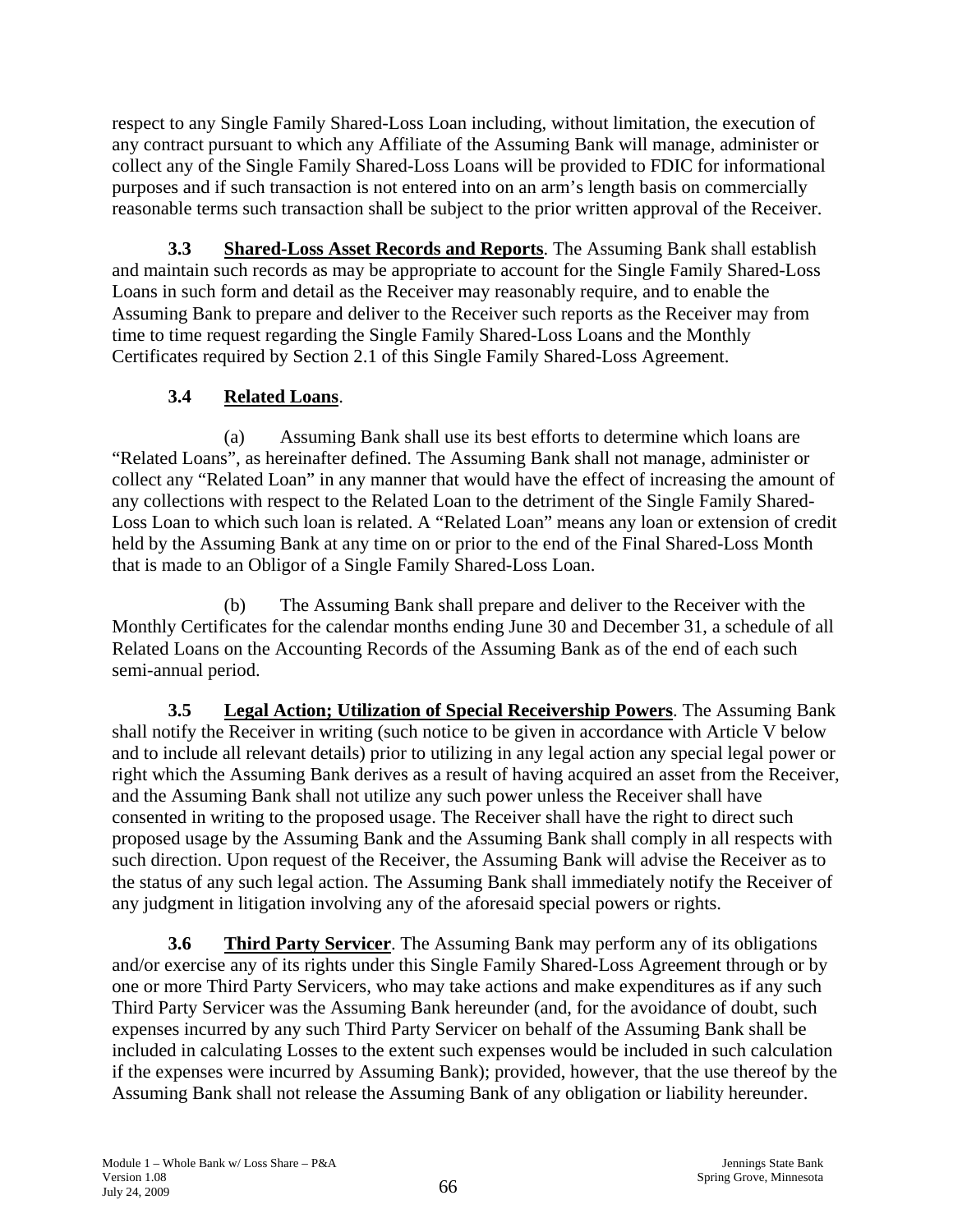respect to any Single Family Shared-Loss Loan including, without limitation, the execution of any contract pursuant to which any Affiliate of the Assuming Bank will manage, administer or collect any of the Single Family Shared-Loss Loans will be provided to FDIC for informational purposes and if such transaction is not entered into on an arm's length basis on commercially reasonable terms such transaction shall be subject to the prior written approval of the Receiver.

**3.3 Shared-Loss Asset Records and Reports**. The Assuming Bank shall establish and maintain such records as may be appropriate to account for the Single Family Shared-Loss Loans in such form and detail as the Receiver may reasonably require, and to enable the Assuming Bank to prepare and deliver to the Receiver such reports as the Receiver may from time to time request regarding the Single Family Shared-Loss Loans and the Monthly Certificates required by Section 2.1 of this Single Family Shared-Loss Agreement.

**3.4 Related Loans**.

(a) Assuming Bank shall use its best efforts to determine which loans are "Related Loans", as hereinafter defined. The Assuming Bank shall not manage, administer or collect any "Related Loan" in any manner that would have the effect of increasing the amount of any collections with respect to the Related Loan to the detriment of the Single Family Shared-Loss Loan to which such loan is related. A "Related Loan" means any loan or extension of credit held by the Assuming Bank at any time on or prior to the end of the Final Shared-Loss Month that is made to an Obligor of a Single Family Shared-Loss Loan.

(b) The Assuming Bank shall prepare and deliver to the Receiver with the Monthly Certificates for the calendar months ending June 30 and December 31, a schedule of all Related Loans on the Accounting Records of the Assuming Bank as of the end of each such semi-annual period.

**3.5 Legal Action; Utilization of Special Receivership Powers**. The Assuming Bank shall notify the Receiver in writing (such notice to be given in accordance with Article V below and to include all relevant details) prior to utilizing in any legal action any special legal power or right which the Assuming Bank derives as a result of having acquired an asset from the Receiver, and the Assuming Bank shall not utilize any such power unless the Receiver shall have consented in writing to the proposed usage. The Receiver shall have the right to direct such proposed usage by the Assuming Bank and the Assuming Bank shall comply in all respects with such direction. Upon request of the Receiver, the Assuming Bank will advise the Receiver as to the status of any such legal action. The Assuming Bank shall immediately notify the Receiver of any judgment in litigation involving any of the aforesaid special powers or rights.

**3.6 Third Party Servicer**. The Assuming Bank may perform any of its obligations and/or exercise any of its rights under this Single Family Shared-Loss Agreement through or by one or more Third Party Servicers, who may take actions and make expenditures as if any such Third Party Servicer was the Assuming Bank hereunder (and, for the avoidance of doubt, such expenses incurred by any such Third Party Servicer on behalf of the Assuming Bank shall be included in calculating Losses to the extent such expenses would be included in such calculation if the expenses were incurred by Assuming Bank); provided, however, that the use thereof by the Assuming Bank shall not release the Assuming Bank of any obligation or liability hereunder.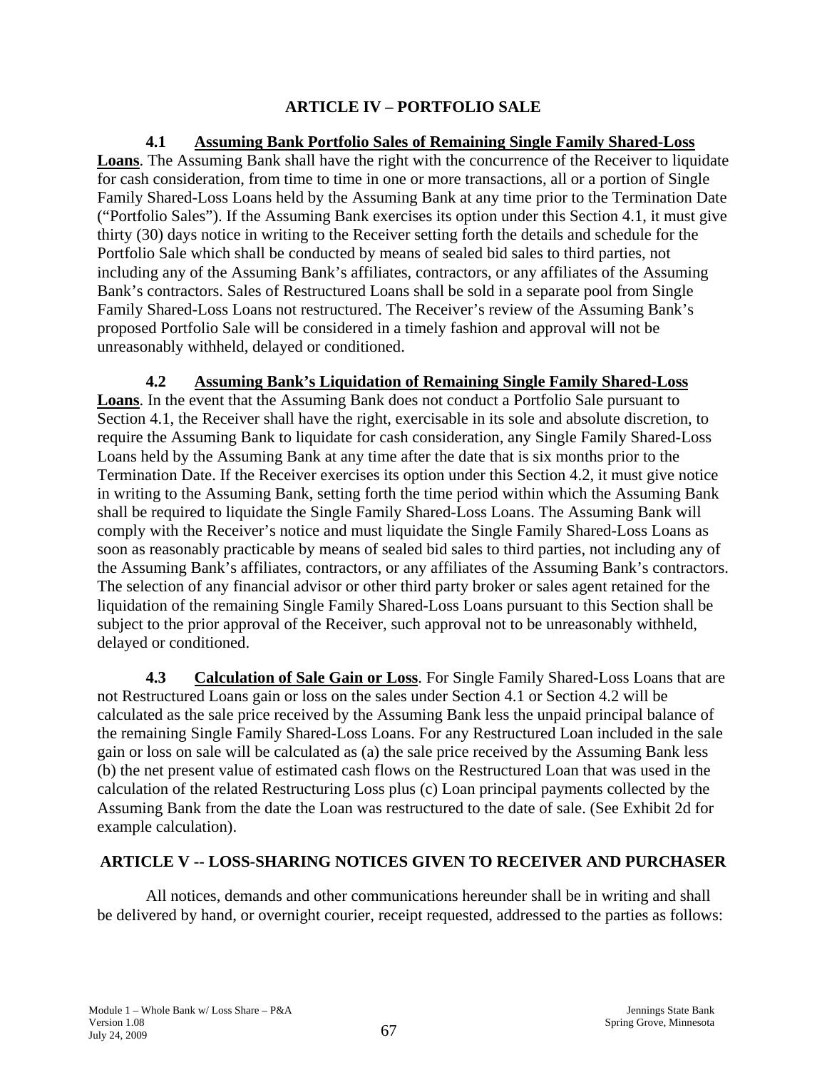## ARTICLE IV – PORTFOLIO SALE

**4.1 Assuming Bank Portfolio Sales of Remaining Single Family Shared-Loss Loans**. The Assuming Bank shall have the right with the concurrence of the Receiver to liquidate for cash consideration, from time to time in one or more transactions, all or a portion of Single Family Shared-Loss Loans held by the Assuming Bank at any time prior to the Termination Date ("Portfolio Sales"). If the Assuming Bank exercises its option under this Section 4.1, it must give thirty (30) days notice in writing to the Receiver setting forth the details and schedule for the Portfolio Sale which shall be conducted by means of sealed bid sales to third parties, not including any of the Assuming Bank's affiliates, contractors, or any affiliates of the Assuming Bank's contractors. Sales of Restructured Loans shall be sold in a separate pool from Single Family Shared-Loss Loans not restructured. The Receiver's review of the Assuming Bank's proposed Portfolio Sale will be considered in a timely fashion and approval will not be unreasonably withheld, delayed or conditioned.

**4.2 Assuming Bank's Liquidation of Remaining Single Family Shared-Loss Loans**. In the event that the Assuming Bank does not conduct a Portfolio Sale pursuant to Section 4.1, the Receiver shall have the right, exercisable in its sole and absolute discretion, to require the Assuming Bank to liquidate for cash consideration, any Single Family Shared-Loss Loans held by the Assuming Bank at any time after the date that is six months prior to the Termination Date. If the Receiver exercises its option under this Section 4.2, it must give notice in writing to the Assuming Bank, setting forth the time period within which the Assuming Bank shall be required to liquidate the Single Family Shared-Loss Loans. The Assuming Bank will comply with the Receiver's notice and must liquidate the Single Family Shared-Loss Loans as soon as reasonably practicable by means of sealed bid sales to third parties, not including any of the Assuming Bank's affiliates, contractors, or any affiliates of the Assuming Bank's contractors. The selection of any financial advisor or other third party broker or sales agent retained for the liquidation of the remaining Single Family Shared-Loss Loans pursuant to this Section shall be subject to the prior approval of the Receiver, such approval not to be unreasonably withheld, delayed or conditioned.

**4.3 Calculation of Sale Gain or Loss**. For Single Family Shared-Loss Loans that are not Restructured Loans gain or loss on the sales under Section 4.1 or Section 4.2 will be calculated as the sale price received by the Assuming Bank less the unpaid principal balance of the remaining Single Family Shared-Loss Loans. For any Restructured Loan included in the sale gain or loss on sale will be calculated as (a) the sale price received by the Assuming Bank less (b) the net present value of estimated cash flows on the Restructured Loan that was used in the calculation of the related Restructuring Loss plus (c) Loan principal payments collected by the Assuming Bank from the date the Loan was restructured to the date of sale. (See Exhibit 2d for example calculation).

## ARTICLE V -- LOSS-SHARING NOTICES GIVEN TO RECEIVER AND PURCHASER

All notices, demands and other communications hereunder shall be in writing and shall be delivered by hand, or overnight courier, receipt requested, addressed to the parties as follows: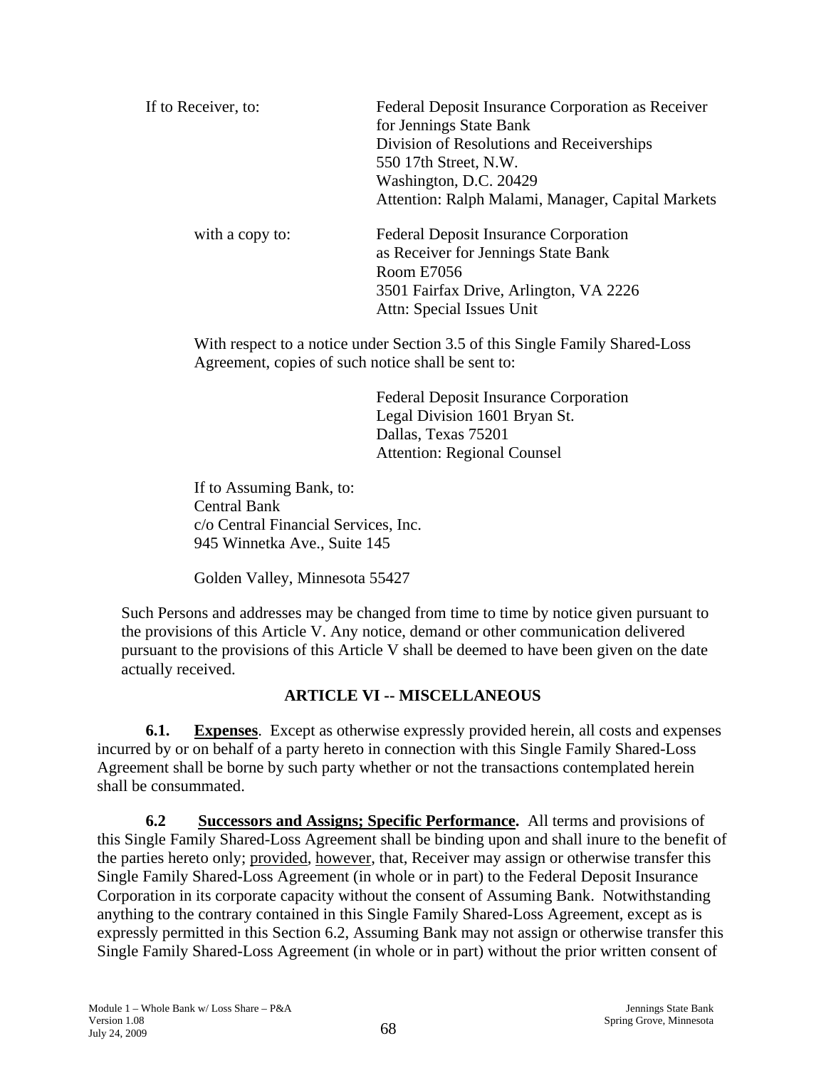If to Receiver, to: Federal Deposit Insurance Corporation as Receiver for Jennings State Bank
Division of Resolutions and Receiverships
550 17th Street, N.W.
Washington, D.C. 20429
Attention: Ralph Malami, Manager, Capital Markets

with a copy to: Federal Deposit Insurance Corporation
as Receiver for Jennings State Bank
Room E7056
3501 Fairfax Drive, Arlington, VA 2226
Attn: Special Issues Unit

With respect to a notice under Section 3.5 of this Single Family Shared-Loss Agreement, copies of such notice shall be sent to:

Federal Deposit Insurance Corporation
Legal Division 1601 Bryan St.
Dallas, Texas 75201
Attention: Regional Counsel

If to Assuming Bank, to:
Central Bank
c/o Central Financial Services, Inc.
945 Winnetka Ave., Suite 145

Golden Valley, Minnesota 55427

Such Persons and addresses may be changed from time to time by notice given pursuant to the provisions of this Article V. Any notice, demand or other communication delivered pursuant to the provisions of this Article V shall be deemed to have been given on the date actually received.

## ARTICLE VI -- MISCELLANEOUS

**6.1. Expenses**. Except as otherwise expressly provided herein, all costs and expenses incurred by or on behalf of a party hereto in connection with this Single Family Shared-Loss Agreement shall be borne by such party whether or not the transactions contemplated herein shall be consummated.

**6.2 Successors and Assigns; Specific Performance.** All terms and provisions of this Single Family Shared-Loss Agreement shall be binding upon and shall inure to the benefit of the parties hereto only; provided, however, that, Receiver may assign or otherwise transfer this Single Family Shared-Loss Agreement (in whole or in part) to the Federal Deposit Insurance Corporation in its corporate capacity without the consent of Assuming Bank. Notwithstanding anything to the contrary contained in this Single Family Shared-Loss Agreement, except as is expressly permitted in this Section 6.2, Assuming Bank may not assign or otherwise transfer this Single Family Shared-Loss Agreement (in whole or in part) without the prior written consent of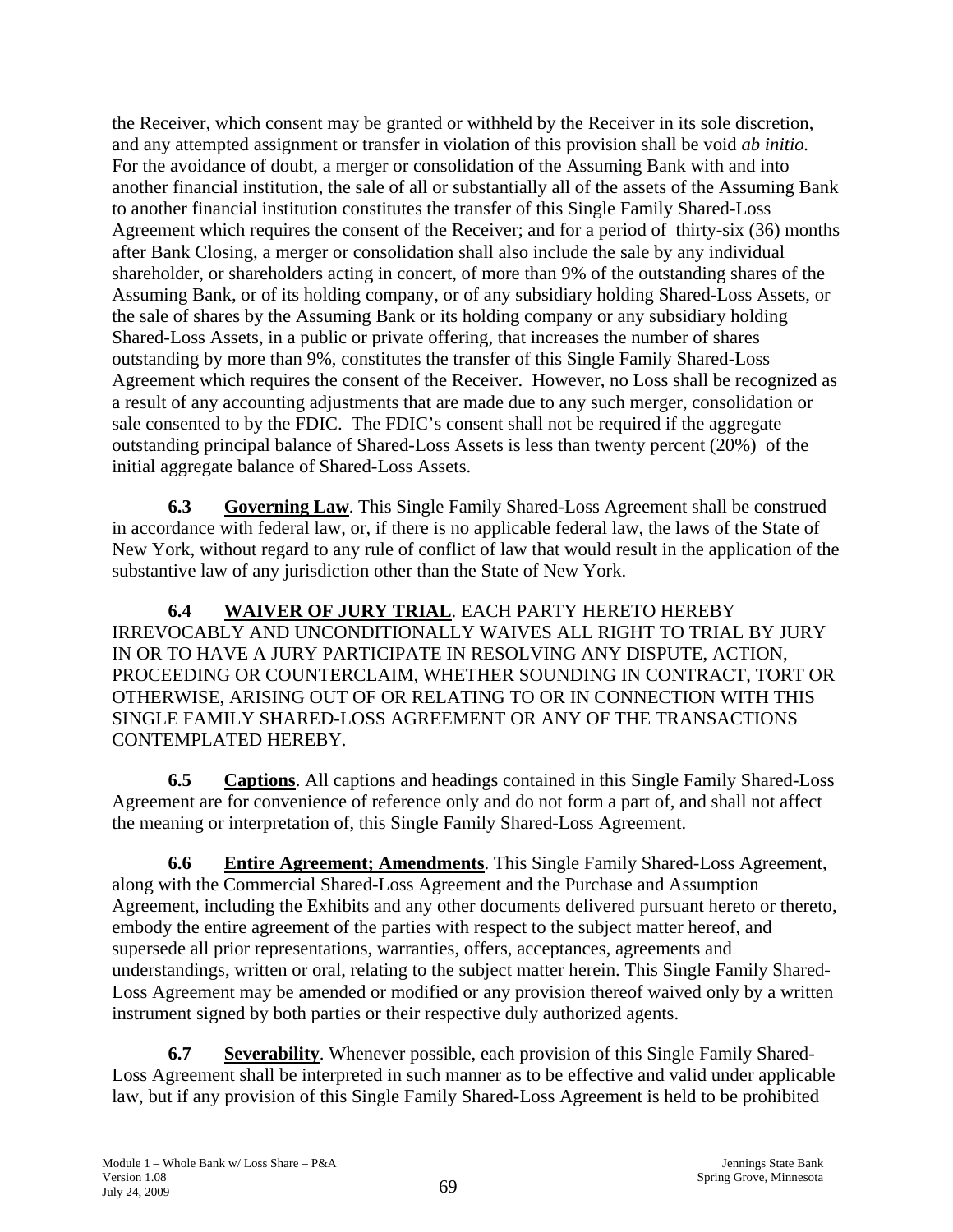the Receiver, which consent may be granted or withheld by the Receiver in its sole discretion, and any attempted assignment or transfer in violation of this provision shall be void *ab initio.* For the avoidance of doubt, a merger or consolidation of the Assuming Bank with and into another financial institution, the sale of all or substantially all of the assets of the Assuming Bank to another financial institution constitutes the transfer of this Single Family Shared-Loss Agreement which requires the consent of the Receiver; and for a period of thirty-six (36) months after Bank Closing, a merger or consolidation shall also include the sale by any individual shareholder, or shareholders acting in concert, of more than 9% of the outstanding shares of the Assuming Bank, or of its holding company, or of any subsidiary holding Shared-Loss Assets, or the sale of shares by the Assuming Bank or its holding company or any subsidiary holding Shared-Loss Assets, in a public or private offering, that increases the number of shares outstanding by more than 9%, constitutes the transfer of this Single Family Shared-Loss Agreement which requires the consent of the Receiver. However, no Loss shall be recognized as a result of any accounting adjustments that are made due to any such merger, consolidation or sale consented to by the FDIC. The FDIC's consent shall not be required if the aggregate outstanding principal balance of Shared-Loss Assets is less than twenty percent (20%) of the initial aggregate balance of Shared-Loss Assets.

**6.3 Governing Law**. This Single Family Shared-Loss Agreement shall be construed in accordance with federal law, or, if there is no applicable federal law, the laws of the State of New York, without regard to any rule of conflict of law that would result in the application of the substantive law of any jurisdiction other than the State of New York.

**6.4 WAIVER OF JURY TRIAL**. EACH PARTY HERETO HEREBY IRREVOCABLY AND UNCONDITIONALLY WAIVES ALL RIGHT TO TRIAL BY JURY IN OR TO HAVE A JURY PARTICIPATE IN RESOLVING ANY DISPUTE, ACTION, PROCEEDING OR COUNTERCLAIM, WHETHER SOUNDING IN CONTRACT, TORT OR OTHERWISE, ARISING OUT OF OR RELATING TO OR IN CONNECTION WITH THIS SINGLE FAMILY SHARED-LOSS AGREEMENT OR ANY OF THE TRANSACTIONS CONTEMPLATED HEREBY.

**6.5 Captions**. All captions and headings contained in this Single Family Shared-Loss Agreement are for convenience of reference only and do not form a part of, and shall not affect the meaning or interpretation of, this Single Family Shared-Loss Agreement.

**6.6 Entire Agreement; Amendments**. This Single Family Shared-Loss Agreement, along with the Commercial Shared-Loss Agreement and the Purchase and Assumption Agreement, including the Exhibits and any other documents delivered pursuant hereto or thereto, embody the entire agreement of the parties with respect to the subject matter hereof, and supersede all prior representations, warranties, offers, acceptances, agreements and understandings, written or oral, relating to the subject matter herein. This Single Family Shared-Loss Agreement may be amended or modified or any provision thereof waived only by a written instrument signed by both parties or their respective duly authorized agents.

**6.7 Severability**. Whenever possible, each provision of this Single Family Shared-Loss Agreement shall be interpreted in such manner as to be effective and valid under applicable law, but if any provision of this Single Family Shared-Loss Agreement is held to be prohibited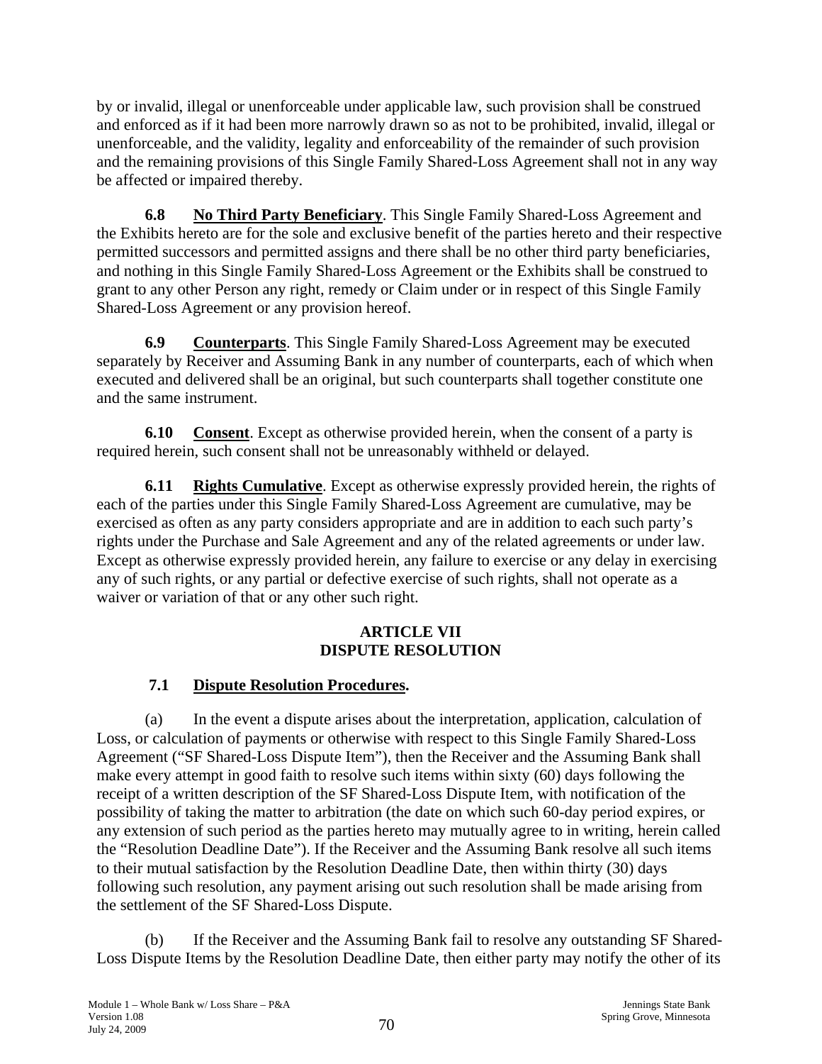by or invalid, illegal or unenforceable under applicable law, such provision shall be construed and enforced as if it had been more narrowly drawn so as not to be prohibited, invalid, illegal or unenforceable, and the validity, legality and enforceability of the remainder of such provision and the remaining provisions of this Single Family Shared-Loss Agreement shall not in any way be affected or impaired thereby.

**6.8 No Third Party Beneficiary**. This Single Family Shared-Loss Agreement and the Exhibits hereto are for the sole and exclusive benefit of the parties hereto and their respective permitted successors and permitted assigns and there shall be no other third party beneficiaries, and nothing in this Single Family Shared-Loss Agreement or the Exhibits shall be construed to grant to any other Person any right, remedy or Claim under or in respect of this Single Family Shared-Loss Agreement or any provision hereof.

**6.9 Counterparts**. This Single Family Shared-Loss Agreement may be executed separately by Receiver and Assuming Bank in any number of counterparts, each of which when executed and delivered shall be an original, but such counterparts shall together constitute one and the same instrument.

**6.10 Consent**. Except as otherwise provided herein, when the consent of a party is required herein, such consent shall not be unreasonably withheld or delayed.

**6.11 Rights Cumulative**. Except as otherwise expressly provided herein, the rights of each of the parties under this Single Family Shared-Loss Agreement are cumulative, may be exercised as often as any party considers appropriate and are in addition to each such party's rights under the Purchase and Sale Agreement and any of the related agreements or under law. Except as otherwise expressly provided herein, any failure to exercise or any delay in exercising any of such rights, or any partial or defective exercise of such rights, shall not operate as a waiver or variation of that or any other such right.

## ARTICLE VII
## DISPUTE RESOLUTION

**7.1 Dispute Resolution Procedures.**

(a) In the event a dispute arises about the interpretation, application, calculation of Loss, or calculation of payments or otherwise with respect to this Single Family Shared-Loss Agreement ("SF Shared-Loss Dispute Item"), then the Receiver and the Assuming Bank shall make every attempt in good faith to resolve such items within sixty (60) days following the receipt of a written description of the SF Shared-Loss Dispute Item, with notification of the possibility of taking the matter to arbitration (the date on which such 60-day period expires, or any extension of such period as the parties hereto may mutually agree to in writing, herein called the "Resolution Deadline Date"). If the Receiver and the Assuming Bank resolve all such items to their mutual satisfaction by the Resolution Deadline Date, then within thirty (30) days following such resolution, any payment arising out such resolution shall be made arising from the settlement of the SF Shared-Loss Dispute.

(b) If the Receiver and the Assuming Bank fail to resolve any outstanding SF Shared-Loss Dispute Items by the Resolution Deadline Date, then either party may notify the other of its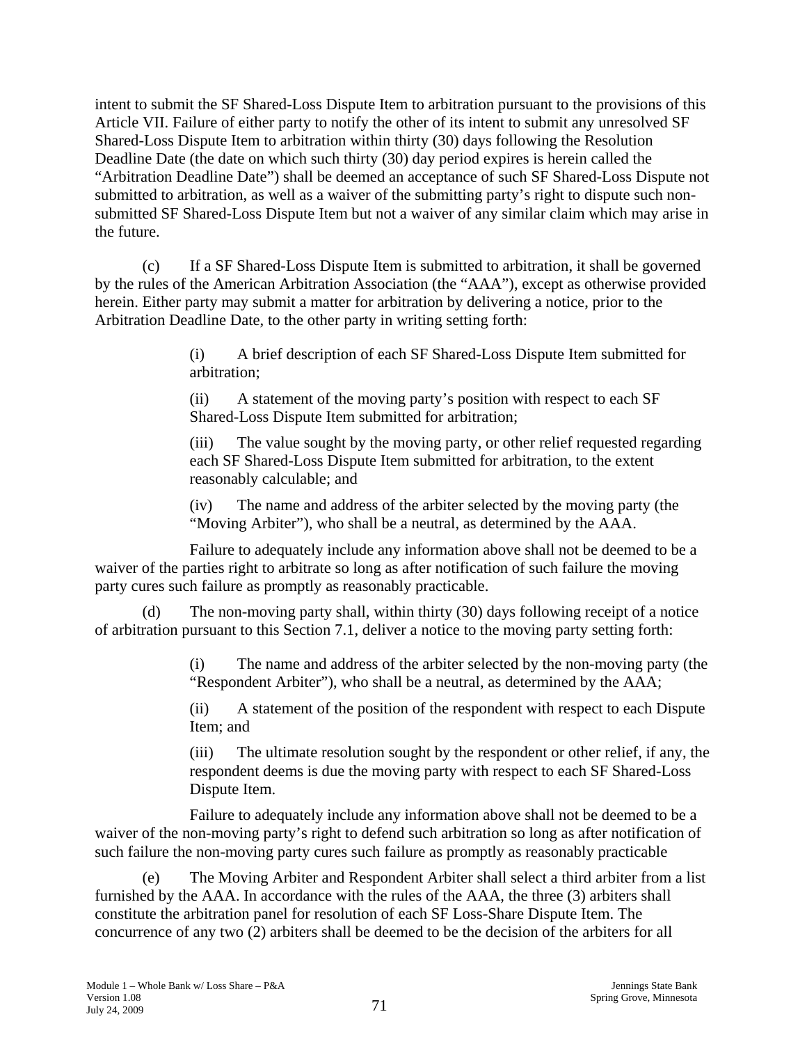intent to submit the SF Shared-Loss Dispute Item to arbitration pursuant to the provisions of this Article VII. Failure of either party to notify the other of its intent to submit any unresolved SF Shared-Loss Dispute Item to arbitration within thirty (30) days following the Resolution Deadline Date (the date on which such thirty (30) day period expires is herein called the "Arbitration Deadline Date") shall be deemed an acceptance of such SF Shared-Loss Dispute not submitted to arbitration, as well as a waiver of the submitting party's right to dispute such non-submitted SF Shared-Loss Dispute Item but not a waiver of any similar claim which may arise in the future.

(c) If a SF Shared-Loss Dispute Item is submitted to arbitration, it shall be governed by the rules of the American Arbitration Association (the "AAA"), except as otherwise provided herein. Either party may submit a matter for arbitration by delivering a notice, prior to the Arbitration Deadline Date, to the other party in writing setting forth:

(i) A brief description of each SF Shared-Loss Dispute Item submitted for arbitration;

(ii) A statement of the moving party's position with respect to each SF Shared-Loss Dispute Item submitted for arbitration;

(iii) The value sought by the moving party, or other relief requested regarding each SF Shared-Loss Dispute Item submitted for arbitration, to the extent reasonably calculable; and

(iv) The name and address of the arbiter selected by the moving party (the "Moving Arbiter"), who shall be a neutral, as determined by the AAA.

Failure to adequately include any information above shall not be deemed to be a waiver of the parties right to arbitrate so long as after notification of such failure the moving party cures such failure as promptly as reasonably practicable.

(d) The non-moving party shall, within thirty (30) days following receipt of a notice of arbitration pursuant to this Section 7.1, deliver a notice to the moving party setting forth:

(i) The name and address of the arbiter selected by the non-moving party (the "Respondent Arbiter"), who shall be a neutral, as determined by the AAA;

(ii) A statement of the position of the respondent with respect to each Dispute Item; and

(iii) The ultimate resolution sought by the respondent or other relief, if any, the respondent deems is due the moving party with respect to each SF Shared-Loss Dispute Item.

Failure to adequately include any information above shall not be deemed to be a waiver of the non-moving party's right to defend such arbitration so long as after notification of such failure the non-moving party cures such failure as promptly as reasonably practicable

(e) The Moving Arbiter and Respondent Arbiter shall select a third arbiter from a list furnished by the AAA. In accordance with the rules of the AAA, the three (3) arbiters shall constitute the arbitration panel for resolution of each SF Loss-Share Dispute Item. The concurrence of any two (2) arbiters shall be deemed to be the decision of the arbiters for all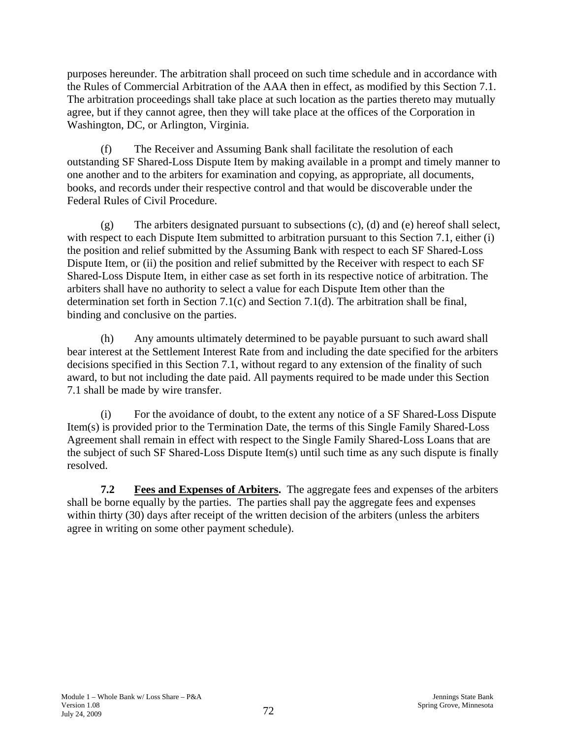purposes hereunder. The arbitration shall proceed on such time schedule and in accordance with the Rules of Commercial Arbitration of the AAA then in effect, as modified by this Section 7.1. The arbitration proceedings shall take place at such location as the parties thereto may mutually agree, but if they cannot agree, then they will take place at the offices of the Corporation in Washington, DC, or Arlington, Virginia.

(f) The Receiver and Assuming Bank shall facilitate the resolution of each outstanding SF Shared-Loss Dispute Item by making available in a prompt and timely manner to one another and to the arbiters for examination and copying, as appropriate, all documents, books, and records under their respective control and that would be discoverable under the Federal Rules of Civil Procedure.

(g) The arbiters designated pursuant to subsections (c), (d) and (e) hereof shall select, with respect to each Dispute Item submitted to arbitration pursuant to this Section 7.1, either (i) the position and relief submitted by the Assuming Bank with respect to each SF Shared-Loss Dispute Item, or (ii) the position and relief submitted by the Receiver with respect to each SF Shared-Loss Dispute Item, in either case as set forth in its respective notice of arbitration. The arbiters shall have no authority to select a value for each Dispute Item other than the determination set forth in Section 7.1(c) and Section 7.1(d). The arbitration shall be final, binding and conclusive on the parties.

(h) Any amounts ultimately determined to be payable pursuant to such award shall bear interest at the Settlement Interest Rate from and including the date specified for the arbiters decisions specified in this Section 7.1, without regard to any extension of the finality of such award, to but not including the date paid. All payments required to be made under this Section 7.1 shall be made by wire transfer.

(i) For the avoidance of doubt, to the extent any notice of a SF Shared-Loss Dispute Item(s) is provided prior to the Termination Date, the terms of this Single Family Shared-Loss Agreement shall remain in effect with respect to the Single Family Shared-Loss Loans that are the subject of such SF Shared-Loss Dispute Item(s) until such time as any such dispute is finally resolved.

**7.2 <u>Fees and Expenses of Arbiters</u>.** The aggregate fees and expenses of the arbiters shall be borne equally by the parties. The parties shall pay the aggregate fees and expenses within thirty (30) days after receipt of the written decision of the arbiters (unless the arbiters agree in writing on some other payment schedule).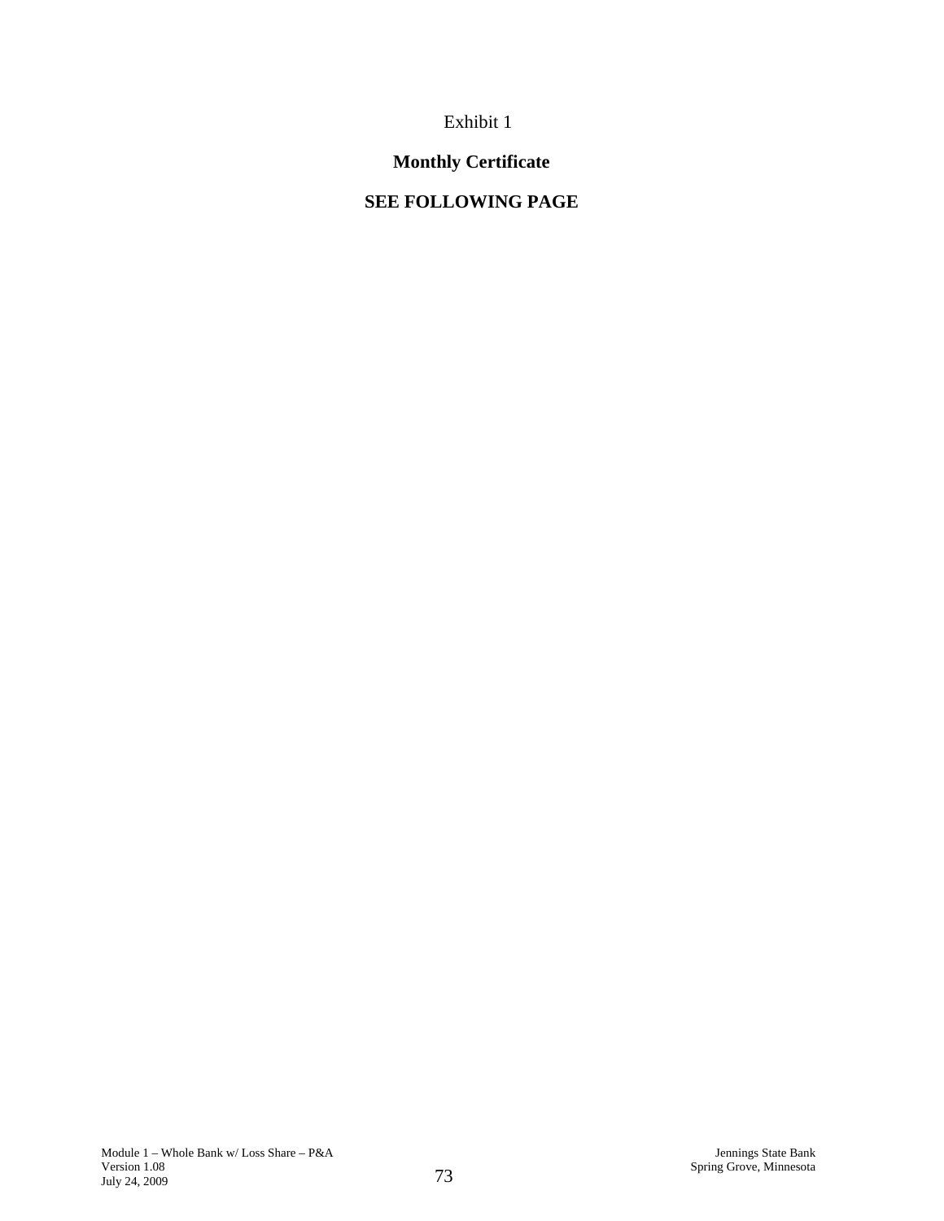Exhibit 1

**Monthly Certificate**

**SEE FOLLOWING PAGE**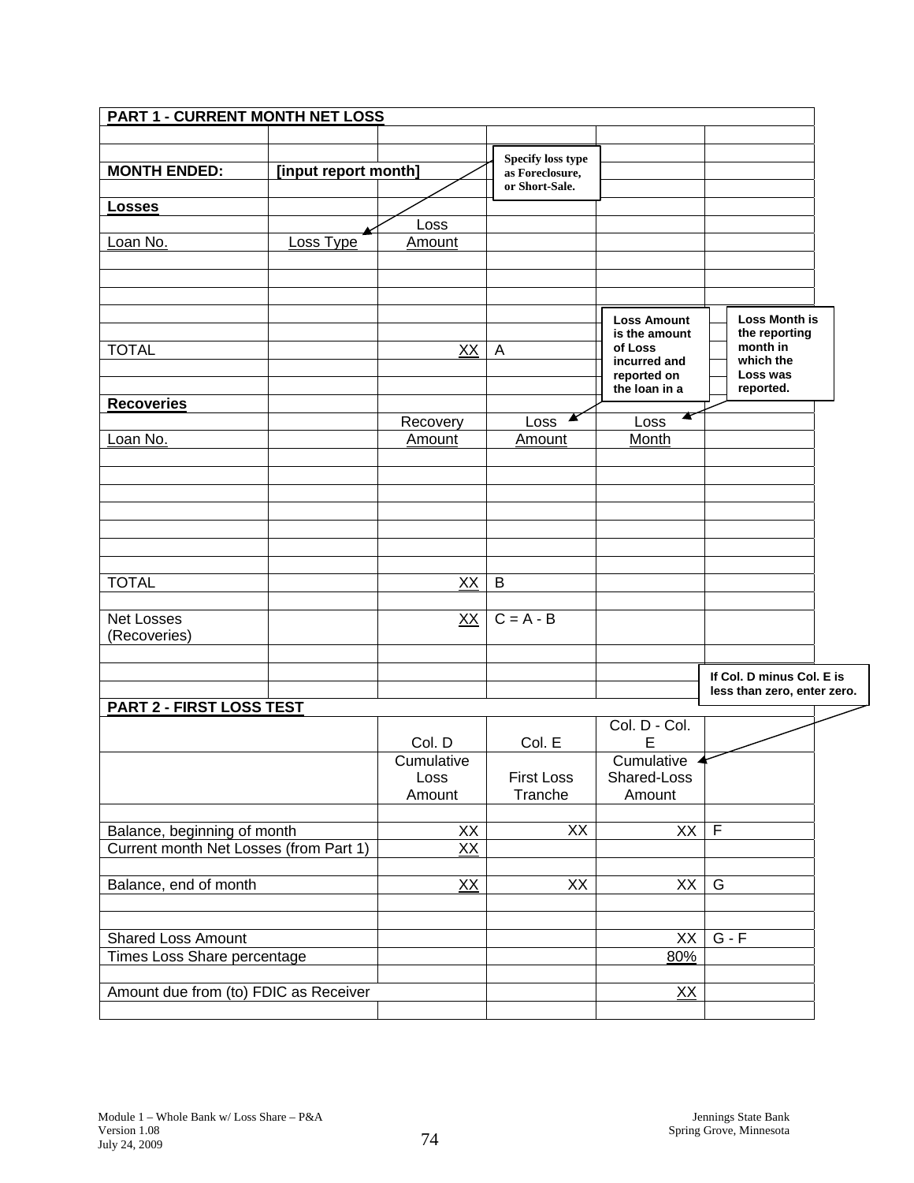## PART 1 - CURRENT MONTH NET LOSS

**MONTH ENDED:** **[input report month]**

*Specify loss type as Foreclosure, or Short-Sale.*

### Losses

| Loan No. | Loss Type | Loss Amount | |
|---|---|---|---|
| | | | |
| | | | |
| | | | |
| | | | |
| TOTAL | | XX | A |

### Recoveries

*Loss Amount is the amount of Loss incurred and reported on the loan in a*

*Loss Month is the reporting month in which the Loss was reported.*

| Loan No. | | Recovery Amount | Loss Amount | Loss Month |
|---|---|---|---|---|
| | | | | |
| | | | | |
| | | | | |
| | | | | |
| | | | | |
| | | | | |
| | | | | |
| TOTAL | | XX | B | |
| | | | | |
| Net Losses (Recoveries) | | XX | C = A - B | |

## PART 2 - FIRST LOSS TEST

*If Col. D minus Col. E is less than zero, enter zero.*

| | Col. D<br>Cumulative Loss Amount | Col. E<br>First Loss Tranche | Col. D - Col. E<br>Cumulative Shared-Loss Amount | |
|---|---|---|---|---|
| Balance, beginning of month | XX | XX | XX | F |
| Current month Net Losses (from Part 1) | XX | | | |
| Balance, end of month | XX | XX | XX | G |
| | | | | |
| Shared Loss Amount | | | XX | G - F |
| Times Loss Share percentage | | | 80% | |
| Amount due from (to) FDIC as Receiver | | | XX | |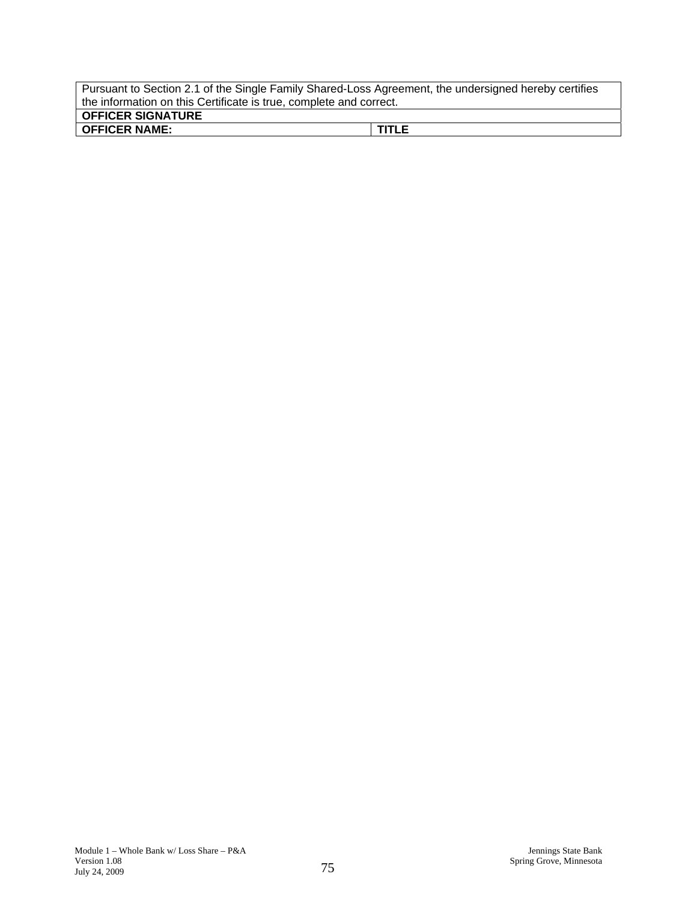| Pursuant to Section 2.1 of the Single Family Shared-Loss Agreement, the undersigned hereby certifies the information on this Certificate is true, complete and correct. | |
|---|---|
| **OFFICER SIGNATURE** | |
| **OFFICER NAME:** | **TITLE** |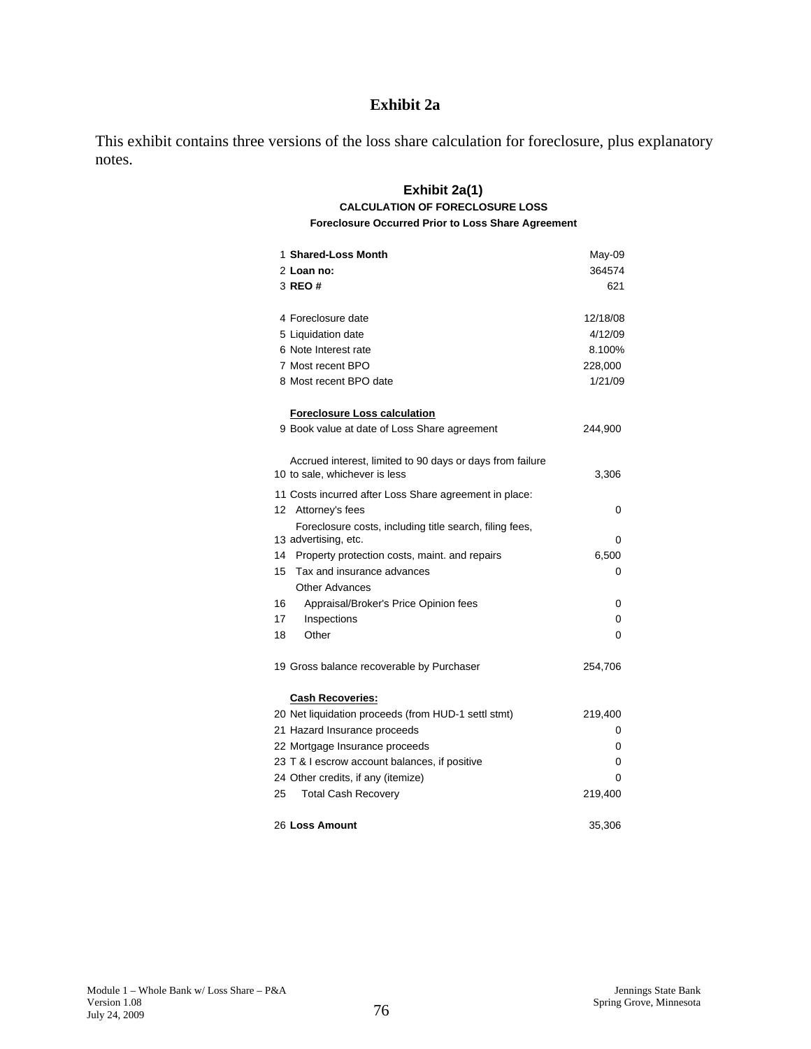# Exhibit 2a

This exhibit contains three versions of the loss share calculation for foreclosure, plus explanatory notes.

## Exhibit 2a(1)

### CALCULATION OF FORECLOSURE LOSS

**Foreclosure Occurred Prior to Loss Share Agreement**

| # | Item | Amount |
|---|---|---|
| 1 | **Shared-Loss Month** | May-09 |
| 2 | **Loan no:** | 364574 |
| 3 | **REO #** | 621 |
| | | |
| 4 | Foreclosure date | 12/18/08 |
| 5 | Liquidation date | 4/12/09 |
| 6 | Note Interest rate | 8.100% |
| 7 | Most recent BPO | 228,000 |
| 8 | Most recent BPO date | 1/21/09 |
| | | |
| | **Foreclosure Loss calculation** | |
| 9 | Book value at date of Loss Share agreement | 244,900 |
| | | |
| 10 | Accrued interest, limited to 90 days or days from failure to sale, whichever is less | 3,306 |
| 11 | Costs incurred after Loss Share agreement in place: | |
| 12 | Attorney's fees | 0 |
| 13 | Foreclosure costs, including title search, filing fees, advertising, etc. | 0 |
| 14 | Property protection costs, maint. and repairs | 6,500 |
| 15 | Tax and insurance advances | 0 |
| | Other Advances | |
| 16 | Appraisal/Broker's Price Opinion fees | 0 |
| 17 | Inspections | 0 |
| 18 | Other | 0 |
| | | |
| 19 | Gross balance recoverable by Purchaser | 254,706 |
| | | |
| | **Cash Recoveries:** | |
| 20 | Net liquidation proceeds (from HUD-1 settl stmt) | 219,400 |
| 21 | Hazard Insurance proceeds | 0 |
| 22 | Mortgage Insurance proceeds | 0 |
| 23 | T & I escrow account balances, if positive | 0 |
| 24 | Other credits, if any (itemize) | 0 |
| 25 | Total Cash Recovery | 219,400 |
| | | |
| 26 | **Loss Amount** | 35,306 |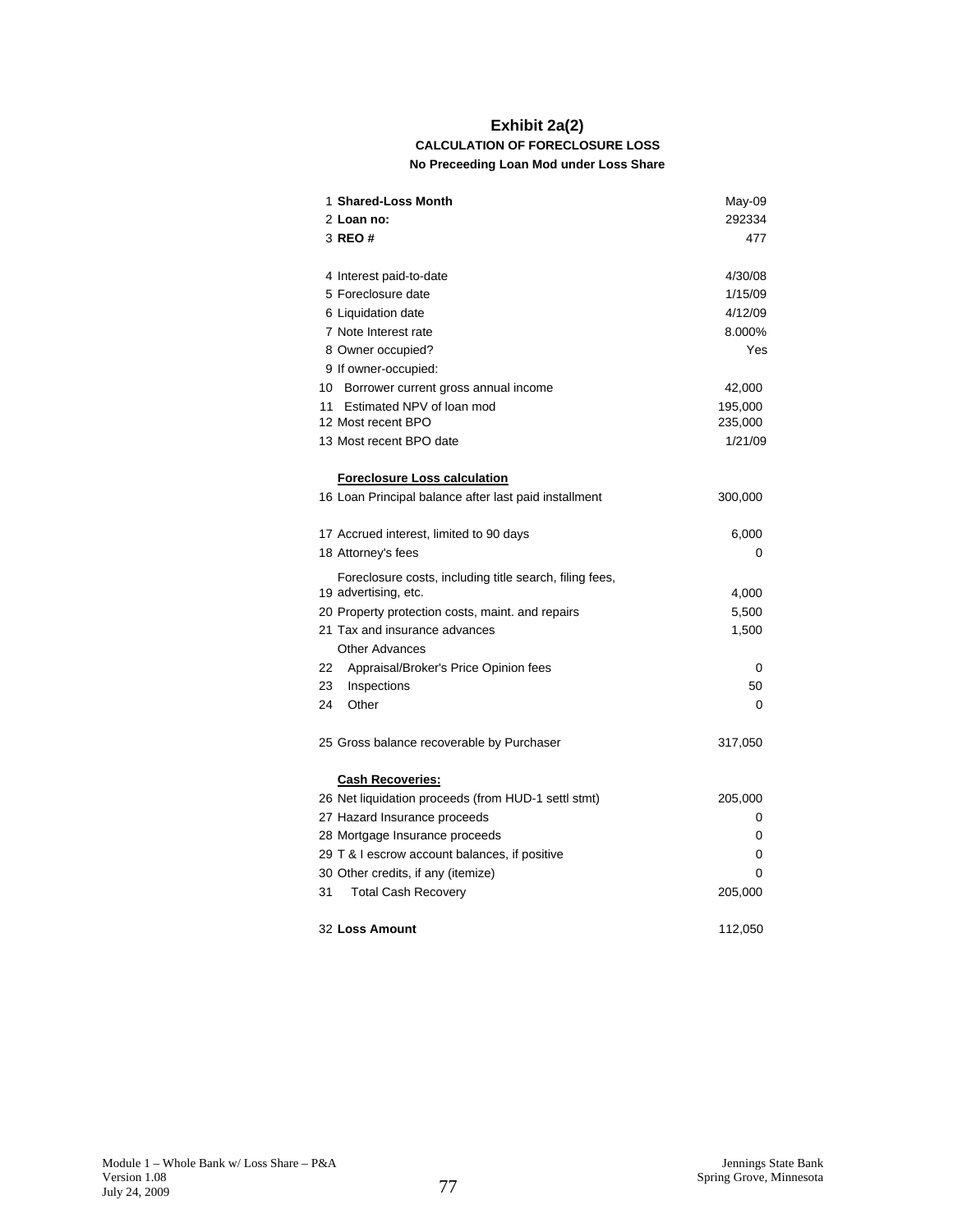# Exhibit 2a(2)

### CALCULATION OF FORECLOSURE LOSS

### No Preceeding Loan Mod under Loss Share

| # | Item | Value |
|---|---|---|
| 1 | **Shared-Loss Month** | May-09 |
| 2 | **Loan no:** | 292334 |
| 3 | **REO #** | 477 |
| | | |
| 4 | Interest paid-to-date | 4/30/08 |
| 5 | Foreclosure date | 1/15/09 |
| 6 | Liquidation date | 4/12/09 |
| 7 | Note Interest rate | 8.000% |
| 8 | Owner occupied? | Yes |
| 9 | If owner-occupied: | |
| 10 | Borrower current gross annual income | 42,000 |
| 11 | Estimated NPV of loan mod | 195,000 |
| 12 | Most recent BPO | 235,000 |
| 13 | Most recent BPO date | 1/21/09 |
| | | |
| | **Foreclosure Loss calculation** | |
| 16 | Loan Principal balance after last paid installment | 300,000 |
| | | |
| 17 | Accrued interest, limited to 90 days | 6,000 |
| 18 | Attorney's fees | 0 |
| 19 | Foreclosure costs, including title search, filing fees, advertising, etc. | 4,000 |
| 20 | Property protection costs, maint. and repairs | 5,500 |
| 21 | Tax and insurance advances | 1,500 |
| | Other Advances | |
| 22 | Appraisal/Broker's Price Opinion fees | 0 |
| 23 | Inspections | 50 |
| 24 | Other | 0 |
| | | |
| 25 | Gross balance recoverable by Purchaser | 317,050 |
| | | |
| | **Cash Recoveries:** | |
| 26 | Net liquidation proceeds (from HUD-1 settl stmt) | 205,000 |
| 27 | Hazard Insurance proceeds | 0 |
| 28 | Mortgage Insurance proceeds | 0 |
| 29 | T & I escrow account balances, if positive | 0 |
| 30 | Other credits, if any (itemize) | 0 |
| 31 | Total Cash Recovery | 205,000 |
| | | |
| 32 | **Loss Amount** | 112,050 |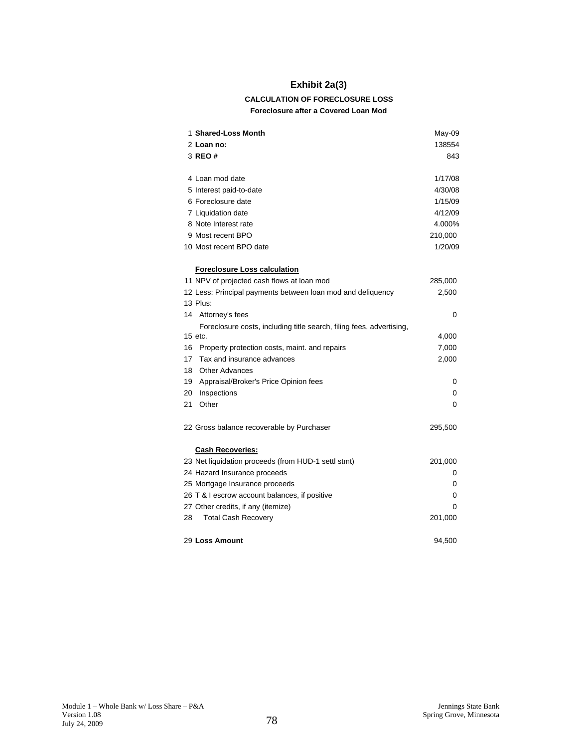# Exhibit 2a(3)

### CALCULATION OF FORECLOSURE LOSS

#### Foreclosure after a Covered Loan Mod

| # | Item | Value |
|---|---|---|
| 1 | **Shared-Loss Month** | May-09 |
| 2 | **Loan no:** | 138554 |
| 3 | **REO #** | 843 |
| | | |
| 4 | Loan mod date | 1/17/08 |
| 5 | Interest paid-to-date | 4/30/08 |
| 6 | Foreclosure date | 1/15/09 |
| 7 | Liquidation date | 4/12/09 |
| 8 | Note Interest rate | 4.000% |
| 9 | Most recent BPO | 210,000 |
| 10 | Most recent BPO date | 1/20/09 |
| | | |
| | **Foreclosure Loss calculation** | |
| 11 | NPV of projected cash flows at loan mod | 285,000 |
| 12 | Less: Principal payments between loan mod and deliquency | 2,500 |
| 13 | Plus: | |
| 14 | Attorney's fees | 0 |
| 15 | Foreclosure costs, including title search, filing fees, advertising, etc. | 4,000 |
| 16 | Property protection costs, maint. and repairs | 7,000 |
| 17 | Tax and insurance advances | 2,000 |
| 18 | Other Advances | |
| 19 | Appraisal/Broker's Price Opinion fees | 0 |
| 20 | Inspections | 0 |
| 21 | Other | 0 |
| | | |
| 22 | Gross balance recoverable by Purchaser | 295,500 |
| | | |
| | **Cash Recoveries:** | |
| 23 | Net liquidation proceeds (from HUD-1 settl stmt) | 201,000 |
| 24 | Hazard Insurance proceeds | 0 |
| 25 | Mortgage Insurance proceeds | 0 |
| 26 | T & I escrow account balances, if positive | 0 |
| 27 | Other credits, if any (itemize) | 0 |
| 28 | Total Cash Recovery | 201,000 |
| | | |
| 29 | **Loss Amount** | 94,500 |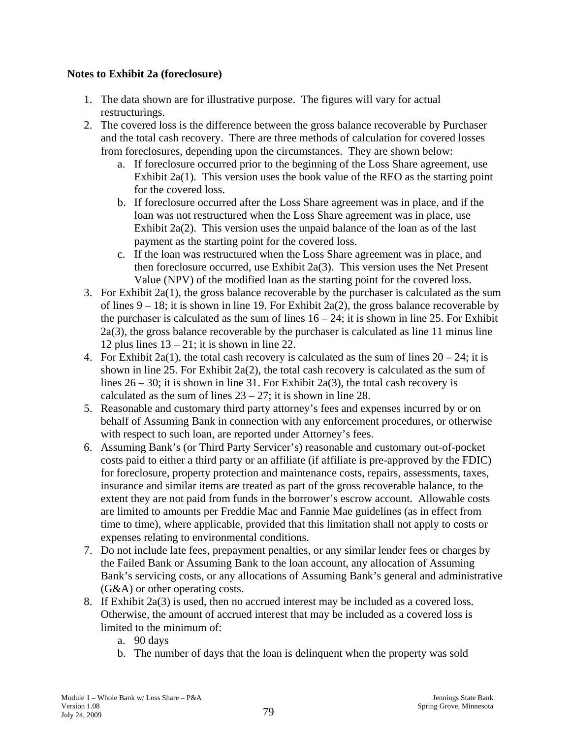**Notes to Exhibit 2a (foreclosure)**

1. The data shown are for illustrative purpose. The figures will vary for actual restructurings.
2. The covered loss is the difference between the gross balance recoverable by Purchaser and the total cash recovery. There are three methods of calculation for covered losses from foreclosures, depending upon the circumstances. They are shown below:
   a. If foreclosure occurred prior to the beginning of the Loss Share agreement, use Exhibit 2a(1). This version uses the book value of the REO as the starting point for the covered loss.
   b. If foreclosure occurred after the Loss Share agreement was in place, and if the loan was not restructured when the Loss Share agreement was in place, use Exhibit 2a(2). This version uses the unpaid balance of the loan as of the last payment as the starting point for the covered loss.
   c. If the loan was restructured when the Loss Share agreement was in place, and then foreclosure occurred, use Exhibit 2a(3). This version uses the Net Present Value (NPV) of the modified loan as the starting point for the covered loss.
3. For Exhibit 2a(1), the gross balance recoverable by the purchaser is calculated as the sum of lines 9 – 18; it is shown in line 19. For Exhibit 2a(2), the gross balance recoverable by the purchaser is calculated as the sum of lines 16 – 24; it is shown in line 25. For Exhibit 2a(3), the gross balance recoverable by the purchaser is calculated as line 11 minus line 12 plus lines 13 – 21; it is shown in line 22.
4. For Exhibit 2a(1), the total cash recovery is calculated as the sum of lines 20 – 24; it is shown in line 25. For Exhibit 2a(2), the total cash recovery is calculated as the sum of lines 26 – 30; it is shown in line 31. For Exhibit 2a(3), the total cash recovery is calculated as the sum of lines 23 – 27; it is shown in line 28.
5. Reasonable and customary third party attorney's fees and expenses incurred by or on behalf of Assuming Bank in connection with any enforcement procedures, or otherwise with respect to such loan, are reported under Attorney's fees.
6. Assuming Bank's (or Third Party Servicer's) reasonable and customary out-of-pocket costs paid to either a third party or an affiliate (if affiliate is pre-approved by the FDIC) for foreclosure, property protection and maintenance costs, repairs, assessments, taxes, insurance and similar items are treated as part of the gross recoverable balance, to the extent they are not paid from funds in the borrower's escrow account. Allowable costs are limited to amounts per Freddie Mac and Fannie Mae guidelines (as in effect from time to time), where applicable, provided that this limitation shall not apply to costs or expenses relating to environmental conditions.
7. Do not include late fees, prepayment penalties, or any similar lender fees or charges by the Failed Bank or Assuming Bank to the loan account, any allocation of Assuming Bank's servicing costs, or any allocations of Assuming Bank's general and administrative (G&A) or other operating costs.
8. If Exhibit 2a(3) is used, then no accrued interest may be included as a covered loss. Otherwise, the amount of accrued interest that may be included as a covered loss is limited to the minimum of:
   a. 90 days
   b. The number of days that the loan is delinquent when the property was sold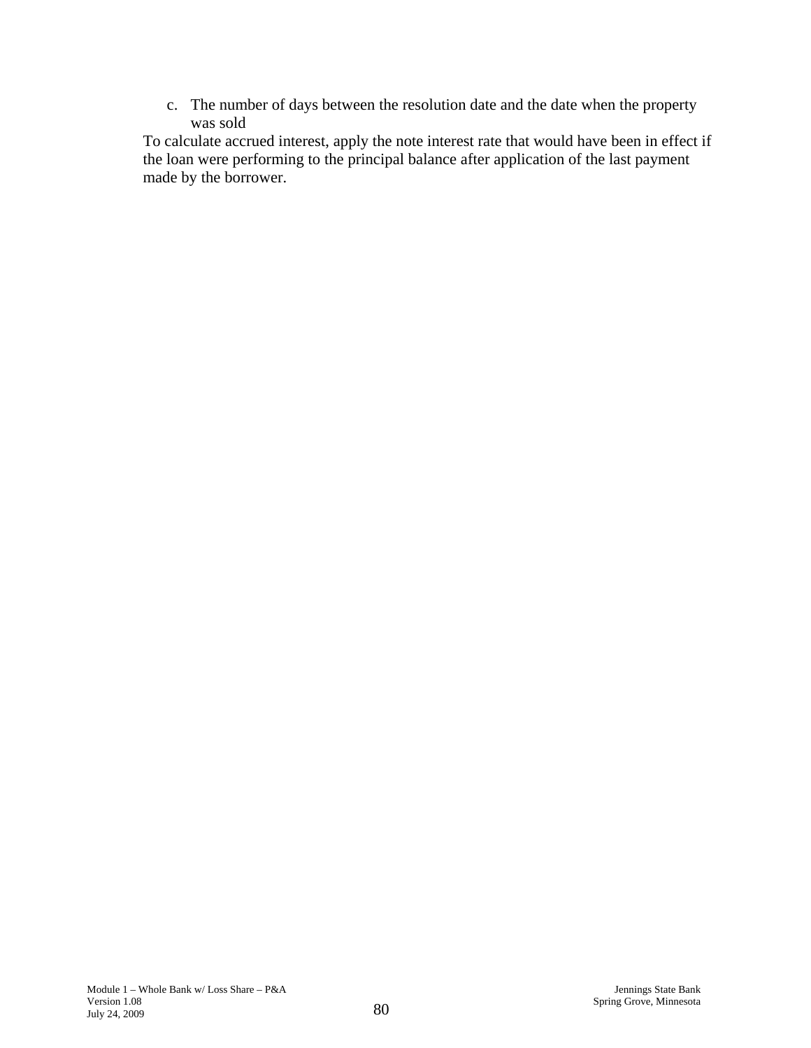c. The number of days between the resolution date and the date when the property was sold

To calculate accrued interest, apply the note interest rate that would have been in effect if the loan were performing to the principal balance after application of the last payment made by the borrower.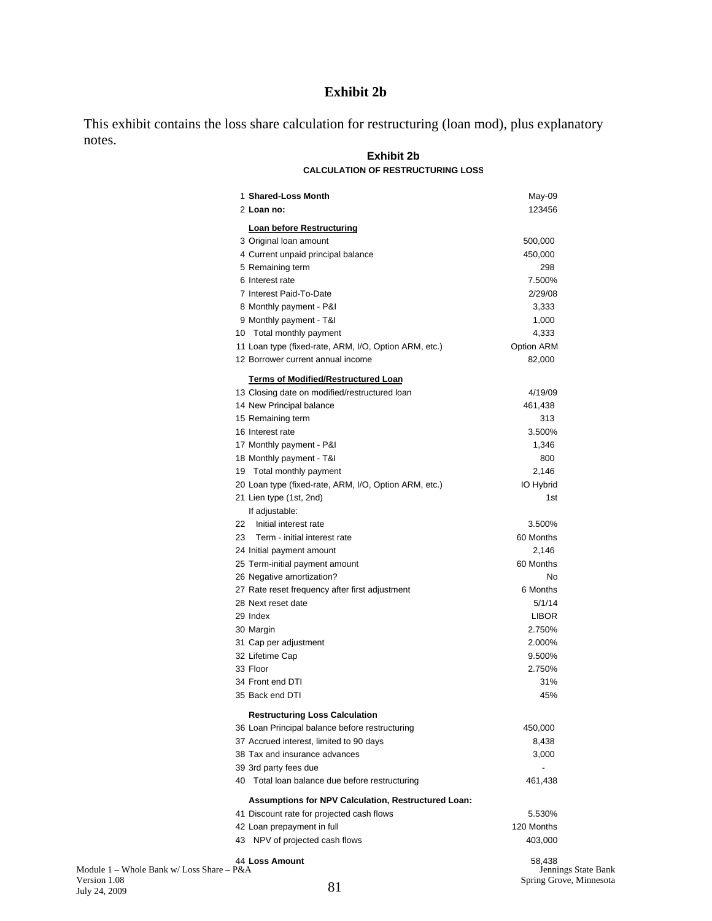# Exhibit 2b

This exhibit contains the loss share calculation for restructuring (loan mod), plus explanatory notes.

## Exhibit 2b

### CALCULATION OF RESTRUCTURING LOSS

| # | Item | Value |
|---|---|---|
| 1 | **Shared-Loss Month** | May-09 |
| 2 | **Loan no:** | 123456 |
| | **Loan before Restructuring** | |
| 3 | Original loan amount | 500,000 |
| 4 | Current unpaid principal balance | 450,000 |
| 5 | Remaining term | 298 |
| 6 | Interest rate | 7.500% |
| 7 | Interest Paid-To-Date | 2/29/08 |
| 8 | Monthly payment - P&I | 3,333 |
| 9 | Monthly payment - T&I | 1,000 |
| 10 | Total monthly payment | 4,333 |
| 11 | Loan type (fixed-rate, ARM, I/O, Option ARM, etc.) | Option ARM |
| 12 | Borrower current annual income | 82,000 |
| | **Terms of Modified/Restructured Loan** | |
| 13 | Closing date on modified/restructured loan | 4/19/09 |
| 14 | New Principal balance | 461,438 |
| 15 | Remaining term | 313 |
| 16 | Interest rate | 3.500% |
| 17 | Monthly payment - P&I | 1,346 |
| 18 | Monthly payment - T&I | 800 |
| 19 | Total monthly payment | 2,146 |
| 20 | Loan type (fixed-rate, ARM, I/O, Option ARM, etc.) | IO Hybrid |
| 21 | Lien type (1st, 2nd) | 1st |
| | If adjustable: | |
| 22 | Initial interest rate | 3.500% |
| 23 | Term - initial interest rate | 60 Months |
| 24 | Initial payment amount | 2,146 |
| 25 | Term-initial payment amount | 60 Months |
| 26 | Negative amortization? | No |
| 27 | Rate reset frequency after first adjustment | 6 Months |
| 28 | Next reset date | 5/1/14 |
| 29 | Index | LIBOR |
| 30 | Margin | 2.750% |
| 31 | Cap per adjustment | 2.000% |
| 32 | Lifetime Cap | 9.500% |
| 33 | Floor | 2.750% |
| 34 | Front end DTI | 31% |
| 35 | Back end DTI | 45% |
| | **Restructuring Loss Calculation** | |
| 36 | Loan Principal balance before restructuring | 450,000 |
| 37 | Accrued interest, limited to 90 days | 8,438 |
| 38 | Tax and insurance advances | 3,000 |
| 39 | 3rd party fees due | - |
| 40 | Total loan balance due before restructuring | 461,438 |
| | **Assumptions for NPV Calculation, Restructured Loan:** | |
| 41 | Discount rate for projected cash flows | 5.530% |
| 42 | Loan prepayment in full | 120 Months |
| 43 | NPV of projected cash flows | 403,000 |
| 44 | **Loss Amount** | 58,438 |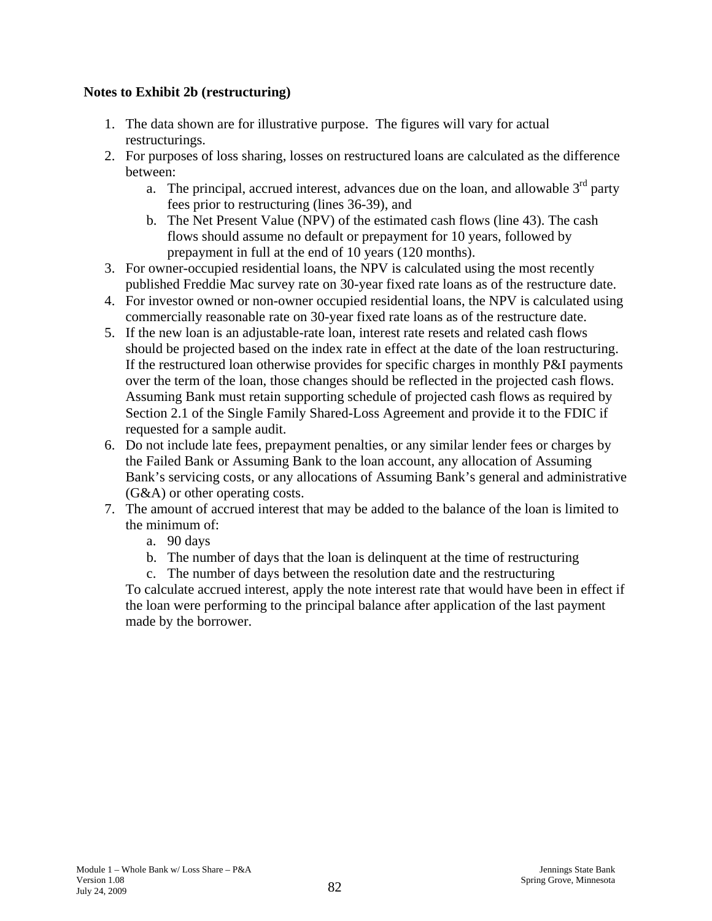**Notes to Exhibit 2b (restructuring)**

1. The data shown are for illustrative purpose. The figures will vary for actual restructurings.
2. For purposes of loss sharing, losses on restructured loans are calculated as the difference between:
   a. The principal, accrued interest, advances due on the loan, and allowable 3rd party fees prior to restructuring (lines 36-39), and
   b. The Net Present Value (NPV) of the estimated cash flows (line 43). The cash flows should assume no default or prepayment for 10 years, followed by prepayment in full at the end of 10 years (120 months).
3. For owner-occupied residential loans, the NPV is calculated using the most recently published Freddie Mac survey rate on 30-year fixed rate loans as of the restructure date.
4. For investor owned or non-owner occupied residential loans, the NPV is calculated using commercially reasonable rate on 30-year fixed rate loans as of the restructure date.
5. If the new loan is an adjustable-rate loan, interest rate resets and related cash flows should be projected based on the index rate in effect at the date of the loan restructuring. If the restructured loan otherwise provides for specific charges in monthly P&I payments over the term of the loan, those changes should be reflected in the projected cash flows. Assuming Bank must retain supporting schedule of projected cash flows as required by Section 2.1 of the Single Family Shared-Loss Agreement and provide it to the FDIC if requested for a sample audit.
6. Do not include late fees, prepayment penalties, or any similar lender fees or charges by the Failed Bank or Assuming Bank to the loan account, any allocation of Assuming Bank's servicing costs, or any allocations of Assuming Bank's general and administrative (G&A) or other operating costs.
7. The amount of accrued interest that may be added to the balance of the loan is limited to the minimum of:
   a. 90 days
   b. The number of days that the loan is delinquent at the time of restructuring
   c. The number of days between the resolution date and the restructuring

   To calculate accrued interest, apply the note interest rate that would have been in effect if the loan were performing to the principal balance after application of the last payment made by the borrower.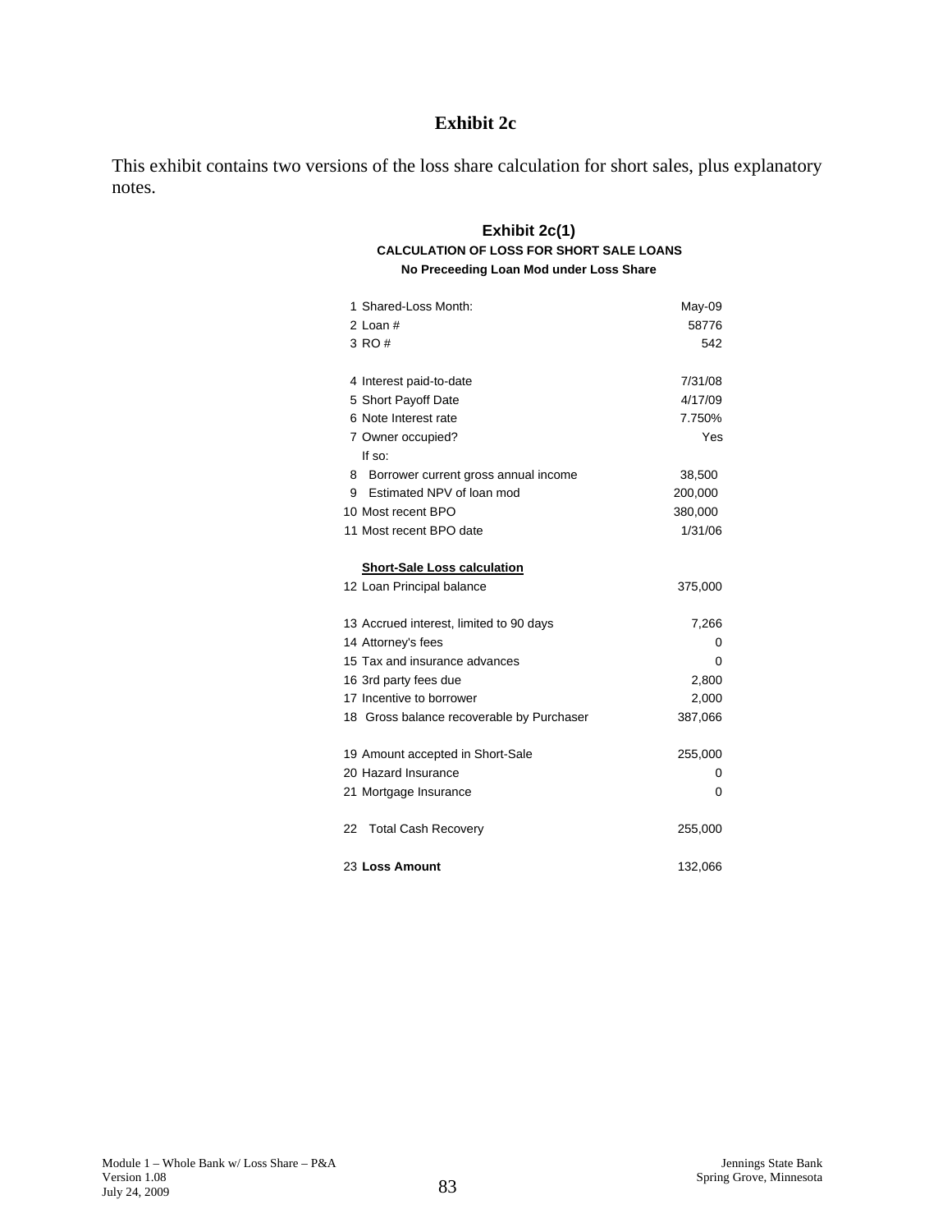# Exhibit 2c

This exhibit contains two versions of the loss share calculation for short sales, plus explanatory notes.

## Exhibit 2c(1)

### CALCULATION OF LOSS FOR SHORT SALE LOANS

**No Preceeding Loan Mod under Loss Share**

| | |
|---|---|
| 1 Shared-Loss Month: | May-09 |
| 2 Loan # | 58776 |
| 3 RO # | 542 |
| | |
| 4 Interest paid-to-date | 7/31/08 |
| 5 Short Payoff Date | 4/17/09 |
| 6 Note Interest rate | 7.750% |
| 7 Owner occupied? | Yes |
| If so: | |
| 8 Borrower current gross annual income | 38,500 |
| 9 Estimated NPV of loan mod | 200,000 |
| 10 Most recent BPO | 380,000 |
| 11 Most recent BPO date | 1/31/06 |
| | |
| **Short-Sale Loss calculation** | |
| 12 Loan Principal balance | 375,000 |
| | |
| 13 Accrued interest, limited to 90 days | 7,266 |
| 14 Attorney's fees | 0 |
| 15 Tax and insurance advances | 0 |
| 16 3rd party fees due | 2,800 |
| 17 Incentive to borrower | 2,000 |
| 18 Gross balance recoverable by Purchaser | 387,066 |
| | |
| 19 Amount accepted in Short-Sale | 255,000 |
| 20 Hazard Insurance | 0 |
| 21 Mortgage Insurance | 0 |
| | |
| 22 Total Cash Recovery | 255,000 |
| | |
| 23 **Loss Amount** | 132,066 |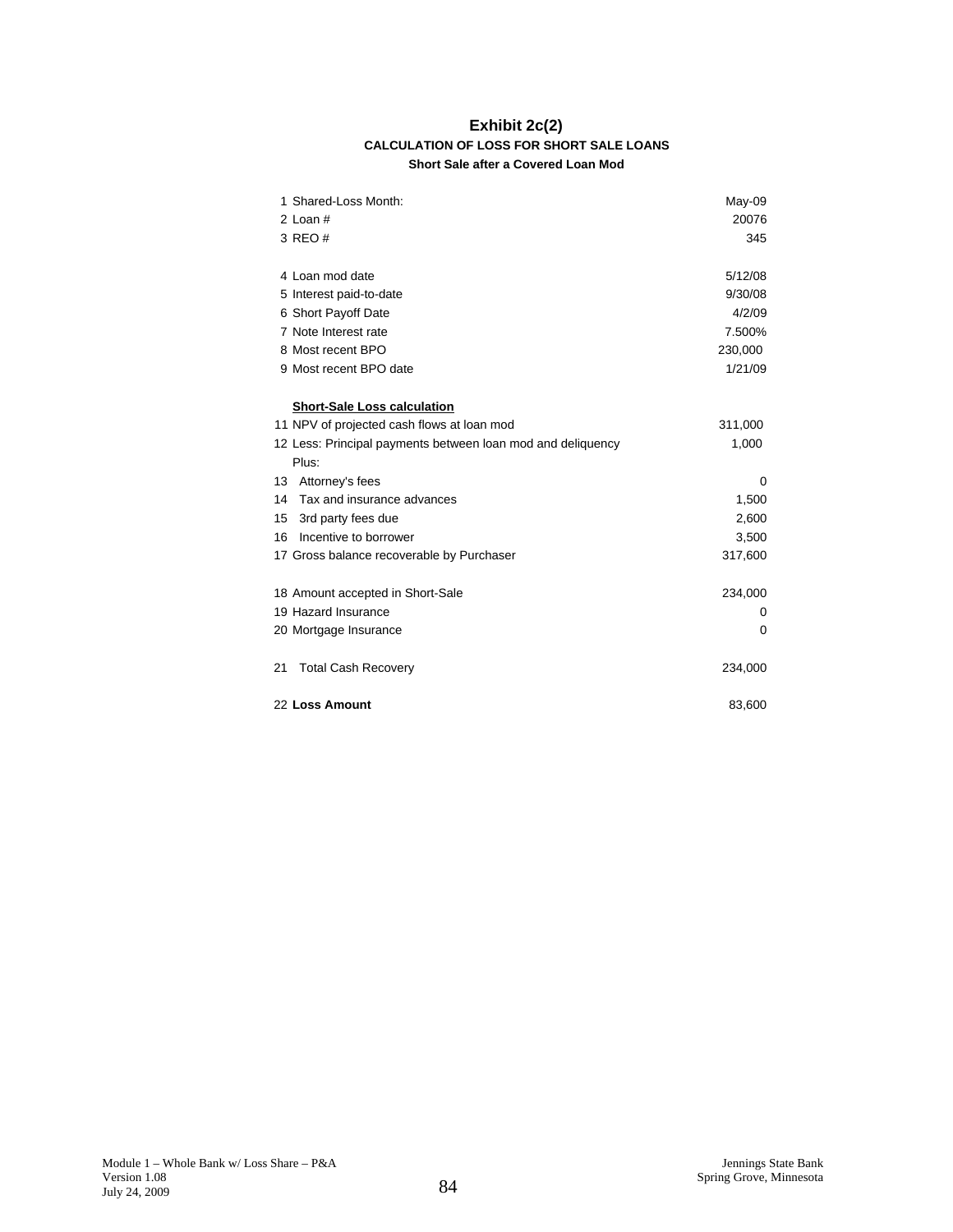# Exhibit 2c(2)

### CALCULATION OF LOSS FOR SHORT SALE LOANS

#### Short Sale after a Covered Loan Mod

| | |
|---|---|
| 1 Shared-Loss Month: | May-09 |
| 2 Loan # | 20076 |
| 3 REO # | 345 |
| | |
| 4 Loan mod date | 5/12/08 |
| 5 Interest paid-to-date | 9/30/08 |
| 6 Short Payoff Date | 4/2/09 |
| 7 Note Interest rate | 7.500% |
| 8 Most recent BPO | 230,000 |
| 9 Most recent BPO date | 1/21/09 |
| | |
| **<u>Short-Sale Loss calculation</u>** | |
| 11 NPV of projected cash flows at loan mod | 311,000 |
| 12 Less: Principal payments between loan mod and deliquency | 1,000 |
| Plus: | |
| 13 Attorney's fees | 0 |
| 14 Tax and insurance advances | 1,500 |
| 15 3rd party fees due | 2,600 |
| 16 Incentive to borrower | 3,500 |
| 17 Gross balance recoverable by Purchaser | 317,600 |
| | |
| 18 Amount accepted in Short-Sale | 234,000 |
| 19 Hazard Insurance | 0 |
| 20 Mortgage Insurance | 0 |
| | |
| 21 Total Cash Recovery | 234,000 |
| | |
| 22 **Loss Amount** | 83,600 |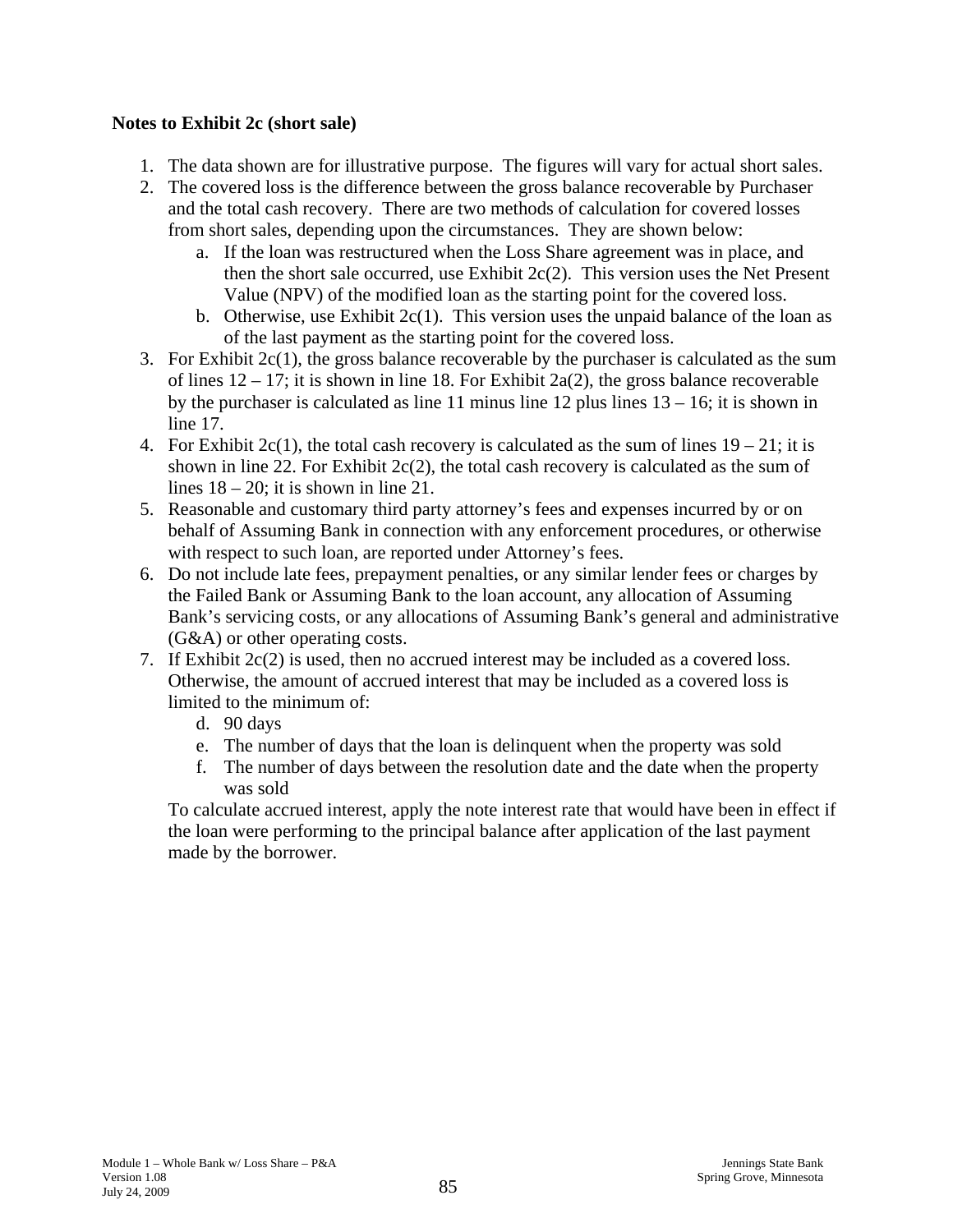**Notes to Exhibit 2c (short sale)**

1. The data shown are for illustrative purpose. The figures will vary for actual short sales.
2. The covered loss is the difference between the gross balance recoverable by Purchaser and the total cash recovery. There are two methods of calculation for covered losses from short sales, depending upon the circumstances. They are shown below:
   a. If the loan was restructured when the Loss Share agreement was in place, and then the short sale occurred, use Exhibit 2c(2). This version uses the Net Present Value (NPV) of the modified loan as the starting point for the covered loss.
   b. Otherwise, use Exhibit 2c(1). This version uses the unpaid balance of the loan as of the last payment as the starting point for the covered loss.
3. For Exhibit 2c(1), the gross balance recoverable by the purchaser is calculated as the sum of lines 12 – 17; it is shown in line 18. For Exhibit 2a(2), the gross balance recoverable by the purchaser is calculated as line 11 minus line 12 plus lines 13 – 16; it is shown in line 17.
4. For Exhibit 2c(1), the total cash recovery is calculated as the sum of lines 19 – 21; it is shown in line 22. For Exhibit 2c(2), the total cash recovery is calculated as the sum of lines 18 – 20; it is shown in line 21.
5. Reasonable and customary third party attorney's fees and expenses incurred by or on behalf of Assuming Bank in connection with any enforcement procedures, or otherwise with respect to such loan, are reported under Attorney's fees.
6. Do not include late fees, prepayment penalties, or any similar lender fees or charges by the Failed Bank or Assuming Bank to the loan account, any allocation of Assuming Bank's servicing costs, or any allocations of Assuming Bank's general and administrative (G&A) or other operating costs.
7. If Exhibit 2c(2) is used, then no accrued interest may be included as a covered loss. Otherwise, the amount of accrued interest that may be included as a covered loss is limited to the minimum of:
   d. 90 days
   e. The number of days that the loan is delinquent when the property was sold
   f. The number of days between the resolution date and the date when the property was sold

   To calculate accrued interest, apply the note interest rate that would have been in effect if the loan were performing to the principal balance after application of the last payment made by the borrower.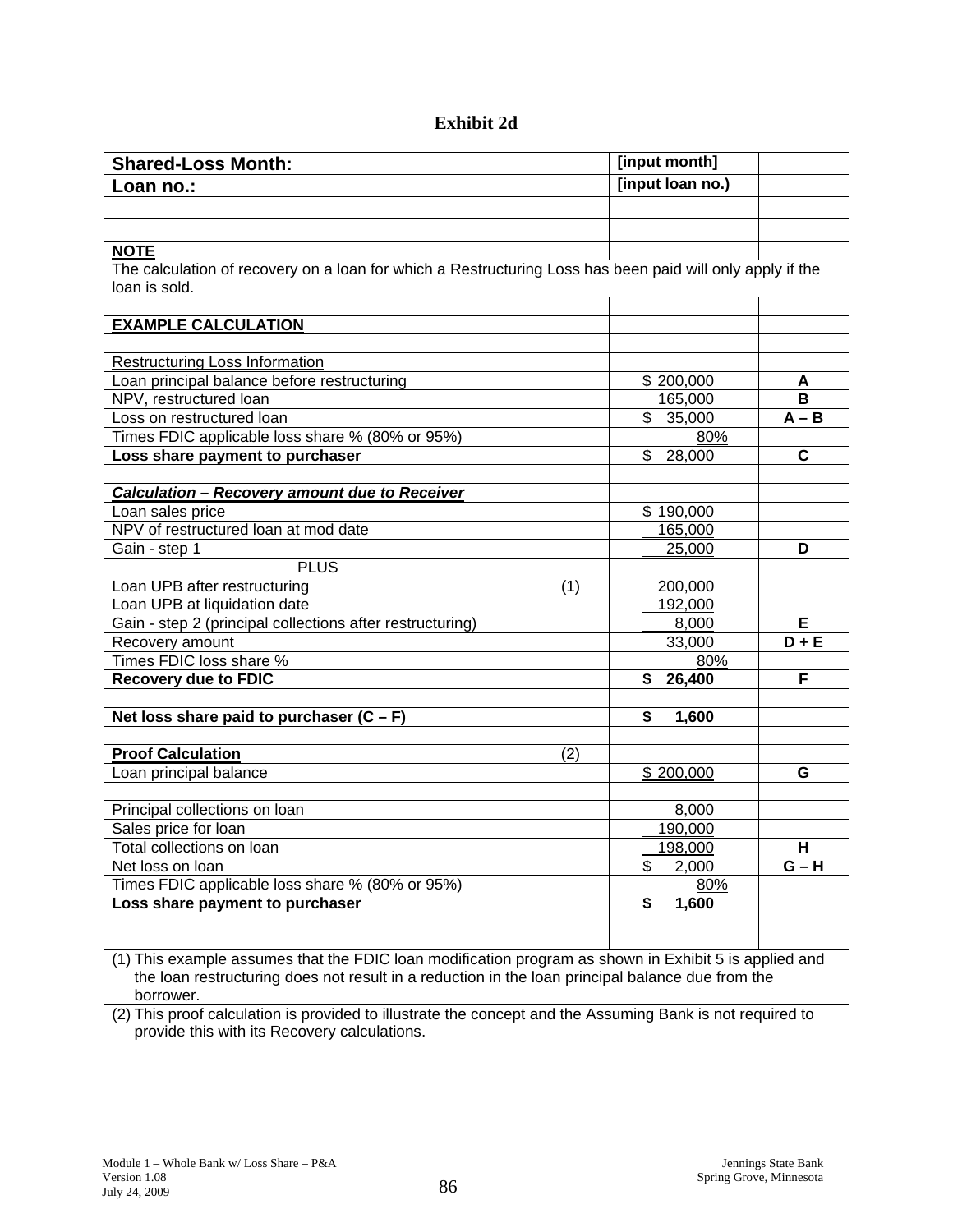# Exhibit 2d

| Shared-Loss Month: | | [input month] | |
|---|---|---|---|
| Loan no.: | | [input loan no.) | |
| | | | |
| | | | |
| NOTE | | | |
| The calculation of recovery on a loan for which a Restructuring Loss has been paid will only apply if the loan is sold. | | | |
| | | | |
| EXAMPLE CALCULATION | | | |
| | | | |
| Restructuring Loss Information | | | |
| Loan principal balance before restructuring | | $ 200,000 | A |
| NPV, restructured loan | | 165,000 | B |
| Loss on restructured loan | | $ 35,000 | A – B |
| Times FDIC applicable loss share % (80% or 95%) | | 80% | |
| **Loss share payment to purchaser** | | $ 28,000 | C |
| | | | |
| ***Calculation – Recovery amount due to Receiver*** | | | |
| Loan sales price | | $ 190,000 | |
| NPV of restructured loan at mod date | | 165,000 | |
| Gain - step 1 | | 25,000 | D |
| PLUS | | | |
| Loan UPB after restructuring | (1) | 200,000 | |
| Loan UPB at liquidation date | | 192,000 | |
| Gain - step 2 (principal collections after restructuring) | | 8,000 | E |
| Recovery amount | | 33,000 | D + E |
| Times FDIC loss share % | | 80% | |
| **Recovery due to FDIC** | | **$ 26,400** | F |
| | | | |
| **Net loss share paid to purchaser (C – F)** | | **$ 1,600** | |
| | | | |
| **Proof Calculation** | (2) | | |
| Loan principal balance | | $ 200,000 | G |
| | | | |
| Principal collections on loan | | 8,000 | |
| Sales price for loan | | 190,000 | |
| Total collections on loan | | 198,000 | H |
| Net loss on loan | | $ 2,000 | G – H |
| Times FDIC applicable loss share % (80% or 95%) | | 80% | |
| **Loss share payment to purchaser** | | **$ 1,600** | |
| | | | |
| | | | |
| (1) This example assumes that the FDIC loan modification program as shown in Exhibit 5 is applied and the loan restructuring does not result in a reduction in the loan principal balance due from the borrower. | | | |
| (2) This proof calculation is provided to illustrate the concept and the Assuming Bank is not required to provide this with its Recovery calculations. | | | |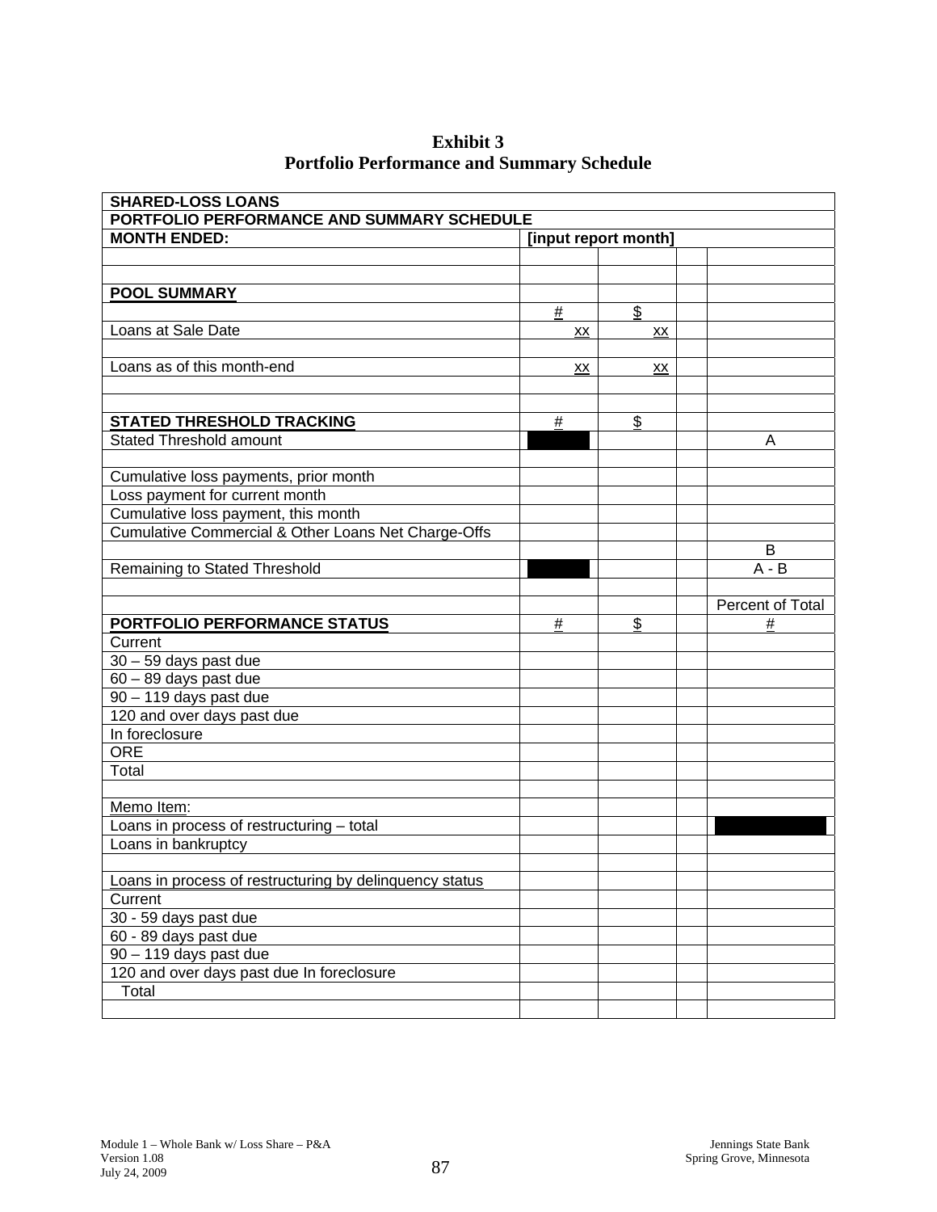# Exhibit 3
## Portfolio Performance and Summary Schedule

| SHARED-LOSS LOANS | | | | |
|---|---|---|---|---|
| PORTFOLIO PERFORMANCE AND SUMMARY SCHEDULE | | | | |
| MONTH ENDED: | [input report month] | | | |
| | | | | |
| | | | | |
| POOL SUMMARY | | | | |
| | # | $ | | |
| Loans at Sale Date | xx | xx | | |
| | | | | |
| Loans as of this month-end | xx | xx | | |
| | | | | |
| | | | | |
| STATED THRESHOLD TRACKING | # | $ | | |
| Stated Threshold amount | | | | A |
| | | | | |
| Cumulative loss payments, prior month | | | | |
| Loss payment for current month | | | | |
| Cumulative loss payment, this month | | | | |
| Cumulative Commercial & Other Loans Net Charge-Offs | | | | |
| | | | | B |
| Remaining to Stated Threshold | | | | A - B |
| | | | | |
| | | | | Percent of Total |
| PORTFOLIO PERFORMANCE STATUS | # | $ | | # |
| Current | | | | |
| 30 – 59 days past due | | | | |
| 60 – 89 days past due | | | | |
| 90 – 119 days past due | | | | |
| 120 and over days past due | | | | |
| In foreclosure | | | | |
| ORE | | | | |
| Total | | | | |
| | | | | |
| Memo Item: | | | | |
| Loans in process of restructuring – total | | | | |
| Loans in bankruptcy | | | | |
| | | | | |
| Loans in process of restructuring by delinquency status | | | | |
| Current | | | | |
| 30 - 59 days past due | | | | |
| 60 - 89 days past due | | | | |
| 90 – 119 days past due | | | | |
| 120 and over days past due In foreclosure | | | | |
| Total | | | | |
| | | | | |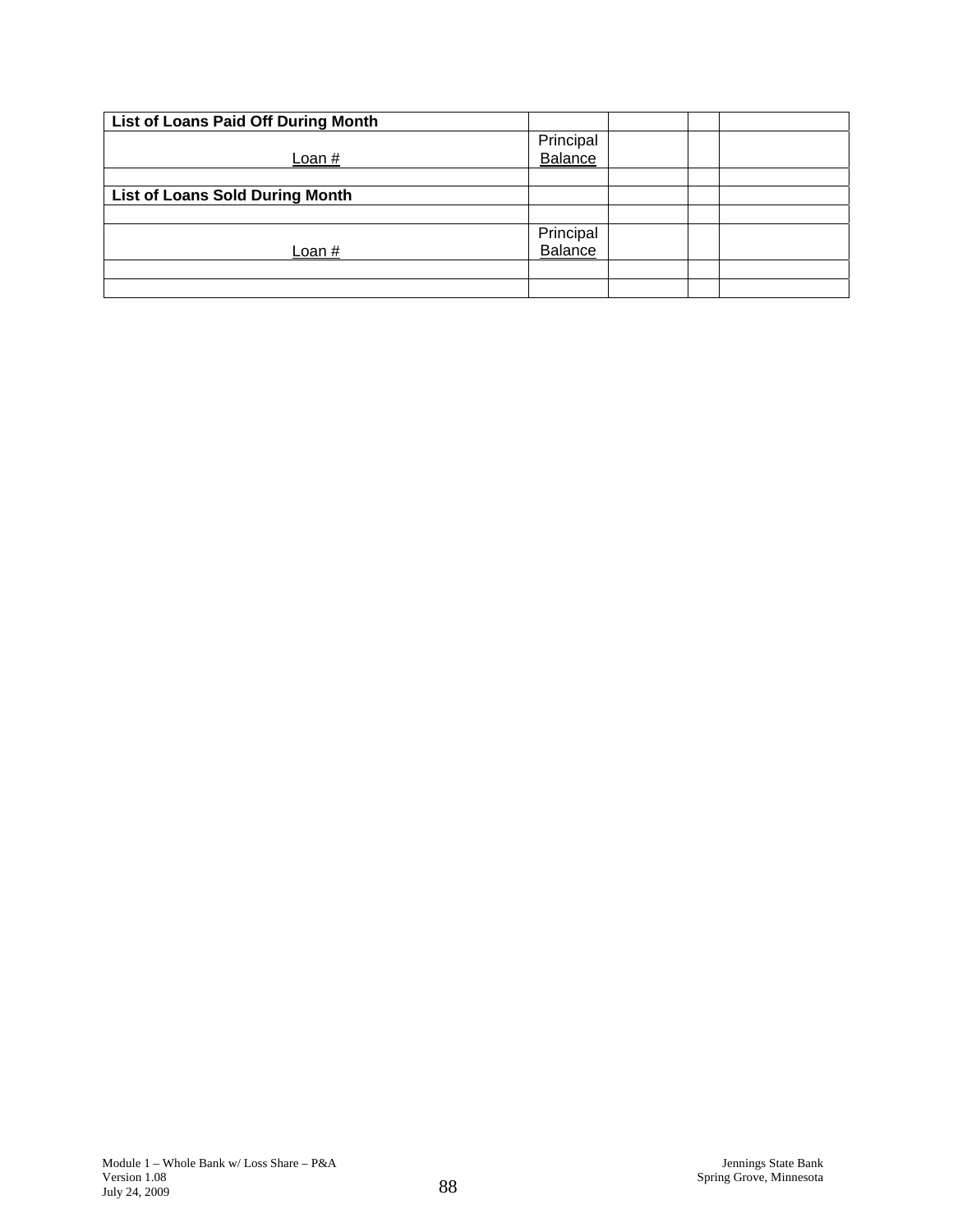| List of Loans Paid Off During Month | | | | |
|---|---|---|---|---|
| Loan # | Principal Balance | | | |
| | | | | |
| **List of Loans Sold During Month** | | | | |
| | | | | |
| Loan # | Principal Balance | | | |
| | | | | |
| | | | | |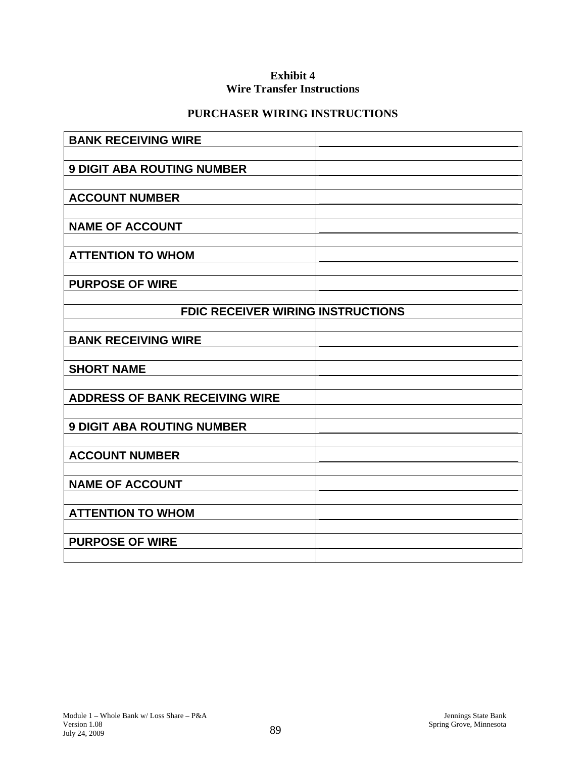**Exhibit 4**
**Wire Transfer Instructions**

**PURCHASER WIRING INSTRUCTIONS**

| | |
|---|---|
| **BANK RECEIVING WIRE** | \_\_\_\_\_\_\_\_\_\_\_\_\_\_\_\_\_\_\_\_\_\_\_\_\_\_\_\_ |
| | |
| **9 DIGIT ABA ROUTING NUMBER** | \_\_\_\_\_\_\_\_\_\_\_\_\_\_\_\_\_\_\_\_\_\_\_\_\_\_\_\_ |
| | |
| **ACCOUNT NUMBER** | \_\_\_\_\_\_\_\_\_\_\_\_\_\_\_\_\_\_\_\_\_\_\_\_\_\_\_\_ |
| | |
| **NAME OF ACCOUNT** | \_\_\_\_\_\_\_\_\_\_\_\_\_\_\_\_\_\_\_\_\_\_\_\_\_\_\_\_ |
| | |
| **ATTENTION TO WHOM** | \_\_\_\_\_\_\_\_\_\_\_\_\_\_\_\_\_\_\_\_\_\_\_\_\_\_\_\_ |
| | |
| **PURPOSE OF WIRE** | \_\_\_\_\_\_\_\_\_\_\_\_\_\_\_\_\_\_\_\_\_\_\_\_\_\_\_\_ |
| | |
| **FDIC RECEIVER WIRING INSTRUCTIONS** | |
| | |
| **BANK RECEIVING WIRE** | \_\_\_\_\_\_\_\_\_\_\_\_\_\_\_\_\_\_\_\_\_\_\_\_\_\_\_\_ |
| | |
| **SHORT NAME** | \_\_\_\_\_\_\_\_\_\_\_\_\_\_\_\_\_\_\_\_\_\_\_\_\_\_\_\_ |
| | |
| **ADDRESS OF BANK RECEIVING WIRE** | \_\_\_\_\_\_\_\_\_\_\_\_\_\_\_\_\_\_\_\_\_\_\_\_\_\_\_\_ |
| | |
| **9 DIGIT ABA ROUTING NUMBER** | \_\_\_\_\_\_\_\_\_\_\_\_\_\_\_\_\_\_\_\_\_\_\_\_\_\_\_\_ |
| | |
| **ACCOUNT NUMBER** | \_\_\_\_\_\_\_\_\_\_\_\_\_\_\_\_\_\_\_\_\_\_\_\_\_\_\_\_ |
| | |
| **NAME OF ACCOUNT** | \_\_\_\_\_\_\_\_\_\_\_\_\_\_\_\_\_\_\_\_\_\_\_\_\_\_\_\_ |
| | |
| **ATTENTION TO WHOM** | \_\_\_\_\_\_\_\_\_\_\_\_\_\_\_\_\_\_\_\_\_\_\_\_\_\_\_\_ |
| | |
| **PURPOSE OF WIRE** | \_\_\_\_\_\_\_\_\_\_\_\_\_\_\_\_\_\_\_\_\_\_\_\_\_\_\_\_ |
| | |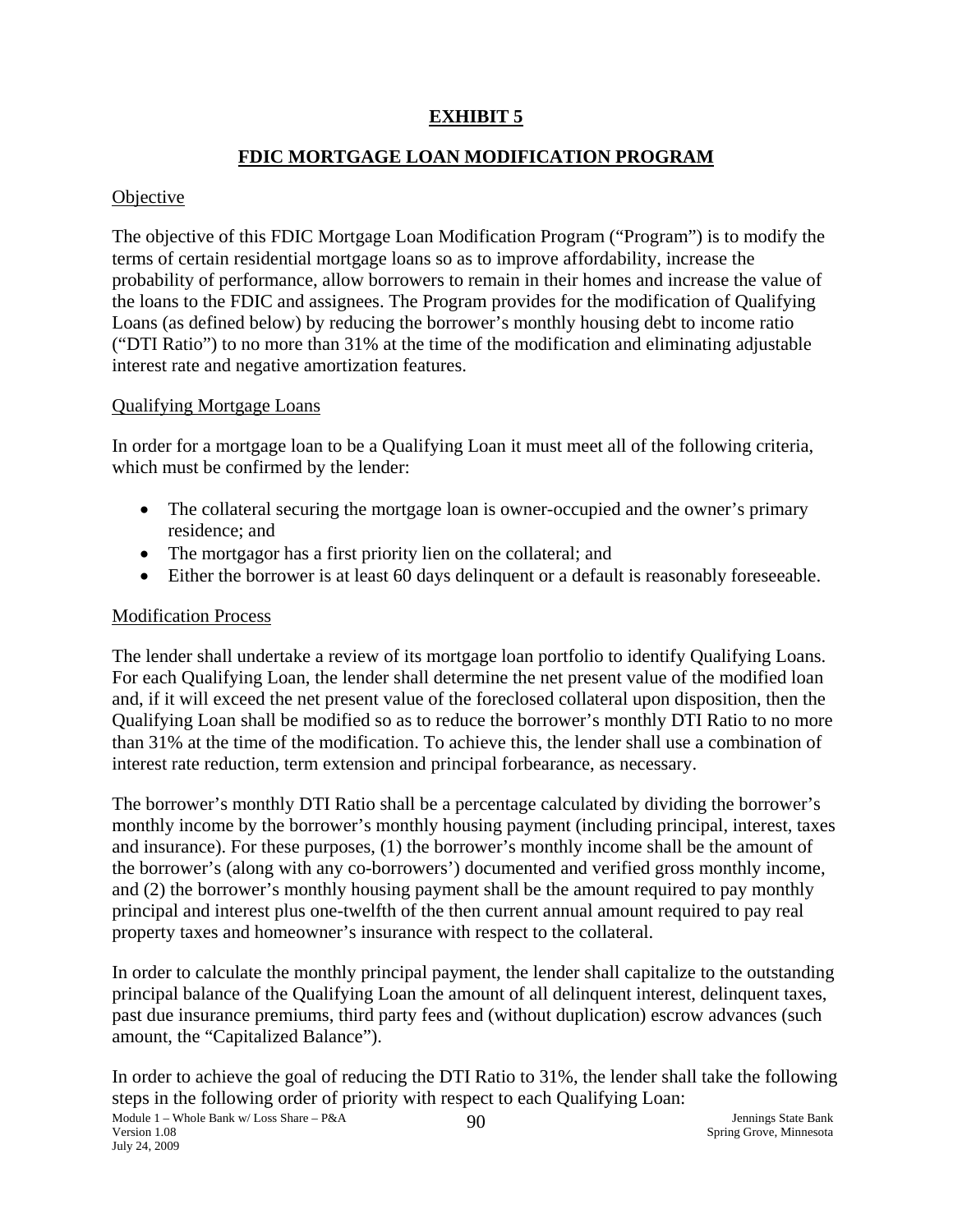# EXHIBIT 5

## FDIC MORTGAGE LOAN MODIFICATION PROGRAM

Objective

The objective of this FDIC Mortgage Loan Modification Program ("Program") is to modify the terms of certain residential mortgage loans so as to improve affordability, increase the probability of performance, allow borrowers to remain in their homes and increase the value of the loans to the FDIC and assignees. The Program provides for the modification of Qualifying Loans (as defined below) by reducing the borrower's monthly housing debt to income ratio ("DTI Ratio") to no more than 31% at the time of the modification and eliminating adjustable interest rate and negative amortization features.

Qualifying Mortgage Loans

In order for a mortgage loan to be a Qualifying Loan it must meet all of the following criteria, which must be confirmed by the lender:

- The collateral securing the mortgage loan is owner-occupied and the owner's primary residence; and
- The mortgagor has a first priority lien on the collateral; and
- Either the borrower is at least 60 days delinquent or a default is reasonably foreseeable.

Modification Process

The lender shall undertake a review of its mortgage loan portfolio to identify Qualifying Loans. For each Qualifying Loan, the lender shall determine the net present value of the modified loan and, if it will exceed the net present value of the foreclosed collateral upon disposition, then the Qualifying Loan shall be modified so as to reduce the borrower's monthly DTI Ratio to no more than 31% at the time of the modification. To achieve this, the lender shall use a combination of interest rate reduction, term extension and principal forbearance, as necessary.

The borrower's monthly DTI Ratio shall be a percentage calculated by dividing the borrower's monthly income by the borrower's monthly housing payment (including principal, interest, taxes and insurance). For these purposes, (1) the borrower's monthly income shall be the amount of the borrower's (along with any co-borrowers') documented and verified gross monthly income, and (2) the borrower's monthly housing payment shall be the amount required to pay monthly principal and interest plus one-twelfth of the then current annual amount required to pay real property taxes and homeowner's insurance with respect to the collateral.

In order to calculate the monthly principal payment, the lender shall capitalize to the outstanding principal balance of the Qualifying Loan the amount of all delinquent interest, delinquent taxes, past due insurance premiums, third party fees and (without duplication) escrow advances (such amount, the "Capitalized Balance").

In order to achieve the goal of reducing the DTI Ratio to 31%, the lender shall take the following steps in the following order of priority with respect to each Qualifying Loan: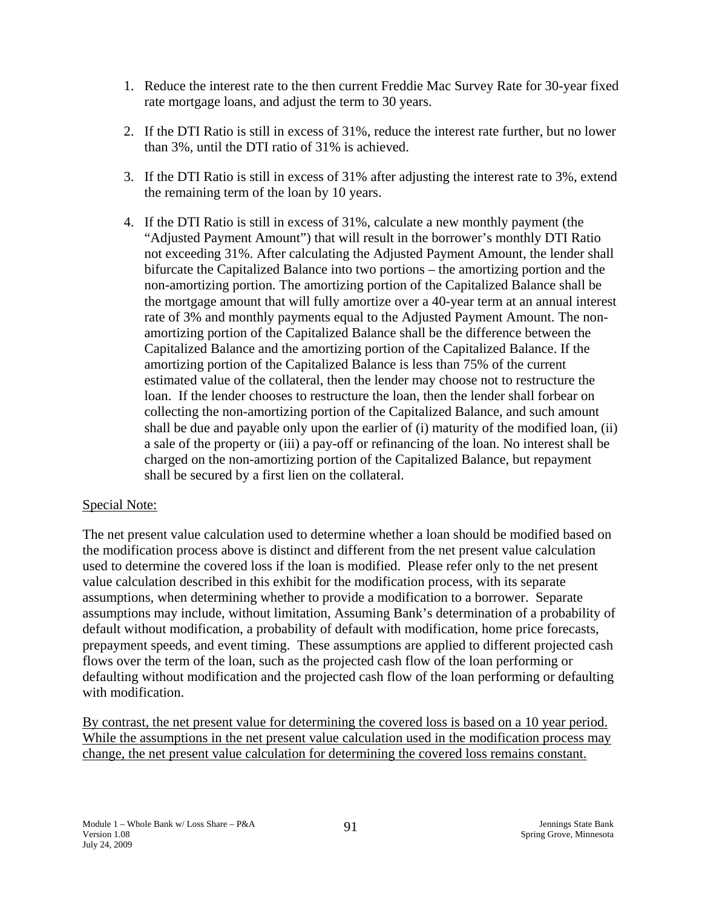1. Reduce the interest rate to the then current Freddie Mac Survey Rate for 30-year fixed rate mortgage loans, and adjust the term to 30 years.

2. If the DTI Ratio is still in excess of 31%, reduce the interest rate further, but no lower than 3%, until the DTI ratio of 31% is achieved.

3. If the DTI Ratio is still in excess of 31% after adjusting the interest rate to 3%, extend the remaining term of the loan by 10 years.

4. If the DTI Ratio is still in excess of 31%, calculate a new monthly payment (the "Adjusted Payment Amount") that will result in the borrower's monthly DTI Ratio not exceeding 31%. After calculating the Adjusted Payment Amount, the lender shall bifurcate the Capitalized Balance into two portions – the amortizing portion and the non-amortizing portion. The amortizing portion of the Capitalized Balance shall be the mortgage amount that will fully amortize over a 40-year term at an annual interest rate of 3% and monthly payments equal to the Adjusted Payment Amount. The non-amortizing portion of the Capitalized Balance shall be the difference between the Capitalized Balance and the amortizing portion of the Capitalized Balance. If the amortizing portion of the Capitalized Balance is less than 75% of the current estimated value of the collateral, then the lender may choose not to restructure the loan. If the lender chooses to restructure the loan, then the lender shall forbear on collecting the non-amortizing portion of the Capitalized Balance, and such amount shall be due and payable only upon the earlier of (i) maturity of the modified loan, (ii) a sale of the property or (iii) a pay-off or refinancing of the loan. No interest shall be charged on the non-amortizing portion of the Capitalized Balance, but repayment shall be secured by a first lien on the collateral.

<u>Special Note:</u>

The net present value calculation used to determine whether a loan should be modified based on the modification process above is distinct and different from the net present value calculation used to determine the covered loss if the loan is modified. Please refer only to the net present value calculation described in this exhibit for the modification process, with its separate assumptions, when determining whether to provide a modification to a borrower. Separate assumptions may include, without limitation, Assuming Bank's determination of a probability of default without modification, a probability of default with modification, home price forecasts, prepayment speeds, and event timing. These assumptions are applied to different projected cash flows over the term of the loan, such as the projected cash flow of the loan performing or defaulting without modification and the projected cash flow of the loan performing or defaulting with modification.

<u>By contrast, the net present value for determining the covered loss is based on a 10 year period. While the assumptions in the net present value calculation used in the modification process may change, the net present value calculation for determining the covered loss remains constant.</u>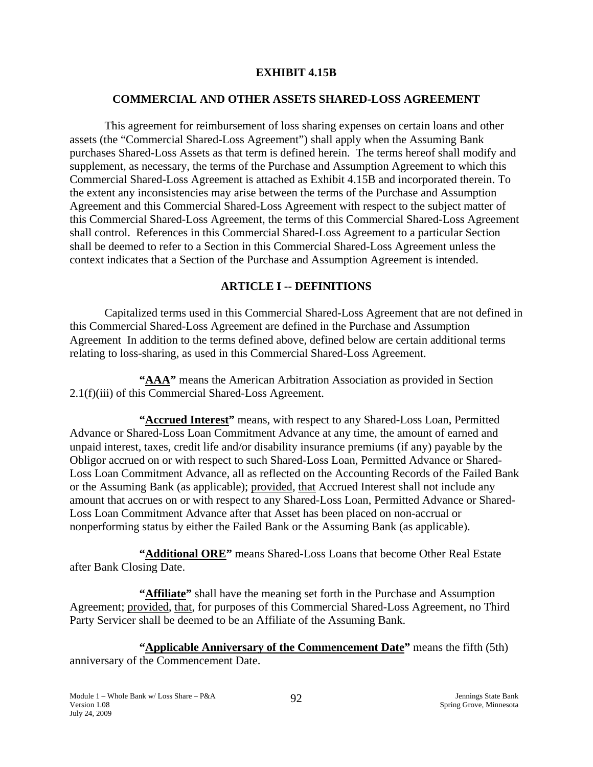## EXHIBIT 4.15B

## COMMERCIAL AND OTHER ASSETS SHARED-LOSS AGREEMENT

This agreement for reimbursement of loss sharing expenses on certain loans and other assets (the "Commercial Shared-Loss Agreement") shall apply when the Assuming Bank purchases Shared-Loss Assets as that term is defined herein. The terms hereof shall modify and supplement, as necessary, the terms of the Purchase and Assumption Agreement to which this Commercial Shared-Loss Agreement is attached as Exhibit 4.15B and incorporated therein. To the extent any inconsistencies may arise between the terms of the Purchase and Assumption Agreement and this Commercial Shared-Loss Agreement with respect to the subject matter of this Commercial Shared-Loss Agreement, the terms of this Commercial Shared-Loss Agreement shall control. References in this Commercial Shared-Loss Agreement to a particular Section shall be deemed to refer to a Section in this Commercial Shared-Loss Agreement unless the context indicates that a Section of the Purchase and Assumption Agreement is intended.

## ARTICLE I -- DEFINITIONS

Capitalized terms used in this Commercial Shared-Loss Agreement that are not defined in this Commercial Shared-Loss Agreement are defined in the Purchase and Assumption Agreement In addition to the terms defined above, defined below are certain additional terms relating to loss-sharing, as used in this Commercial Shared-Loss Agreement.

**"AAA"** means the American Arbitration Association as provided in Section 2.1(f)(iii) of this Commercial Shared-Loss Agreement.

**"Accrued Interest"** means, with respect to any Shared-Loss Loan, Permitted Advance or Shared-Loss Loan Commitment Advance at any time, the amount of earned and unpaid interest, taxes, credit life and/or disability insurance premiums (if any) payable by the Obligor accrued on or with respect to such Shared-Loss Loan, Permitted Advance or Shared-Loss Loan Commitment Advance, all as reflected on the Accounting Records of the Failed Bank or the Assuming Bank (as applicable); provided, that Accrued Interest shall not include any amount that accrues on or with respect to any Shared-Loss Loan, Permitted Advance or Shared-Loss Loan Commitment Advance after that Asset has been placed on non-accrual or nonperforming status by either the Failed Bank or the Assuming Bank (as applicable).

**"Additional ORE"** means Shared-Loss Loans that become Other Real Estate after Bank Closing Date.

**"Affiliate"** shall have the meaning set forth in the Purchase and Assumption Agreement; provided, that, for purposes of this Commercial Shared-Loss Agreement, no Third Party Servicer shall be deemed to be an Affiliate of the Assuming Bank.

**"Applicable Anniversary of the Commencement Date"** means the fifth (5th) anniversary of the Commencement Date.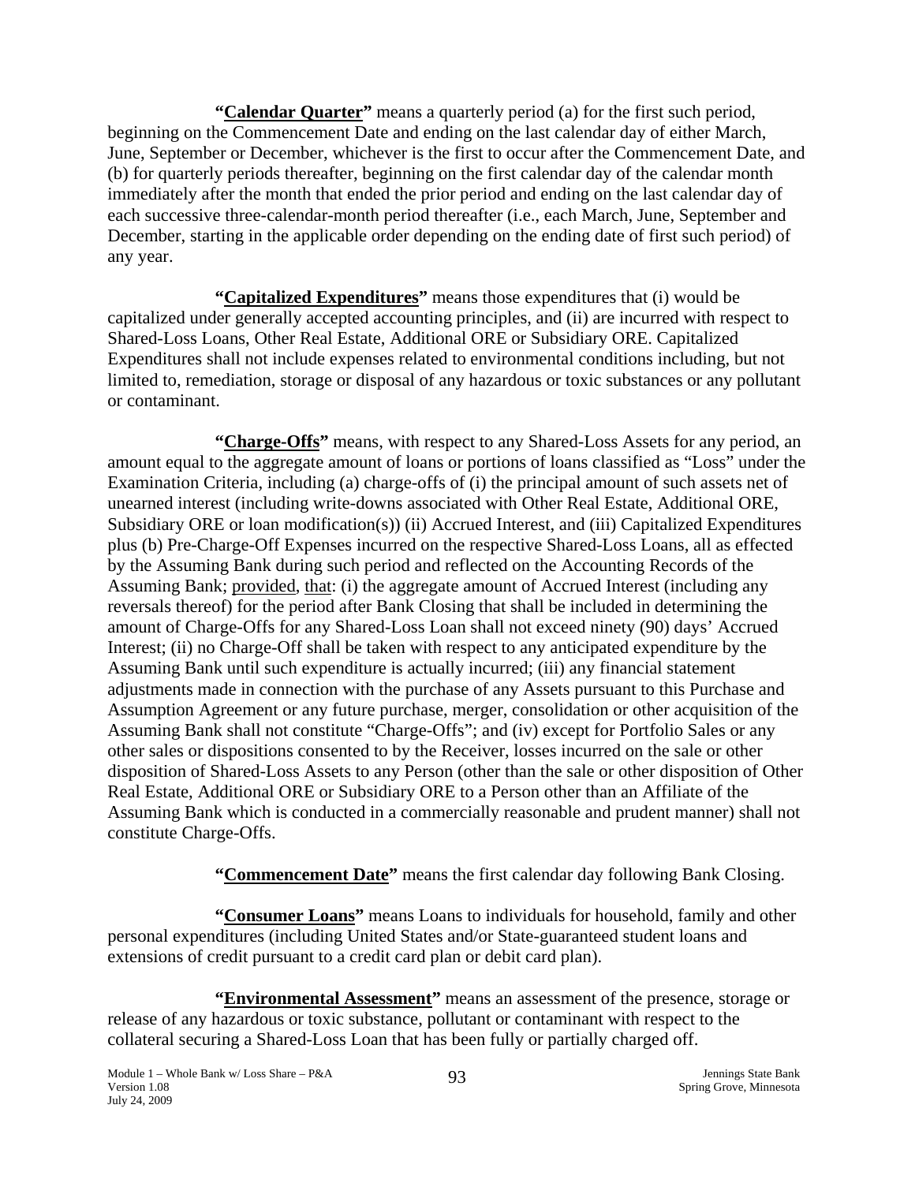**"<u>Calendar Quarter</u>"** means a quarterly period (a) for the first such period, beginning on the Commencement Date and ending on the last calendar day of either March, June, September or December, whichever is the first to occur after the Commencement Date, and (b) for quarterly periods thereafter, beginning on the first calendar day of the calendar month immediately after the month that ended the prior period and ending on the last calendar day of each successive three-calendar-month period thereafter (i.e., each March, June, September and December, starting in the applicable order depending on the ending date of first such period) of any year.

**"<u>Capitalized Expenditures</u>"** means those expenditures that (i) would be capitalized under generally accepted accounting principles, and (ii) are incurred with respect to Shared-Loss Loans, Other Real Estate, Additional ORE or Subsidiary ORE. Capitalized Expenditures shall not include expenses related to environmental conditions including, but not limited to, remediation, storage or disposal of any hazardous or toxic substances or any pollutant or contaminant.

**"<u>Charge-Offs</u>"** means, with respect to any Shared-Loss Assets for any period, an amount equal to the aggregate amount of loans or portions of loans classified as "Loss" under the Examination Criteria, including (a) charge-offs of (i) the principal amount of such assets net of unearned interest (including write-downs associated with Other Real Estate, Additional ORE, Subsidiary ORE or loan modification(s)) (ii) Accrued Interest, and (iii) Capitalized Expenditures plus (b) Pre-Charge-Off Expenses incurred on the respective Shared-Loss Loans, all as effected by the Assuming Bank during such period and reflected on the Accounting Records of the Assuming Bank; <u>provided</u>, <u>that</u>: (i) the aggregate amount of Accrued Interest (including any reversals thereof) for the period after Bank Closing that shall be included in determining the amount of Charge-Offs for any Shared-Loss Loan shall not exceed ninety (90) days' Accrued Interest; (ii) no Charge-Off shall be taken with respect to any anticipated expenditure by the Assuming Bank until such expenditure is actually incurred; (iii) any financial statement adjustments made in connection with the purchase of any Assets pursuant to this Purchase and Assumption Agreement or any future purchase, merger, consolidation or other acquisition of the Assuming Bank shall not constitute "Charge-Offs"; and (iv) except for Portfolio Sales or any other sales or dispositions consented to by the Receiver, losses incurred on the sale or other disposition of Shared-Loss Assets to any Person (other than the sale or other disposition of Other Real Estate, Additional ORE or Subsidiary ORE to a Person other than an Affiliate of the Assuming Bank which is conducted in a commercially reasonable and prudent manner) shall not constitute Charge-Offs.

**"<u>Commencement Date</u>"** means the first calendar day following Bank Closing.

**"<u>Consumer Loans</u>"** means Loans to individuals for household, family and other personal expenditures (including United States and/or State-guaranteed student loans and extensions of credit pursuant to a credit card plan or debit card plan).

**"<u>Environmental Assessment</u>"** means an assessment of the presence, storage or release of any hazardous or toxic substance, pollutant or contaminant with respect to the collateral securing a Shared-Loss Loan that has been fully or partially charged off.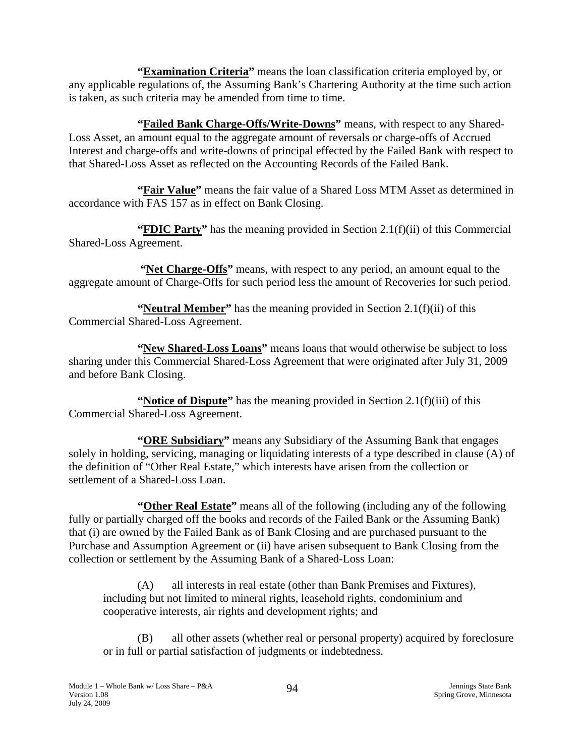**"Examination Criteria"** means the loan classification criteria employed by, or any applicable regulations of, the Assuming Bank's Chartering Authority at the time such action is taken, as such criteria may be amended from time to time.

**"Failed Bank Charge-Offs/Write-Downs"** means, with respect to any Shared-Loss Asset, an amount equal to the aggregate amount of reversals or charge-offs of Accrued Interest and charge-offs and write-downs of principal effected by the Failed Bank with respect to that Shared-Loss Asset as reflected on the Accounting Records of the Failed Bank.

**"Fair Value"** means the fair value of a Shared Loss MTM Asset as determined in accordance with FAS 157 as in effect on Bank Closing.

**"FDIC Party"** has the meaning provided in Section 2.1(f)(ii) of this Commercial Shared-Loss Agreement.

**"Net Charge-Offs"** means, with respect to any period, an amount equal to the aggregate amount of Charge-Offs for such period less the amount of Recoveries for such period.

**"Neutral Member"** has the meaning provided in Section 2.1(f)(ii) of this Commercial Shared-Loss Agreement.

**"New Shared-Loss Loans"** means loans that would otherwise be subject to loss sharing under this Commercial Shared-Loss Agreement that were originated after July 31, 2009 and before Bank Closing.

**"Notice of Dispute"** has the meaning provided in Section 2.1(f)(iii) of this Commercial Shared-Loss Agreement.

**"ORE Subsidiary"** means any Subsidiary of the Assuming Bank that engages solely in holding, servicing, managing or liquidating interests of a type described in clause (A) of the definition of "Other Real Estate," which interests have arisen from the collection or settlement of a Shared-Loss Loan.

**"Other Real Estate"** means all of the following (including any of the following fully or partially charged off the books and records of the Failed Bank or the Assuming Bank) that (i) are owned by the Failed Bank as of Bank Closing and are purchased pursuant to the Purchase and Assumption Agreement or (ii) have arisen subsequent to Bank Closing from the collection or settlement by the Assuming Bank of a Shared-Loss Loan:

(A) all interests in real estate (other than Bank Premises and Fixtures), including but not limited to mineral rights, leasehold rights, condominium and cooperative interests, air rights and development rights; and

(B) all other assets (whether real or personal property) acquired by foreclosure or in full or partial satisfaction of judgments or indebtedness.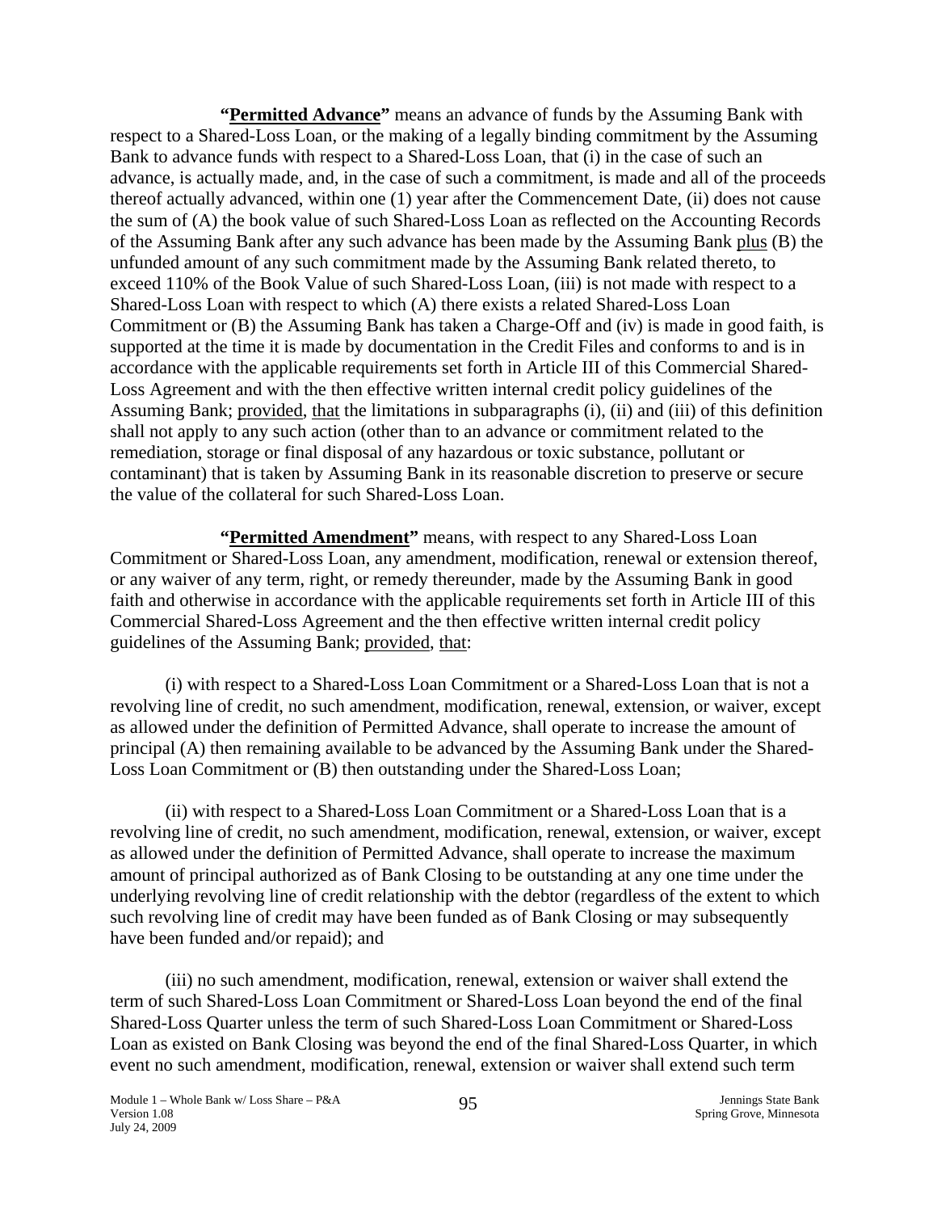**"Permitted Advance"** means an advance of funds by the Assuming Bank with respect to a Shared-Loss Loan, or the making of a legally binding commitment by the Assuming Bank to advance funds with respect to a Shared-Loss Loan, that (i) in the case of such an advance, is actually made, and, in the case of such a commitment, is made and all of the proceeds thereof actually advanced, within one (1) year after the Commencement Date, (ii) does not cause the sum of (A) the book value of such Shared-Loss Loan as reflected on the Accounting Records of the Assuming Bank after any such advance has been made by the Assuming Bank plus (B) the unfunded amount of any such commitment made by the Assuming Bank related thereto, to exceed 110% of the Book Value of such Shared-Loss Loan, (iii) is not made with respect to a Shared-Loss Loan with respect to which (A) there exists a related Shared-Loss Loan Commitment or (B) the Assuming Bank has taken a Charge-Off and (iv) is made in good faith, is supported at the time it is made by documentation in the Credit Files and conforms to and is in accordance with the applicable requirements set forth in Article III of this Commercial Shared-Loss Agreement and with the then effective written internal credit policy guidelines of the Assuming Bank; provided, that the limitations in subparagraphs (i), (ii) and (iii) of this definition shall not apply to any such action (other than to an advance or commitment related to the remediation, storage or final disposal of any hazardous or toxic substance, pollutant or contaminant) that is taken by Assuming Bank in its reasonable discretion to preserve or secure the value of the collateral for such Shared-Loss Loan.

**"Permitted Amendment"** means, with respect to any Shared-Loss Loan Commitment or Shared-Loss Loan, any amendment, modification, renewal or extension thereof, or any waiver of any term, right, or remedy thereunder, made by the Assuming Bank in good faith and otherwise in accordance with the applicable requirements set forth in Article III of this Commercial Shared-Loss Agreement and the then effective written internal credit policy guidelines of the Assuming Bank; provided, that:

(i) with respect to a Shared-Loss Loan Commitment or a Shared-Loss Loan that is not a revolving line of credit, no such amendment, modification, renewal, extension, or waiver, except as allowed under the definition of Permitted Advance, shall operate to increase the amount of principal (A) then remaining available to be advanced by the Assuming Bank under the Shared-Loss Loan Commitment or (B) then outstanding under the Shared-Loss Loan;

(ii) with respect to a Shared-Loss Loan Commitment or a Shared-Loss Loan that is a revolving line of credit, no such amendment, modification, renewal, extension, or waiver, except as allowed under the definition of Permitted Advance, shall operate to increase the maximum amount of principal authorized as of Bank Closing to be outstanding at any one time under the underlying revolving line of credit relationship with the debtor (regardless of the extent to which such revolving line of credit may have been funded as of Bank Closing or may subsequently have been funded and/or repaid); and

(iii) no such amendment, modification, renewal, extension or waiver shall extend the term of such Shared-Loss Loan Commitment or Shared-Loss Loan beyond the end of the final Shared-Loss Quarter unless the term of such Shared-Loss Loan Commitment or Shared-Loss Loan as existed on Bank Closing was beyond the end of the final Shared-Loss Quarter, in which event no such amendment, modification, renewal, extension or waiver shall extend such term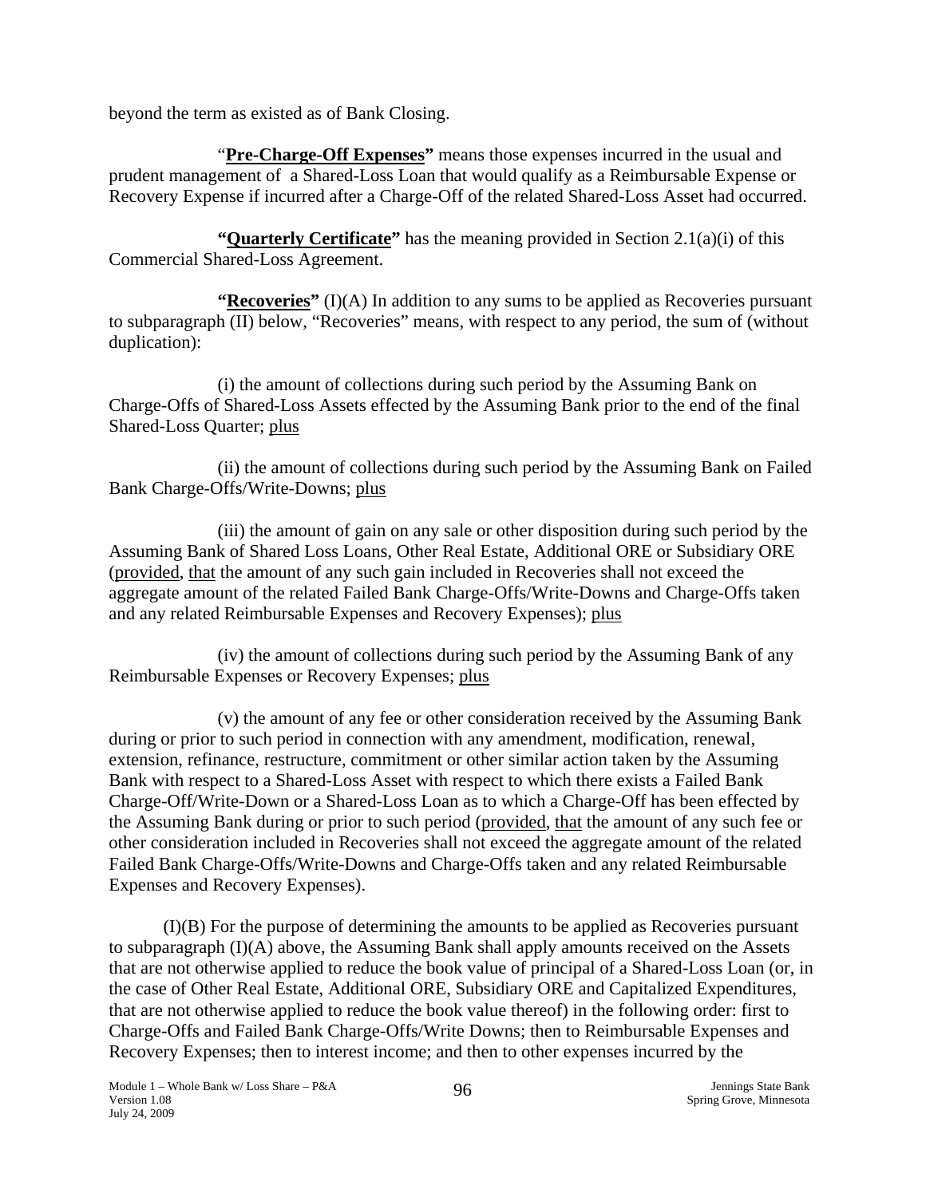beyond the term as existed as of Bank Closing.

"**Pre-Charge-Off Expenses**" means those expenses incurred in the usual and prudent management of a Shared-Loss Loan that would qualify as a Reimbursable Expense or Recovery Expense if incurred after a Charge-Off of the related Shared-Loss Asset had occurred.

**"Quarterly Certificate"** has the meaning provided in Section 2.1(a)(i) of this Commercial Shared-Loss Agreement.

**"Recoveries"** (I)(A) In addition to any sums to be applied as Recoveries pursuant to subparagraph (II) below, "Recoveries" means, with respect to any period, the sum of (without duplication):

(i) the amount of collections during such period by the Assuming Bank on Charge-Offs of Shared-Loss Assets effected by the Assuming Bank prior to the end of the final Shared-Loss Quarter; plus

(ii) the amount of collections during such period by the Assuming Bank on Failed Bank Charge-Offs/Write-Downs; plus

(iii) the amount of gain on any sale or other disposition during such period by the Assuming Bank of Shared Loss Loans, Other Real Estate, Additional ORE or Subsidiary ORE (provided, that the amount of any such gain included in Recoveries shall not exceed the aggregate amount of the related Failed Bank Charge-Offs/Write-Downs and Charge-Offs taken and any related Reimbursable Expenses and Recovery Expenses); plus

(iv) the amount of collections during such period by the Assuming Bank of any Reimbursable Expenses or Recovery Expenses; plus

(v) the amount of any fee or other consideration received by the Assuming Bank during or prior to such period in connection with any amendment, modification, renewal, extension, refinance, restructure, commitment or other similar action taken by the Assuming Bank with respect to a Shared-Loss Asset with respect to which there exists a Failed Bank Charge-Off/Write-Down or a Shared-Loss Loan as to which a Charge-Off has been effected by the Assuming Bank during or prior to such period (provided, that the amount of any such fee or other consideration included in Recoveries shall not exceed the aggregate amount of the related Failed Bank Charge-Offs/Write-Downs and Charge-Offs taken and any related Reimbursable Expenses and Recovery Expenses).

(I)(B) For the purpose of determining the amounts to be applied as Recoveries pursuant to subparagraph (I)(A) above, the Assuming Bank shall apply amounts received on the Assets that are not otherwise applied to reduce the book value of principal of a Shared-Loss Loan (or, in the case of Other Real Estate, Additional ORE, Subsidiary ORE and Capitalized Expenditures, that are not otherwise applied to reduce the book value thereof) in the following order: first to Charge-Offs and Failed Bank Charge-Offs/Write Downs; then to Reimbursable Expenses and Recovery Expenses; then to interest income; and then to other expenses incurred by the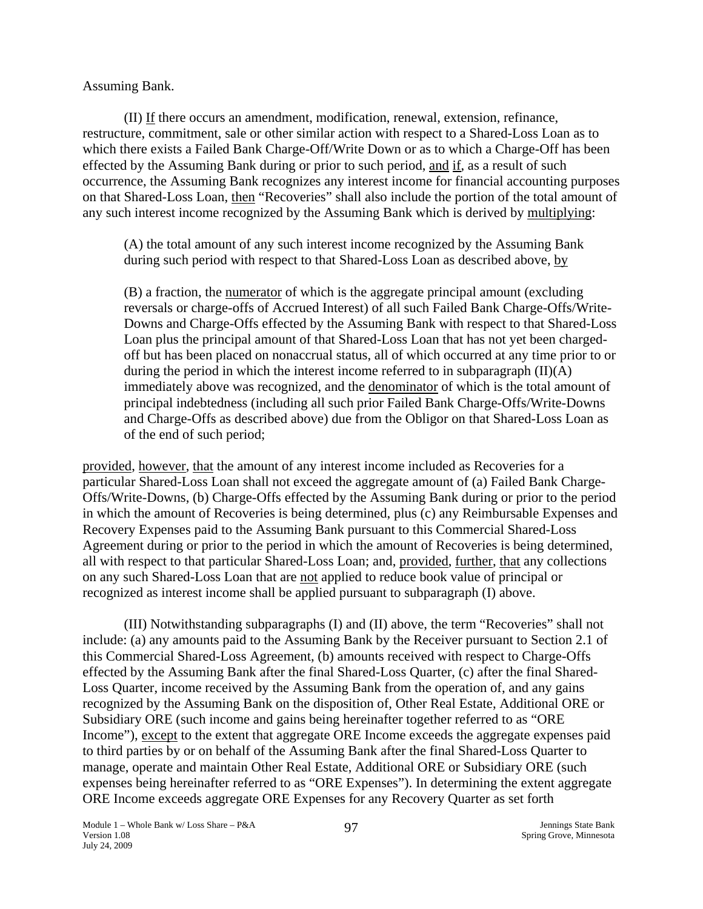Assuming Bank.

(II) If there occurs an amendment, modification, renewal, extension, refinance, restructure, commitment, sale or other similar action with respect to a Shared-Loss Loan as to which there exists a Failed Bank Charge-Off/Write Down or as to which a Charge-Off has been effected by the Assuming Bank during or prior to such period, and if, as a result of such occurrence, the Assuming Bank recognizes any interest income for financial accounting purposes on that Shared-Loss Loan, then "Recoveries" shall also include the portion of the total amount of any such interest income recognized by the Assuming Bank which is derived by multiplying:

> (A) the total amount of any such interest income recognized by the Assuming Bank during such period with respect to that Shared-Loss Loan as described above, by
>
> (B) a fraction, the numerator of which is the aggregate principal amount (excluding reversals or charge-offs of Accrued Interest) of all such Failed Bank Charge-Offs/Write-Downs and Charge-Offs effected by the Assuming Bank with respect to that Shared-Loss Loan plus the principal amount of that Shared-Loss Loan that has not yet been charged-off but has been placed on nonaccrual status, all of which occurred at any time prior to or during the period in which the interest income referred to in subparagraph (II)(A) immediately above was recognized, and the denominator of which is the total amount of principal indebtedness (including all such prior Failed Bank Charge-Offs/Write-Downs and Charge-Offs as described above) due from the Obligor on that Shared-Loss Loan as of the end of such period;

provided, however, that the amount of any interest income included as Recoveries for a particular Shared-Loss Loan shall not exceed the aggregate amount of (a) Failed Bank Charge-Offs/Write-Downs, (b) Charge-Offs effected by the Assuming Bank during or prior to the period in which the amount of Recoveries is being determined, plus (c) any Reimbursable Expenses and Recovery Expenses paid to the Assuming Bank pursuant to this Commercial Shared-Loss Agreement during or prior to the period in which the amount of Recoveries is being determined, all with respect to that particular Shared-Loss Loan; and, provided, further, that any collections on any such Shared-Loss Loan that are not applied to reduce book value of principal or recognized as interest income shall be applied pursuant to subparagraph (I) above.

(III) Notwithstanding subparagraphs (I) and (II) above, the term "Recoveries" shall not include: (a) any amounts paid to the Assuming Bank by the Receiver pursuant to Section 2.1 of this Commercial Shared-Loss Agreement, (b) amounts received with respect to Charge-Offs effected by the Assuming Bank after the final Shared-Loss Quarter, (c) after the final Shared-Loss Quarter, income received by the Assuming Bank from the operation of, and any gains recognized by the Assuming Bank on the disposition of, Other Real Estate, Additional ORE or Subsidiary ORE (such income and gains being hereinafter together referred to as "ORE Income"), except to the extent that aggregate ORE Income exceeds the aggregate expenses paid to third parties by or on behalf of the Assuming Bank after the final Shared-Loss Quarter to manage, operate and maintain Other Real Estate, Additional ORE or Subsidiary ORE (such expenses being hereinafter referred to as "ORE Expenses"). In determining the extent aggregate ORE Income exceeds aggregate ORE Expenses for any Recovery Quarter as set forth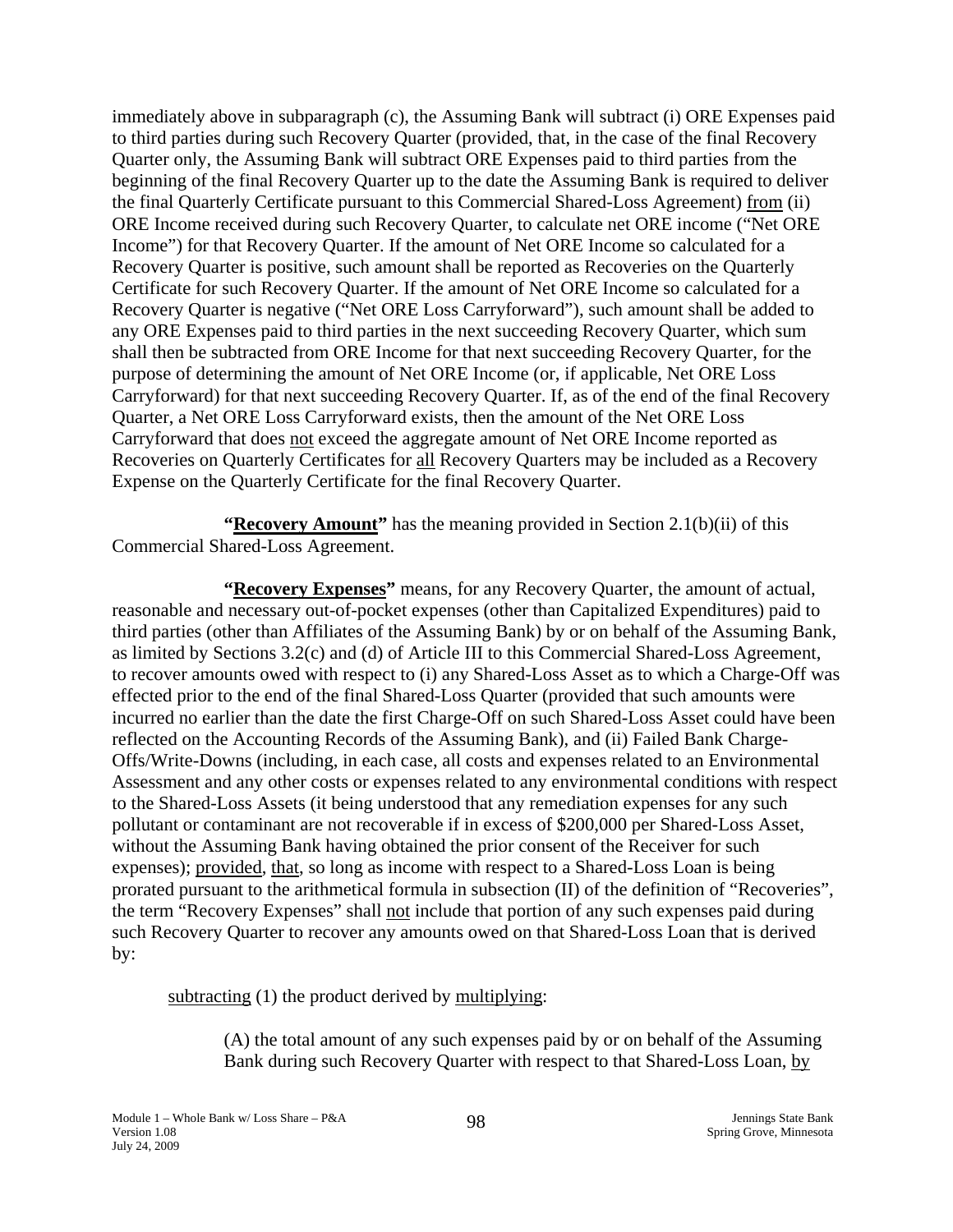immediately above in subparagraph (c), the Assuming Bank will subtract (i) ORE Expenses paid to third parties during such Recovery Quarter (provided, that, in the case of the final Recovery Quarter only, the Assuming Bank will subtract ORE Expenses paid to third parties from the beginning of the final Recovery Quarter up to the date the Assuming Bank is required to deliver the final Quarterly Certificate pursuant to this Commercial Shared-Loss Agreement) from (ii) ORE Income received during such Recovery Quarter, to calculate net ORE income ("Net ORE Income") for that Recovery Quarter. If the amount of Net ORE Income so calculated for a Recovery Quarter is positive, such amount shall be reported as Recoveries on the Quarterly Certificate for such Recovery Quarter. If the amount of Net ORE Income so calculated for a Recovery Quarter is negative ("Net ORE Loss Carryforward"), such amount shall be added to any ORE Expenses paid to third parties in the next succeeding Recovery Quarter, which sum shall then be subtracted from ORE Income for that next succeeding Recovery Quarter, for the purpose of determining the amount of Net ORE Income (or, if applicable, Net ORE Loss Carryforward) for that next succeeding Recovery Quarter. If, as of the end of the final Recovery Quarter, a Net ORE Loss Carryforward exists, then the amount of the Net ORE Loss Carryforward that does not exceed the aggregate amount of Net ORE Income reported as Recoveries on Quarterly Certificates for all Recovery Quarters may be included as a Recovery Expense on the Quarterly Certificate for the final Recovery Quarter.

**"Recovery Amount"** has the meaning provided in Section 2.1(b)(ii) of this Commercial Shared-Loss Agreement.

**"Recovery Expenses"** means, for any Recovery Quarter, the amount of actual, reasonable and necessary out-of-pocket expenses (other than Capitalized Expenditures) paid to third parties (other than Affiliates of the Assuming Bank) by or on behalf of the Assuming Bank, as limited by Sections 3.2(c) and (d) of Article III to this Commercial Shared-Loss Agreement, to recover amounts owed with respect to (i) any Shared-Loss Asset as to which a Charge-Off was effected prior to the end of the final Shared-Loss Quarter (provided that such amounts were incurred no earlier than the date the first Charge-Off on such Shared-Loss Asset could have been reflected on the Accounting Records of the Assuming Bank), and (ii) Failed Bank Charge-Offs/Write-Downs (including, in each case, all costs and expenses related to an Environmental Assessment and any other costs or expenses related to any environmental conditions with respect to the Shared-Loss Assets (it being understood that any remediation expenses for any such pollutant or contaminant are not recoverable if in excess of $200,000 per Shared-Loss Asset, without the Assuming Bank having obtained the prior consent of the Receiver for such expenses); provided, that, so long as income with respect to a Shared-Loss Loan is being prorated pursuant to the arithmetical formula in subsection (II) of the definition of "Recoveries", the term "Recovery Expenses" shall not include that portion of any such expenses paid during such Recovery Quarter to recover any amounts owed on that Shared-Loss Loan that is derived by:

subtracting (1) the product derived by multiplying:

(A) the total amount of any such expenses paid by or on behalf of the Assuming Bank during such Recovery Quarter with respect to that Shared-Loss Loan, by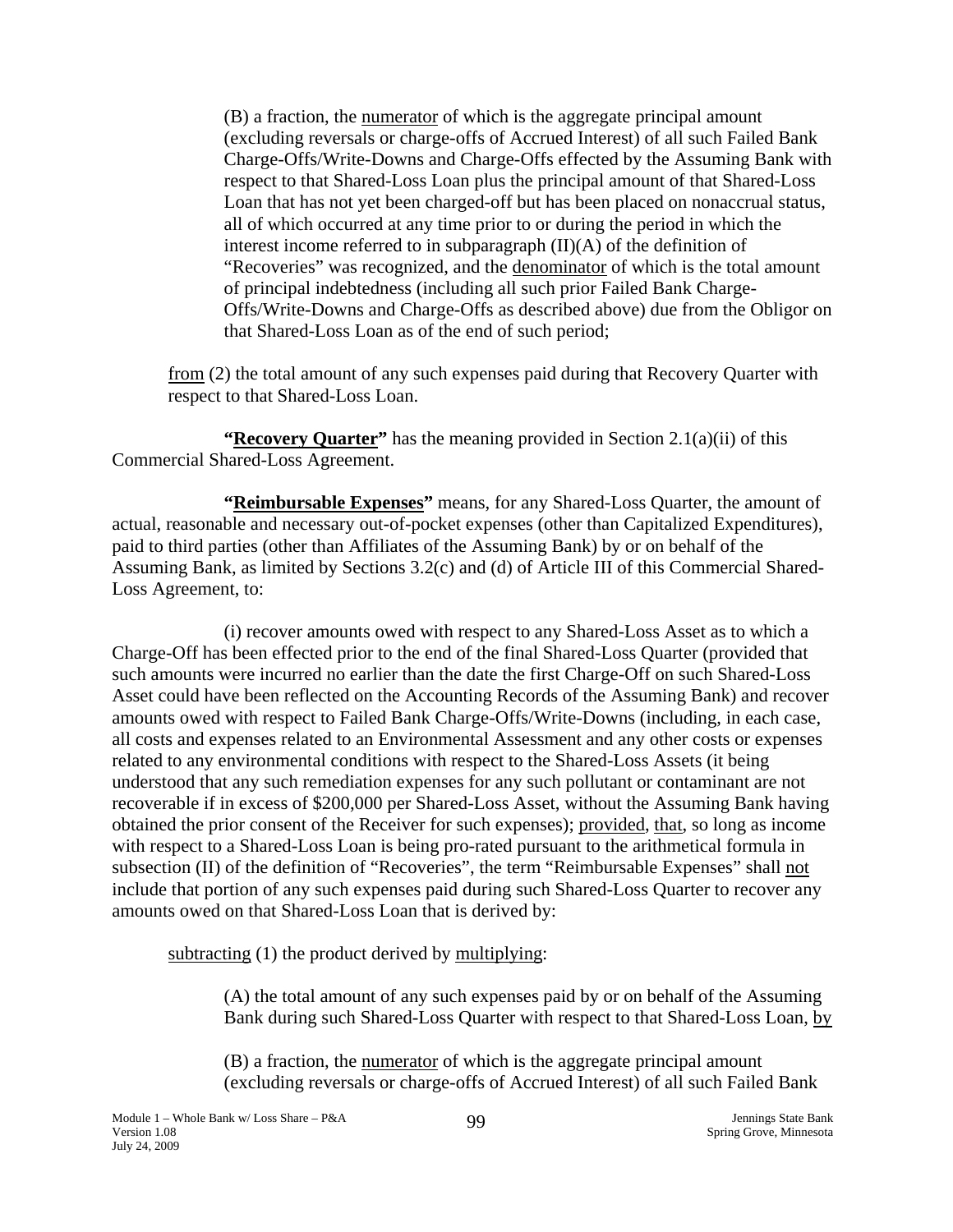(B) a fraction, the numerator of which is the aggregate principal amount (excluding reversals or charge-offs of Accrued Interest) of all such Failed Bank Charge-Offs/Write-Downs and Charge-Offs effected by the Assuming Bank with respect to that Shared-Loss Loan plus the principal amount of that Shared-Loss Loan that has not yet been charged-off but has been placed on nonaccrual status, all of which occurred at any time prior to or during the period in which the interest income referred to in subparagraph (II)(A) of the definition of "Recoveries" was recognized, and the denominator of which is the total amount of principal indebtedness (including all such prior Failed Bank Charge-Offs/Write-Downs and Charge-Offs as described above) due from the Obligor on that Shared-Loss Loan as of the end of such period;

from (2) the total amount of any such expenses paid during that Recovery Quarter with respect to that Shared-Loss Loan.

**"Recovery Quarter"** has the meaning provided in Section 2.1(a)(ii) of this Commercial Shared-Loss Agreement.

**"Reimbursable Expenses"** means, for any Shared-Loss Quarter, the amount of actual, reasonable and necessary out-of-pocket expenses (other than Capitalized Expenditures), paid to third parties (other than Affiliates of the Assuming Bank) by or on behalf of the Assuming Bank, as limited by Sections 3.2(c) and (d) of Article III of this Commercial Shared-Loss Agreement, to:

(i) recover amounts owed with respect to any Shared-Loss Asset as to which a Charge-Off has been effected prior to the end of the final Shared-Loss Quarter (provided that such amounts were incurred no earlier than the date the first Charge-Off on such Shared-Loss Asset could have been reflected on the Accounting Records of the Assuming Bank) and recover amounts owed with respect to Failed Bank Charge-Offs/Write-Downs (including, in each case, all costs and expenses related to an Environmental Assessment and any other costs or expenses related to any environmental conditions with respect to the Shared-Loss Assets (it being understood that any such remediation expenses for any such pollutant or contaminant are not recoverable if in excess of $200,000 per Shared-Loss Asset, without the Assuming Bank having obtained the prior consent of the Receiver for such expenses); provided, that, so long as income with respect to a Shared-Loss Loan is being pro-rated pursuant to the arithmetical formula in subsection (II) of the definition of "Recoveries", the term "Reimbursable Expenses" shall not include that portion of any such expenses paid during such Shared-Loss Quarter to recover any amounts owed on that Shared-Loss Loan that is derived by:

subtracting (1) the product derived by multiplying:

(A) the total amount of any such expenses paid by or on behalf of the Assuming Bank during such Shared-Loss Quarter with respect to that Shared-Loss Loan, by

(B) a fraction, the numerator of which is the aggregate principal amount (excluding reversals or charge-offs of Accrued Interest) of all such Failed Bank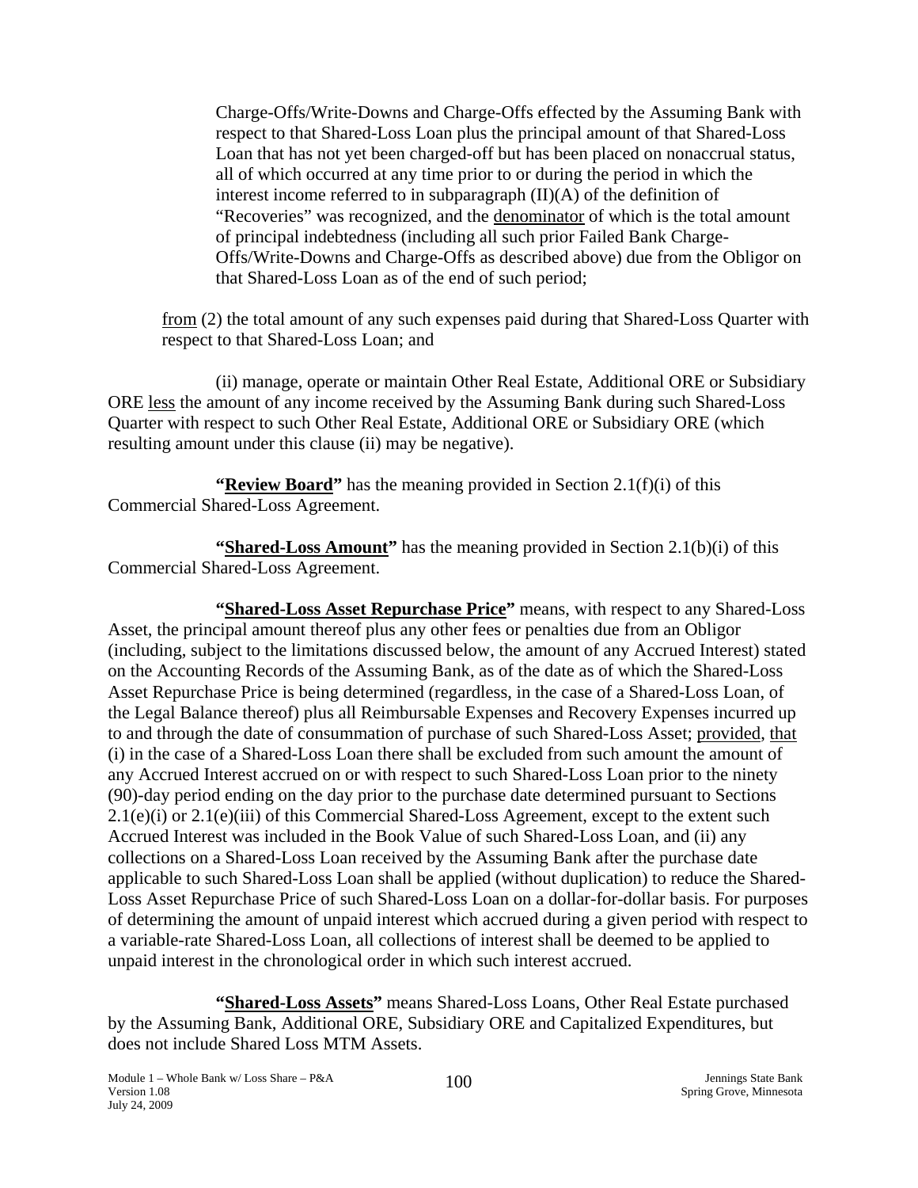Charge-Offs/Write-Downs and Charge-Offs effected by the Assuming Bank with respect to that Shared-Loss Loan plus the principal amount of that Shared-Loss Loan that has not yet been charged-off but has been placed on nonaccrual status, all of which occurred at any time prior to or during the period in which the interest income referred to in subparagraph (II)(A) of the definition of "Recoveries" was recognized, and the denominator of which is the total amount of principal indebtedness (including all such prior Failed Bank Charge-Offs/Write-Downs and Charge-Offs as described above) due from the Obligor on that Shared-Loss Loan as of the end of such period;

from (2) the total amount of any such expenses paid during that Shared-Loss Quarter with respect to that Shared-Loss Loan; and

(ii) manage, operate or maintain Other Real Estate, Additional ORE or Subsidiary ORE less the amount of any income received by the Assuming Bank during such Shared-Loss Quarter with respect to such Other Real Estate, Additional ORE or Subsidiary ORE (which resulting amount under this clause (ii) may be negative).

**"Review Board"** has the meaning provided in Section 2.1(f)(i) of this Commercial Shared-Loss Agreement.

**"Shared-Loss Amount"** has the meaning provided in Section 2.1(b)(i) of this Commercial Shared-Loss Agreement.

**"Shared-Loss Asset Repurchase Price"** means, with respect to any Shared-Loss Asset, the principal amount thereof plus any other fees or penalties due from an Obligor (including, subject to the limitations discussed below, the amount of any Accrued Interest) stated on the Accounting Records of the Assuming Bank, as of the date as of which the Shared-Loss Asset Repurchase Price is being determined (regardless, in the case of a Shared-Loss Loan, of the Legal Balance thereof) plus all Reimbursable Expenses and Recovery Expenses incurred up to and through the date of consummation of purchase of such Shared-Loss Asset; provided, that (i) in the case of a Shared-Loss Loan there shall be excluded from such amount the amount of any Accrued Interest accrued on or with respect to such Shared-Loss Loan prior to the ninety (90)-day period ending on the day prior to the purchase date determined pursuant to Sections 2.1(e)(i) or 2.1(e)(iii) of this Commercial Shared-Loss Agreement, except to the extent such Accrued Interest was included in the Book Value of such Shared-Loss Loan, and (ii) any collections on a Shared-Loss Loan received by the Assuming Bank after the purchase date applicable to such Shared-Loss Loan shall be applied (without duplication) to reduce the Shared-Loss Asset Repurchase Price of such Shared-Loss Loan on a dollar-for-dollar basis. For purposes of determining the amount of unpaid interest which accrued during a given period with respect to a variable-rate Shared-Loss Loan, all collections of interest shall be deemed to be applied to unpaid interest in the chronological order in which such interest accrued.

**"Shared-Loss Assets"** means Shared-Loss Loans, Other Real Estate purchased by the Assuming Bank, Additional ORE, Subsidiary ORE and Capitalized Expenditures, but does not include Shared Loss MTM Assets.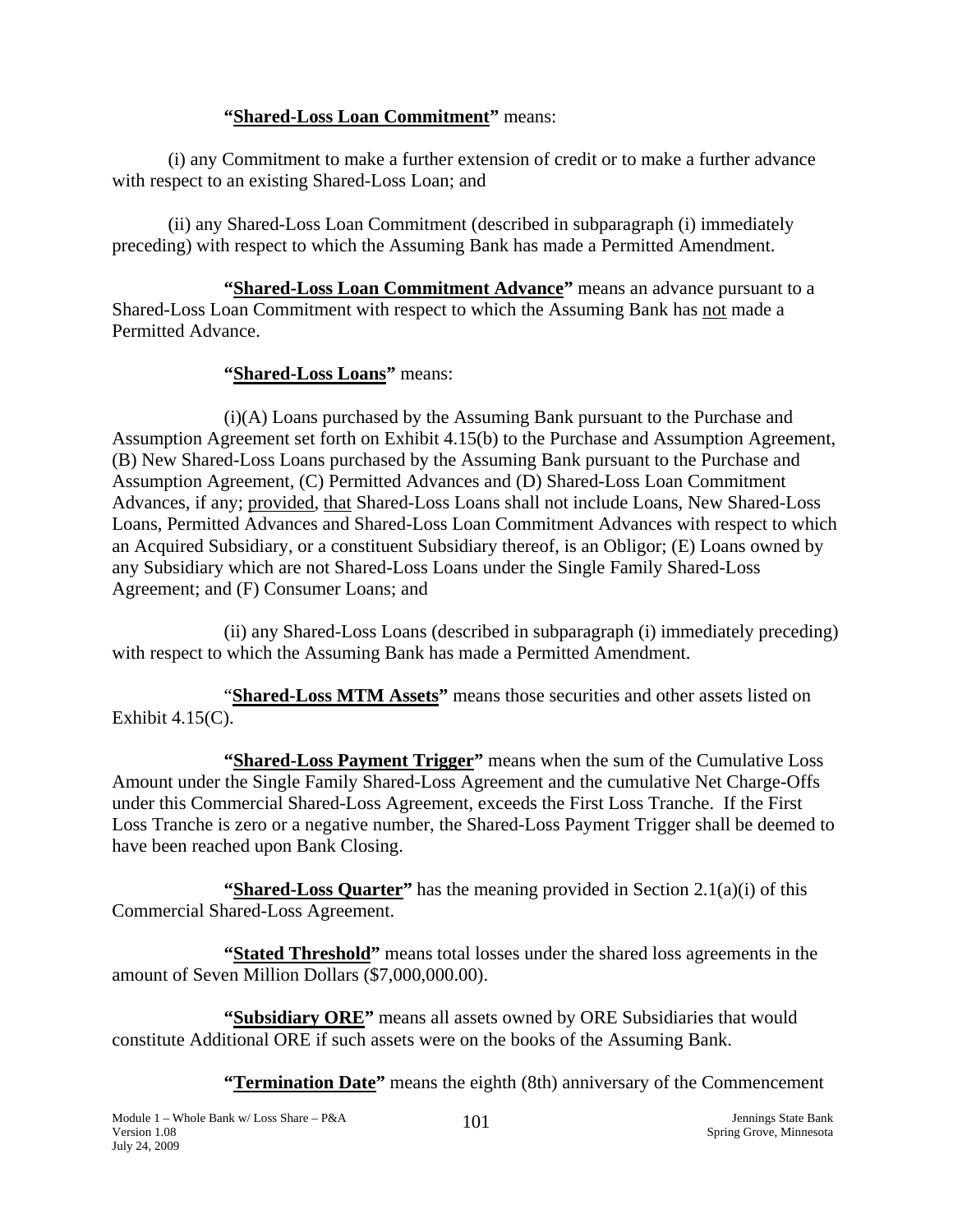**"Shared-Loss Loan Commitment"** means:

(i) any Commitment to make a further extension of credit or to make a further advance with respect to an existing Shared-Loss Loan; and

(ii) any Shared-Loss Loan Commitment (described in subparagraph (i) immediately preceding) with respect to which the Assuming Bank has made a Permitted Amendment.

**"Shared-Loss Loan Commitment Advance"** means an advance pursuant to a Shared-Loss Loan Commitment with respect to which the Assuming Bank has not made a Permitted Advance.

**"Shared-Loss Loans"** means:

(i)(A) Loans purchased by the Assuming Bank pursuant to the Purchase and Assumption Agreement set forth on Exhibit 4.15(b) to the Purchase and Assumption Agreement, (B) New Shared-Loss Loans purchased by the Assuming Bank pursuant to the Purchase and Assumption Agreement, (C) Permitted Advances and (D) Shared-Loss Loan Commitment Advances, if any; provided, that Shared-Loss Loans shall not include Loans, New Shared-Loss Loans, Permitted Advances and Shared-Loss Loan Commitment Advances with respect to which an Acquired Subsidiary, or a constituent Subsidiary thereof, is an Obligor; (E) Loans owned by any Subsidiary which are not Shared-Loss Loans under the Single Family Shared-Loss Agreement; and (F) Consumer Loans; and

(ii) any Shared-Loss Loans (described in subparagraph (i) immediately preceding) with respect to which the Assuming Bank has made a Permitted Amendment.

"**Shared-Loss MTM Assets"** means those securities and other assets listed on Exhibit 4.15(C).

**"Shared-Loss Payment Trigger"** means when the sum of the Cumulative Loss Amount under the Single Family Shared-Loss Agreement and the cumulative Net Charge-Offs under this Commercial Shared-Loss Agreement, exceeds the First Loss Tranche. If the First Loss Tranche is zero or a negative number, the Shared-Loss Payment Trigger shall be deemed to have been reached upon Bank Closing.

**"Shared-Loss Quarter"** has the meaning provided in Section 2.1(a)(i) of this Commercial Shared-Loss Agreement.

**"Stated Threshold"** means total losses under the shared loss agreements in the amount of Seven Million Dollars ($7,000,000.00).

**"Subsidiary ORE"** means all assets owned by ORE Subsidiaries that would constitute Additional ORE if such assets were on the books of the Assuming Bank.

**"Termination Date"** means the eighth (8th) anniversary of the Commencement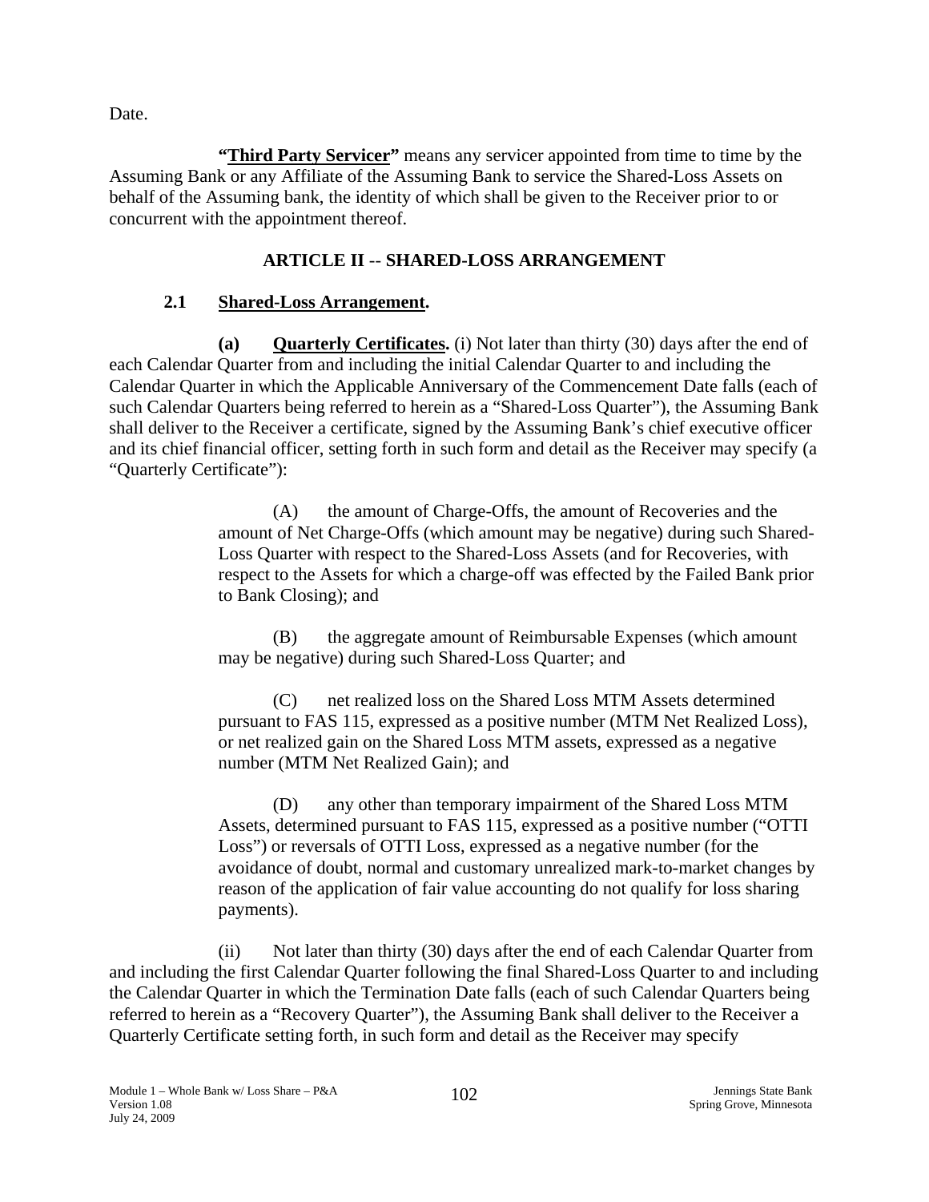Date.

**"Third Party Servicer"** means any servicer appointed from time to time by the Assuming Bank or any Affiliate of the Assuming Bank to service the Shared-Loss Assets on behalf of the Assuming bank, the identity of which shall be given to the Receiver prior to or concurrent with the appointment thereof.

## ARTICLE II -- SHARED-LOSS ARRANGEMENT

### 2.1 Shared-Loss Arrangement.

**(a) Quarterly Certificates.** (i) Not later than thirty (30) days after the end of each Calendar Quarter from and including the initial Calendar Quarter to and including the Calendar Quarter in which the Applicable Anniversary of the Commencement Date falls (each of such Calendar Quarters being referred to herein as a "Shared-Loss Quarter"), the Assuming Bank shall deliver to the Receiver a certificate, signed by the Assuming Bank's chief executive officer and its chief financial officer, setting forth in such form and detail as the Receiver may specify (a "Quarterly Certificate"):

(A) the amount of Charge-Offs, the amount of Recoveries and the amount of Net Charge-Offs (which amount may be negative) during such Shared-Loss Quarter with respect to the Shared-Loss Assets (and for Recoveries, with respect to the Assets for which a charge-off was effected by the Failed Bank prior to Bank Closing); and

(B) the aggregate amount of Reimbursable Expenses (which amount may be negative) during such Shared-Loss Quarter; and

(C) net realized loss on the Shared Loss MTM Assets determined pursuant to FAS 115, expressed as a positive number (MTM Net Realized Loss), or net realized gain on the Shared Loss MTM assets, expressed as a negative number (MTM Net Realized Gain); and

(D) any other than temporary impairment of the Shared Loss MTM Assets, determined pursuant to FAS 115, expressed as a positive number ("OTTI Loss") or reversals of OTTI Loss, expressed as a negative number (for the avoidance of doubt, normal and customary unrealized mark-to-market changes by reason of the application of fair value accounting do not qualify for loss sharing payments).

(ii) Not later than thirty (30) days after the end of each Calendar Quarter from and including the first Calendar Quarter following the final Shared-Loss Quarter to and including the Calendar Quarter in which the Termination Date falls (each of such Calendar Quarters being referred to herein as a "Recovery Quarter"), the Assuming Bank shall deliver to the Receiver a Quarterly Certificate setting forth, in such form and detail as the Receiver may specify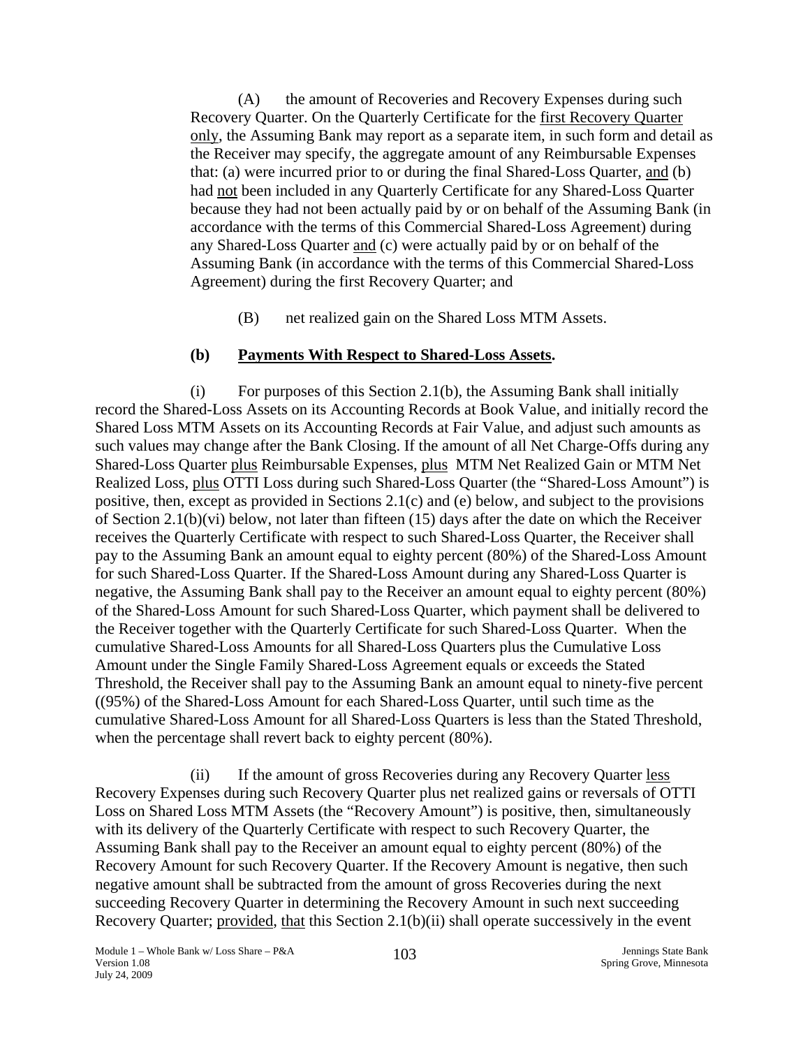(A) the amount of Recoveries and Recovery Expenses during such Recovery Quarter. On the Quarterly Certificate for the first Recovery Quarter only, the Assuming Bank may report as a separate item, in such form and detail as the Receiver may specify, the aggregate amount of any Reimbursable Expenses that: (a) were incurred prior to or during the final Shared-Loss Quarter, and (b) had not been included in any Quarterly Certificate for any Shared-Loss Quarter because they had not been actually paid by or on behalf of the Assuming Bank (in accordance with the terms of this Commercial Shared-Loss Agreement) during any Shared-Loss Quarter and (c) were actually paid by or on behalf of the Assuming Bank (in accordance with the terms of this Commercial Shared-Loss Agreement) during the first Recovery Quarter; and

(B) net realized gain on the Shared Loss MTM Assets.

**(b) Payments With Respect to Shared-Loss Assets.**

(i) For purposes of this Section 2.1(b), the Assuming Bank shall initially record the Shared-Loss Assets on its Accounting Records at Book Value, and initially record the Shared Loss MTM Assets on its Accounting Records at Fair Value, and adjust such amounts as such values may change after the Bank Closing. If the amount of all Net Charge-Offs during any Shared-Loss Quarter plus Reimbursable Expenses, plus MTM Net Realized Gain or MTM Net Realized Loss, plus OTTI Loss during such Shared-Loss Quarter (the "Shared-Loss Amount") is positive, then, except as provided in Sections 2.1(c) and (e) below, and subject to the provisions of Section 2.1(b)(vi) below, not later than fifteen (15) days after the date on which the Receiver receives the Quarterly Certificate with respect to such Shared-Loss Quarter, the Receiver shall pay to the Assuming Bank an amount equal to eighty percent (80%) of the Shared-Loss Amount for such Shared-Loss Quarter. If the Shared-Loss Amount during any Shared-Loss Quarter is negative, the Assuming Bank shall pay to the Receiver an amount equal to eighty percent (80%) of the Shared-Loss Amount for such Shared-Loss Quarter, which payment shall be delivered to the Receiver together with the Quarterly Certificate for such Shared-Loss Quarter. When the cumulative Shared-Loss Amounts for all Shared-Loss Quarters plus the Cumulative Loss Amount under the Single Family Shared-Loss Agreement equals or exceeds the Stated Threshold, the Receiver shall pay to the Assuming Bank an amount equal to ninety-five percent ((95%) of the Shared-Loss Amount for each Shared-Loss Quarter, until such time as the cumulative Shared-Loss Amount for all Shared-Loss Quarters is less than the Stated Threshold, when the percentage shall revert back to eighty percent (80%).

(ii) If the amount of gross Recoveries during any Recovery Quarter less Recovery Expenses during such Recovery Quarter plus net realized gains or reversals of OTTI Loss on Shared Loss MTM Assets (the "Recovery Amount") is positive, then, simultaneously with its delivery of the Quarterly Certificate with respect to such Recovery Quarter, the Assuming Bank shall pay to the Receiver an amount equal to eighty percent (80%) of the Recovery Amount for such Recovery Quarter. If the Recovery Amount is negative, then such negative amount shall be subtracted from the amount of gross Recoveries during the next succeeding Recovery Quarter in determining the Recovery Amount in such next succeeding Recovery Quarter; provided, that this Section 2.1(b)(ii) shall operate successively in the event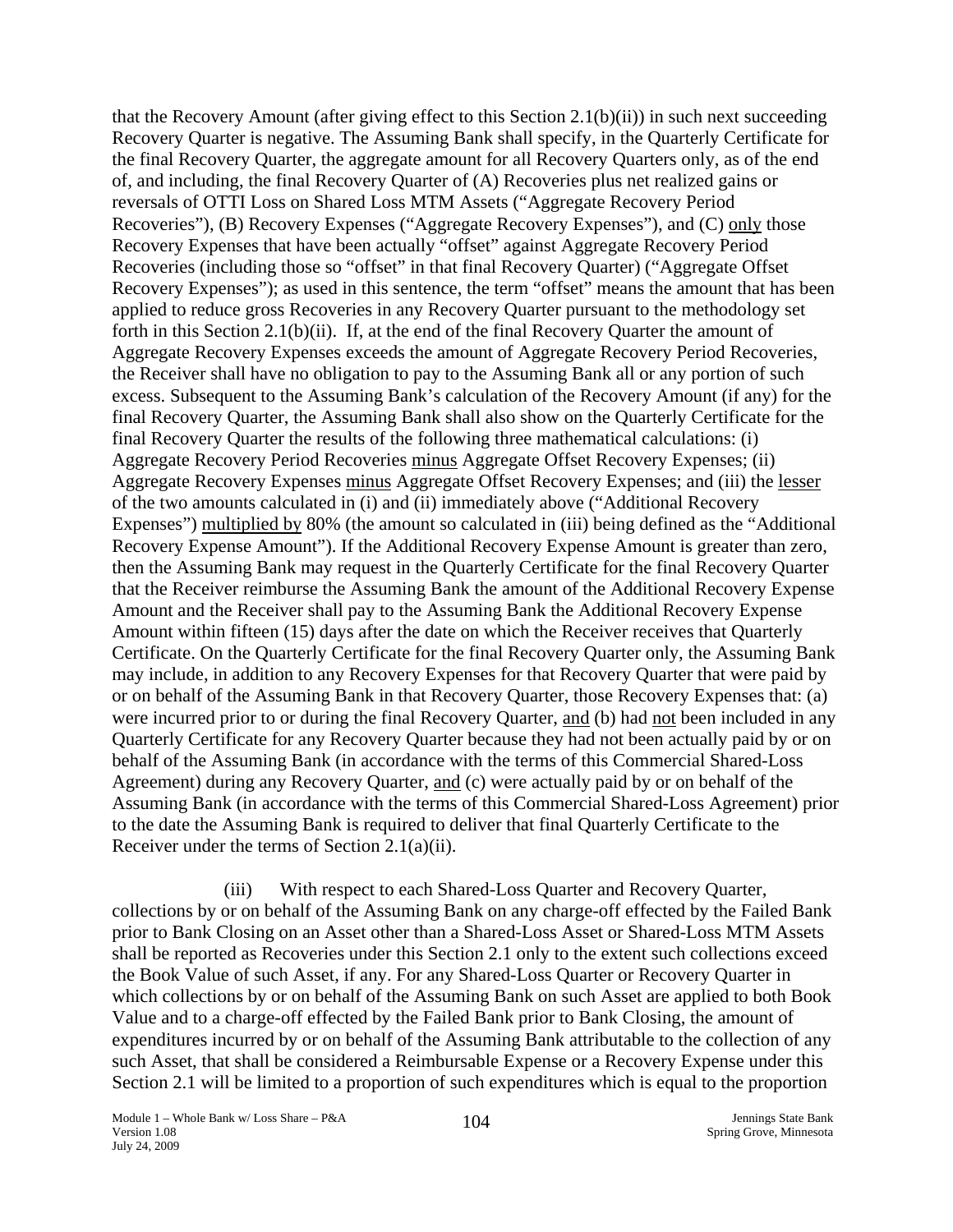that the Recovery Amount (after giving effect to this Section 2.1(b)(ii)) in such next succeeding Recovery Quarter is negative. The Assuming Bank shall specify, in the Quarterly Certificate for the final Recovery Quarter, the aggregate amount for all Recovery Quarters only, as of the end of, and including, the final Recovery Quarter of (A) Recoveries plus net realized gains or reversals of OTTI Loss on Shared Loss MTM Assets ("Aggregate Recovery Period Recoveries"), (B) Recovery Expenses ("Aggregate Recovery Expenses"), and (C) only those Recovery Expenses that have been actually "offset" against Aggregate Recovery Period Recoveries (including those so "offset" in that final Recovery Quarter) ("Aggregate Offset Recovery Expenses"); as used in this sentence, the term "offset" means the amount that has been applied to reduce gross Recoveries in any Recovery Quarter pursuant to the methodology set forth in this Section 2.1(b)(ii). If, at the end of the final Recovery Quarter the amount of Aggregate Recovery Expenses exceeds the amount of Aggregate Recovery Period Recoveries, the Receiver shall have no obligation to pay to the Assuming Bank all or any portion of such excess. Subsequent to the Assuming Bank's calculation of the Recovery Amount (if any) for the final Recovery Quarter, the Assuming Bank shall also show on the Quarterly Certificate for the final Recovery Quarter the results of the following three mathematical calculations: (i) Aggregate Recovery Period Recoveries minus Aggregate Offset Recovery Expenses; (ii) Aggregate Recovery Expenses minus Aggregate Offset Recovery Expenses; and (iii) the lesser of the two amounts calculated in (i) and (ii) immediately above ("Additional Recovery Expenses") multiplied by 80% (the amount so calculated in (iii) being defined as the "Additional Recovery Expense Amount"). If the Additional Recovery Expense Amount is greater than zero, then the Assuming Bank may request in the Quarterly Certificate for the final Recovery Quarter that the Receiver reimburse the Assuming Bank the amount of the Additional Recovery Expense Amount and the Receiver shall pay to the Assuming Bank the Additional Recovery Expense Amount within fifteen (15) days after the date on which the Receiver receives that Quarterly Certificate. On the Quarterly Certificate for the final Recovery Quarter only, the Assuming Bank may include, in addition to any Recovery Expenses for that Recovery Quarter that were paid by or on behalf of the Assuming Bank in that Recovery Quarter, those Recovery Expenses that: (a) were incurred prior to or during the final Recovery Quarter, and (b) had not been included in any Quarterly Certificate for any Recovery Quarter because they had not been actually paid by or on behalf of the Assuming Bank (in accordance with the terms of this Commercial Shared-Loss Agreement) during any Recovery Quarter, and (c) were actually paid by or on behalf of the Assuming Bank (in accordance with the terms of this Commercial Shared-Loss Agreement) prior to the date the Assuming Bank is required to deliver that final Quarterly Certificate to the Receiver under the terms of Section 2.1(a)(ii).

(iii) With respect to each Shared-Loss Quarter and Recovery Quarter, collections by or on behalf of the Assuming Bank on any charge-off effected by the Failed Bank prior to Bank Closing on an Asset other than a Shared-Loss Asset or Shared-Loss MTM Assets shall be reported as Recoveries under this Section 2.1 only to the extent such collections exceed the Book Value of such Asset, if any. For any Shared-Loss Quarter or Recovery Quarter in which collections by or on behalf of the Assuming Bank on such Asset are applied to both Book Value and to a charge-off effected by the Failed Bank prior to Bank Closing, the amount of expenditures incurred by or on behalf of the Assuming Bank attributable to the collection of any such Asset, that shall be considered a Reimbursable Expense or a Recovery Expense under this Section 2.1 will be limited to a proportion of such expenditures which is equal to the proportion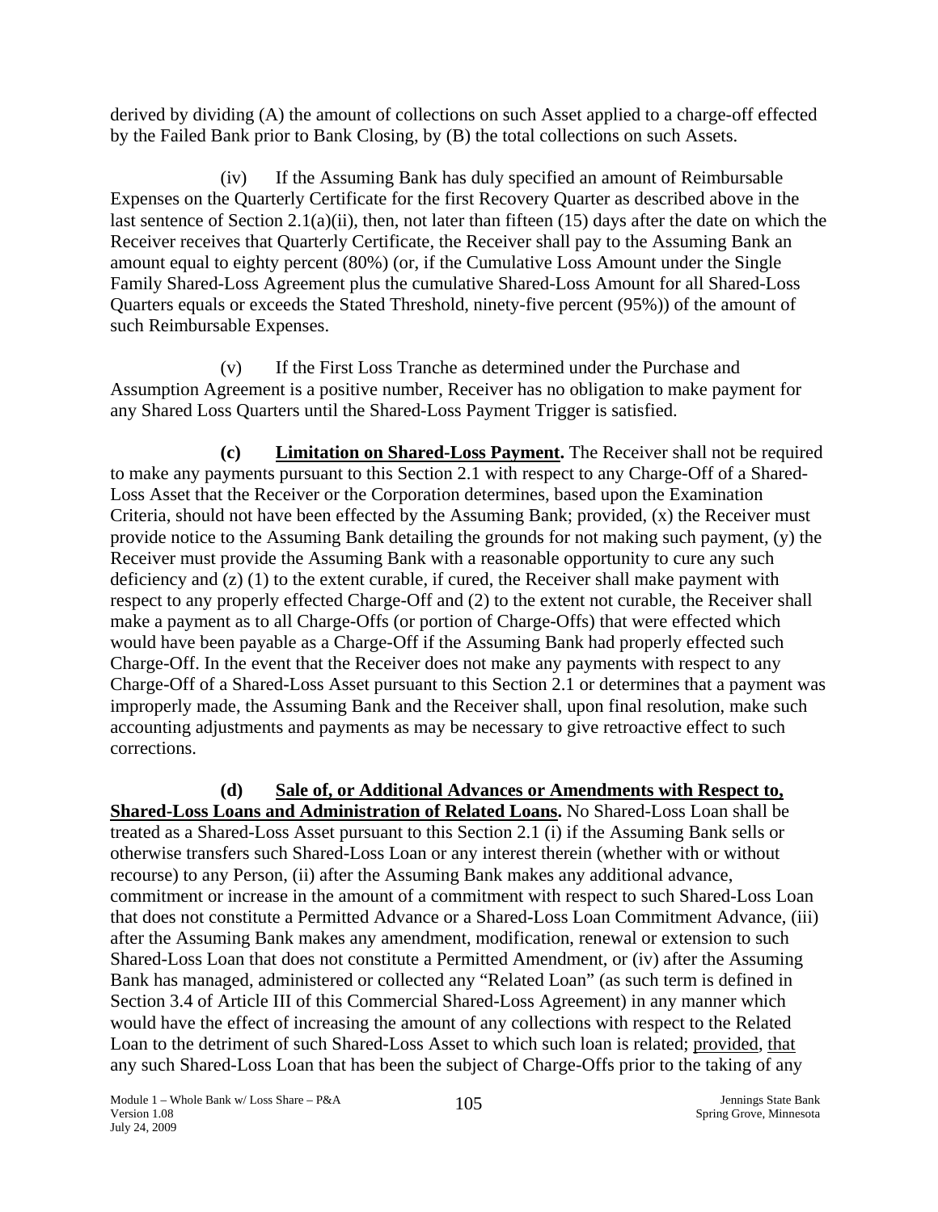derived by dividing (A) the amount of collections on such Asset applied to a charge-off effected by the Failed Bank prior to Bank Closing, by (B) the total collections on such Assets.

(iv) If the Assuming Bank has duly specified an amount of Reimbursable Expenses on the Quarterly Certificate for the first Recovery Quarter as described above in the last sentence of Section 2.1(a)(ii), then, not later than fifteen (15) days after the date on which the Receiver receives that Quarterly Certificate, the Receiver shall pay to the Assuming Bank an amount equal to eighty percent (80%) (or, if the Cumulative Loss Amount under the Single Family Shared-Loss Agreement plus the cumulative Shared-Loss Amount for all Shared-Loss Quarters equals or exceeds the Stated Threshold, ninety-five percent (95%)) of the amount of such Reimbursable Expenses.

(v) If the First Loss Tranche as determined under the Purchase and Assumption Agreement is a positive number, Receiver has no obligation to make payment for any Shared Loss Quarters until the Shared-Loss Payment Trigger is satisfied.

**(c) Limitation on Shared-Loss Payment.** The Receiver shall not be required to make any payments pursuant to this Section 2.1 with respect to any Charge-Off of a Shared-Loss Asset that the Receiver or the Corporation determines, based upon the Examination Criteria, should not have been effected by the Assuming Bank; provided, (x) the Receiver must provide notice to the Assuming Bank detailing the grounds for not making such payment, (y) the Receiver must provide the Assuming Bank with a reasonable opportunity to cure any such deficiency and (z) (1) to the extent curable, if cured, the Receiver shall make payment with respect to any properly effected Charge-Off and (2) to the extent not curable, the Receiver shall make a payment as to all Charge-Offs (or portion of Charge-Offs) that were effected which would have been payable as a Charge-Off if the Assuming Bank had properly effected such Charge-Off. In the event that the Receiver does not make any payments with respect to any Charge-Off of a Shared-Loss Asset pursuant to this Section 2.1 or determines that a payment was improperly made, the Assuming Bank and the Receiver shall, upon final resolution, make such accounting adjustments and payments as may be necessary to give retroactive effect to such corrections.

**(d) Sale of, or Additional Advances or Amendments with Respect to, Shared-Loss Loans and Administration of Related Loans.** No Shared-Loss Loan shall be treated as a Shared-Loss Asset pursuant to this Section 2.1 (i) if the Assuming Bank sells or otherwise transfers such Shared-Loss Loan or any interest therein (whether with or without recourse) to any Person, (ii) after the Assuming Bank makes any additional advance, commitment or increase in the amount of a commitment with respect to such Shared-Loss Loan that does not constitute a Permitted Advance or a Shared-Loss Loan Commitment Advance, (iii) after the Assuming Bank makes any amendment, modification, renewal or extension to such Shared-Loss Loan that does not constitute a Permitted Amendment, or (iv) after the Assuming Bank has managed, administered or collected any "Related Loan" (as such term is defined in Section 3.4 of Article III of this Commercial Shared-Loss Agreement) in any manner which would have the effect of increasing the amount of any collections with respect to the Related Loan to the detriment of such Shared-Loss Asset to which such loan is related; provided, that any such Shared-Loss Loan that has been the subject of Charge-Offs prior to the taking of any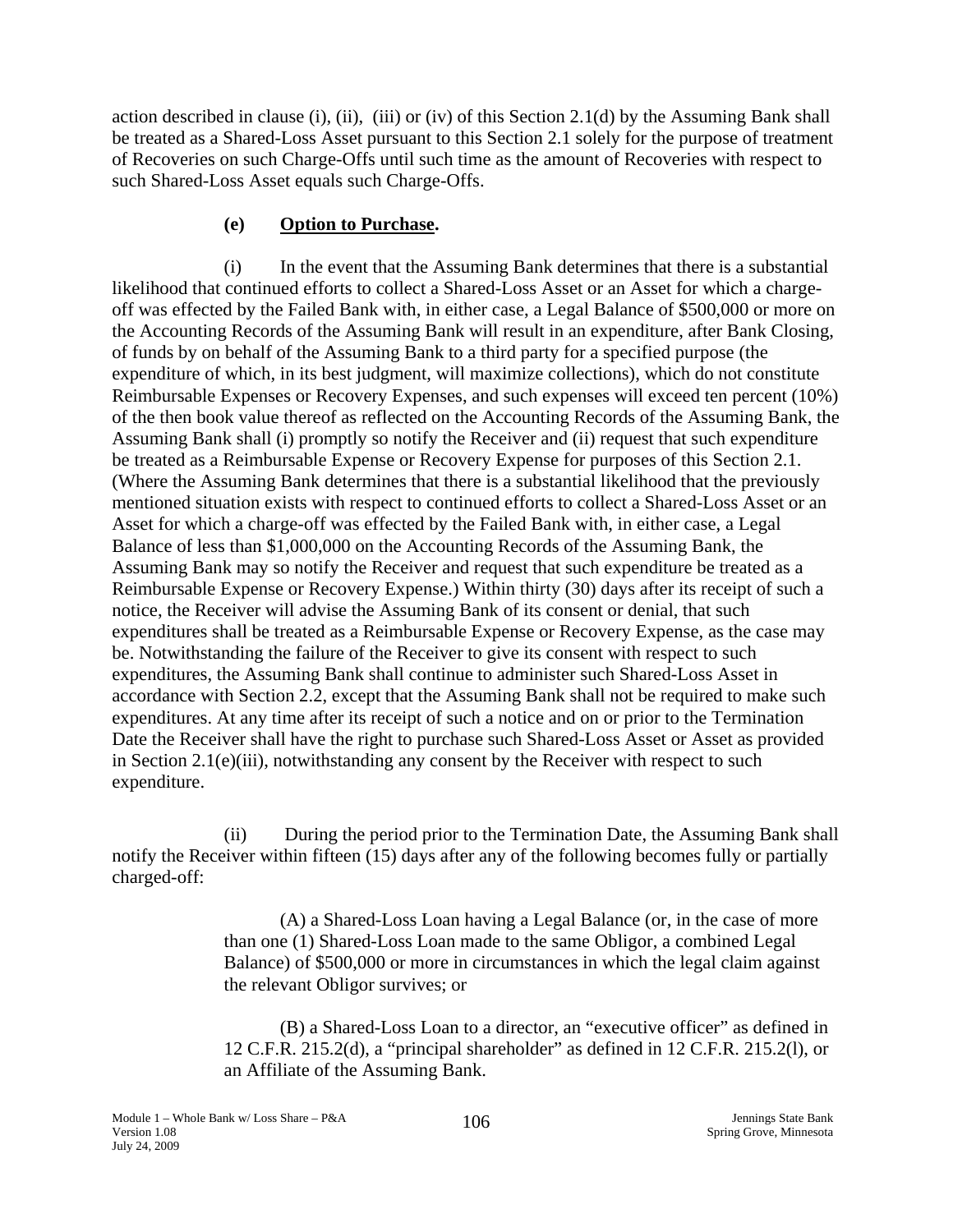action described in clause (i), (ii), (iii) or (iv) of this Section 2.1(d) by the Assuming Bank shall be treated as a Shared-Loss Asset pursuant to this Section 2.1 solely for the purpose of treatment of Recoveries on such Charge-Offs until such time as the amount of Recoveries with respect to such Shared-Loss Asset equals such Charge-Offs.

**(e) Option to Purchase.**

(i) In the event that the Assuming Bank determines that there is a substantial likelihood that continued efforts to collect a Shared-Loss Asset or an Asset for which a charge-off was effected by the Failed Bank with, in either case, a Legal Balance of \$500,000 or more on the Accounting Records of the Assuming Bank will result in an expenditure, after Bank Closing, of funds by on behalf of the Assuming Bank to a third party for a specified purpose (the expenditure of which, in its best judgment, will maximize collections), which do not constitute Reimbursable Expenses or Recovery Expenses, and such expenses will exceed ten percent (10%) of the then book value thereof as reflected on the Accounting Records of the Assuming Bank, the Assuming Bank shall (i) promptly so notify the Receiver and (ii) request that such expenditure be treated as a Reimbursable Expense or Recovery Expense for purposes of this Section 2.1. (Where the Assuming Bank determines that there is a substantial likelihood that the previously mentioned situation exists with respect to continued efforts to collect a Shared-Loss Asset or an Asset for which a charge-off was effected by the Failed Bank with, in either case, a Legal Balance of less than \$1,000,000 on the Accounting Records of the Assuming Bank, the Assuming Bank may so notify the Receiver and request that such expenditure be treated as a Reimbursable Expense or Recovery Expense.) Within thirty (30) days after its receipt of such a notice, the Receiver will advise the Assuming Bank of its consent or denial, that such expenditures shall be treated as a Reimbursable Expense or Recovery Expense, as the case may be. Notwithstanding the failure of the Receiver to give its consent with respect to such expenditures, the Assuming Bank shall continue to administer such Shared-Loss Asset in accordance with Section 2.2, except that the Assuming Bank shall not be required to make such expenditures. At any time after its receipt of such a notice and on or prior to the Termination Date the Receiver shall have the right to purchase such Shared-Loss Asset or Asset as provided in Section 2.1(e)(iii), notwithstanding any consent by the Receiver with respect to such expenditure.

(ii) During the period prior to the Termination Date, the Assuming Bank shall notify the Receiver within fifteen (15) days after any of the following becomes fully or partially charged-off:

(A) a Shared-Loss Loan having a Legal Balance (or, in the case of more than one (1) Shared-Loss Loan made to the same Obligor, a combined Legal Balance) of \$500,000 or more in circumstances in which the legal claim against the relevant Obligor survives; or

(B) a Shared-Loss Loan to a director, an "executive officer" as defined in 12 C.F.R. 215.2(d), a "principal shareholder" as defined in 12 C.F.R. 215.2(l), or an Affiliate of the Assuming Bank.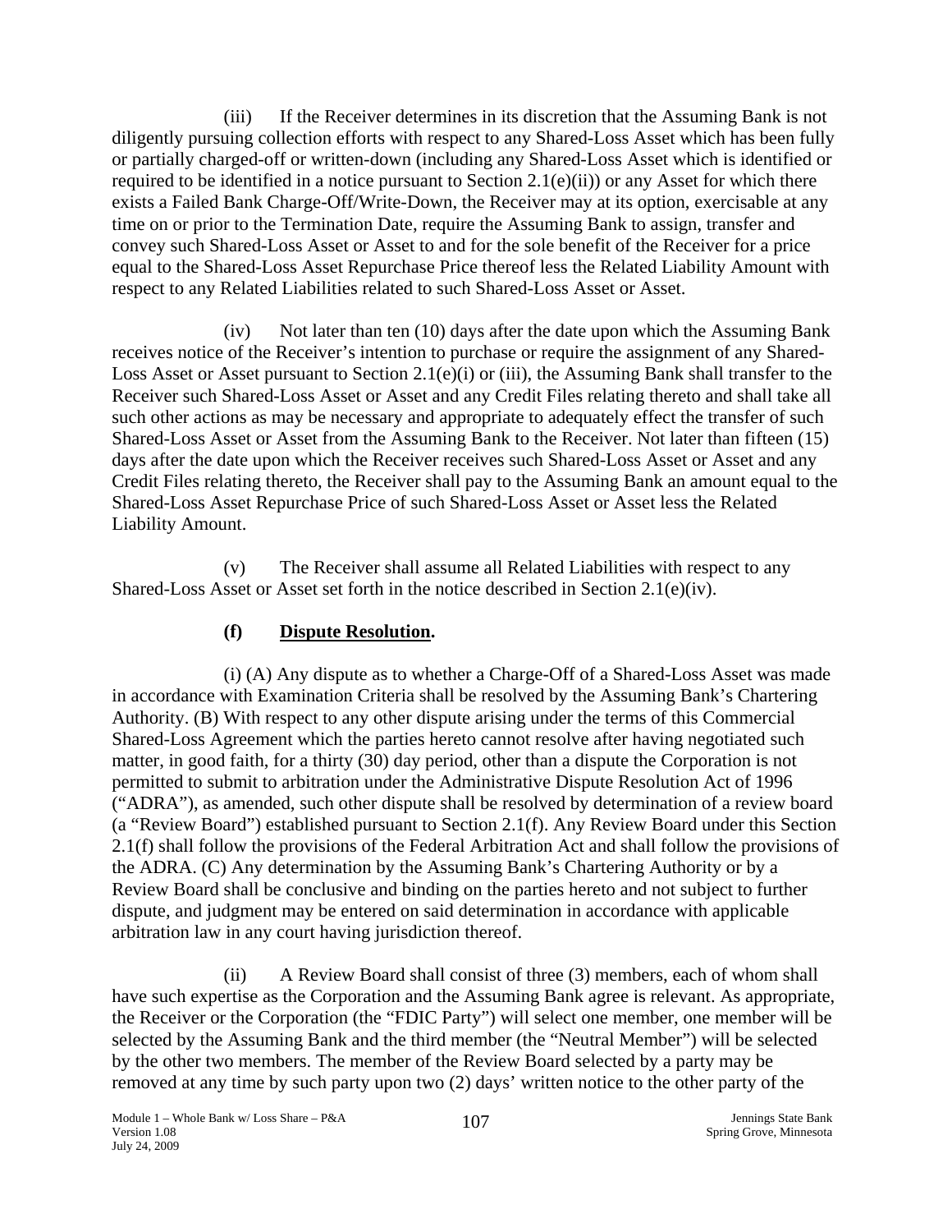(iii) If the Receiver determines in its discretion that the Assuming Bank is not diligently pursuing collection efforts with respect to any Shared-Loss Asset which has been fully or partially charged-off or written-down (including any Shared-Loss Asset which is identified or required to be identified in a notice pursuant to Section 2.1(e)(ii)) or any Asset for which there exists a Failed Bank Charge-Off/Write-Down, the Receiver may at its option, exercisable at any time on or prior to the Termination Date, require the Assuming Bank to assign, transfer and convey such Shared-Loss Asset or Asset to and for the sole benefit of the Receiver for a price equal to the Shared-Loss Asset Repurchase Price thereof less the Related Liability Amount with respect to any Related Liabilities related to such Shared-Loss Asset or Asset.

(iv) Not later than ten (10) days after the date upon which the Assuming Bank receives notice of the Receiver's intention to purchase or require the assignment of any Shared-Loss Asset or Asset pursuant to Section 2.1(e)(i) or (iii), the Assuming Bank shall transfer to the Receiver such Shared-Loss Asset or Asset and any Credit Files relating thereto and shall take all such other actions as may be necessary and appropriate to adequately effect the transfer of such Shared-Loss Asset or Asset from the Assuming Bank to the Receiver. Not later than fifteen (15) days after the date upon which the Receiver receives such Shared-Loss Asset or Asset and any Credit Files relating thereto, the Receiver shall pay to the Assuming Bank an amount equal to the Shared-Loss Asset Repurchase Price of such Shared-Loss Asset or Asset less the Related Liability Amount.

(v) The Receiver shall assume all Related Liabilities with respect to any Shared-Loss Asset or Asset set forth in the notice described in Section 2.1(e)(iv).

**(f) Dispute Resolution.**

(i) (A) Any dispute as to whether a Charge-Off of a Shared-Loss Asset was made in accordance with Examination Criteria shall be resolved by the Assuming Bank's Chartering Authority. (B) With respect to any other dispute arising under the terms of this Commercial Shared-Loss Agreement which the parties hereto cannot resolve after having negotiated such matter, in good faith, for a thirty (30) day period, other than a dispute the Corporation is not permitted to submit to arbitration under the Administrative Dispute Resolution Act of 1996 ("ADRA"), as amended, such other dispute shall be resolved by determination of a review board (a "Review Board") established pursuant to Section 2.1(f). Any Review Board under this Section 2.1(f) shall follow the provisions of the Federal Arbitration Act and shall follow the provisions of the ADRA. (C) Any determination by the Assuming Bank's Chartering Authority or by a Review Board shall be conclusive and binding on the parties hereto and not subject to further dispute, and judgment may be entered on said determination in accordance with applicable arbitration law in any court having jurisdiction thereof.

(ii) A Review Board shall consist of three (3) members, each of whom shall have such expertise as the Corporation and the Assuming Bank agree is relevant. As appropriate, the Receiver or the Corporation (the "FDIC Party") will select one member, one member will be selected by the Assuming Bank and the third member (the "Neutral Member") will be selected by the other two members. The member of the Review Board selected by a party may be removed at any time by such party upon two (2) days' written notice to the other party of the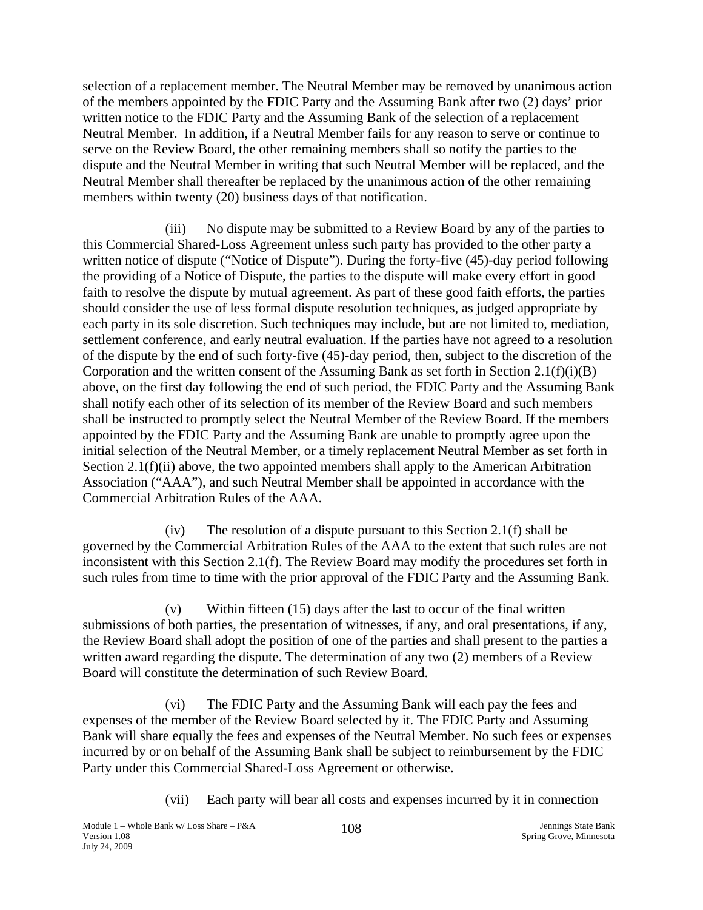selection of a replacement member. The Neutral Member may be removed by unanimous action of the members appointed by the FDIC Party and the Assuming Bank after two (2) days' prior written notice to the FDIC Party and the Assuming Bank of the selection of a replacement Neutral Member. In addition, if a Neutral Member fails for any reason to serve or continue to serve on the Review Board, the other remaining members shall so notify the parties to the dispute and the Neutral Member in writing that such Neutral Member will be replaced, and the Neutral Member shall thereafter be replaced by the unanimous action of the other remaining members within twenty (20) business days of that notification.

(iii) No dispute may be submitted to a Review Board by any of the parties to this Commercial Shared-Loss Agreement unless such party has provided to the other party a written notice of dispute ("Notice of Dispute"). During the forty-five (45)-day period following the providing of a Notice of Dispute, the parties to the dispute will make every effort in good faith to resolve the dispute by mutual agreement. As part of these good faith efforts, the parties should consider the use of less formal dispute resolution techniques, as judged appropriate by each party in its sole discretion. Such techniques may include, but are not limited to, mediation, settlement conference, and early neutral evaluation. If the parties have not agreed to a resolution of the dispute by the end of such forty-five (45)-day period, then, subject to the discretion of the Corporation and the written consent of the Assuming Bank as set forth in Section 2.1(f)(i)(B) above, on the first day following the end of such period, the FDIC Party and the Assuming Bank shall notify each other of its selection of its member of the Review Board and such members shall be instructed to promptly select the Neutral Member of the Review Board. If the members appointed by the FDIC Party and the Assuming Bank are unable to promptly agree upon the initial selection of the Neutral Member, or a timely replacement Neutral Member as set forth in Section 2.1(f)(ii) above, the two appointed members shall apply to the American Arbitration Association ("AAA"), and such Neutral Member shall be appointed in accordance with the Commercial Arbitration Rules of the AAA.

(iv) The resolution of a dispute pursuant to this Section 2.1(f) shall be governed by the Commercial Arbitration Rules of the AAA to the extent that such rules are not inconsistent with this Section 2.1(f). The Review Board may modify the procedures set forth in such rules from time to time with the prior approval of the FDIC Party and the Assuming Bank.

(v) Within fifteen (15) days after the last to occur of the final written submissions of both parties, the presentation of witnesses, if any, and oral presentations, if any, the Review Board shall adopt the position of one of the parties and shall present to the parties a written award regarding the dispute. The determination of any two (2) members of a Review Board will constitute the determination of such Review Board.

(vi) The FDIC Party and the Assuming Bank will each pay the fees and expenses of the member of the Review Board selected by it. The FDIC Party and Assuming Bank will share equally the fees and expenses of the Neutral Member. No such fees or expenses incurred by or on behalf of the Assuming Bank shall be subject to reimbursement by the FDIC Party under this Commercial Shared-Loss Agreement or otherwise.

(vii) Each party will bear all costs and expenses incurred by it in connection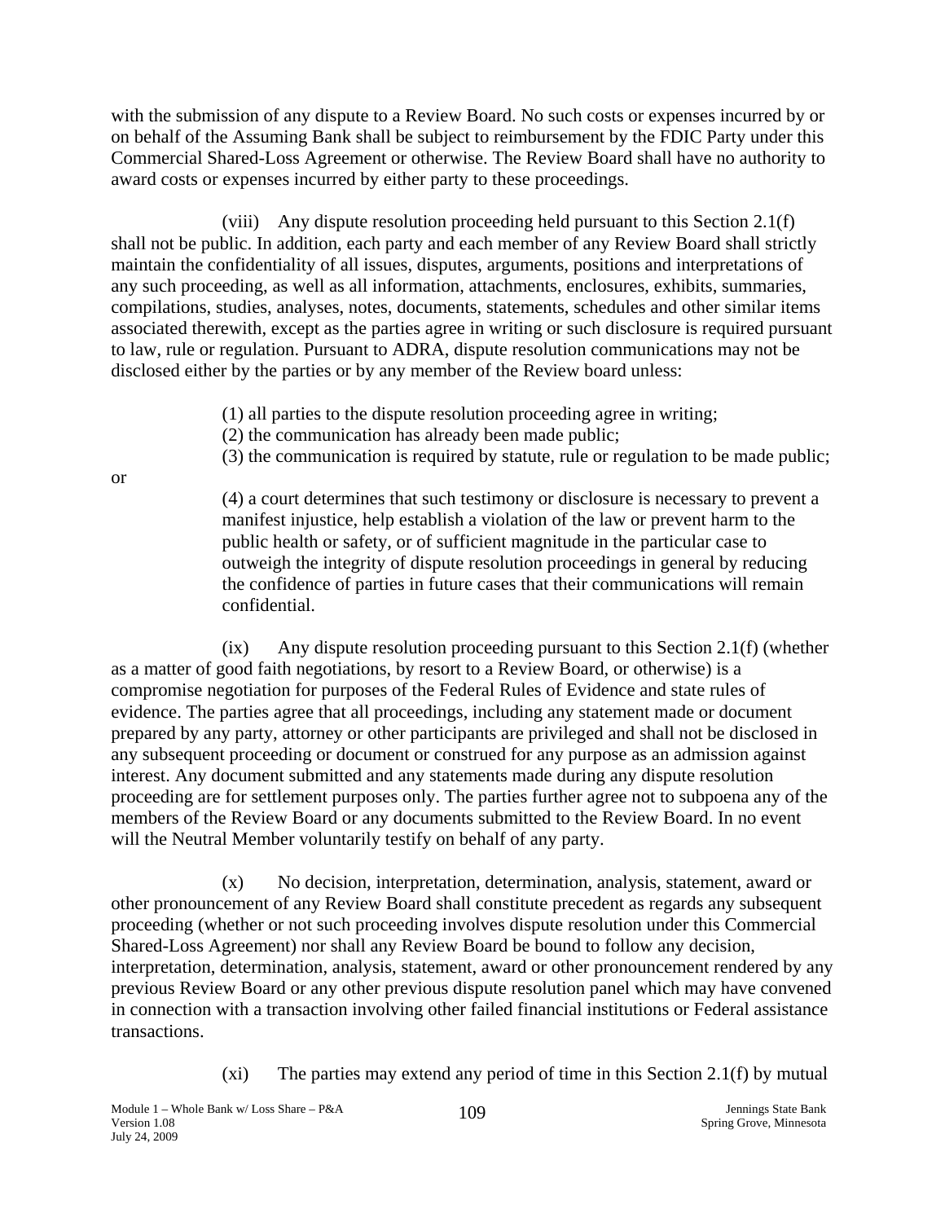with the submission of any dispute to a Review Board. No such costs or expenses incurred by or on behalf of the Assuming Bank shall be subject to reimbursement by the FDIC Party under this Commercial Shared-Loss Agreement or otherwise. The Review Board shall have no authority to award costs or expenses incurred by either party to these proceedings.

(viii) Any dispute resolution proceeding held pursuant to this Section 2.1(f) shall not be public. In addition, each party and each member of any Review Board shall strictly maintain the confidentiality of all issues, disputes, arguments, positions and interpretations of any such proceeding, as well as all information, attachments, enclosures, exhibits, summaries, compilations, studies, analyses, notes, documents, statements, schedules and other similar items associated therewith, except as the parties agree in writing or such disclosure is required pursuant to law, rule or regulation. Pursuant to ADRA, dispute resolution communications may not be disclosed either by the parties or by any member of the Review board unless:

(1) all parties to the dispute resolution proceeding agree in writing;
(2) the communication has already been made public;
(3) the communication is required by statute, rule or regulation to be made public; or
(4) a court determines that such testimony or disclosure is necessary to prevent a manifest injustice, help establish a violation of the law or prevent harm to the public health or safety, or of sufficient magnitude in the particular case to outweigh the integrity of dispute resolution proceedings in general by reducing the confidence of parties in future cases that their communications will remain confidential.

(ix) Any dispute resolution proceeding pursuant to this Section 2.1(f) (whether as a matter of good faith negotiations, by resort to a Review Board, or otherwise) is a compromise negotiation for purposes of the Federal Rules of Evidence and state rules of evidence. The parties agree that all proceedings, including any statement made or document prepared by any party, attorney or other participants are privileged and shall not be disclosed in any subsequent proceeding or document or construed for any purpose as an admission against interest. Any document submitted and any statements made during any dispute resolution proceeding are for settlement purposes only. The parties further agree not to subpoena any of the members of the Review Board or any documents submitted to the Review Board. In no event will the Neutral Member voluntarily testify on behalf of any party.

(x) No decision, interpretation, determination, analysis, statement, award or other pronouncement of any Review Board shall constitute precedent as regards any subsequent proceeding (whether or not such proceeding involves dispute resolution under this Commercial Shared-Loss Agreement) nor shall any Review Board be bound to follow any decision, interpretation, determination, analysis, statement, award or other pronouncement rendered by any previous Review Board or any other previous dispute resolution panel which may have convened in connection with a transaction involving other failed financial institutions or Federal assistance transactions.

(xi) The parties may extend any period of time in this Section 2.1(f) by mutual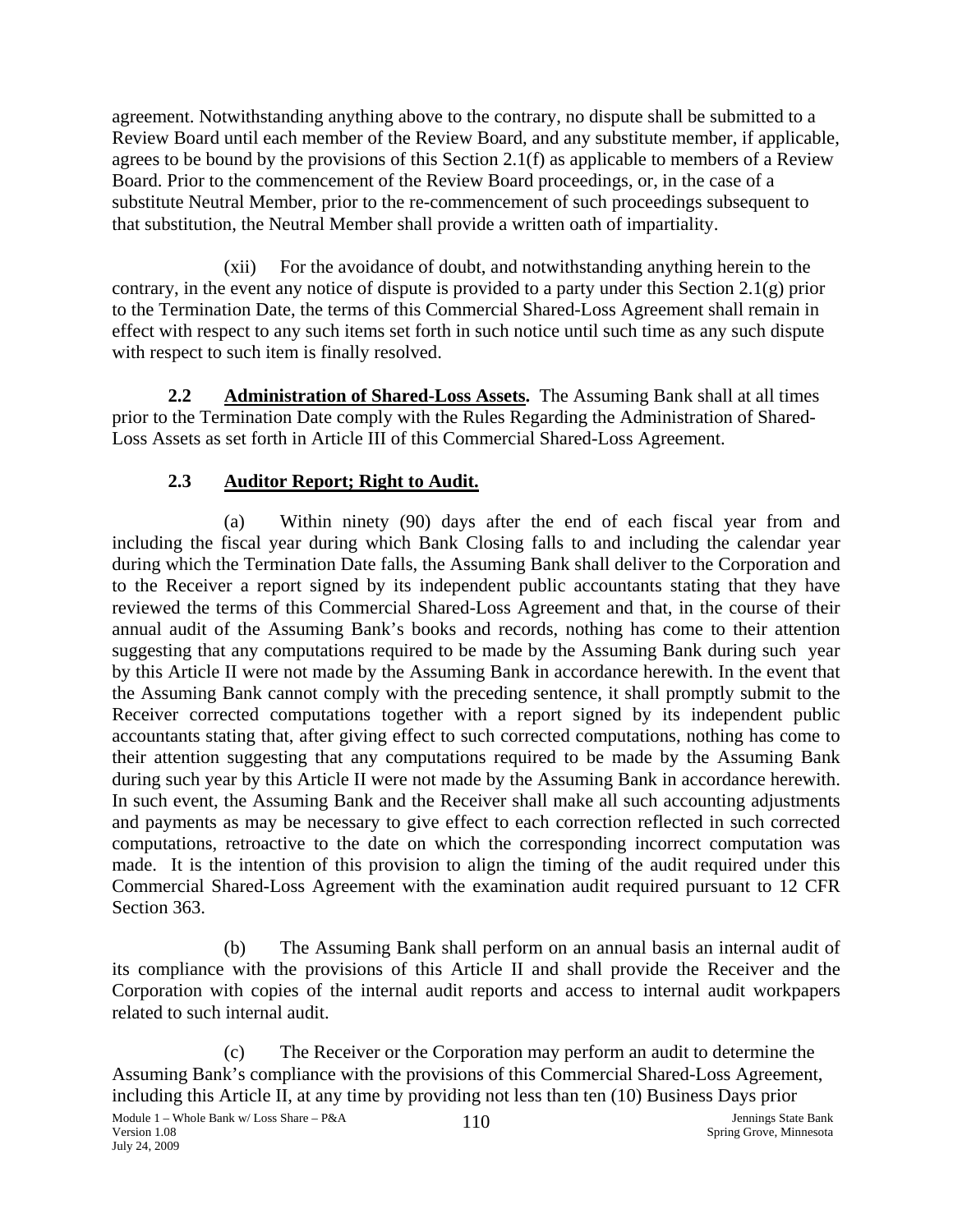agreement. Notwithstanding anything above to the contrary, no dispute shall be submitted to a Review Board until each member of the Review Board, and any substitute member, if applicable, agrees to be bound by the provisions of this Section 2.1(f) as applicable to members of a Review Board. Prior to the commencement of the Review Board proceedings, or, in the case of a substitute Neutral Member, prior to the re-commencement of such proceedings subsequent to that substitution, the Neutral Member shall provide a written oath of impartiality.

(xii) For the avoidance of doubt, and notwithstanding anything herein to the contrary, in the event any notice of dispute is provided to a party under this Section 2.1(g) prior to the Termination Date, the terms of this Commercial Shared-Loss Agreement shall remain in effect with respect to any such items set forth in such notice until such time as any such dispute with respect to such item is finally resolved.

**2.2 Administration of Shared-Loss Assets.** The Assuming Bank shall at all times prior to the Termination Date comply with the Rules Regarding the Administration of Shared-Loss Assets as set forth in Article III of this Commercial Shared-Loss Agreement.

## 2.3 Auditor Report; Right to Audit.

(a) Within ninety (90) days after the end of each fiscal year from and including the fiscal year during which Bank Closing falls to and including the calendar year during which the Termination Date falls, the Assuming Bank shall deliver to the Corporation and to the Receiver a report signed by its independent public accountants stating that they have reviewed the terms of this Commercial Shared-Loss Agreement and that, in the course of their annual audit of the Assuming Bank's books and records, nothing has come to their attention suggesting that any computations required to be made by the Assuming Bank during such year by this Article II were not made by the Assuming Bank in accordance herewith. In the event that the Assuming Bank cannot comply with the preceding sentence, it shall promptly submit to the Receiver corrected computations together with a report signed by its independent public accountants stating that, after giving effect to such corrected computations, nothing has come to their attention suggesting that any computations required to be made by the Assuming Bank during such year by this Article II were not made by the Assuming Bank in accordance herewith. In such event, the Assuming Bank and the Receiver shall make all such accounting adjustments and payments as may be necessary to give effect to each correction reflected in such corrected computations, retroactive to the date on which the corresponding incorrect computation was made. It is the intention of this provision to align the timing of the audit required under this Commercial Shared-Loss Agreement with the examination audit required pursuant to 12 CFR Section 363.

(b) The Assuming Bank shall perform on an annual basis an internal audit of its compliance with the provisions of this Article II and shall provide the Receiver and the Corporation with copies of the internal audit reports and access to internal audit workpapers related to such internal audit.

(c) The Receiver or the Corporation may perform an audit to determine the Assuming Bank's compliance with the provisions of this Commercial Shared-Loss Agreement, including this Article II, at any time by providing not less than ten (10) Business Days prior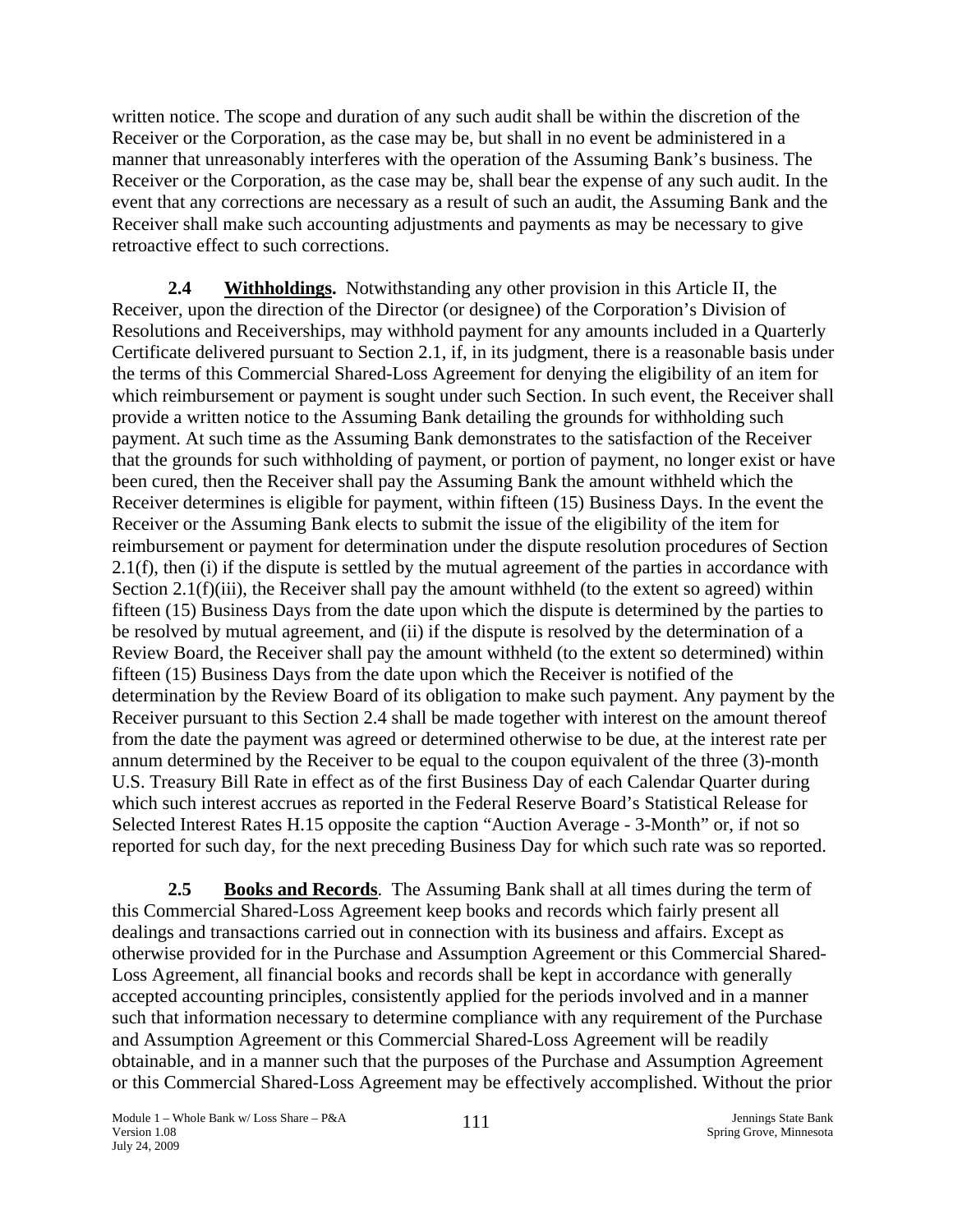written notice. The scope and duration of any such audit shall be within the discretion of the Receiver or the Corporation, as the case may be, but shall in no event be administered in a manner that unreasonably interferes with the operation of the Assuming Bank's business. The Receiver or the Corporation, as the case may be, shall bear the expense of any such audit. In the event that any corrections are necessary as a result of such an audit, the Assuming Bank and the Receiver shall make such accounting adjustments and payments as may be necessary to give retroactive effect to such corrections.

**2.4 Withholdings.** Notwithstanding any other provision in this Article II, the Receiver, upon the direction of the Director (or designee) of the Corporation's Division of Resolutions and Receiverships, may withhold payment for any amounts included in a Quarterly Certificate delivered pursuant to Section 2.1, if, in its judgment, there is a reasonable basis under the terms of this Commercial Shared-Loss Agreement for denying the eligibility of an item for which reimbursement or payment is sought under such Section. In such event, the Receiver shall provide a written notice to the Assuming Bank detailing the grounds for withholding such payment. At such time as the Assuming Bank demonstrates to the satisfaction of the Receiver that the grounds for such withholding of payment, or portion of payment, no longer exist or have been cured, then the Receiver shall pay the Assuming Bank the amount withheld which the Receiver determines is eligible for payment, within fifteen (15) Business Days. In the event the Receiver or the Assuming Bank elects to submit the issue of the eligibility of the item for reimbursement or payment for determination under the dispute resolution procedures of Section 2.1(f), then (i) if the dispute is settled by the mutual agreement of the parties in accordance with Section 2.1(f)(iii), the Receiver shall pay the amount withheld (to the extent so agreed) within fifteen (15) Business Days from the date upon which the dispute is determined by the parties to be resolved by mutual agreement, and (ii) if the dispute is resolved by the determination of a Review Board, the Receiver shall pay the amount withheld (to the extent so determined) within fifteen (15) Business Days from the date upon which the Receiver is notified of the determination by the Review Board of its obligation to make such payment. Any payment by the Receiver pursuant to this Section 2.4 shall be made together with interest on the amount thereof from the date the payment was agreed or determined otherwise to be due, at the interest rate per annum determined by the Receiver to be equal to the coupon equivalent of the three (3)-month U.S. Treasury Bill Rate in effect as of the first Business Day of each Calendar Quarter during which such interest accrues as reported in the Federal Reserve Board's Statistical Release for Selected Interest Rates H.15 opposite the caption "Auction Average - 3-Month" or, if not so reported for such day, for the next preceding Business Day for which such rate was so reported.

**2.5 Books and Records**. The Assuming Bank shall at all times during the term of this Commercial Shared-Loss Agreement keep books and records which fairly present all dealings and transactions carried out in connection with its business and affairs. Except as otherwise provided for in the Purchase and Assumption Agreement or this Commercial Shared-Loss Agreement, all financial books and records shall be kept in accordance with generally accepted accounting principles, consistently applied for the periods involved and in a manner such that information necessary to determine compliance with any requirement of the Purchase and Assumption Agreement or this Commercial Shared-Loss Agreement will be readily obtainable, and in a manner such that the purposes of the Purchase and Assumption Agreement or this Commercial Shared-Loss Agreement may be effectively accomplished. Without the prior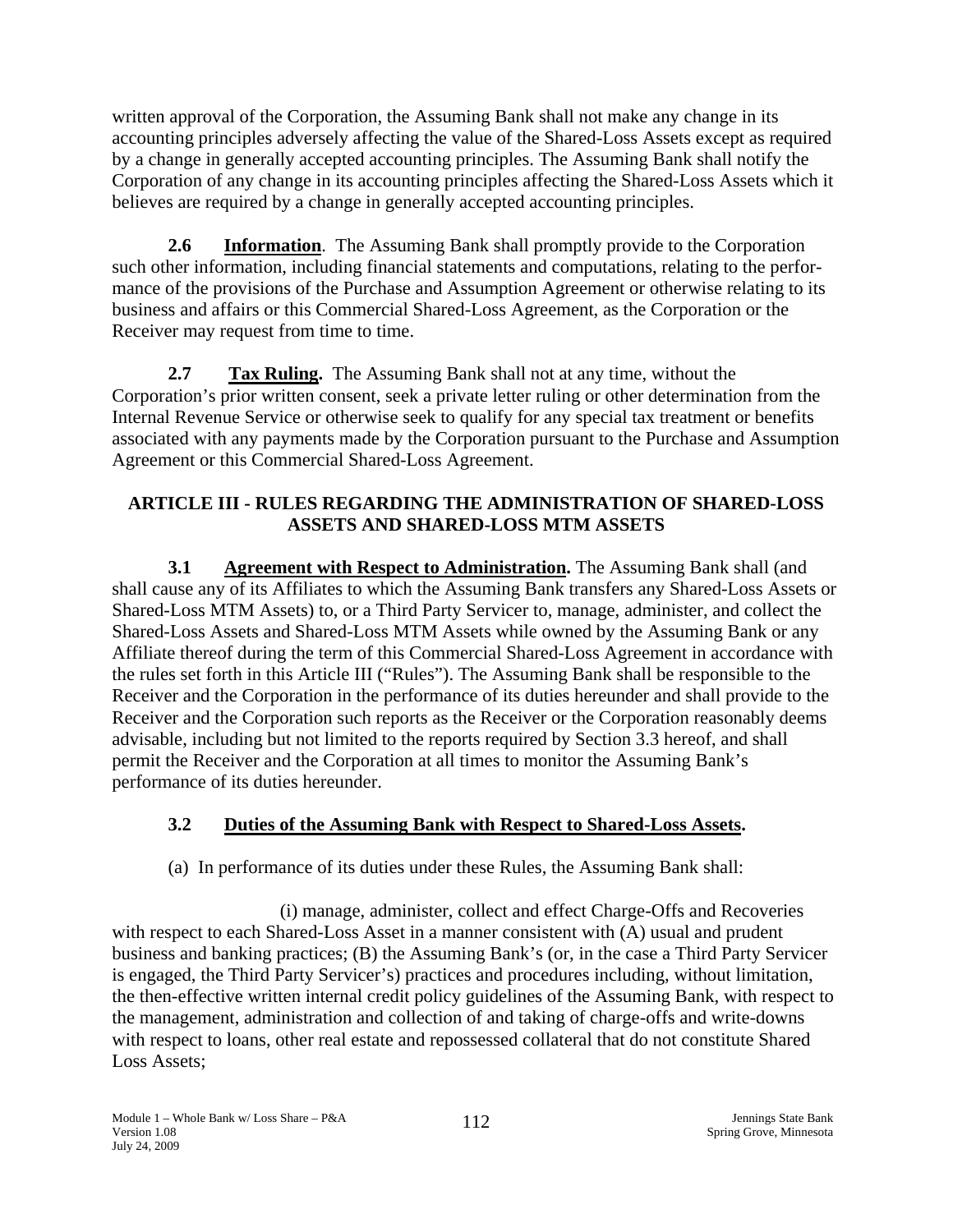written approval of the Corporation, the Assuming Bank shall not make any change in its accounting principles adversely affecting the value of the Shared-Loss Assets except as required by a change in generally accepted accounting principles. The Assuming Bank shall notify the Corporation of any change in its accounting principles affecting the Shared-Loss Assets which it believes are required by a change in generally accepted accounting principles.

**2.6 Information**. The Assuming Bank shall promptly provide to the Corporation such other information, including financial statements and computations, relating to the performance of the provisions of the Purchase and Assumption Agreement or otherwise relating to its business and affairs or this Commercial Shared-Loss Agreement, as the Corporation or the Receiver may request from time to time.

**2.7 Tax Ruling.** The Assuming Bank shall not at any time, without the Corporation's prior written consent, seek a private letter ruling or other determination from the Internal Revenue Service or otherwise seek to qualify for any special tax treatment or benefits associated with any payments made by the Corporation pursuant to the Purchase and Assumption Agreement or this Commercial Shared-Loss Agreement.

## ARTICLE III - RULES REGARDING THE ADMINISTRATION OF SHARED-LOSS ASSETS AND SHARED-LOSS MTM ASSETS

**3.1 Agreement with Respect to Administration.** The Assuming Bank shall (and shall cause any of its Affiliates to which the Assuming Bank transfers any Shared-Loss Assets or Shared-Loss MTM Assets) to, or a Third Party Servicer to, manage, administer, and collect the Shared-Loss Assets and Shared-Loss MTM Assets while owned by the Assuming Bank or any Affiliate thereof during the term of this Commercial Shared-Loss Agreement in accordance with the rules set forth in this Article III ("Rules"). The Assuming Bank shall be responsible to the Receiver and the Corporation in the performance of its duties hereunder and shall provide to the Receiver and the Corporation such reports as the Receiver or the Corporation reasonably deems advisable, including but not limited to the reports required by Section 3.3 hereof, and shall permit the Receiver and the Corporation at all times to monitor the Assuming Bank's performance of its duties hereunder.

### 3.2 Duties of the Assuming Bank with Respect to Shared-Loss Assets.

(a) In performance of its duties under these Rules, the Assuming Bank shall:

(i) manage, administer, collect and effect Charge-Offs and Recoveries with respect to each Shared-Loss Asset in a manner consistent with (A) usual and prudent business and banking practices; (B) the Assuming Bank's (or, in the case a Third Party Servicer is engaged, the Third Party Servicer's) practices and procedures including, without limitation, the then-effective written internal credit policy guidelines of the Assuming Bank, with respect to the management, administration and collection of and taking of charge-offs and write-downs with respect to loans, other real estate and repossessed collateral that do not constitute Shared Loss Assets;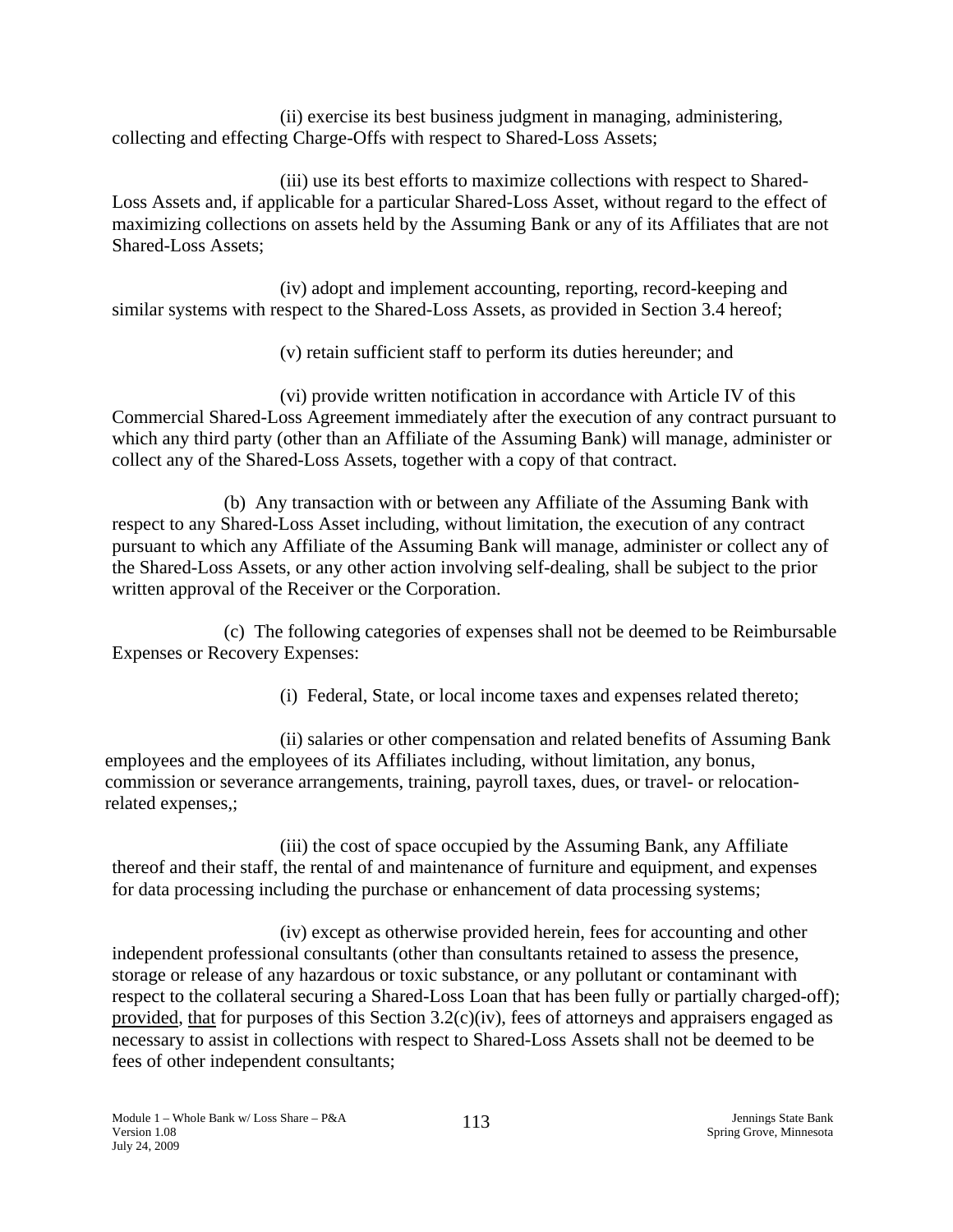(ii) exercise its best business judgment in managing, administering, collecting and effecting Charge-Offs with respect to Shared-Loss Assets;

(iii) use its best efforts to maximize collections with respect to Shared-Loss Assets and, if applicable for a particular Shared-Loss Asset, without regard to the effect of maximizing collections on assets held by the Assuming Bank or any of its Affiliates that are not Shared-Loss Assets;

(iv) adopt and implement accounting, reporting, record-keeping and similar systems with respect to the Shared-Loss Assets, as provided in Section 3.4 hereof;

(v) retain sufficient staff to perform its duties hereunder; and

(vi) provide written notification in accordance with Article IV of this Commercial Shared-Loss Agreement immediately after the execution of any contract pursuant to which any third party (other than an Affiliate of the Assuming Bank) will manage, administer or collect any of the Shared-Loss Assets, together with a copy of that contract.

(b) Any transaction with or between any Affiliate of the Assuming Bank with respect to any Shared-Loss Asset including, without limitation, the execution of any contract pursuant to which any Affiliate of the Assuming Bank will manage, administer or collect any of the Shared-Loss Assets, or any other action involving self-dealing, shall be subject to the prior written approval of the Receiver or the Corporation.

(c) The following categories of expenses shall not be deemed to be Reimbursable Expenses or Recovery Expenses:

(i) Federal, State, or local income taxes and expenses related thereto;

(ii) salaries or other compensation and related benefits of Assuming Bank employees and the employees of its Affiliates including, without limitation, any bonus, commission or severance arrangements, training, payroll taxes, dues, or travel- or relocation-related expenses,;

(iii) the cost of space occupied by the Assuming Bank, any Affiliate thereof and their staff, the rental of and maintenance of furniture and equipment, and expenses for data processing including the purchase or enhancement of data processing systems;

(iv) except as otherwise provided herein, fees for accounting and other independent professional consultants (other than consultants retained to assess the presence, storage or release of any hazardous or toxic substance, or any pollutant or contaminant with respect to the collateral securing a Shared-Loss Loan that has been fully or partially charged-off); provided, that for purposes of this Section 3.2(c)(iv), fees of attorneys and appraisers engaged as necessary to assist in collections with respect to Shared-Loss Assets shall not be deemed to be fees of other independent consultants;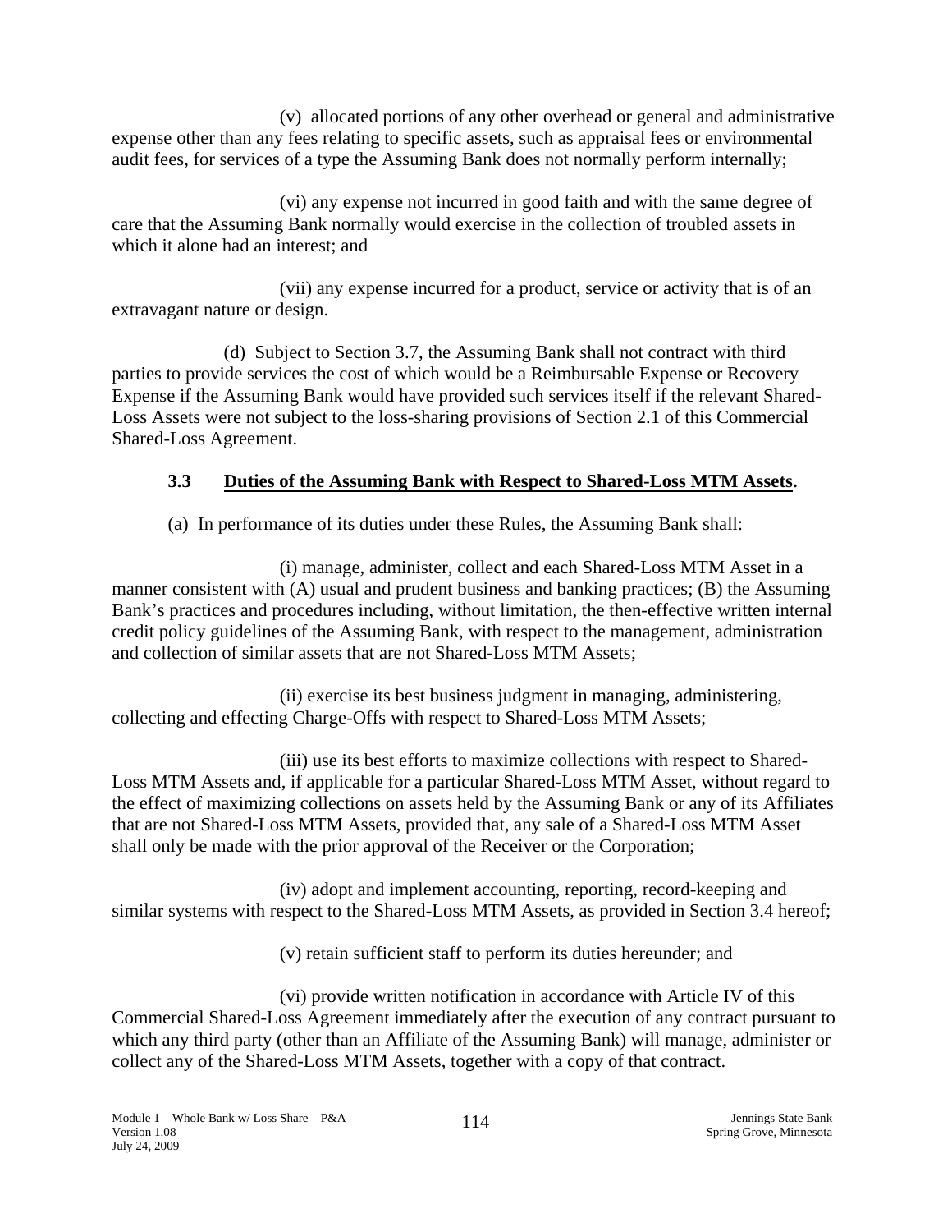(v) allocated portions of any other overhead or general and administrative expense other than any fees relating to specific assets, such as appraisal fees or environmental audit fees, for services of a type the Assuming Bank does not normally perform internally;

(vi) any expense not incurred in good faith and with the same degree of care that the Assuming Bank normally would exercise in the collection of troubled assets in which it alone had an interest; and

(vii) any expense incurred for a product, service or activity that is of an extravagant nature or design.

(d) Subject to Section 3.7, the Assuming Bank shall not contract with third parties to provide services the cost of which would be a Reimbursable Expense or Recovery Expense if the Assuming Bank would have provided such services itself if the relevant Shared-Loss Assets were not subject to the loss-sharing provisions of Section 2.1 of this Commercial Shared-Loss Agreement.

### 3.3 Duties of the Assuming Bank with Respect to Shared-Loss MTM Assets.

(a) In performance of its duties under these Rules, the Assuming Bank shall:

(i) manage, administer, collect and each Shared-Loss MTM Asset in a manner consistent with (A) usual and prudent business and banking practices; (B) the Assuming Bank's practices and procedures including, without limitation, the then-effective written internal credit policy guidelines of the Assuming Bank, with respect to the management, administration and collection of similar assets that are not Shared-Loss MTM Assets;

(ii) exercise its best business judgment in managing, administering, collecting and effecting Charge-Offs with respect to Shared-Loss MTM Assets;

(iii) use its best efforts to maximize collections with respect to Shared-Loss MTM Assets and, if applicable for a particular Shared-Loss MTM Asset, without regard to the effect of maximizing collections on assets held by the Assuming Bank or any of its Affiliates that are not Shared-Loss MTM Assets, provided that, any sale of a Shared-Loss MTM Asset shall only be made with the prior approval of the Receiver or the Corporation;

(iv) adopt and implement accounting, reporting, record-keeping and similar systems with respect to the Shared-Loss MTM Assets, as provided in Section 3.4 hereof;

(v) retain sufficient staff to perform its duties hereunder; and

(vi) provide written notification in accordance with Article IV of this Commercial Shared-Loss Agreement immediately after the execution of any contract pursuant to which any third party (other than an Affiliate of the Assuming Bank) will manage, administer or collect any of the Shared-Loss MTM Assets, together with a copy of that contract.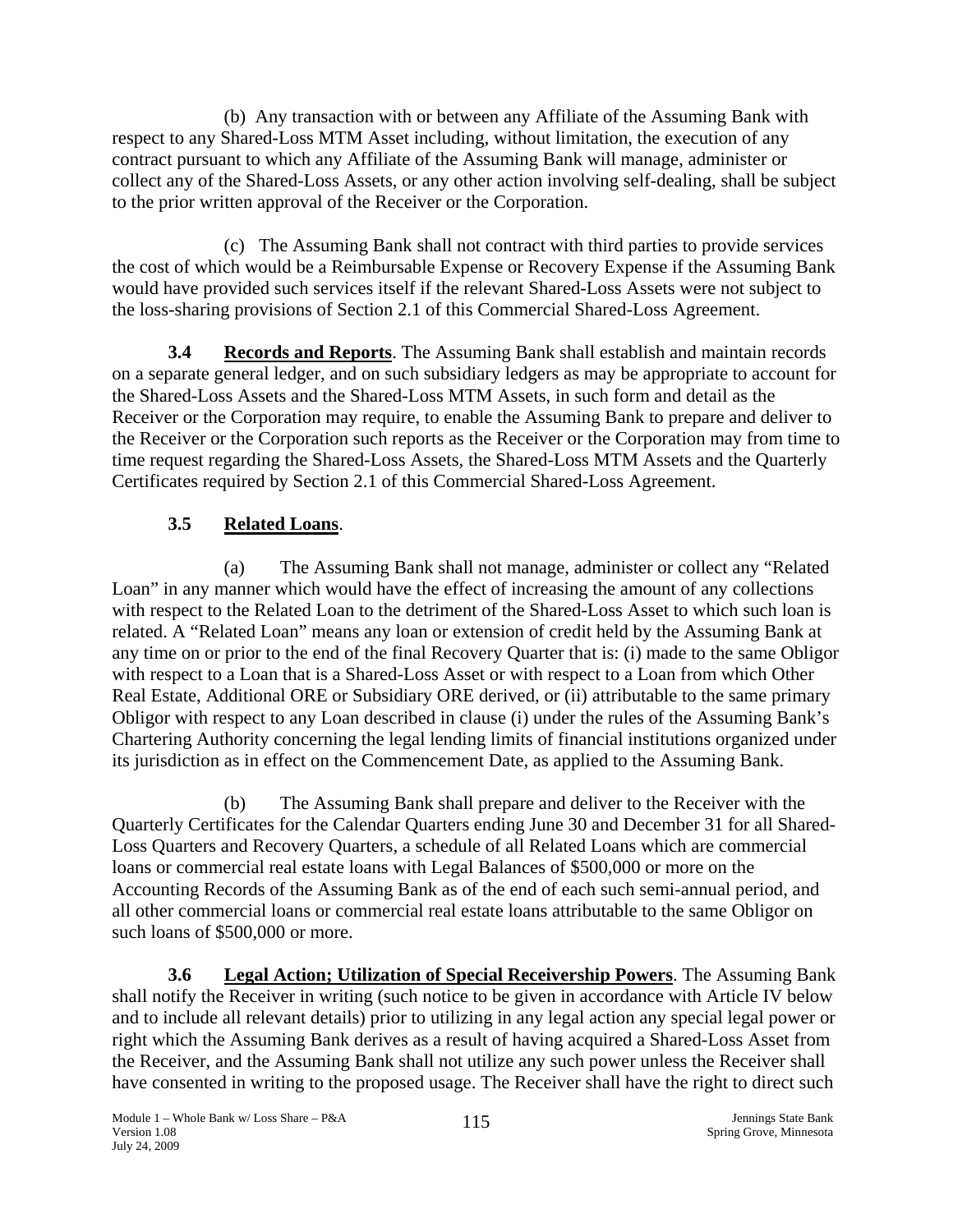(b) Any transaction with or between any Affiliate of the Assuming Bank with respect to any Shared-Loss MTM Asset including, without limitation, the execution of any contract pursuant to which any Affiliate of the Assuming Bank will manage, administer or collect any of the Shared-Loss Assets, or any other action involving self-dealing, shall be subject to the prior written approval of the Receiver or the Corporation.

(c) The Assuming Bank shall not contract with third parties to provide services the cost of which would be a Reimbursable Expense or Recovery Expense if the Assuming Bank would have provided such services itself if the relevant Shared-Loss Assets were not subject to the loss-sharing provisions of Section 2.1 of this Commercial Shared-Loss Agreement.

**3.4 Records and Reports**. The Assuming Bank shall establish and maintain records on a separate general ledger, and on such subsidiary ledgers as may be appropriate to account for the Shared-Loss Assets and the Shared-Loss MTM Assets, in such form and detail as the Receiver or the Corporation may require, to enable the Assuming Bank to prepare and deliver to the Receiver or the Corporation such reports as the Receiver or the Corporation may from time to time request regarding the Shared-Loss Assets, the Shared-Loss MTM Assets and the Quarterly Certificates required by Section 2.1 of this Commercial Shared-Loss Agreement.

**3.5 Related Loans**.

(a) The Assuming Bank shall not manage, administer or collect any "Related Loan" in any manner which would have the effect of increasing the amount of any collections with respect to the Related Loan to the detriment of the Shared-Loss Asset to which such loan is related. A "Related Loan" means any loan or extension of credit held by the Assuming Bank at any time on or prior to the end of the final Recovery Quarter that is: (i) made to the same Obligor with respect to a Loan that is a Shared-Loss Asset or with respect to a Loan from which Other Real Estate, Additional ORE or Subsidiary ORE derived, or (ii) attributable to the same primary Obligor with respect to any Loan described in clause (i) under the rules of the Assuming Bank's Chartering Authority concerning the legal lending limits of financial institutions organized under its jurisdiction as in effect on the Commencement Date, as applied to the Assuming Bank.

(b) The Assuming Bank shall prepare and deliver to the Receiver with the Quarterly Certificates for the Calendar Quarters ending June 30 and December 31 for all Shared-Loss Quarters and Recovery Quarters, a schedule of all Related Loans which are commercial loans or commercial real estate loans with Legal Balances of $500,000 or more on the Accounting Records of the Assuming Bank as of the end of each such semi-annual period, and all other commercial loans or commercial real estate loans attributable to the same Obligor on such loans of $500,000 or more.

**3.6 Legal Action; Utilization of Special Receivership Powers**. The Assuming Bank shall notify the Receiver in writing (such notice to be given in accordance with Article IV below and to include all relevant details) prior to utilizing in any legal action any special legal power or right which the Assuming Bank derives as a result of having acquired a Shared-Loss Asset from the Receiver, and the Assuming Bank shall not utilize any such power unless the Receiver shall have consented in writing to the proposed usage. The Receiver shall have the right to direct such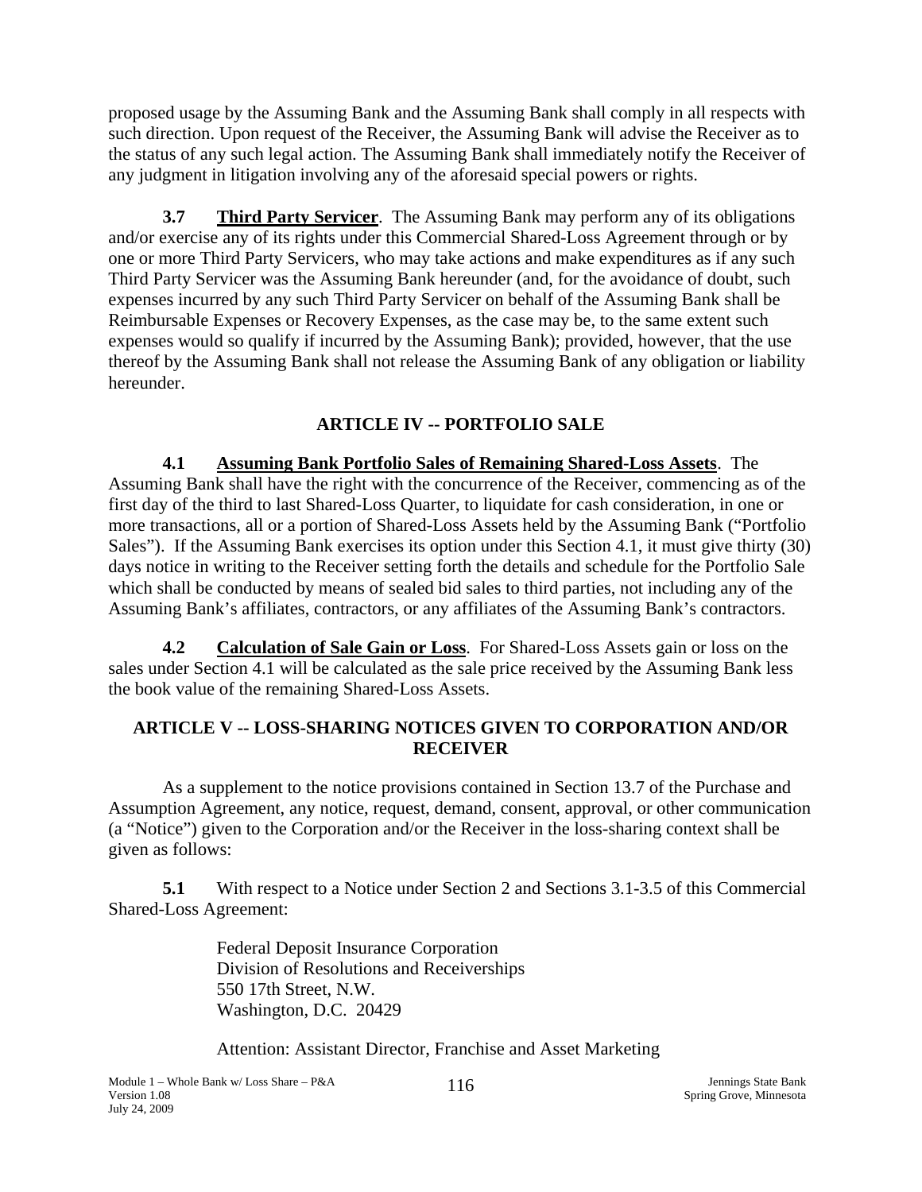proposed usage by the Assuming Bank and the Assuming Bank shall comply in all respects with such direction. Upon request of the Receiver, the Assuming Bank will advise the Receiver as to the status of any such legal action. The Assuming Bank shall immediately notify the Receiver of any judgment in litigation involving any of the aforesaid special powers or rights.

**3.7** **Third Party Servicer**. The Assuming Bank may perform any of its obligations and/or exercise any of its rights under this Commercial Shared-Loss Agreement through or by one or more Third Party Servicers, who may take actions and make expenditures as if any such Third Party Servicer was the Assuming Bank hereunder (and, for the avoidance of doubt, such expenses incurred by any such Third Party Servicer on behalf of the Assuming Bank shall be Reimbursable Expenses or Recovery Expenses, as the case may be, to the same extent such expenses would so qualify if incurred by the Assuming Bank); provided, however, that the use thereof by the Assuming Bank shall not release the Assuming Bank of any obligation or liability hereunder.

## ARTICLE IV -- PORTFOLIO SALE

**4.1** **Assuming Bank Portfolio Sales of Remaining Shared-Loss Assets**. The Assuming Bank shall have the right with the concurrence of the Receiver, commencing as of the first day of the third to last Shared-Loss Quarter, to liquidate for cash consideration, in one or more transactions, all or a portion of Shared-Loss Assets held by the Assuming Bank ("Portfolio Sales"). If the Assuming Bank exercises its option under this Section 4.1, it must give thirty (30) days notice in writing to the Receiver setting forth the details and schedule for the Portfolio Sale which shall be conducted by means of sealed bid sales to third parties, not including any of the Assuming Bank's affiliates, contractors, or any affiliates of the Assuming Bank's contractors.

**4.2** **Calculation of Sale Gain or Loss**. For Shared-Loss Assets gain or loss on the sales under Section 4.1 will be calculated as the sale price received by the Assuming Bank less the book value of the remaining Shared-Loss Assets.

## ARTICLE V -- LOSS-SHARING NOTICES GIVEN TO CORPORATION AND/OR RECEIVER

As a supplement to the notice provisions contained in Section 13.7 of the Purchase and Assumption Agreement, any notice, request, demand, consent, approval, or other communication (a "Notice") given to the Corporation and/or the Receiver in the loss-sharing context shall be given as follows:

**5.1** With respect to a Notice under Section 2 and Sections 3.1-3.5 of this Commercial Shared-Loss Agreement:

Federal Deposit Insurance Corporation
Division of Resolutions and Receiverships
550 17th Street, N.W.
Washington, D.C. 20429

Attention: Assistant Director, Franchise and Asset Marketing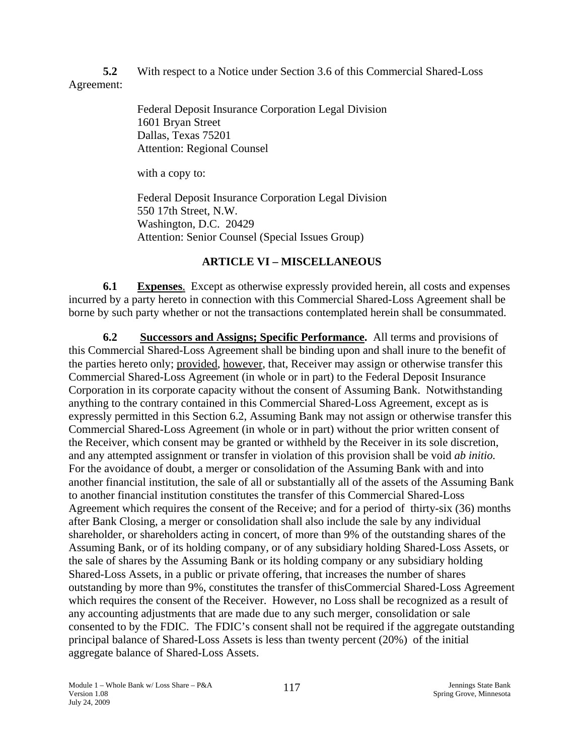**5.2** With respect to a Notice under Section 3.6 of this Commercial Shared-Loss Agreement:

Federal Deposit Insurance Corporation Legal Division
1601 Bryan Street
Dallas, Texas 75201
Attention: Regional Counsel

with a copy to:

Federal Deposit Insurance Corporation Legal Division
550 17th Street, N.W.
Washington, D.C. 20429
Attention: Senior Counsel (Special Issues Group)

## ARTICLE VI – MISCELLANEOUS

**6.1 Expenses**. Except as otherwise expressly provided herein, all costs and expenses incurred by a party hereto in connection with this Commercial Shared-Loss Agreement shall be borne by such party whether or not the transactions contemplated herein shall be consummated.

**6.2 Successors and Assigns; Specific Performance.** All terms and provisions of this Commercial Shared-Loss Agreement shall be binding upon and shall inure to the benefit of the parties hereto only; provided, however, that, Receiver may assign or otherwise transfer this Commercial Shared-Loss Agreement (in whole or in part) to the Federal Deposit Insurance Corporation in its corporate capacity without the consent of Assuming Bank. Notwithstanding anything to the contrary contained in this Commercial Shared-Loss Agreement, except as is expressly permitted in this Section 6.2, Assuming Bank may not assign or otherwise transfer this Commercial Shared-Loss Agreement (in whole or in part) without the prior written consent of the Receiver, which consent may be granted or withheld by the Receiver in its sole discretion, and any attempted assignment or transfer in violation of this provision shall be void *ab initio.* For the avoidance of doubt, a merger or consolidation of the Assuming Bank with and into another financial institution, the sale of all or substantially all of the assets of the Assuming Bank to another financial institution constitutes the transfer of this Commercial Shared-Loss Agreement which requires the consent of the Receive; and for a period of thirty-six (36) months after Bank Closing, a merger or consolidation shall also include the sale by any individual shareholder, or shareholders acting in concert, of more than 9% of the outstanding shares of the Assuming Bank, or of its holding company, or of any subsidiary holding Shared-Loss Assets, or the sale of shares by the Assuming Bank or its holding company or any subsidiary holding Shared-Loss Assets, in a public or private offering, that increases the number of shares outstanding by more than 9%, constitutes the transfer of thisCommercial Shared-Loss Agreement which requires the consent of the Receiver. However, no Loss shall be recognized as a result of any accounting adjustments that are made due to any such merger, consolidation or sale consented to by the FDIC. The FDIC's consent shall not be required if the aggregate outstanding principal balance of Shared-Loss Assets is less than twenty percent (20%) of the initial aggregate balance of Shared-Loss Assets.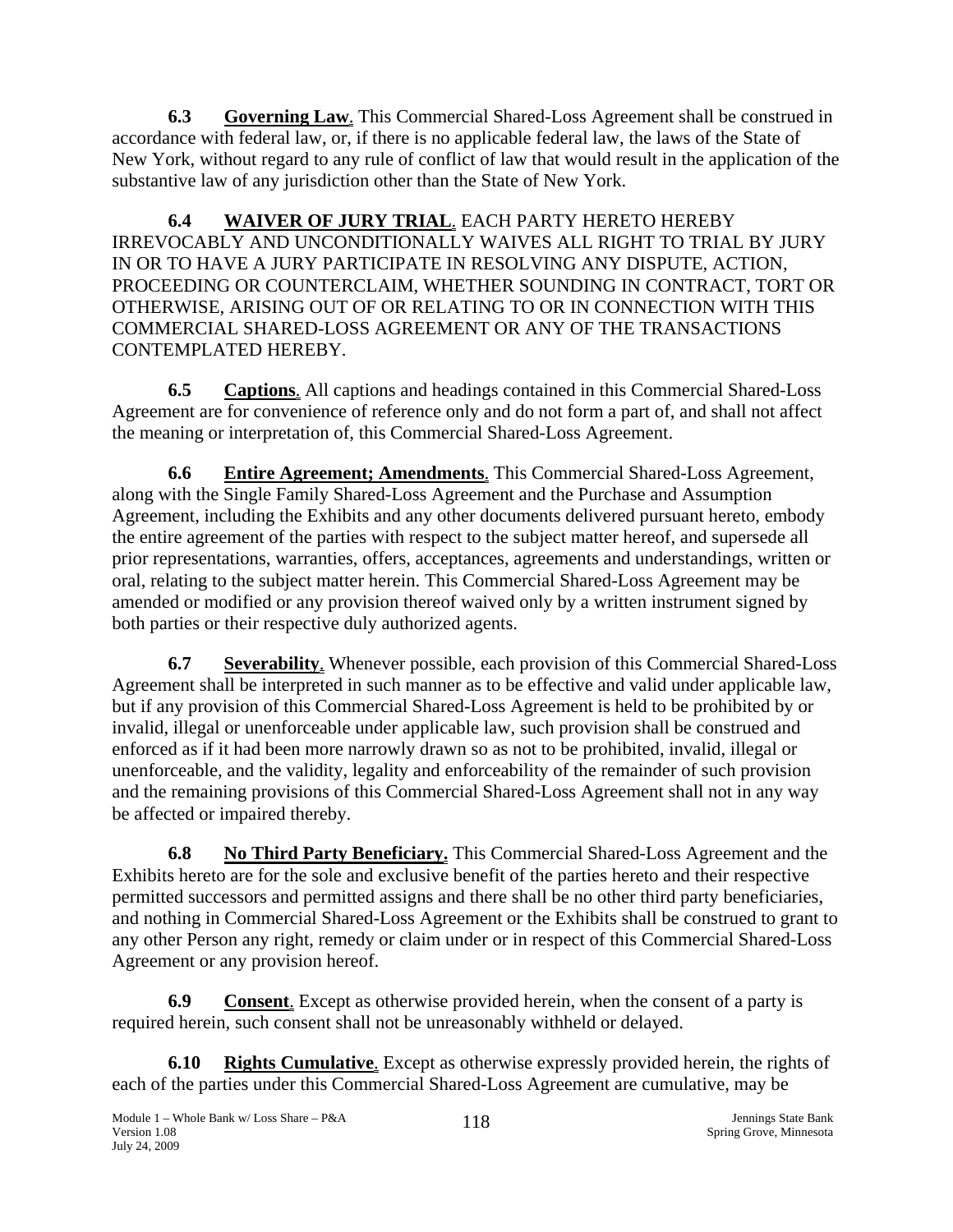**6.3 <u>Governing Law</u>**. This Commercial Shared-Loss Agreement shall be construed in accordance with federal law, or, if there is no applicable federal law, the laws of the State of New York, without regard to any rule of conflict of law that would result in the application of the substantive law of any jurisdiction other than the State of New York.

**6.4 <u>WAIVER OF JURY TRIAL</u>**. EACH PARTY HERETO HEREBY IRREVOCABLY AND UNCONDITIONALLY WAIVES ALL RIGHT TO TRIAL BY JURY IN OR TO HAVE A JURY PARTICIPATE IN RESOLVING ANY DISPUTE, ACTION, PROCEEDING OR COUNTERCLAIM, WHETHER SOUNDING IN CONTRACT, TORT OR OTHERWISE, ARISING OUT OF OR RELATING TO OR IN CONNECTION WITH THIS COMMERCIAL SHARED-LOSS AGREEMENT OR ANY OF THE TRANSACTIONS CONTEMPLATED HEREBY.

**6.5 <u>Captions</u>**. All captions and headings contained in this Commercial Shared-Loss Agreement are for convenience of reference only and do not form a part of, and shall not affect the meaning or interpretation of, this Commercial Shared-Loss Agreement.

**6.6 <u>Entire Agreement; Amendments</u>**. This Commercial Shared-Loss Agreement, along with the Single Family Shared-Loss Agreement and the Purchase and Assumption Agreement, including the Exhibits and any other documents delivered pursuant hereto, embody the entire agreement of the parties with respect to the subject matter hereof, and supersede all prior representations, warranties, offers, acceptances, agreements and understandings, written or oral, relating to the subject matter herein. This Commercial Shared-Loss Agreement may be amended or modified or any provision thereof waived only by a written instrument signed by both parties or their respective duly authorized agents.

**6.7 <u>Severability</u>**. Whenever possible, each provision of this Commercial Shared-Loss Agreement shall be interpreted in such manner as to be effective and valid under applicable law, but if any provision of this Commercial Shared-Loss Agreement is held to be prohibited by or invalid, illegal or unenforceable under applicable law, such provision shall be construed and enforced as if it had been more narrowly drawn so as not to be prohibited, invalid, illegal or unenforceable, and the validity, legality and enforceability of the remainder of such provision and the remaining provisions of this Commercial Shared-Loss Agreement shall not in any way be affected or impaired thereby.

**6.8 <u>No Third Party Beneficiary.</u>** This Commercial Shared-Loss Agreement and the Exhibits hereto are for the sole and exclusive benefit of the parties hereto and their respective permitted successors and permitted assigns and there shall be no other third party beneficiaries, and nothing in Commercial Shared-Loss Agreement or the Exhibits shall be construed to grant to any other Person any right, remedy or claim under or in respect of this Commercial Shared-Loss Agreement or any provision hereof.

**6.9 <u>Consent</u>**. Except as otherwise provided herein, when the consent of a party is required herein, such consent shall not be unreasonably withheld or delayed.

**6.10 <u>Rights Cumulative</u>**. Except as otherwise expressly provided herein, the rights of each of the parties under this Commercial Shared-Loss Agreement are cumulative, may be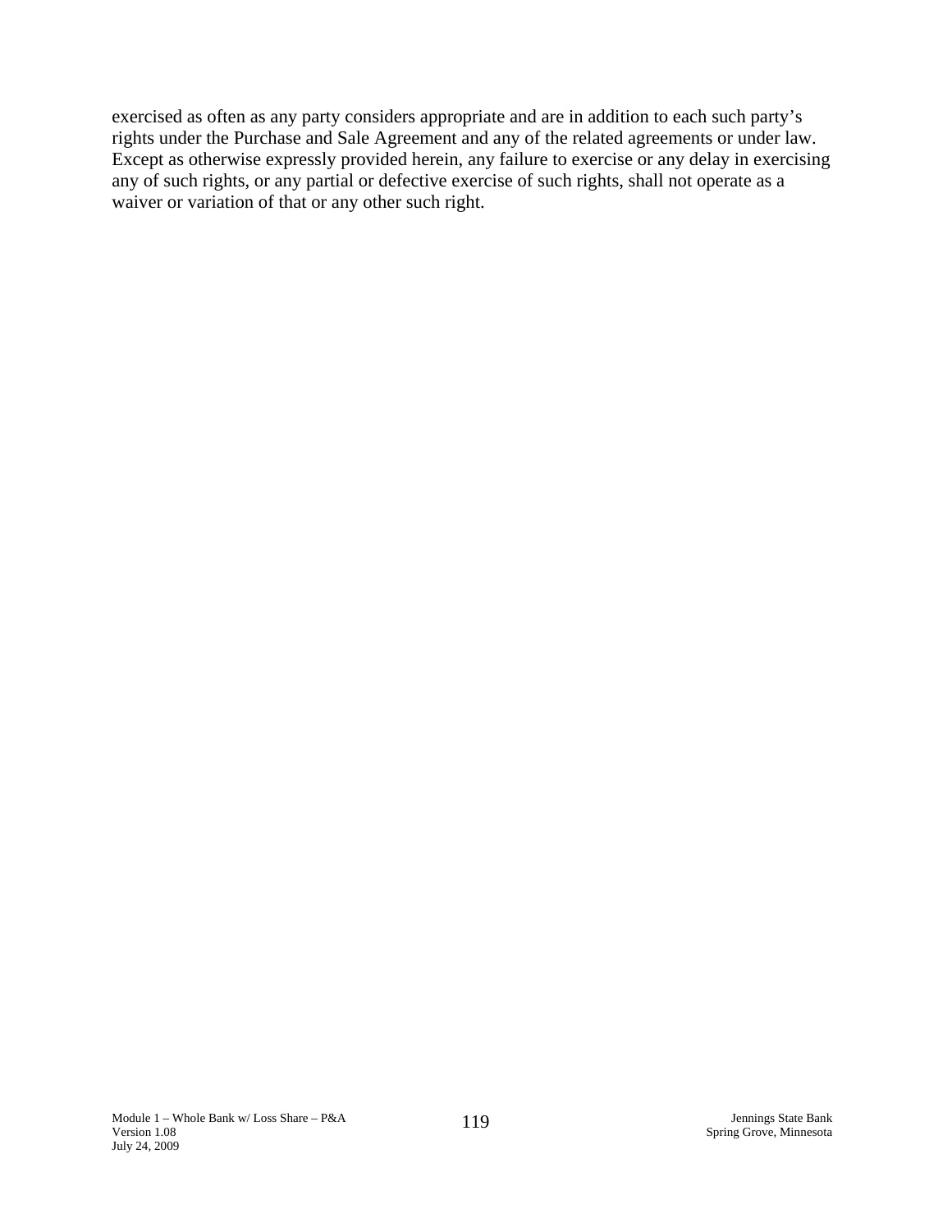exercised as often as any party considers appropriate and are in addition to each such party's rights under the Purchase and Sale Agreement and any of the related agreements or under law. Except as otherwise expressly provided herein, any failure to exercise or any delay in exercising any of such rights, or any partial or defective exercise of such rights, shall not operate as a waiver or variation of that or any other such right.